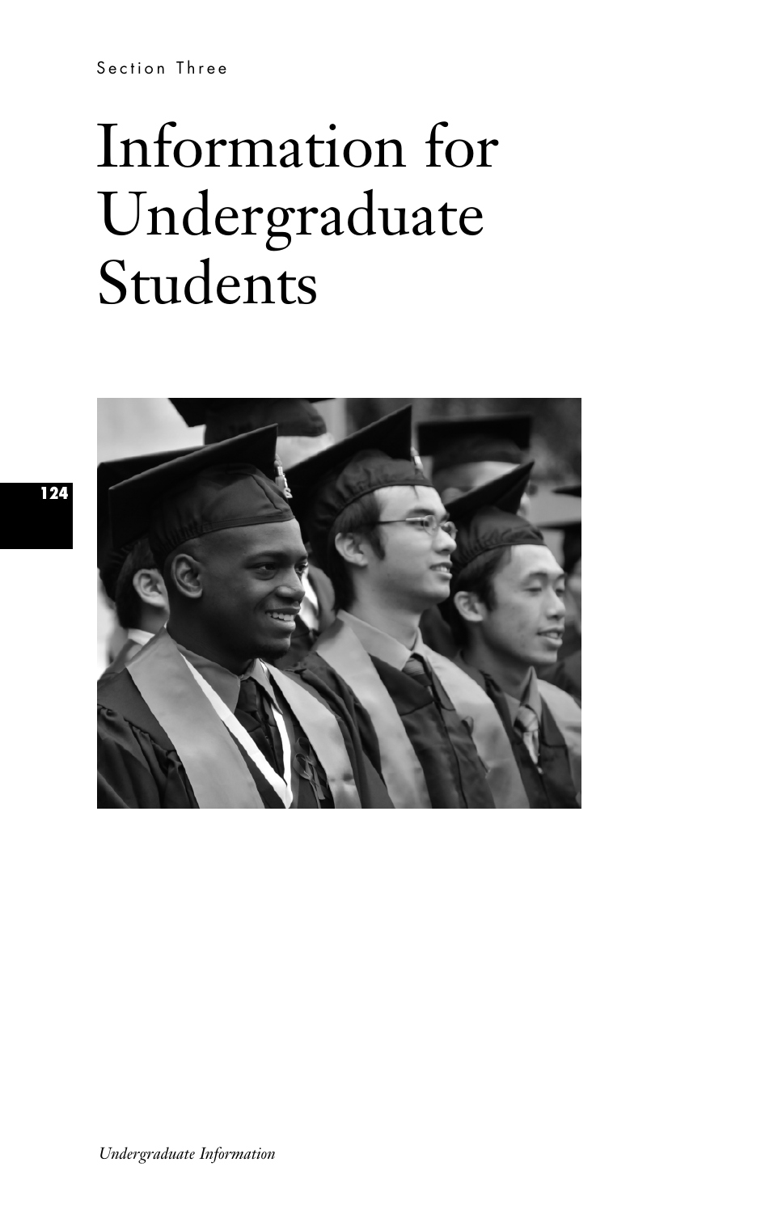Section Three

# Information for Undergraduate Students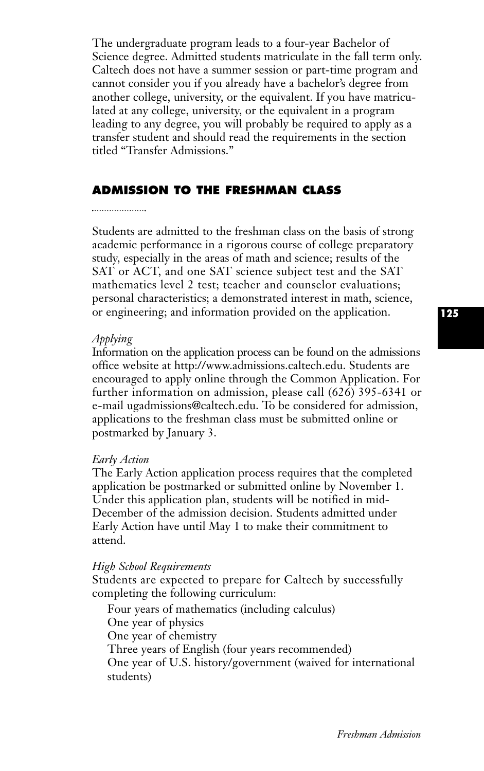The undergraduate program leads to a four-year Bachelor of Science degree. Admitted students matriculate in the fall term only. Caltech does not have a summer session or part-time program and cannot consider you if you already have a bachelor's degree from another college, university, or the equivalent. If you have matriculated at any college, university, or the equivalent in a program leading to any degree, you will probably be required to apply as a transfer student and should read the requirements in the section titled "Transfer Admissions."

## ADMISSION TO THE FRESHMAN CLASS

Students are admitted to the freshman class on the basis of strong academic performance in a rigorous course of college preparatory study, especially in the areas of math and science; results of the SAT or ACT, and one SAT science subject test and the SAT mathematics level 2 test; teacher and counselor evaluations; personal characteristics; a demonstrated interest in math, science, or engineering; and information provided on the application.

*Applying*

Information on the application process can be found on the admissions office website at http://www.admissions.caltech.edu. Students are encouraged to apply online through the Common Application. For further information on admission, please call (626) 395-6341 or e-mail ugadmissions@caltech.edu. To be considered for admission, applications to the freshman class must be submitted online or postmarked by January 3.

*Early Action*

The Early Action application process requires that the completed application be postmarked or submitted online by November 1. Under this application plan, students will be notified in mid-December of the admission decision. Students admitted under Early Action have until May 1 to make their commitment to attend.

*High School Requirements*

Students are expected to prepare for Caltech by successfully completing the following curriculum:

- Four years of mathematics (including calculus)
- One year of physics
- One year of chemistry
- Three years of English (four years recommended)
- One year of U.S. history/government (waived for international students)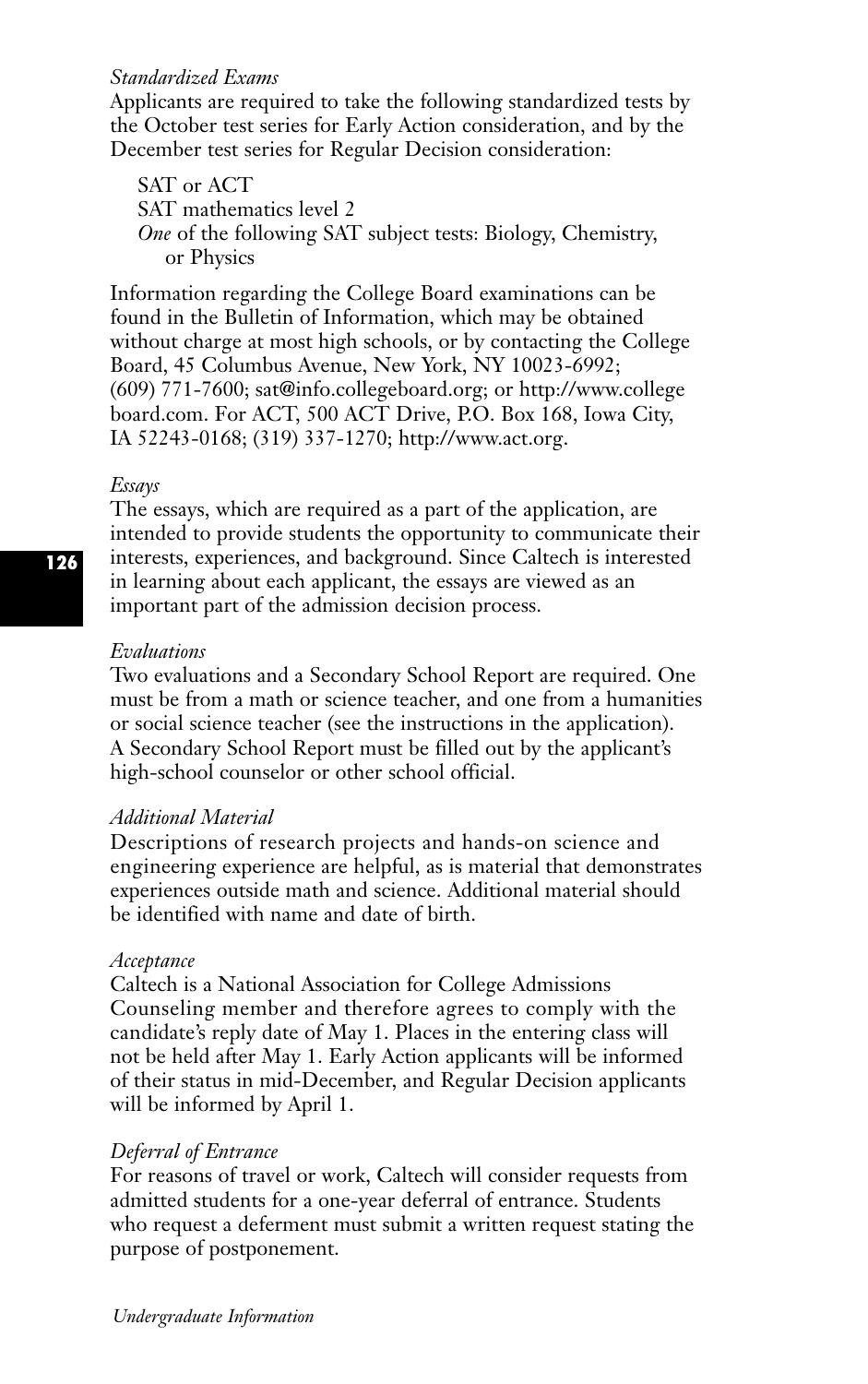*Standardized Exams*

Applicants are required to take the following standardized tests by the October test series for Early Action consideration, and by the December test series for Regular Decision consideration:

SAT or ACT  
SAT mathematics level 2  
*One* of the following SAT subject tests: Biology, Chemistry, or Physics

Information regarding the College Board examinations can be found in the Bulletin of Information, which may be obtained without charge at most high schools, or by contacting the College Board, 45 Columbus Avenue, New York, NY 10023-6992; (609) 771-7600; sat@info.collegeboard.org; or http://www.collegeboard.com. For ACT, 500 ACT Drive, P.O. Box 168, Iowa City, IA 52243-0168; (319) 337-1270; http://www.act.org.

*Essays*

The essays, which are required as a part of the application, are intended to provide students the opportunity to communicate their interests, experiences, and background. Since Caltech is interested in learning about each applicant, the essays are viewed as an important part of the admission decision process.

*Evaluations*

Two evaluations and a Secondary School Report are required. One must be from a math or science teacher, and one from a humanities or social science teacher (see the instructions in the application). A Secondary School Report must be filled out by the applicant's high-school counselor or other school official.

*Additional Material*

Descriptions of research projects and hands-on science and engineering experience are helpful, as is material that demonstrates experiences outside math and science. Additional material should be identified with name and date of birth.

*Acceptance*

Caltech is a National Association for College Admissions Counseling member and therefore agrees to comply with the candidate's reply date of May 1. Places in the entering class will not be held after May 1. Early Action applicants will be informed of their status in mid-December, and Regular Decision applicants will be informed by April 1.

*Deferral of Entrance*

For reasons of travel or work, Caltech will consider requests from admitted students for a one-year deferral of entrance. Students who request a deferment must submit a written request stating the purpose of postponement.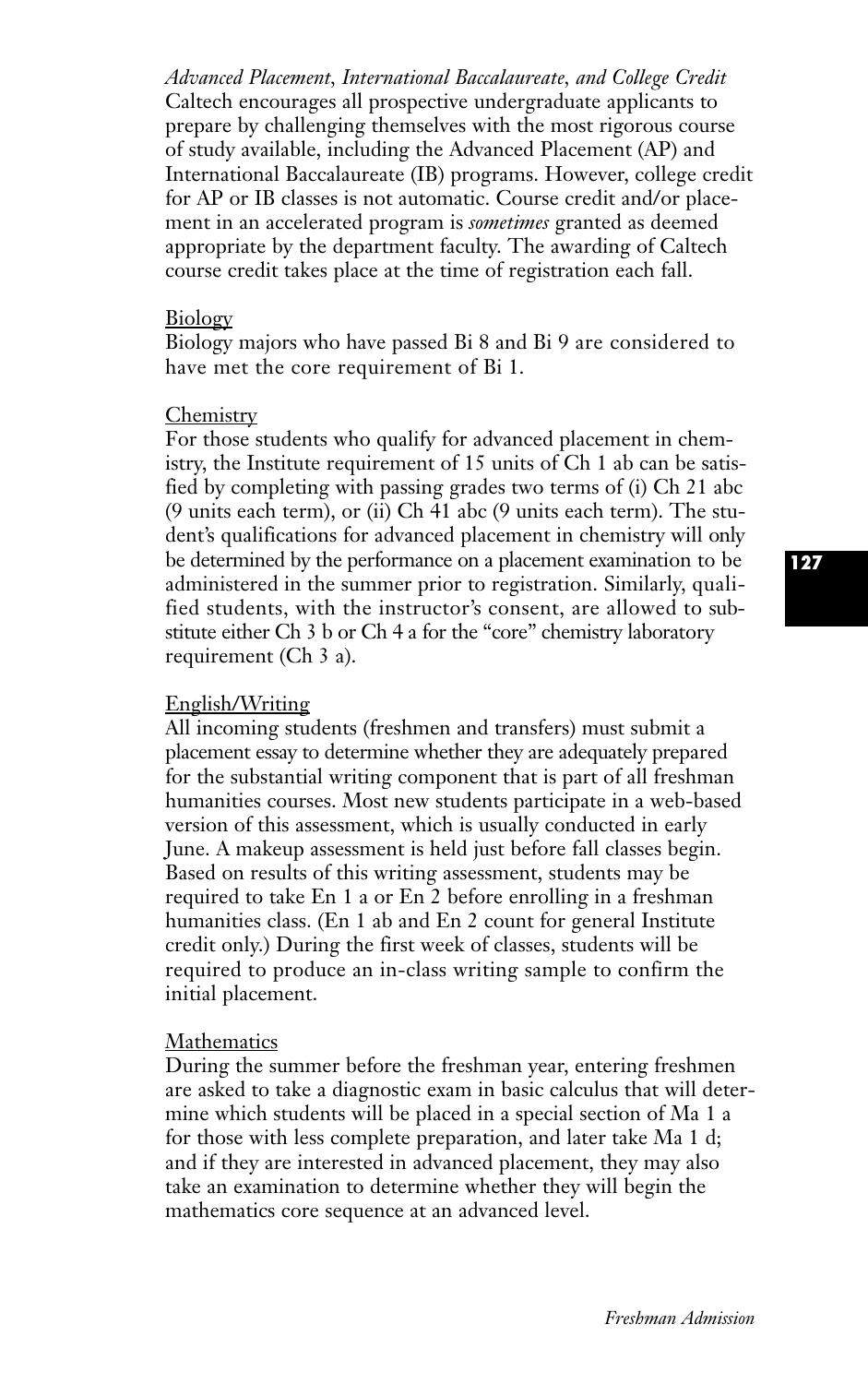*Advanced Placement, International Baccalaureate, and College Credit*
Caltech encourages all prospective undergraduate applicants to prepare by challenging themselves with the most rigorous course of study available, including the Advanced Placement (AP) and International Baccalaureate (IB) programs. However, college credit for AP or IB classes is not automatic. Course credit and/or placement in an accelerated program is *sometimes* granted as deemed appropriate by the department faculty. The awarding of Caltech course credit takes place at the time of registration each fall.

Biology
Biology majors who have passed Bi 8 and Bi 9 are considered to have met the core requirement of Bi 1.

Chemistry
For those students who qualify for advanced placement in chemistry, the Institute requirement of 15 units of Ch 1 ab can be satisfied by completing with passing grades two terms of (i) Ch 21 abc (9 units each term), or (ii) Ch 41 abc (9 units each term). The student's qualifications for advanced placement in chemistry will only be determined by the performance on a placement examination to be administered in the summer prior to registration. Similarly, qualified students, with the instructor's consent, are allowed to substitute either Ch 3 b or Ch 4 a for the "core" chemistry laboratory requirement (Ch 3 a).

English/Writing
All incoming students (freshmen and transfers) must submit a placement essay to determine whether they are adequately prepared for the substantial writing component that is part of all freshman humanities courses. Most new students participate in a web-based version of this assessment, which is usually conducted in early June. A makeup assessment is held just before fall classes begin. Based on results of this writing assessment, students may be required to take En 1 a or En 2 before enrolling in a freshman humanities class. (En 1 ab and En 2 count for general Institute credit only.) During the first week of classes, students will be required to produce an in-class writing sample to confirm the initial placement.

Mathematics
During the summer before the freshman year, entering freshmen are asked to take a diagnostic exam in basic calculus that will determine which students will be placed in a special section of Ma 1 a for those with less complete preparation, and later take Ma 1 d; and if they are interested in advanced placement, they may also take an examination to determine whether they will begin the mathematics core sequence at an advanced level.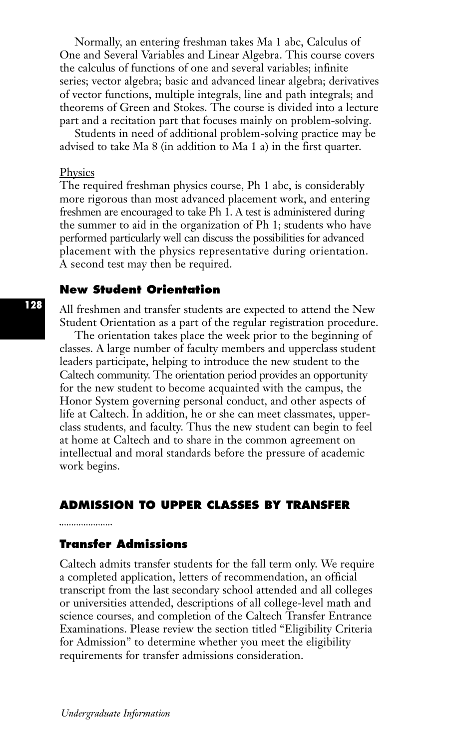Normally, an entering freshman takes Ma 1 abc, Calculus of One and Several Variables and Linear Algebra. This course covers the calculus of functions of one and several variables; infinite series; vector algebra; basic and advanced linear algebra; derivatives of vector functions, multiple integrals, line and path integrals; and theorems of Green and Stokes. The course is divided into a lecture part and a recitation part that focuses mainly on problem-solving.

Students in need of additional problem-solving practice may be advised to take Ma 8 (in addition to Ma 1 a) in the first quarter.

Physics

The required freshman physics course, Ph 1 abc, is considerably more rigorous than most advanced placement work, and entering freshmen are encouraged to take Ph 1. A test is administered during the summer to aid in the organization of Ph 1; students who have performed particularly well can discuss the possibilities for advanced placement with the physics representative during orientation. A second test may then be required.

### New Student Orientation

All freshmen and transfer students are expected to attend the New Student Orientation as a part of the regular registration procedure.

The orientation takes place the week prior to the beginning of classes. A large number of faculty members and upperclass student leaders participate, helping to introduce the new student to the Caltech community. The orientation period provides an opportunity for the new student to become acquainted with the campus, the Honor System governing personal conduct, and other aspects of life at Caltech. In addition, he or she can meet classmates, upperclass students, and faculty. Thus the new student can begin to feel at home at Caltech and to share in the common agreement on intellectual and moral standards before the pressure of academic work begins.

## ADMISSION TO UPPER CLASSES BY TRANSFER

### Transfer Admissions

Caltech admits transfer students for the fall term only. We require a completed application, letters of recommendation, an official transcript from the last secondary school attended and all colleges or universities attended, descriptions of all college-level math and science courses, and completion of the Caltech Transfer Entrance Examinations. Please review the section titled "Eligibility Criteria for Admission" to determine whether you meet the eligibility requirements for transfer admissions consideration.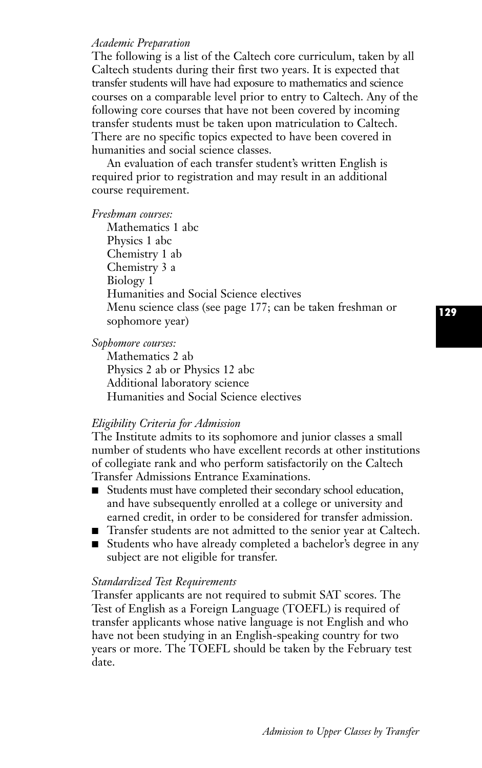*Academic Preparation*

The following is a list of the Caltech core curriculum, taken by all Caltech students during their first two years. It is expected that transfer students will have had exposure to mathematics and science courses on a comparable level prior to entry to Caltech. Any of the following core courses that have not been covered by incoming transfer students must be taken upon matriculation to Caltech. There are no specific topics expected to have been covered in humanities and social science classes.

An evaluation of each transfer student's written English is required prior to registration and may result in an additional course requirement.

*Freshman courses:*

Mathematics 1 abc
Physics 1 abc
Chemistry 1 ab
Chemistry 3 a
Biology 1
Humanities and Social Science electives
Menu science class (see page 177; can be taken freshman or sophomore year)

*Sophomore courses:*

Mathematics 2 ab
Physics 2 ab or Physics 12 abc
Additional laboratory science
Humanities and Social Science electives

*Eligibility Criteria for Admission*

The Institute admits to its sophomore and junior classes a small number of students who have excellent records at other institutions of collegiate rank and who perform satisfactorily on the Caltech Transfer Admissions Entrance Examinations.

- Students must have completed their secondary school education, and have subsequently enrolled at a college or university and earned credit, in order to be considered for transfer admission.
- Transfer students are not admitted to the senior year at Caltech.
- Students who have already completed a bachelor's degree in any subject are not eligible for transfer.

*Standardized Test Requirements*

Transfer applicants are not required to submit SAT scores. The Test of English as a Foreign Language (TOEFL) is required of transfer applicants whose native language is not English and who have not been studying in an English-speaking country for two years or more. The TOEFL should be taken by the February test date.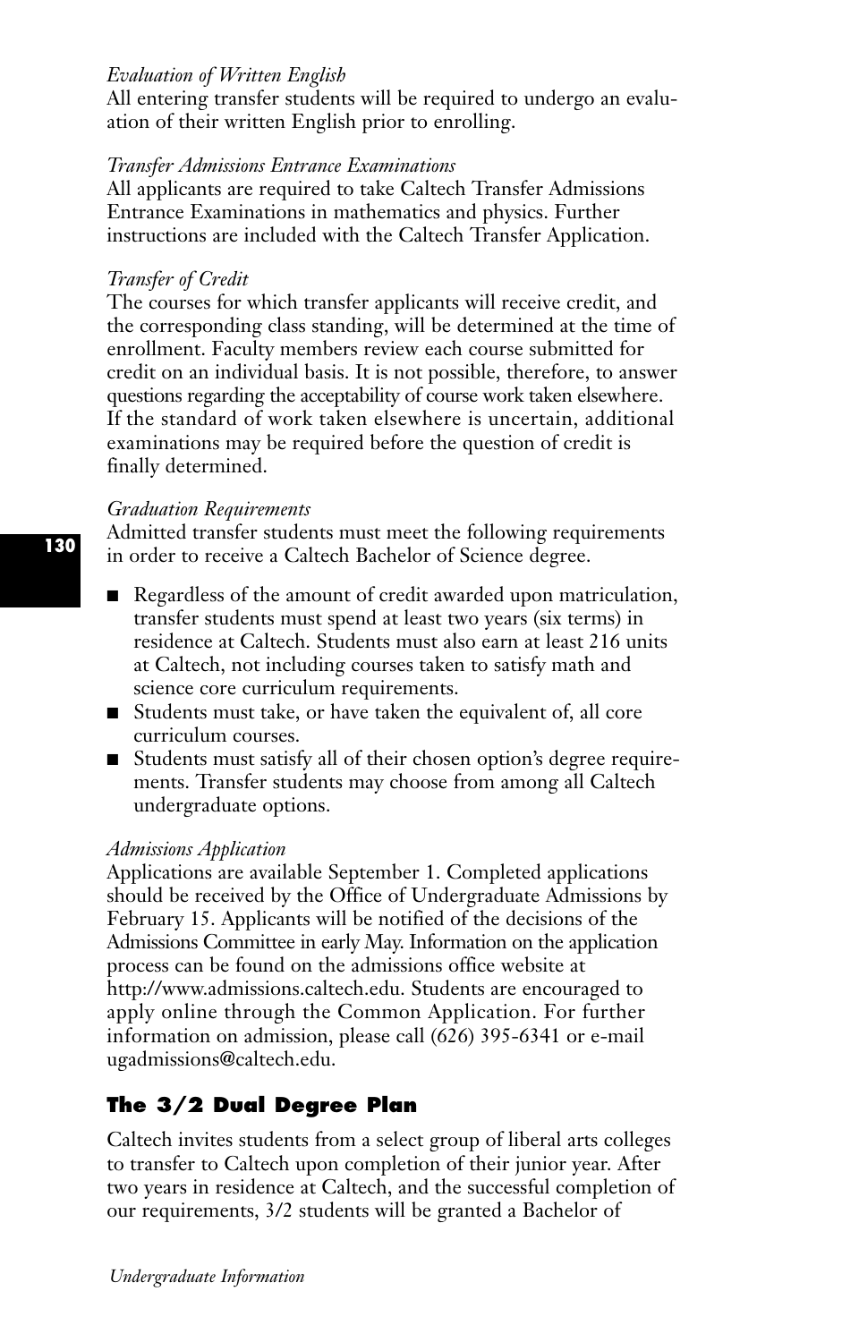*Evaluation of Written English*
All entering transfer students will be required to undergo an evaluation of their written English prior to enrolling.

*Transfer Admissions Entrance Examinations*
All applicants are required to take Caltech Transfer Admissions Entrance Examinations in mathematics and physics. Further instructions are included with the Caltech Transfer Application.

*Transfer of Credit*
The courses for which transfer applicants will receive credit, and the corresponding class standing, will be determined at the time of enrollment. Faculty members review each course submitted for credit on an individual basis. It is not possible, therefore, to answer questions regarding the acceptability of course work taken elsewhere. If the standard of work taken elsewhere is uncertain, additional examinations may be required before the question of credit is finally determined.

*Graduation Requirements*
Admitted transfer students must meet the following requirements in order to receive a Caltech Bachelor of Science degree.

- Regardless of the amount of credit awarded upon matriculation, transfer students must spend at least two years (six terms) in residence at Caltech. Students must also earn at least 216 units at Caltech, not including courses taken to satisfy math and science core curriculum requirements.
- Students must take, or have taken the equivalent of, all core curriculum courses.
- Students must satisfy all of their chosen option's degree requirements. Transfer students may choose from among all Caltech undergraduate options.

*Admissions Application*
Applications are available September 1. Completed applications should be received by the Office of Undergraduate Admissions by February 15. Applicants will be notified of the decisions of the Admissions Committee in early May. Information on the application process can be found on the admissions office website at http://www.admissions.caltech.edu. Students are encouraged to apply online through the Common Application. For further information on admission, please call (626) 395-6341 or e-mail ugadmissions@caltech.edu.

## The 3/2 Dual Degree Plan

Caltech invites students from a select group of liberal arts colleges to transfer to Caltech upon completion of their junior year. After two years in residence at Caltech, and the successful completion of our requirements, 3/2 students will be granted a Bachelor of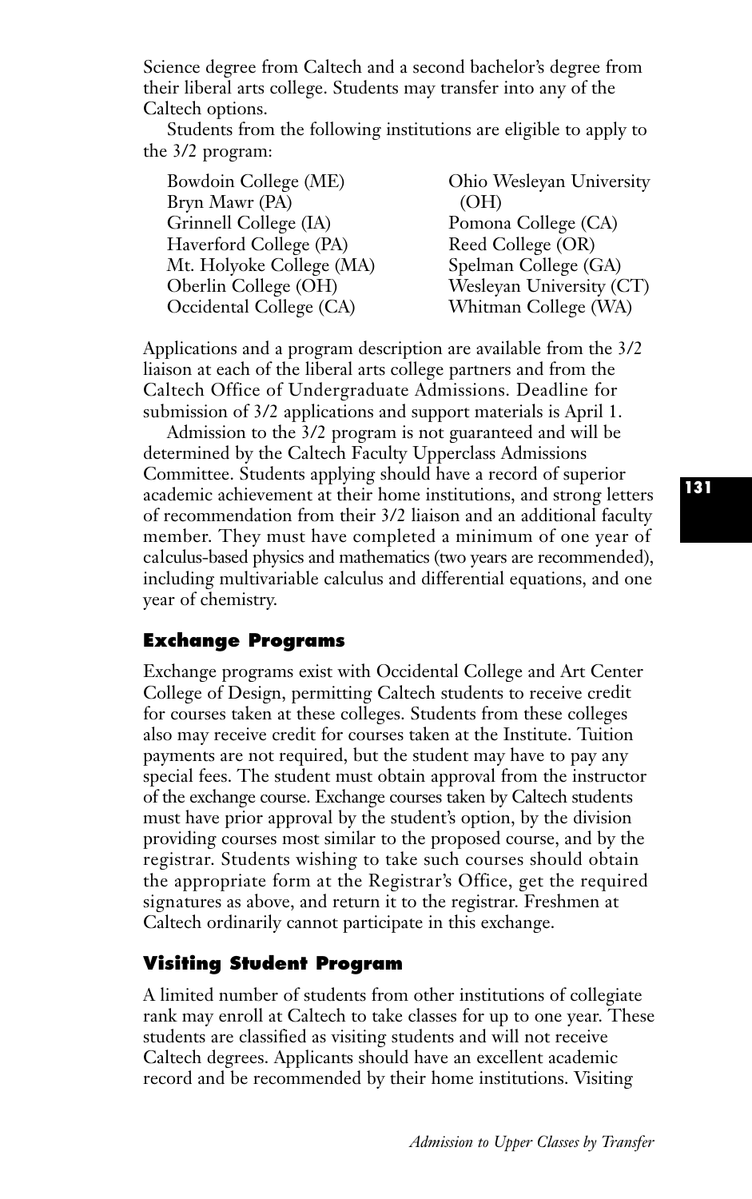Science degree from Caltech and a second bachelor's degree from their liberal arts college. Students may transfer into any of the Caltech options.

Students from the following institutions are eligible to apply to the 3/2 program:

- Bowdoin College (ME)
- Bryn Mawr (PA)
- Grinnell College (IA)
- Haverford College (PA)
- Mt. Holyoke College (MA)
- Oberlin College (OH)
- Occidental College (CA)
- Ohio Wesleyan University (OH)
- Pomona College (CA)
- Reed College (OR)
- Spelman College (GA)
- Wesleyan University (CT)
- Whitman College (WA)

Applications and a program description are available from the 3/2 liaison at each of the liberal arts college partners and from the Caltech Office of Undergraduate Admissions. Deadline for submission of 3/2 applications and support materials is April 1.

Admission to the 3/2 program is not guaranteed and will be determined by the Caltech Faculty Upperclass Admissions Committee. Students applying should have a record of superior academic achievement at their home institutions, and strong letters of recommendation from their 3/2 liaison and an additional faculty member. They must have completed a minimum of one year of calculus-based physics and mathematics (two years are recommended), including multivariable calculus and differential equations, and one year of chemistry.

### Exchange Programs

Exchange programs exist with Occidental College and Art Center College of Design, permitting Caltech students to receive credit for courses taken at these colleges. Students from these colleges also may receive credit for courses taken at the Institute. Tuition payments are not required, but the student may have to pay any special fees. The student must obtain approval from the instructor of the exchange course. Exchange courses taken by Caltech students must have prior approval by the student's option, by the division providing courses most similar to the proposed course, and by the registrar. Students wishing to take such courses should obtain the appropriate form at the Registrar's Office, get the required signatures as above, and return it to the registrar. Freshmen at Caltech ordinarily cannot participate in this exchange.

### Visiting Student Program

A limited number of students from other institutions of collegiate rank may enroll at Caltech to take classes for up to one year. These students are classified as visiting students and will not receive Caltech degrees. Applicants should have an excellent academic record and be recommended by their home institutions. Visiting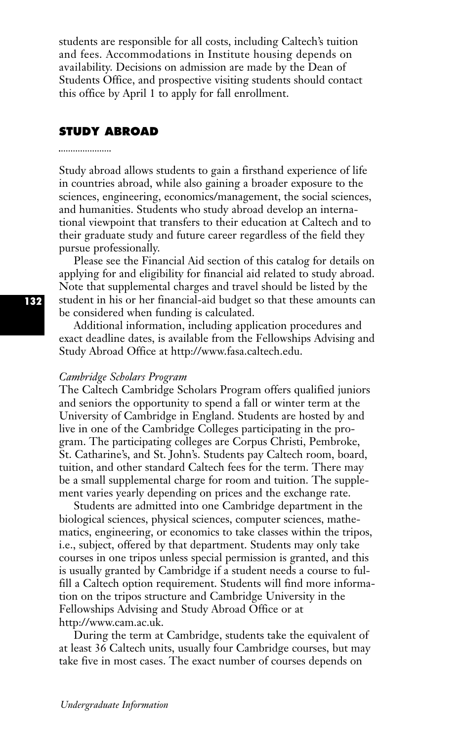students are responsible for all costs, including Caltech's tuition and fees. Accommodations in Institute housing depends on availability. Decisions on admission are made by the Dean of Students Office, and prospective visiting students should contact this office by April 1 to apply for fall enrollment.

## STUDY ABROAD

Study abroad allows students to gain a firsthand experience of life in countries abroad, while also gaining a broader exposure to the sciences, engineering, economics/management, the social sciences, and humanities. Students who study abroad develop an international viewpoint that transfers to their education at Caltech and to their graduate study and future career regardless of the field they pursue professionally.

Please see the Financial Aid section of this catalog for details on applying for and eligibility for financial aid related to study abroad. Note that supplemental charges and travel should be listed by the student in his or her financial-aid budget so that these amounts can be considered when funding is calculated.

Additional information, including application procedures and exact deadline dates, is available from the Fellowships Advising and Study Abroad Office at http://www.fasa.caltech.edu.

### *Cambridge Scholars Program*

The Caltech Cambridge Scholars Program offers qualified juniors and seniors the opportunity to spend a fall or winter term at the University of Cambridge in England. Students are hosted by and live in one of the Cambridge Colleges participating in the program. The participating colleges are Corpus Christi, Pembroke, St. Catharine's, and St. John's. Students pay Caltech room, board, tuition, and other standard Caltech fees for the term. There may be a small supplemental charge for room and tuition. The supplement varies yearly depending on prices and the exchange rate.

Students are admitted into one Cambridge department in the biological sciences, physical sciences, computer sciences, mathematics, engineering, or economics to take classes within the tripos, i.e., subject, offered by that department. Students may only take courses in one tripos unless special permission is granted, and this is usually granted by Cambridge if a student needs a course to fulfill a Caltech option requirement. Students will find more information on the tripos structure and Cambridge University in the Fellowships Advising and Study Abroad Office or at http://www.cam.ac.uk.

During the term at Cambridge, students take the equivalent of at least 36 Caltech units, usually four Cambridge courses, but may take five in most cases. The exact number of courses depends on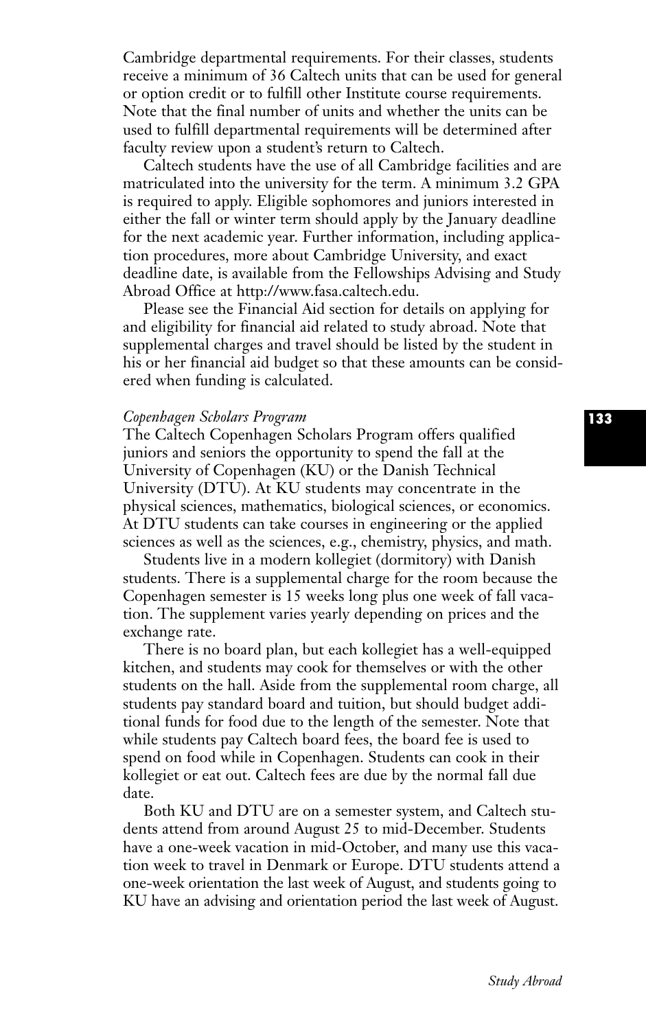Cambridge departmental requirements. For their classes, students receive a minimum of 36 Caltech units that can be used for general or option credit or to fulfill other Institute course requirements. Note that the final number of units and whether the units can be used to fulfill departmental requirements will be determined after faculty review upon a student's return to Caltech.

Caltech students have the use of all Cambridge facilities and are matriculated into the university for the term. A minimum 3.2 GPA is required to apply. Eligible sophomores and juniors interested in either the fall or winter term should apply by the January deadline for the next academic year. Further information, including application procedures, more about Cambridge University, and exact deadline date, is available from the Fellowships Advising and Study Abroad Office at http://www.fasa.caltech.edu.

Please see the Financial Aid section for details on applying for and eligibility for financial aid related to study abroad. Note that supplemental charges and travel should be listed by the student in his or her financial aid budget so that these amounts can be considered when funding is calculated.

*Copenhagen Scholars Program*

The Caltech Copenhagen Scholars Program offers qualified juniors and seniors the opportunity to spend the fall at the University of Copenhagen (KU) or the Danish Technical University (DTU). At KU students may concentrate in the physical sciences, mathematics, biological sciences, or economics. At DTU students can take courses in engineering or the applied sciences as well as the sciences, e.g., chemistry, physics, and math.

Students live in a modern kollegiet (dormitory) with Danish students. There is a supplemental charge for the room because the Copenhagen semester is 15 weeks long plus one week of fall vacation. The supplement varies yearly depending on prices and the exchange rate.

There is no board plan, but each kollegiet has a well-equipped kitchen, and students may cook for themselves or with the other students on the hall. Aside from the supplemental room charge, all students pay standard board and tuition, but should budget additional funds for food due to the length of the semester. Note that while students pay Caltech board fees, the board fee is used to spend on food while in Copenhagen. Students can cook in their kollegiet or eat out. Caltech fees are due by the normal fall due date.

Both KU and DTU are on a semester system, and Caltech students attend from around August 25 to mid-December. Students have a one-week vacation in mid-October, and many use this vacation week to travel in Denmark or Europe. DTU students attend a one-week orientation the last week of August, and students going to KU have an advising and orientation period the last week of August.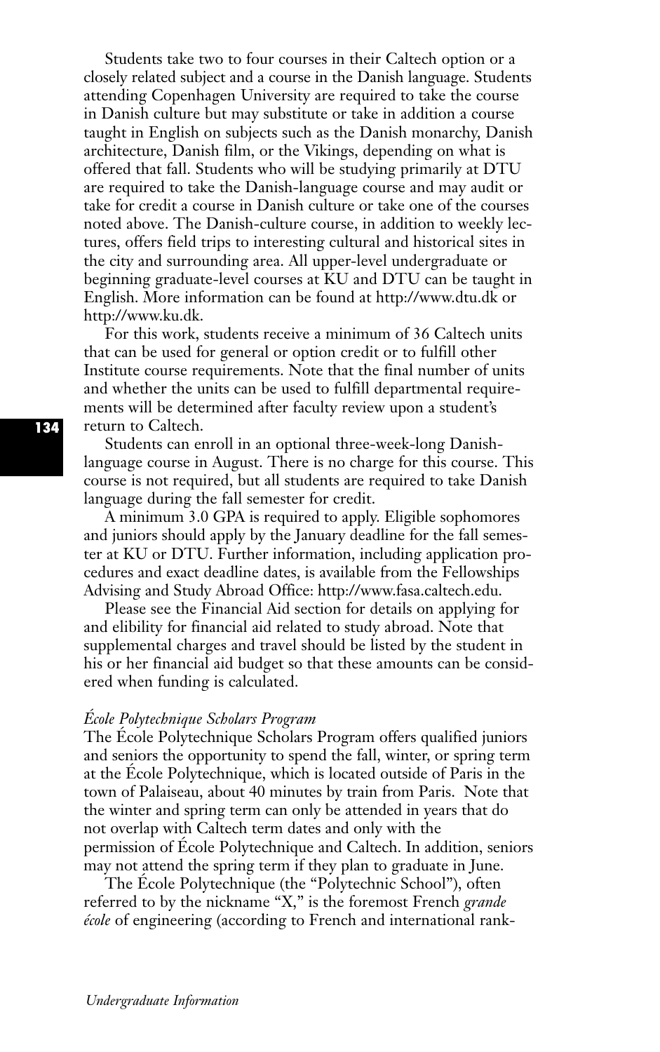Students take two to four courses in their Caltech option or a closely related subject and a course in the Danish language. Students attending Copenhagen University are required to take the course in Danish culture but may substitute or take in addition a course taught in English on subjects such as the Danish monarchy, Danish architecture, Danish film, or the Vikings, depending on what is offered that fall. Students who will be studying primarily at DTU are required to take the Danish-language course and may audit or take for credit a course in Danish culture or take one of the courses noted above. The Danish-culture course, in addition to weekly lectures, offers field trips to interesting cultural and historical sites in the city and surrounding area. All upper-level undergraduate or beginning graduate-level courses at KU and DTU can be taught in English. More information can be found at http://www.dtu.dk or http://www.ku.dk.

For this work, students receive a minimum of 36 Caltech units that can be used for general or option credit or to fulfill other Institute course requirements. Note that the final number of units and whether the units can be used to fulfill departmental requirements will be determined after faculty review upon a student's return to Caltech.

Students can enroll in an optional three-week-long Danish-language course in August. There is no charge for this course. This course is not required, but all students are required to take Danish language during the fall semester for credit.

A minimum 3.0 GPA is required to apply. Eligible sophomores and juniors should apply by the January deadline for the fall semester at KU or DTU. Further information, including application procedures and exact deadline dates, is available from the Fellowships Advising and Study Abroad Office: http://www.fasa.caltech.edu.

Please see the Financial Aid section for details on applying for and elibility for financial aid related to study abroad. Note that supplemental charges and travel should be listed by the student in his or her financial aid budget so that these amounts can be considered when funding is calculated.

*École Polytechnique Scholars Program*

The École Polytechnique Scholars Program offers qualified juniors and seniors the opportunity to spend the fall, winter, or spring term at the École Polytechnique, which is located outside of Paris in the town of Palaiseau, about 40 minutes by train from Paris. Note that the winter and spring term can only be attended in years that do not overlap with Caltech term dates and only with the permission of École Polytechnique and Caltech. In addition, seniors may not attend the spring term if they plan to graduate in June.

The École Polytechnique (the "Polytechnic School"), often referred to by the nickname "X," is the foremost French *grande école* of engineering (according to French and international rank-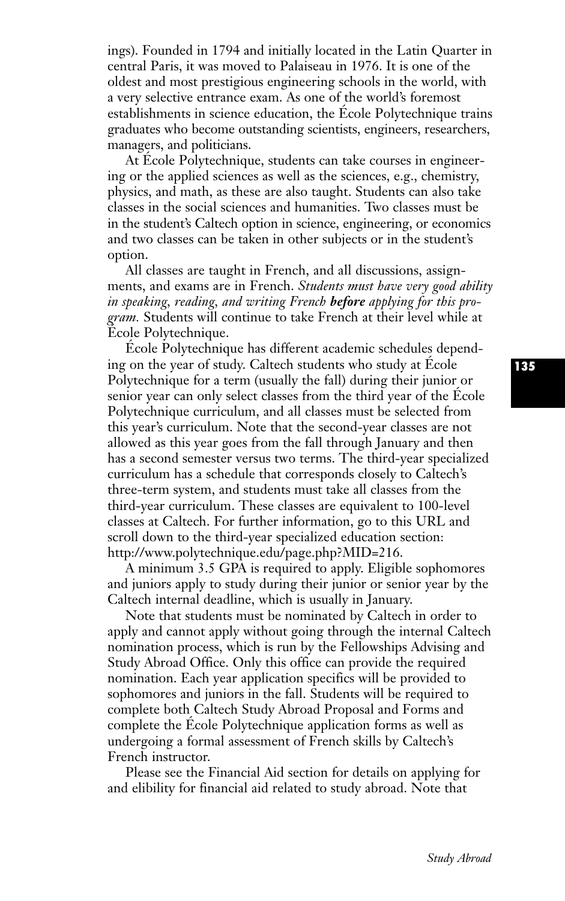ings). Founded in 1794 and initially located in the Latin Quarter in central Paris, it was moved to Palaiseau in 1976. It is one of the oldest and most prestigious engineering schools in the world, with a very selective entrance exam. As one of the world's foremost establishments in science education, the École Polytechnique trains graduates who become outstanding scientists, engineers, researchers, managers, and politicians.

At École Polytechnique, students can take courses in engineering or the applied sciences as well as the sciences, e.g., chemistry, physics, and math, as these are also taught. Students can also take classes in the social sciences and humanities. Two classes must be in the student's Caltech option in science, engineering, or economics and two classes can be taken in other subjects or in the student's option.

All classes are taught in French, and all discussions, assignments, and exams are in French. *Students must have very good ability in speaking, reading, and writing French* ***before*** *applying for this program.* Students will continue to take French at their level while at École Polytechnique.

École Polytechnique has different academic schedules depending on the year of study. Caltech students who study at École Polytechnique for a term (usually the fall) during their junior or senior year can only select classes from the third year of the École Polytechnique curriculum, and all classes must be selected from this year's curriculum. Note that the second-year classes are not allowed as this year goes from the fall through January and then has a second semester versus two terms. The third-year specialized curriculum has a schedule that corresponds closely to Caltech's three-term system, and students must take all classes from the third-year curriculum. These classes are equivalent to 100-level classes at Caltech. For further information, go to this URL and scroll down to the third-year specialized education section: http://www.polytechnique.edu/page.php?MID=216.

A minimum 3.5 GPA is required to apply. Eligible sophomores and juniors apply to study during their junior or senior year by the Caltech internal deadline, which is usually in January.

Note that students must be nominated by Caltech in order to apply and cannot apply without going through the internal Caltech nomination process, which is run by the Fellowships Advising and Study Abroad Office. Only this office can provide the required nomination. Each year application specifics will be provided to sophomores and juniors in the fall. Students will be required to complete both Caltech Study Abroad Proposal and Forms and complete the École Polytechnique application forms as well as undergoing a formal assessment of French skills by Caltech's French instructor.

Please see the Financial Aid section for details on applying for and elibility for financial aid related to study abroad. Note that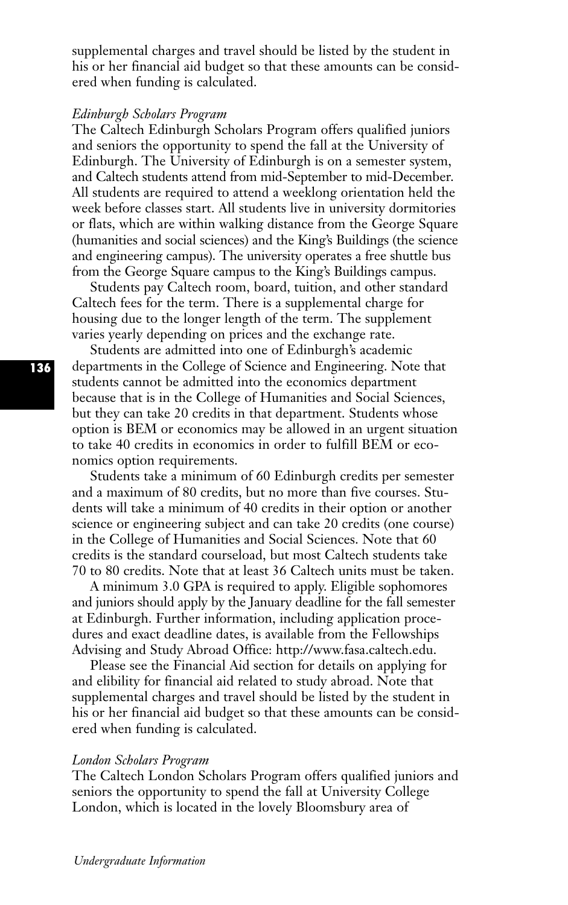supplemental charges and travel should be listed by the student in his or her financial aid budget so that these amounts can be considered when funding is calculated.

*Edinburgh Scholars Program*

The Caltech Edinburgh Scholars Program offers qualified juniors and seniors the opportunity to spend the fall at the University of Edinburgh. The University of Edinburgh is on a semester system, and Caltech students attend from mid-September to mid-December. All students are required to attend a weeklong orientation held the week before classes start. All students live in university dormitories or flats, which are within walking distance from the George Square (humanities and social sciences) and the King's Buildings (the science and engineering campus). The university operates a free shuttle bus from the George Square campus to the King's Buildings campus.

Students pay Caltech room, board, tuition, and other standard Caltech fees for the term. There is a supplemental charge for housing due to the longer length of the term. The supplement varies yearly depending on prices and the exchange rate.

Students are admitted into one of Edinburgh's academic departments in the College of Science and Engineering. Note that students cannot be admitted into the economics department because that is in the College of Humanities and Social Sciences, but they can take 20 credits in that department. Students whose option is BEM or economics may be allowed in an urgent situation to take 40 credits in economics in order to fulfill BEM or economics option requirements.

Students take a minimum of 60 Edinburgh credits per semester and a maximum of 80 credits, but no more than five courses. Students will take a minimum of 40 credits in their option or another science or engineering subject and can take 20 credits (one course) in the College of Humanities and Social Sciences. Note that 60 credits is the standard courseload, but most Caltech students take 70 to 80 credits. Note that at least 36 Caltech units must be taken.

A minimum 3.0 GPA is required to apply. Eligible sophomores and juniors should apply by the January deadline for the fall semester at Edinburgh. Further information, including application procedures and exact deadline dates, is available from the Fellowships Advising and Study Abroad Office: http://www.fasa.caltech.edu.

Please see the Financial Aid section for details on applying for and elibility for financial aid related to study abroad. Note that supplemental charges and travel should be listed by the student in his or her financial aid budget so that these amounts can be considered when funding is calculated.

*London Scholars Program*

The Caltech London Scholars Program offers qualified juniors and seniors the opportunity to spend the fall at University College London, which is located in the lovely Bloomsbury area of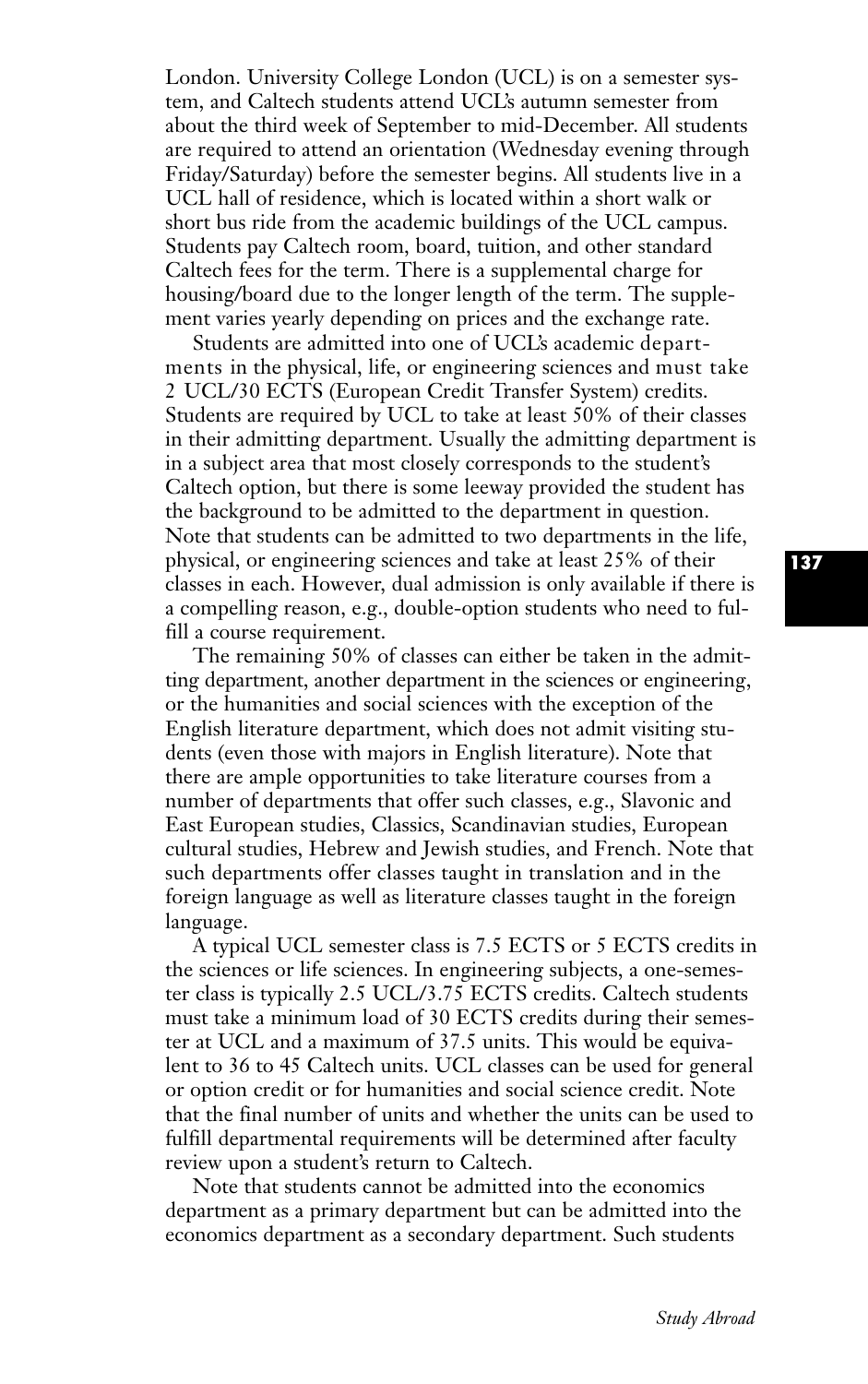London. University College London (UCL) is on a semester system, and Caltech students attend UCL's autumn semester from about the third week of September to mid-December. All students are required to attend an orientation (Wednesday evening through Friday/Saturday) before the semester begins. All students live in a UCL hall of residence, which is located within a short walk or short bus ride from the academic buildings of the UCL campus. Students pay Caltech room, board, tuition, and other standard Caltech fees for the term. There is a supplemental charge for housing/board due to the longer length of the term. The supplement varies yearly depending on prices and the exchange rate.

Students are admitted into one of UCL's academic departments in the physical, life, or engineering sciences and must take 2 UCL/30 ECTS (European Credit Transfer System) credits. Students are required by UCL to take at least 50% of their classes in their admitting department. Usually the admitting department is in a subject area that most closely corresponds to the student's Caltech option, but there is some leeway provided the student has the background to be admitted to the department in question. Note that students can be admitted to two departments in the life, physical, or engineering sciences and take at least 25% of their classes in each. However, dual admission is only available if there is a compelling reason, e.g., double-option students who need to fulfill a course requirement.

The remaining 50% of classes can either be taken in the admitting department, another department in the sciences or engineering, or the humanities and social sciences with the exception of the English literature department, which does not admit visiting students (even those with majors in English literature). Note that there are ample opportunities to take literature courses from a number of departments that offer such classes, e.g., Slavonic and East European studies, Classics, Scandinavian studies, European cultural studies, Hebrew and Jewish studies, and French. Note that such departments offer classes taught in translation and in the foreign language as well as literature classes taught in the foreign language.

A typical UCL semester class is 7.5 ECTS or 5 ECTS credits in the sciences or life sciences. In engineering subjects, a one-semester class is typically 2.5 UCL/3.75 ECTS credits. Caltech students must take a minimum load of 30 ECTS credits during their semester at UCL and a maximum of 37.5 units. This would be equivalent to 36 to 45 Caltech units. UCL classes can be used for general or option credit or for humanities and social science credit. Note that the final number of units and whether the units can be used to fulfill departmental requirements will be determined after faculty review upon a student's return to Caltech.

Note that students cannot be admitted into the economics department as a primary department but can be admitted into the economics department as a secondary department. Such students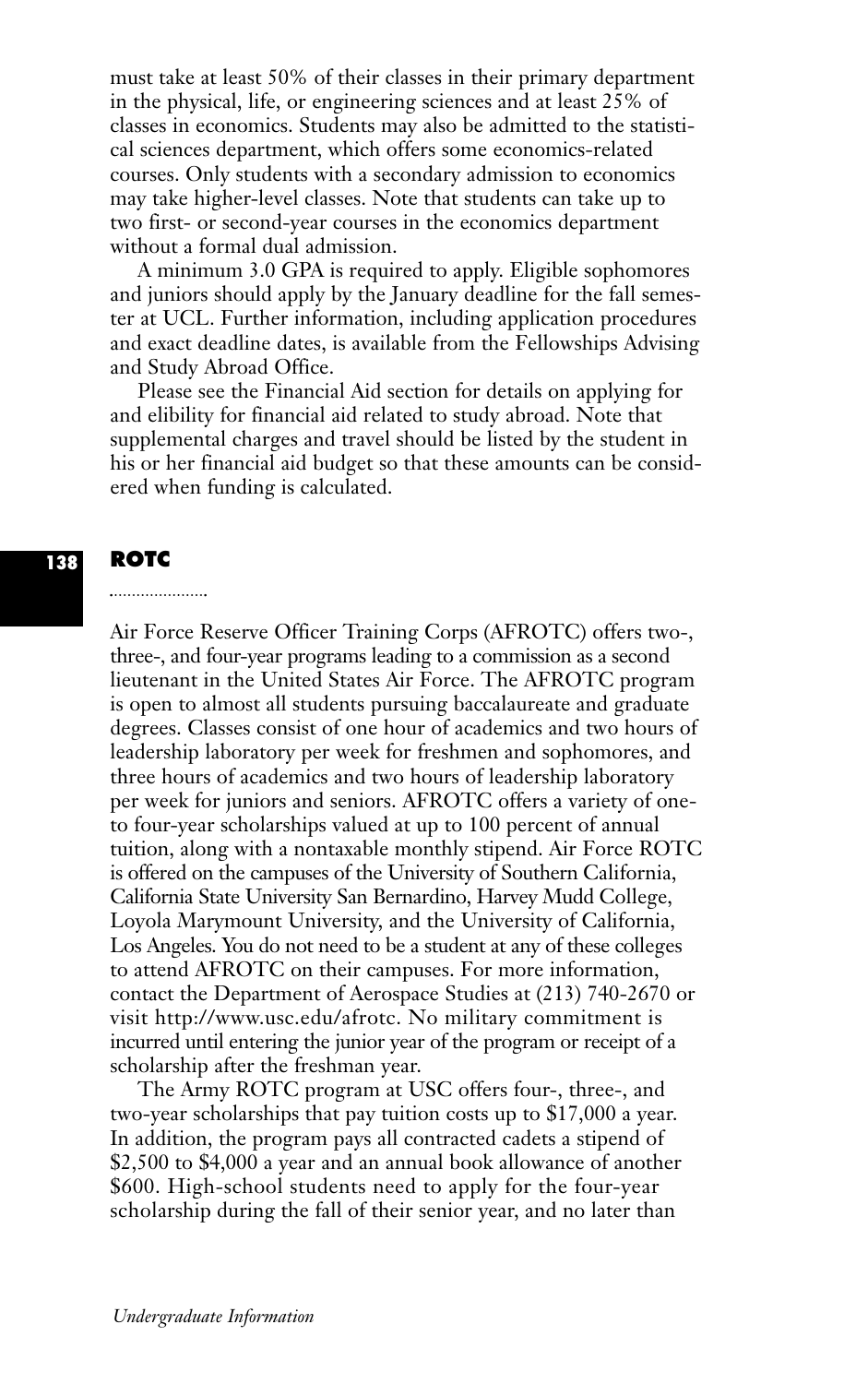must take at least 50% of their classes in their primary department in the physical, life, or engineering sciences and at least 25% of classes in economics. Students may also be admitted to the statistical sciences department, which offers some economics-related courses. Only students with a secondary admission to economics may take higher-level classes. Note that students can take up to two first- or second-year courses in the economics department without a formal dual admission.

A minimum 3.0 GPA is required to apply. Eligible sophomores and juniors should apply by the January deadline for the fall semester at UCL. Further information, including application procedures and exact deadline dates, is available from the Fellowships Advising and Study Abroad Office.

Please see the Financial Aid section for details on applying for and elibility for financial aid related to study abroad. Note that supplemental charges and travel should be listed by the student in his or her financial aid budget so that these amounts can be considered when funding is calculated.

## ROTC

Air Force Reserve Officer Training Corps (AFROTC) offers two-, three-, and four-year programs leading to a commission as a second lieutenant in the United States Air Force. The AFROTC program is open to almost all students pursuing baccalaureate and graduate degrees. Classes consist of one hour of academics and two hours of leadership laboratory per week for freshmen and sophomores, and three hours of academics and two hours of leadership laboratory per week for juniors and seniors. AFROTC offers a variety of one- to four-year scholarships valued at up to 100 percent of annual tuition, along with a nontaxable monthly stipend. Air Force ROTC is offered on the campuses of the University of Southern California, California State University San Bernardino, Harvey Mudd College, Loyola Marymount University, and the University of California, Los Angeles. You do not need to be a student at any of these colleges to attend AFROTC on their campuses. For more information, contact the Department of Aerospace Studies at (213) 740-2670 or visit http://www.usc.edu/afrotc. No military commitment is incurred until entering the junior year of the program or receipt of a scholarship after the freshman year.

The Army ROTC program at USC offers four-, three-, and two-year scholarships that pay tuition costs up to $17,000 a year. In addition, the program pays all contracted cadets a stipend of $2,500 to $4,000 a year and an annual book allowance of another $600. High-school students need to apply for the four-year scholarship during the fall of their senior year, and no later than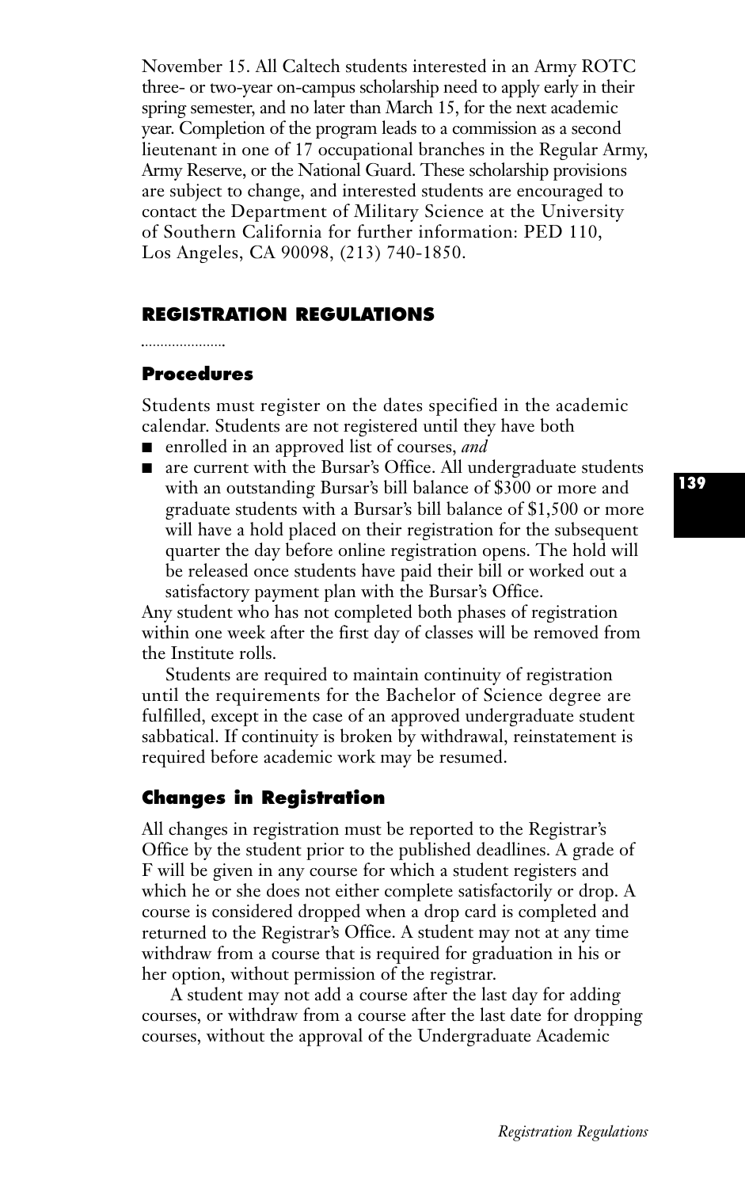November 15. All Caltech students interested in an Army ROTC three- or two-year on-campus scholarship need to apply early in their spring semester, and no later than March 15, for the next academic year. Completion of the program leads to a commission as a second lieutenant in one of 17 occupational branches in the Regular Army, Army Reserve, or the National Guard. These scholarship provisions are subject to change, and interested students are encouraged to contact the Department of Military Science at the University of Southern California for further information: PED 110, Los Angeles, CA 90098, (213) 740-1850.

## REGISTRATION REGULATIONS

### Procedures

Students must register on the dates specified in the academic calendar. Students are not registered until they have both

- enrolled in an approved list of courses, *and*
- are current with the Bursar's Office. All undergraduate students with an outstanding Bursar's bill balance of $300 or more and graduate students with a Bursar's bill balance of $1,500 or more will have a hold placed on their registration for the subsequent quarter the day before online registration opens. The hold will be released once students have paid their bill or worked out a satisfactory payment plan with the Bursar's Office.

Any student who has not completed both phases of registration within one week after the first day of classes will be removed from the Institute rolls.

Students are required to maintain continuity of registration until the requirements for the Bachelor of Science degree are fulfilled, except in the case of an approved undergraduate student sabbatical. If continuity is broken by withdrawal, reinstatement is required before academic work may be resumed.

### Changes in Registration

All changes in registration must be reported to the Registrar's Office by the student prior to the published deadlines. A grade of F will be given in any course for which a student registers and which he or she does not either complete satisfactorily or drop. A course is considered dropped when a drop card is completed and returned to the Registrar's Office. A student may not at any time withdraw from a course that is required for graduation in his or her option, without permission of the registrar.

A student may not add a course after the last day for adding courses, or withdraw from a course after the last date for dropping courses, without the approval of the Undergraduate Academic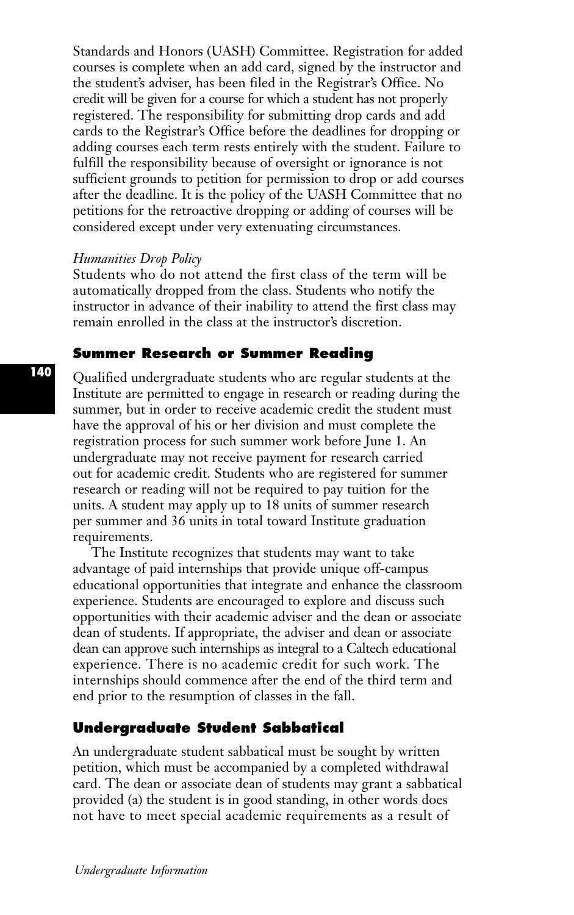Standards and Honors (UASH) Committee. Registration for added courses is complete when an add card, signed by the instructor and the student's adviser, has been filed in the Registrar's Office. No credit will be given for a course for which a student has not properly registered. The responsibility for submitting drop cards and add cards to the Registrar's Office before the deadlines for dropping or adding courses each term rests entirely with the student. Failure to fulfill the responsibility because of oversight or ignorance is not sufficient grounds to petition for permission to drop or add courses after the deadline. It is the policy of the UASH Committee that no petitions for the retroactive dropping or adding of courses will be considered except under very extenuating circumstances.

*Humanities Drop Policy*

Students who do not attend the first class of the term will be automatically dropped from the class. Students who notify the instructor in advance of their inability to attend the first class may remain enrolled in the class at the instructor's discretion.

## Summer Research or Summer Reading

Qualified undergraduate students who are regular students at the Institute are permitted to engage in research or reading during the summer, but in order to receive academic credit the student must have the approval of his or her division and must complete the registration process for such summer work before June 1. An undergraduate may not receive payment for research carried out for academic credit. Students who are registered for summer research or reading will not be required to pay tuition for the units. A student may apply up to 18 units of summer research per summer and 36 units in total toward Institute graduation requirements.

The Institute recognizes that students may want to take advantage of paid internships that provide unique off-campus educational opportunities that integrate and enhance the classroom experience. Students are encouraged to explore and discuss such opportunities with their academic adviser and the dean or associate dean of students. If appropriate, the adviser and dean or associate dean can approve such internships as integral to a Caltech educational experience. There is no academic credit for such work. The internships should commence after the end of the third term and end prior to the resumption of classes in the fall.

## Undergraduate Student Sabbatical

An undergraduate student sabbatical must be sought by written petition, which must be accompanied by a completed withdrawal card. The dean or associate dean of students may grant a sabbatical provided (a) the student is in good standing, in other words does not have to meet special academic requirements as a result of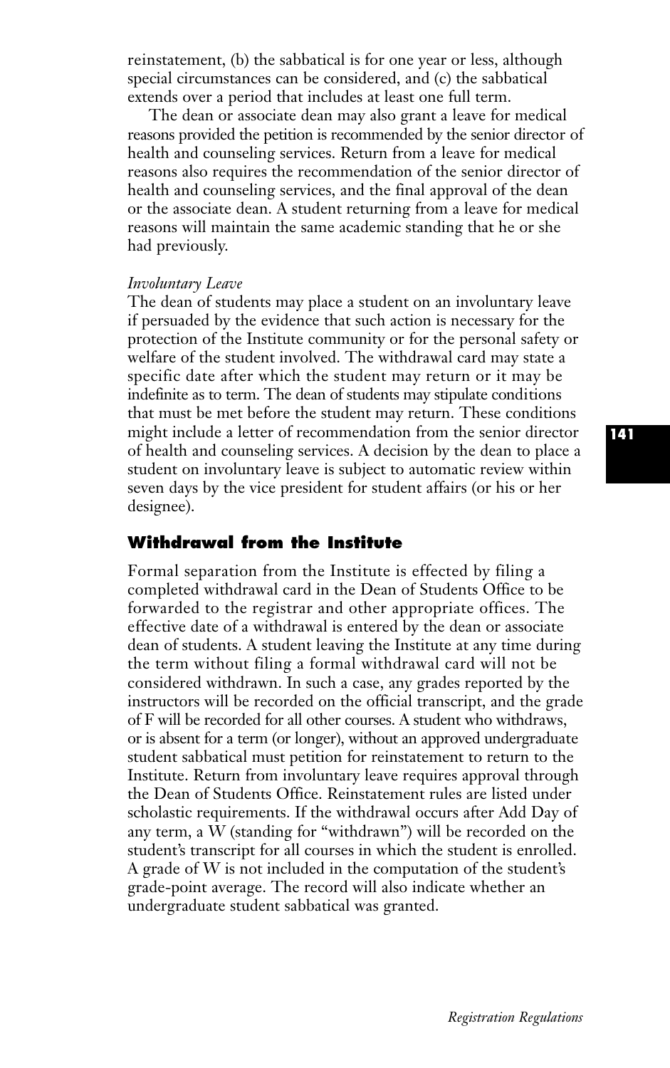reinstatement, (b) the sabbatical is for one year or less, although special circumstances can be considered, and (c) the sabbatical extends over a period that includes at least one full term.

The dean or associate dean may also grant a leave for medical reasons provided the petition is recommended by the senior director of health and counseling services. Return from a leave for medical reasons also requires the recommendation of the senior director of health and counseling services, and the final approval of the dean or the associate dean. A student returning from a leave for medical reasons will maintain the same academic standing that he or she had previously.

*Involuntary Leave*

The dean of students may place a student on an involuntary leave if persuaded by the evidence that such action is necessary for the protection of the Institute community or for the personal safety or welfare of the student involved. The withdrawal card may state a specific date after which the student may return or it may be indefinite as to term. The dean of students may stipulate conditions that must be met before the student may return. These conditions might include a letter of recommendation from the senior director of health and counseling services. A decision by the dean to place a student on involuntary leave is subject to automatic review within seven days by the vice president for student affairs (or his or her designee).

## Withdrawal from the Institute

Formal separation from the Institute is effected by filing a completed withdrawal card in the Dean of Students Office to be forwarded to the registrar and other appropriate offices. The effective date of a withdrawal is entered by the dean or associate dean of students. A student leaving the Institute at any time during the term without filing a formal withdrawal card will not be considered withdrawn. In such a case, any grades reported by the instructors will be recorded on the official transcript, and the grade of F will be recorded for all other courses. A student who withdraws, or is absent for a term (or longer), without an approved undergraduate student sabbatical must petition for reinstatement to return to the Institute. Return from involuntary leave requires approval through the Dean of Students Office. Reinstatement rules are listed under scholastic requirements. If the withdrawal occurs after Add Day of any term, a W (standing for "withdrawn") will be recorded on the student's transcript for all courses in which the student is enrolled. A grade of W is not included in the computation of the student's grade-point average. The record will also indicate whether an undergraduate student sabbatical was granted.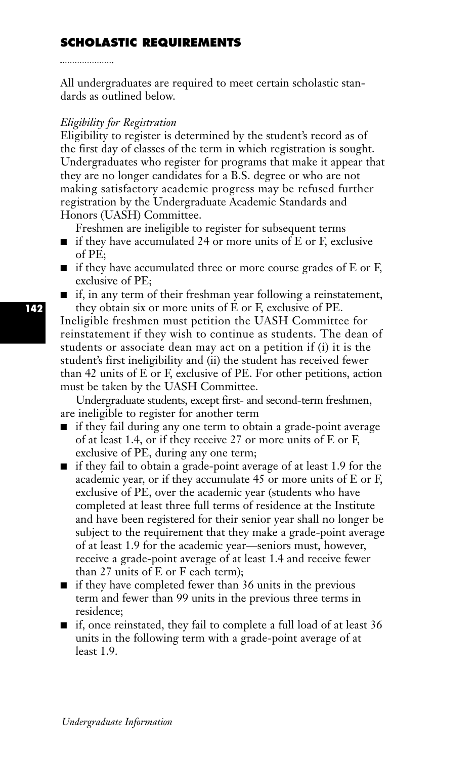## SCHOLASTIC REQUIREMENTS

All undergraduates are required to meet certain scholastic standards as outlined below.

*Eligibility for Registration*

Eligibility to register is determined by the student's record as of the first day of classes of the term in which registration is sought. Undergraduates who register for programs that make it appear that they are no longer candidates for a B.S. degree or who are not making satisfactory academic progress may be refused further registration by the Undergraduate Academic Standards and Honors (UASH) Committee.

Freshmen are ineligible to register for subsequent terms

- if they have accumulated 24 or more units of E or F, exclusive of PE;
- if they have accumulated three or more course grades of E or F, exclusive of PE;
- if, in any term of their freshman year following a reinstatement, they obtain six or more units of E or F, exclusive of PE.

Ineligible freshmen must petition the UASH Committee for reinstatement if they wish to continue as students. The dean of students or associate dean may act on a petition if (i) it is the student's first ineligibility and (ii) the student has received fewer than 42 units of E or F, exclusive of PE. For other petitions, action must be taken by the UASH Committee.

Undergraduate students, except first- and second-term freshmen, are ineligible to register for another term

- if they fail during any one term to obtain a grade-point average of at least 1.4, or if they receive 27 or more units of E or F, exclusive of PE, during any one term;
- if they fail to obtain a grade-point average of at least 1.9 for the academic year, or if they accumulate 45 or more units of E or F, exclusive of PE, over the academic year (students who have completed at least three full terms of residence at the Institute and have been registered for their senior year shall no longer be subject to the requirement that they make a grade-point average of at least 1.9 for the academic year—seniors must, however, receive a grade-point average of at least 1.4 and receive fewer than 27 units of E or F each term);
- if they have completed fewer than 36 units in the previous term and fewer than 99 units in the previous three terms in residence;
- if, once reinstated, they fail to complete a full load of at least 36 units in the following term with a grade-point average of at least 1.9.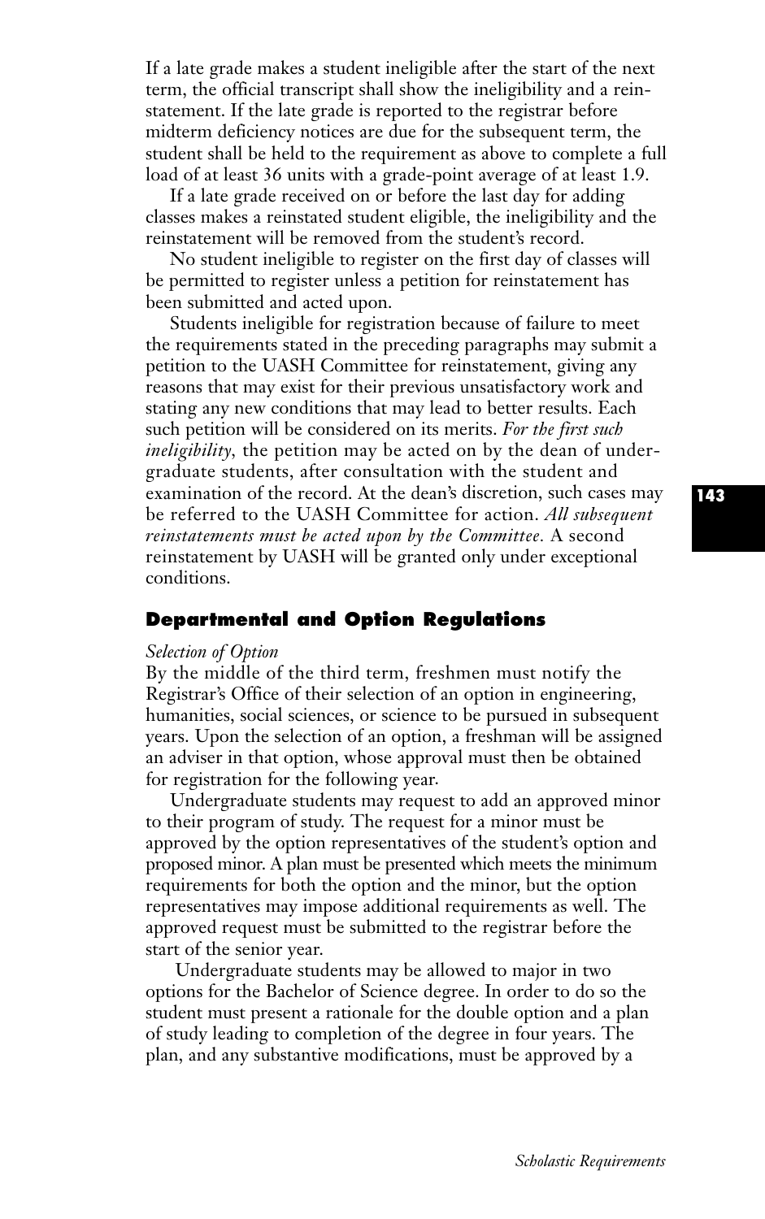If a late grade makes a student ineligible after the start of the next term, the official transcript shall show the ineligibility and a reinstatement. If the late grade is reported to the registrar before midterm deficiency notices are due for the subsequent term, the student shall be held to the requirement as above to complete a full load of at least 36 units with a grade-point average of at least 1.9.

If a late grade received on or before the last day for adding classes makes a reinstated student eligible, the ineligibility and the reinstatement will be removed from the student's record.

No student ineligible to register on the first day of classes will be permitted to register unless a petition for reinstatement has been submitted and acted upon.

Students ineligible for registration because of failure to meet the requirements stated in the preceding paragraphs may submit a petition to the UASH Committee for reinstatement, giving any reasons that may exist for their previous unsatisfactory work and stating any new conditions that may lead to better results. Each such petition will be considered on its merits. *For the first such ineligibility*, the petition may be acted on by the dean of undergraduate students, after consultation with the student and examination of the record. At the dean's discretion, such cases may be referred to the UASH Committee for action. *All subsequent reinstatements must be acted upon by the Committee.* A second reinstatement by UASH will be granted only under exceptional conditions.

## Departmental and Option Regulations

*Selection of Option*

By the middle of the third term, freshmen must notify the Registrar's Office of their selection of an option in engineering, humanities, social sciences, or science to be pursued in subsequent years. Upon the selection of an option, a freshman will be assigned an adviser in that option, whose approval must then be obtained for registration for the following year.

Undergraduate students may request to add an approved minor to their program of study. The request for a minor must be approved by the option representatives of the student's option and proposed minor. A plan must be presented which meets the minimum requirements for both the option and the minor, but the option representatives may impose additional requirements as well. The approved request must be submitted to the registrar before the start of the senior year.

Undergraduate students may be allowed to major in two options for the Bachelor of Science degree. In order to do so the student must present a rationale for the double option and a plan of study leading to completion of the degree in four years. The plan, and any substantive modifications, must be approved by a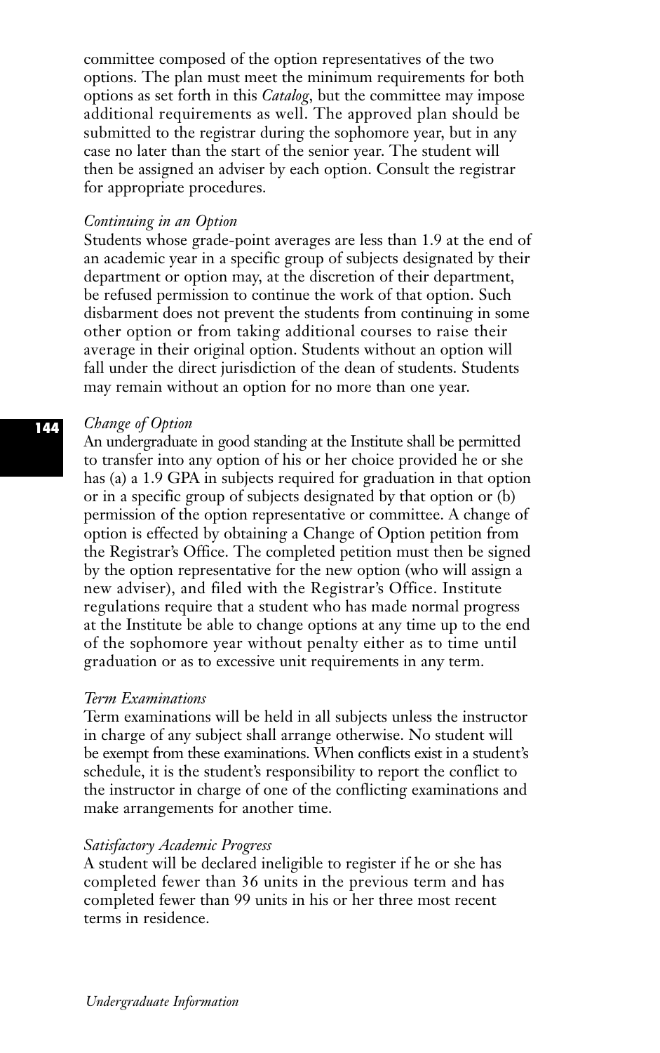committee composed of the option representatives of the two options. The plan must meet the minimum requirements for both options as set forth in this *Catalog*, but the committee may impose additional requirements as well. The approved plan should be submitted to the registrar during the sophomore year, but in any case no later than the start of the senior year. The student will then be assigned an adviser by each option. Consult the registrar for appropriate procedures.

*Continuing in an Option*

Students whose grade-point averages are less than 1.9 at the end of an academic year in a specific group of subjects designated by their department or option may, at the discretion of their department, be refused permission to continue the work of that option. Such disbarment does not prevent the students from continuing in some other option or from taking additional courses to raise their average in their original option. Students without an option will fall under the direct jurisdiction of the dean of students. Students may remain without an option for no more than one year.

*Change of Option*

An undergraduate in good standing at the Institute shall be permitted to transfer into any option of his or her choice provided he or she has (a) a 1.9 GPA in subjects required for graduation in that option or in a specific group of subjects designated by that option or (b) permission of the option representative or committee. A change of option is effected by obtaining a Change of Option petition from the Registrar's Office. The completed petition must then be signed by the option representative for the new option (who will assign a new adviser), and filed with the Registrar's Office. Institute regulations require that a student who has made normal progress at the Institute be able to change options at any time up to the end of the sophomore year without penalty either as to time until graduation or as to excessive unit requirements in any term.

*Term Examinations*

Term examinations will be held in all subjects unless the instructor in charge of any subject shall arrange otherwise. No student will be exempt from these examinations. When conflicts exist in a student's schedule, it is the student's responsibility to report the conflict to the instructor in charge of one of the conflicting examinations and make arrangements for another time.

*Satisfactory Academic Progress*

A student will be declared ineligible to register if he or she has completed fewer than 36 units in the previous term and has completed fewer than 99 units in his or her three most recent terms in residence.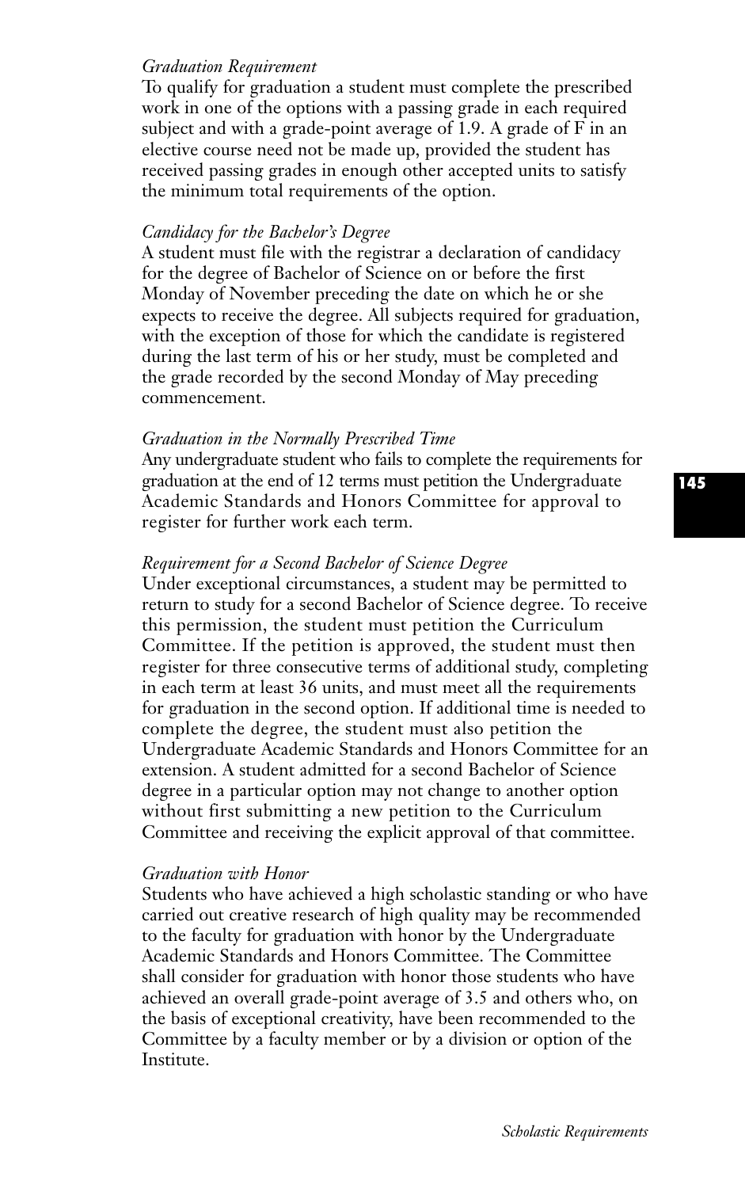*Graduation Requirement*

To qualify for graduation a student must complete the prescribed work in one of the options with a passing grade in each required subject and with a grade-point average of 1.9. A grade of F in an elective course need not be made up, provided the student has received passing grades in enough other accepted units to satisfy the minimum total requirements of the option.

*Candidacy for the Bachelor's Degree*

A student must file with the registrar a declaration of candidacy for the degree of Bachelor of Science on or before the first Monday of November preceding the date on which he or she expects to receive the degree. All subjects required for graduation, with the exception of those for which the candidate is registered during the last term of his or her study, must be completed and the grade recorded by the second Monday of May preceding commencement.

*Graduation in the Normally Prescribed Time*

Any undergraduate student who fails to complete the requirements for graduation at the end of 12 terms must petition the Undergraduate Academic Standards and Honors Committee for approval to register for further work each term.

*Requirement for a Second Bachelor of Science Degree*

Under exceptional circumstances, a student may be permitted to return to study for a second Bachelor of Science degree. To receive this permission, the student must petition the Curriculum Committee. If the petition is approved, the student must then register for three consecutive terms of additional study, completing in each term at least 36 units, and must meet all the requirements for graduation in the second option. If additional time is needed to complete the degree, the student must also petition the Undergraduate Academic Standards and Honors Committee for an extension. A student admitted for a second Bachelor of Science degree in a particular option may not change to another option without first submitting a new petition to the Curriculum Committee and receiving the explicit approval of that committee.

*Graduation with Honor*

Students who have achieved a high scholastic standing or who have carried out creative research of high quality may be recommended to the faculty for graduation with honor by the Undergraduate Academic Standards and Honors Committee. The Committee shall consider for graduation with honor those students who have achieved an overall grade-point average of 3.5 and others who, on the basis of exceptional creativity, have been recommended to the Committee by a faculty member or by a division or option of the Institute.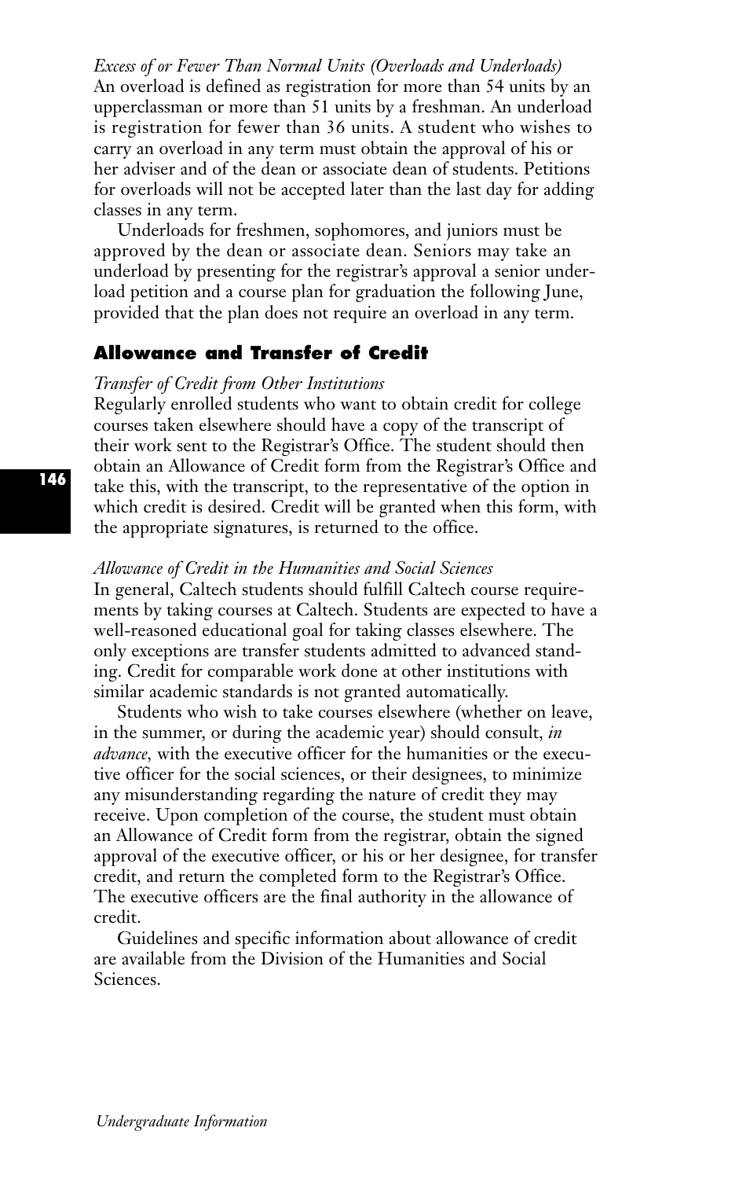*Excess of or Fewer Than Normal Units (Overloads and Underloads)*
An overload is defined as registration for more than 54 units by an upperclassman or more than 51 units by a freshman. An underload is registration for fewer than 36 units. A student who wishes to carry an overload in any term must obtain the approval of his or her adviser and of the dean or associate dean of students. Petitions for overloads will not be accepted later than the last day for adding classes in any term.

Underloads for freshmen, sophomores, and juniors must be approved by the dean or associate dean. Seniors may take an underload by presenting for the registrar's approval a senior underload petition and a course plan for graduation the following June, provided that the plan does not require an overload in any term.

## Allowance and Transfer of Credit

*Transfer of Credit from Other Institutions*
Regularly enrolled students who want to obtain credit for college courses taken elsewhere should have a copy of the transcript of their work sent to the Registrar's Office. The student should then obtain an Allowance of Credit form from the Registrar's Office and take this, with the transcript, to the representative of the option in which credit is desired. Credit will be granted when this form, with the appropriate signatures, is returned to the office.

*Allowance of Credit in the Humanities and Social Sciences*
In general, Caltech students should fulfill Caltech course requirements by taking courses at Caltech. Students are expected to have a well-reasoned educational goal for taking classes elsewhere. The only exceptions are transfer students admitted to advanced standing. Credit for comparable work done at other institutions with similar academic standards is not granted automatically.

Students who wish to take courses elsewhere (whether on leave, in the summer, or during the academic year) should consult, *in advance*, with the executive officer for the humanities or the executive officer for the social sciences, or their designees, to minimize any misunderstanding regarding the nature of credit they may receive. Upon completion of the course, the student must obtain an Allowance of Credit form from the registrar, obtain the signed approval of the executive officer, or his or her designee, for transfer credit, and return the completed form to the Registrar's Office. The executive officers are the final authority in the allowance of credit.

Guidelines and specific information about allowance of credit are available from the Division of the Humanities and Social Sciences.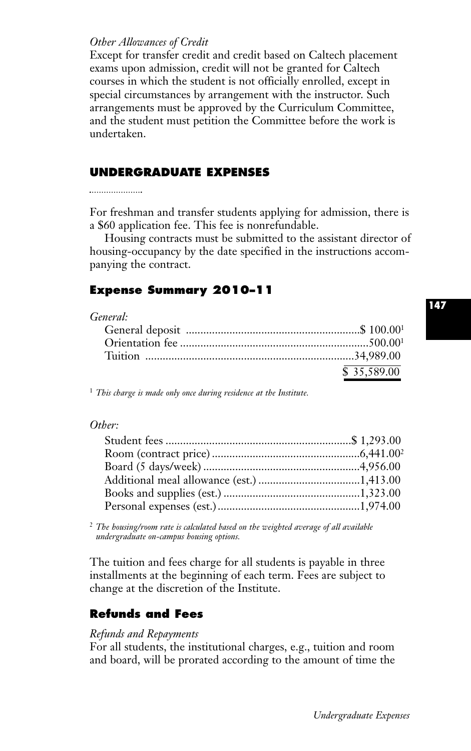*Other Allowances of Credit*
Except for transfer credit and credit based on Caltech placement exams upon admission, credit will not be granted for Caltech courses in which the student is not officially enrolled, except in special circumstances by arrangement with the instructor. Such arrangements must be approved by the Curriculum Committee, and the student must petition the Committee before the work is undertaken.

## UNDERGRADUATE EXPENSES

For freshman and transfer students applying for admission, there is a $60 application fee. This fee is nonrefundable.

Housing contracts must be submitted to the assistant director of housing-occupancy by the date specified in the instructions accompanying the contract.

### Expense Summary 2010–11

*General:*

| Item | Amount |
|---|---|
| General deposit | $ 100.00[1] |
| Orientation fee | 500.00[1] |
| Tuition | 34,989.00 |
| | $ 35,589.00 |

[1] *This charge is made only once during residence at the Institute.*

*Other:*

| Item | Amount |
|---|---|
| Student fees | $ 1,293.00 |
| Room (contract price) | 6,441.00[2] |
| Board (5 days/week) | 4,956.00 |
| Additional meal allowance (est.) | 1,413.00 |
| Books and supplies (est.) | 1,323.00 |
| Personal expenses (est.) | 1,974.00 |

[2] *The housing/room rate is calculated based on the weighted average of all available undergraduate on-campus housing options.*

The tuition and fees charge for all students is payable in three installments at the beginning of each term. Fees are subject to change at the discretion of the Institute.

### Refunds and Fees

*Refunds and Repayments*
For all students, the institutional charges, e.g., tuition and room and board, will be prorated according to the amount of time the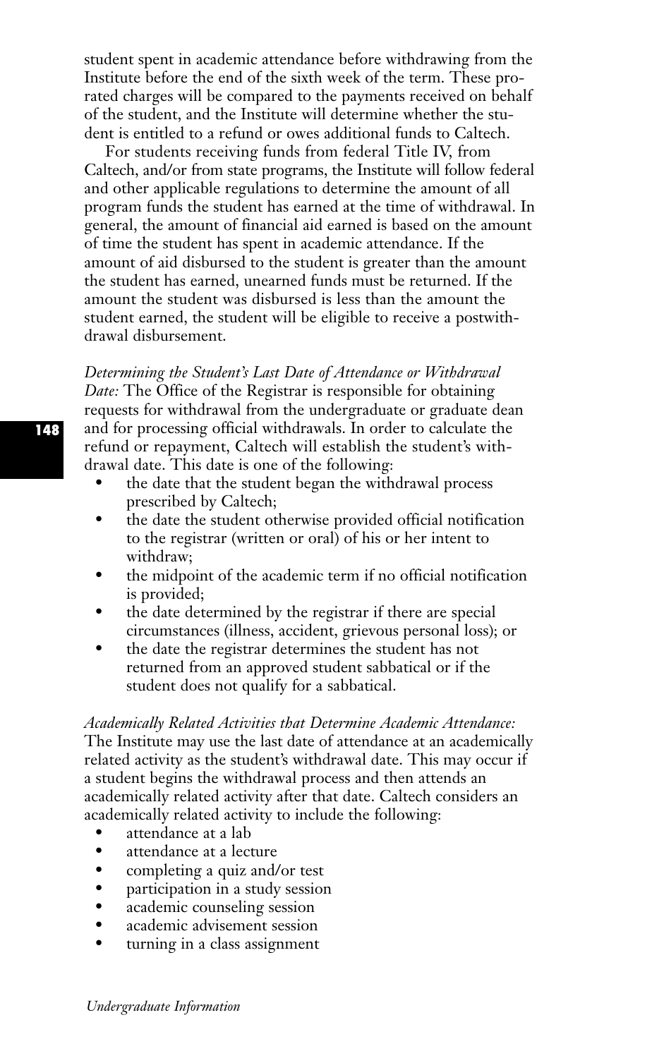student spent in academic attendance before withdrawing from the Institute before the end of the sixth week of the term. These prorated charges will be compared to the payments received on behalf of the student, and the Institute will determine whether the student is entitled to a refund or owes additional funds to Caltech.

For students receiving funds from federal Title IV, from Caltech, and/or from state programs, the Institute will follow federal and other applicable regulations to determine the amount of all program funds the student has earned at the time of withdrawal. In general, the amount of financial aid earned is based on the amount of time the student has spent in academic attendance. If the amount of aid disbursed to the student is greater than the amount the student has earned, unearned funds must be returned. If the amount the student was disbursed is less than the amount the student earned, the student will be eligible to receive a postwithdrawal disbursement.

*Determining the Student's Last Date of Attendance or Withdrawal Date:* The Office of the Registrar is responsible for obtaining requests for withdrawal from the undergraduate or graduate dean and for processing official withdrawals. In order to calculate the refund or repayment, Caltech will establish the student's withdrawal date. This date is one of the following:

- the date that the student began the withdrawal process prescribed by Caltech;
- the date the student otherwise provided official notification to the registrar (written or oral) of his or her intent to withdraw;
- the midpoint of the academic term if no official notification is provided;
- the date determined by the registrar if there are special circumstances (illness, accident, grievous personal loss); or
- the date the registrar determines the student has not returned from an approved student sabbatical or if the student does not qualify for a sabbatical.

*Academically Related Activities that Determine Academic Attendance:* The Institute may use the last date of attendance at an academically related activity as the student's withdrawal date. This may occur if a student begins the withdrawal process and then attends an academically related activity after that date. Caltech considers an academically related activity to include the following:

- attendance at a lab
- attendance at a lecture
- completing a quiz and/or test
- participation in a study session
- academic counseling session
- academic advisement session
- turning in a class assignment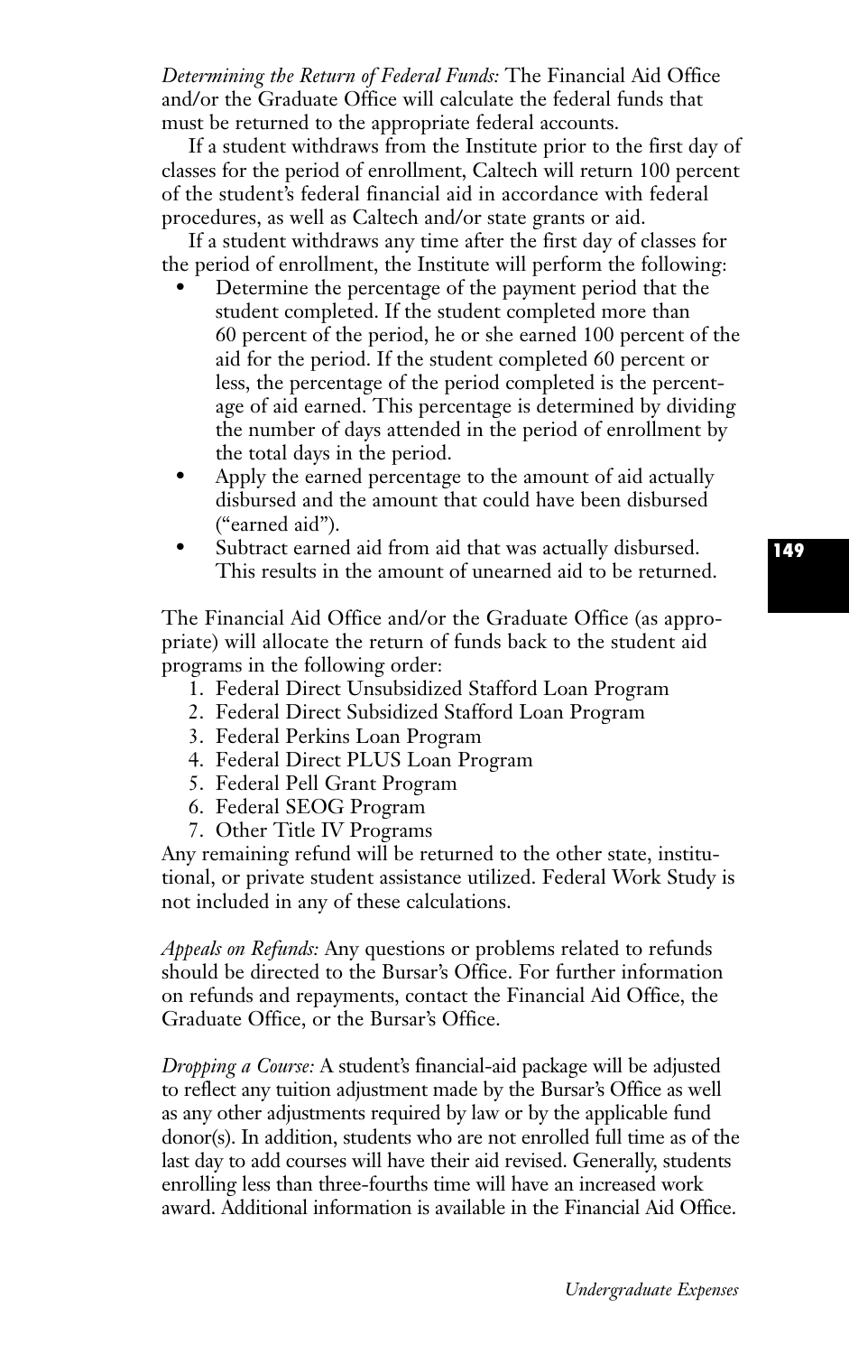*Determining the Return of Federal Funds:* The Financial Aid Office and/or the Graduate Office will calculate the federal funds that must be returned to the appropriate federal accounts.

If a student withdraws from the Institute prior to the first day of classes for the period of enrollment, Caltech will return 100 percent of the student's federal financial aid in accordance with federal procedures, as well as Caltech and/or state grants or aid.

If a student withdraws any time after the first day of classes for the period of enrollment, the Institute will perform the following:

- Determine the percentage of the payment period that the student completed. If the student completed more than 60 percent of the period, he or she earned 100 percent of the aid for the period. If the student completed 60 percent or less, the percentage of the period completed is the percentage of aid earned. This percentage is determined by dividing the number of days attended in the period of enrollment by the total days in the period.
- Apply the earned percentage to the amount of aid actually disbursed and the amount that could have been disbursed ("earned aid").
- Subtract earned aid from aid that was actually disbursed. This results in the amount of unearned aid to be returned.

The Financial Aid Office and/or the Graduate Office (as appropriate) will allocate the return of funds back to the student aid programs in the following order:

1. Federal Direct Unsubsidized Stafford Loan Program
2. Federal Direct Subsidized Stafford Loan Program
3. Federal Perkins Loan Program
4. Federal Direct PLUS Loan Program
5. Federal Pell Grant Program
6. Federal SEOG Program
7. Other Title IV Programs

Any remaining refund will be returned to the other state, institutional, or private student assistance utilized. Federal Work Study is not included in any of these calculations.

*Appeals on Refunds:* Any questions or problems related to refunds should be directed to the Bursar's Office. For further information on refunds and repayments, contact the Financial Aid Office, the Graduate Office, or the Bursar's Office.

*Dropping a Course:* A student's financial-aid package will be adjusted to reflect any tuition adjustment made by the Bursar's Office as well as any other adjustments required by law or by the applicable fund donor(s). In addition, students who are not enrolled full time as of the last day to add courses will have their aid revised. Generally, students enrolling less than three-fourths time will have an increased work award. Additional information is available in the Financial Aid Office.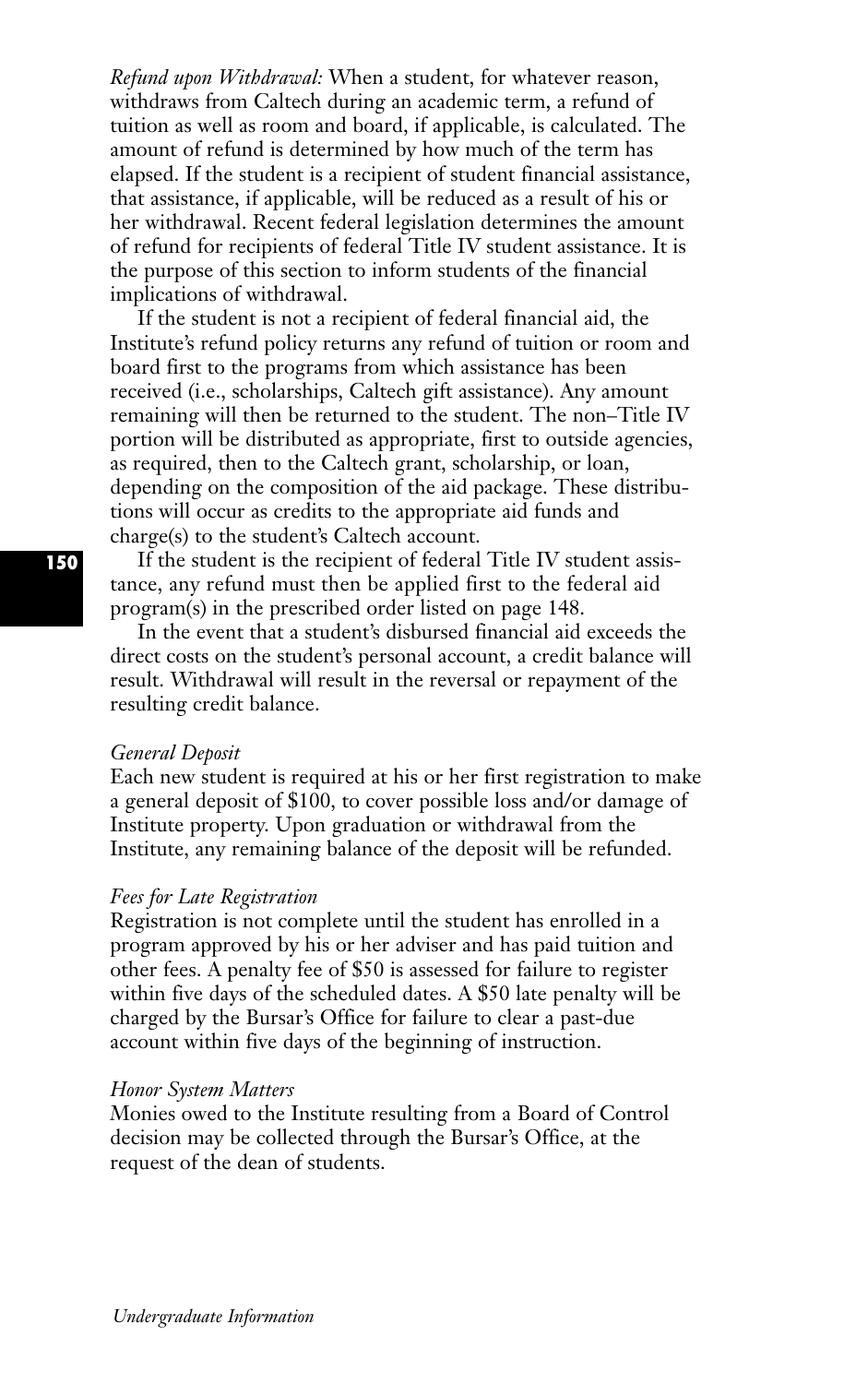*Refund upon Withdrawal:* When a student, for whatever reason, withdraws from Caltech during an academic term, a refund of tuition as well as room and board, if applicable, is calculated. The amount of refund is determined by how much of the term has elapsed. If the student is a recipient of student financial assistance, that assistance, if applicable, will be reduced as a result of his or her withdrawal. Recent federal legislation determines the amount of refund for recipients of federal Title IV student assistance. It is the purpose of this section to inform students of the financial implications of withdrawal.

If the student is not a recipient of federal financial aid, the Institute's refund policy returns any refund of tuition or room and board first to the programs from which assistance has been received (i.e., scholarships, Caltech gift assistance). Any amount remaining will then be returned to the student. The non–Title IV portion will be distributed as appropriate, first to outside agencies, as required, then to the Caltech grant, scholarship, or loan, depending on the composition of the aid package. These distributions will occur as credits to the appropriate aid funds and charge(s) to the student's Caltech account.

If the student is the recipient of federal Title IV student assistance, any refund must then be applied first to the federal aid program(s) in the prescribed order listed on page 148.

In the event that a student's disbursed financial aid exceeds the direct costs on the student's personal account, a credit balance will result. Withdrawal will result in the reversal or repayment of the resulting credit balance.

*General Deposit*

Each new student is required at his or her first registration to make a general deposit of $100, to cover possible loss and/or damage of Institute property. Upon graduation or withdrawal from the Institute, any remaining balance of the deposit will be refunded.

*Fees for Late Registration*

Registration is not complete until the student has enrolled in a program approved by his or her adviser and has paid tuition and other fees. A penalty fee of $50 is assessed for failure to register within five days of the scheduled dates. A $50 late penalty will be charged by the Bursar's Office for failure to clear a past-due account within five days of the beginning of instruction.

*Honor System Matters*

Monies owed to the Institute resulting from a Board of Control decision may be collected through the Bursar's Office, at the request of the dean of students.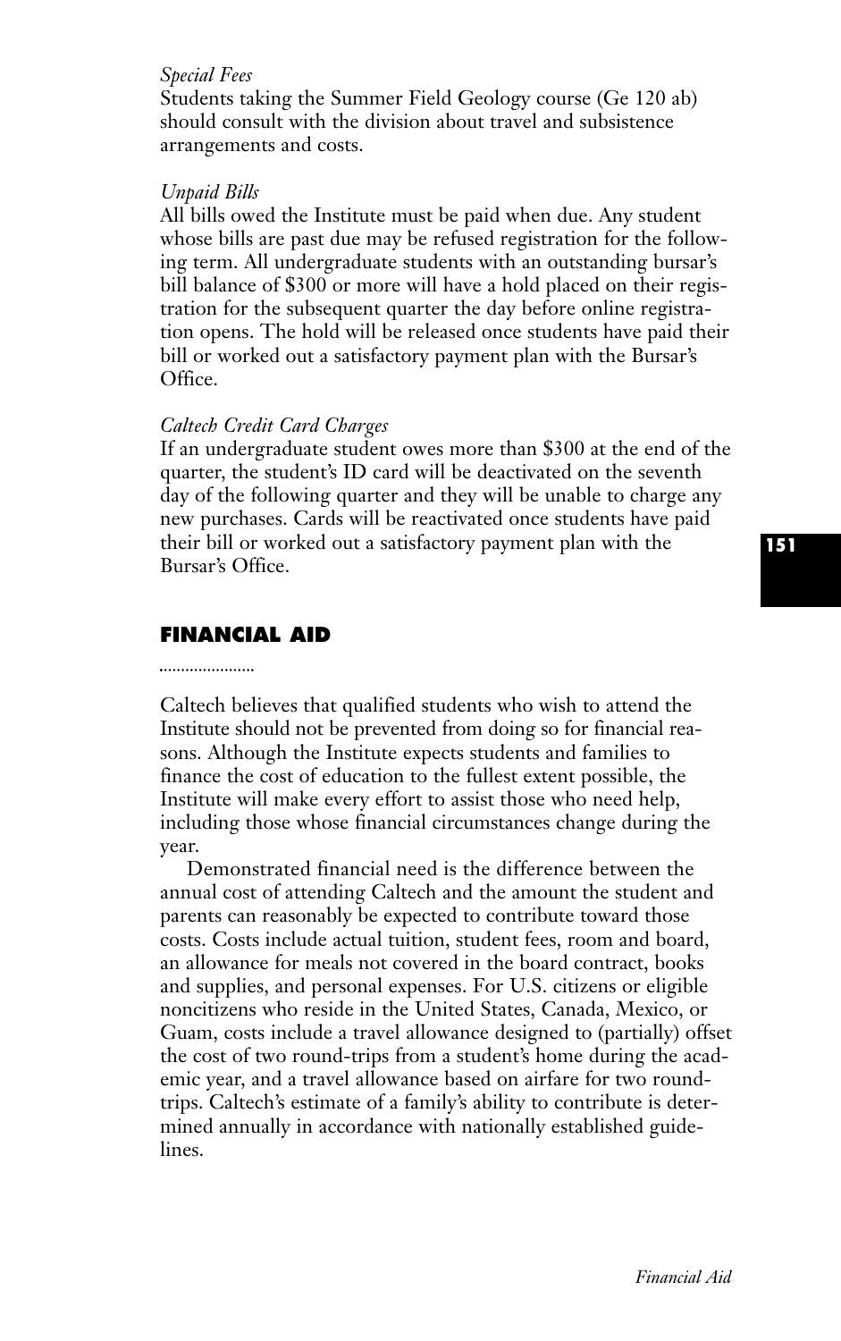*Special Fees*

Students taking the Summer Field Geology course (Ge 120 ab) should consult with the division about travel and subsistence arrangements and costs.

*Unpaid Bills*

All bills owed the Institute must be paid when due. Any student whose bills are past due may be refused registration for the following term. All undergraduate students with an outstanding bursar's bill balance of $300 or more will have a hold placed on their registration for the subsequent quarter the day before online registration opens. The hold will be released once students have paid their bill or worked out a satisfactory payment plan with the Bursar's Office.

*Caltech Credit Card Charges*

If an undergraduate student owes more than $300 at the end of the quarter, the student's ID card will be deactivated on the seventh day of the following quarter and they will be unable to charge any new purchases. Cards will be reactivated once students have paid their bill or worked out a satisfactory payment plan with the Bursar's Office.

## FINANCIAL AID

Caltech believes that qualified students who wish to attend the Institute should not be prevented from doing so for financial reasons. Although the Institute expects students and families to finance the cost of education to the fullest extent possible, the Institute will make every effort to assist those who need help, including those whose financial circumstances change during the year.

Demonstrated financial need is the difference between the annual cost of attending Caltech and the amount the student and parents can reasonably be expected to contribute toward those costs. Costs include actual tuition, student fees, room and board, an allowance for meals not covered in the board contract, books and supplies, and personal expenses. For U.S. citizens or eligible noncitizens who reside in the United States, Canada, Mexico, or Guam, costs include a travel allowance designed to (partially) offset the cost of two round-trips from a student's home during the academic year, and a travel allowance based on airfare for two round-trips. Caltech's estimate of a family's ability to contribute is determined annually in accordance with nationally established guidelines.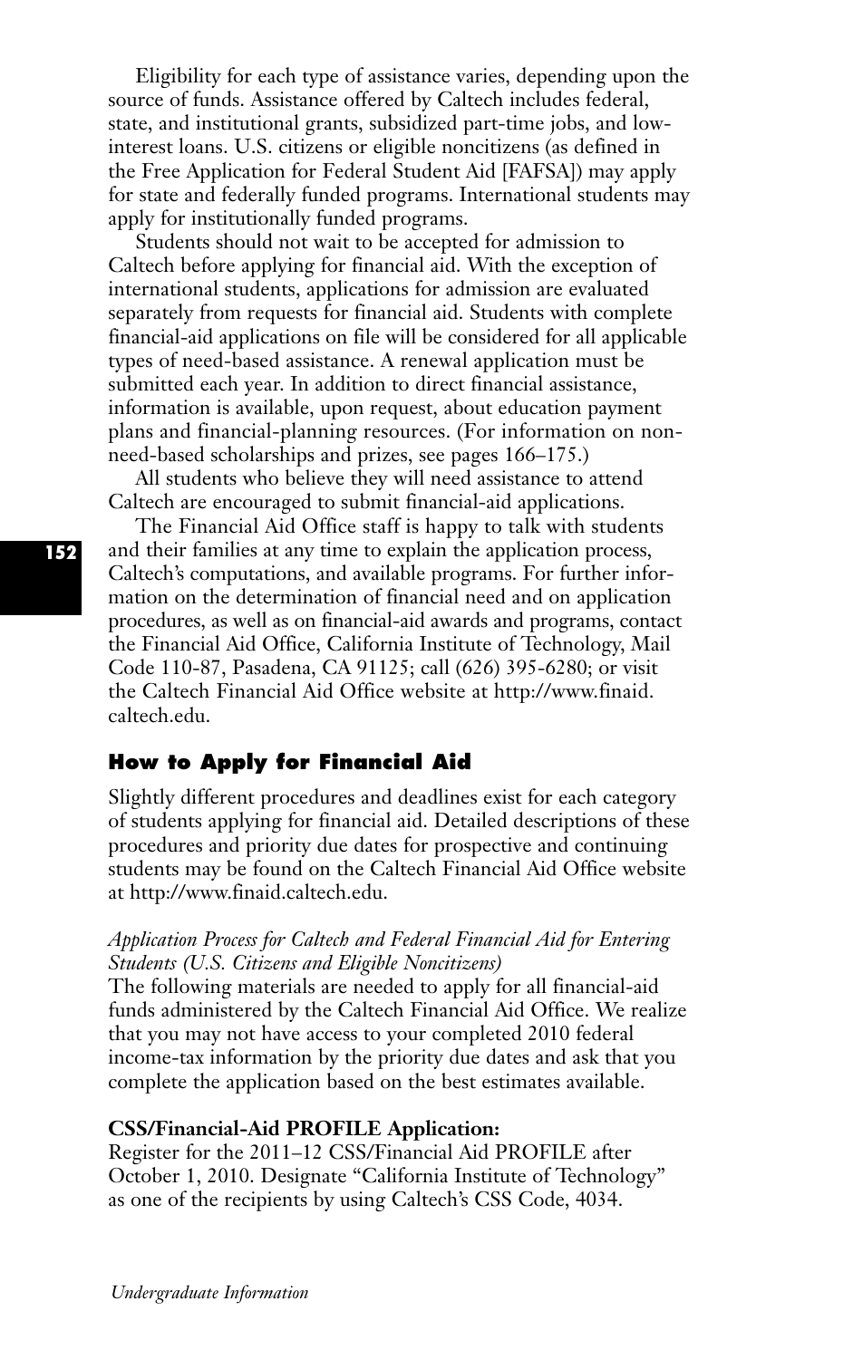Eligibility for each type of assistance varies, depending upon the source of funds. Assistance offered by Caltech includes federal, state, and institutional grants, subsidized part-time jobs, and low-interest loans. U.S. citizens or eligible noncitizens (as defined in the Free Application for Federal Student Aid [FAFSA]) may apply for state and federally funded programs. International students may apply for institutionally funded programs.

Students should not wait to be accepted for admission to Caltech before applying for financial aid. With the exception of international students, applications for admission are evaluated separately from requests for financial aid. Students with complete financial-aid applications on file will be considered for all applicable types of need-based assistance. A renewal application must be submitted each year. In addition to direct financial assistance, information is available, upon request, about education payment plans and financial-planning resources. (For information on non-need-based scholarships and prizes, see pages 166–175.)

All students who believe they will need assistance to attend Caltech are encouraged to submit financial-aid applications.

The Financial Aid Office staff is happy to talk with students and their families at any time to explain the application process, Caltech's computations, and available programs. For further information on the determination of financial need and on application procedures, as well as on financial-aid awards and programs, contact the Financial Aid Office, California Institute of Technology, Mail Code 110-87, Pasadena, CA 91125; call (626) 395-6280; or visit the Caltech Financial Aid Office website at http://www.finaid.caltech.edu.

### How to Apply for Financial Aid

Slightly different procedures and deadlines exist for each category of students applying for financial aid. Detailed descriptions of these procedures and priority due dates for prospective and continuing students may be found on the Caltech Financial Aid Office website at http://www.finaid.caltech.edu.

*Application Process for Caltech and Federal Financial Aid for Entering Students (U.S. Citizens and Eligible Noncitizens)*

The following materials are needed to apply for all financial-aid funds administered by the Caltech Financial Aid Office. We realize that you may not have access to your completed 2010 federal income-tax information by the priority due dates and ask that you complete the application based on the best estimates available.

**CSS/Financial-Aid PROFILE Application:**

Register for the 2011–12 CSS/Financial Aid PROFILE after October 1, 2010. Designate "California Institute of Technology" as one of the recipients by using Caltech's CSS Code, 4034.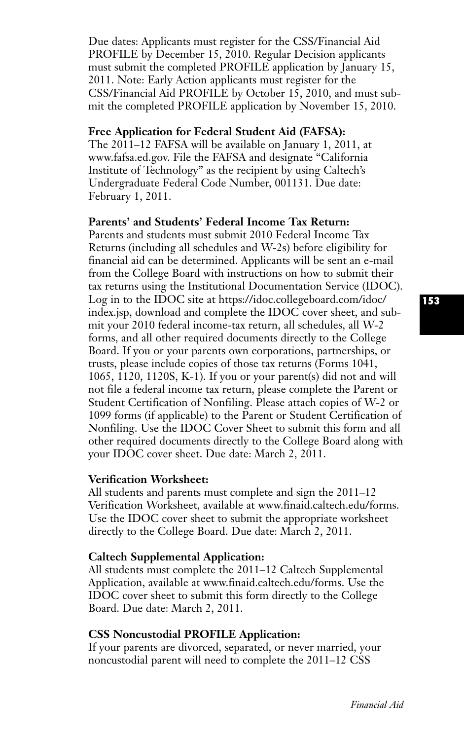Due dates: Applicants must register for the CSS/Financial Aid PROFILE by December 15, 2010. Regular Decision applicants must submit the completed PROFILE application by January 15, 2011. Note: Early Action applicants must register for the CSS/Financial Aid PROFILE by October 15, 2010, and must submit the completed PROFILE application by November 15, 2010.

**Free Application for Federal Student Aid (FAFSA):**
The 2011–12 FAFSA will be available on January 1, 2011, at www.fafsa.ed.gov. File the FAFSA and designate "California Institute of Technology" as the recipient by using Caltech's Undergraduate Federal Code Number, 001131. Due date: February 1, 2011.

**Parents' and Students' Federal Income Tax Return:**
Parents and students must submit 2010 Federal Income Tax Returns (including all schedules and W-2s) before eligibility for financial aid can be determined. Applicants will be sent an e-mail from the College Board with instructions on how to submit their tax returns using the Institutional Documentation Service (IDOC). Log in to the IDOC site at https://idoc.collegeboard.com/idoc/index.jsp, download and complete the IDOC cover sheet, and submit your 2010 federal income-tax return, all schedules, all W-2 forms, and all other required documents directly to the College Board. If you or your parents own corporations, partnerships, or trusts, please include copies of those tax returns (Forms 1041, 1065, 1120, 1120S, K-1). If you or your parent(s) did not and will not file a federal income tax return, please complete the Parent or Student Certification of Nonfiling. Please attach copies of W-2 or 1099 forms (if applicable) to the Parent or Student Certification of Nonfiling. Use the IDOC Cover Sheet to submit this form and all other required documents directly to the College Board along with your IDOC cover sheet. Due date: March 2, 2011.

**Verification Worksheet:**
All students and parents must complete and sign the 2011–12 Verification Worksheet, available at www.finaid.caltech.edu/forms. Use the IDOC cover sheet to submit the appropriate worksheet directly to the College Board. Due date: March 2, 2011.

**Caltech Supplemental Application:**
All students must complete the 2011–12 Caltech Supplemental Application, available at www.finaid.caltech.edu/forms. Use the IDOC cover sheet to submit this form directly to the College Board. Due date: March 2, 2011.

**CSS Noncustodial PROFILE Application:**
If your parents are divorced, separated, or never married, your noncustodial parent will need to complete the 2011–12 CSS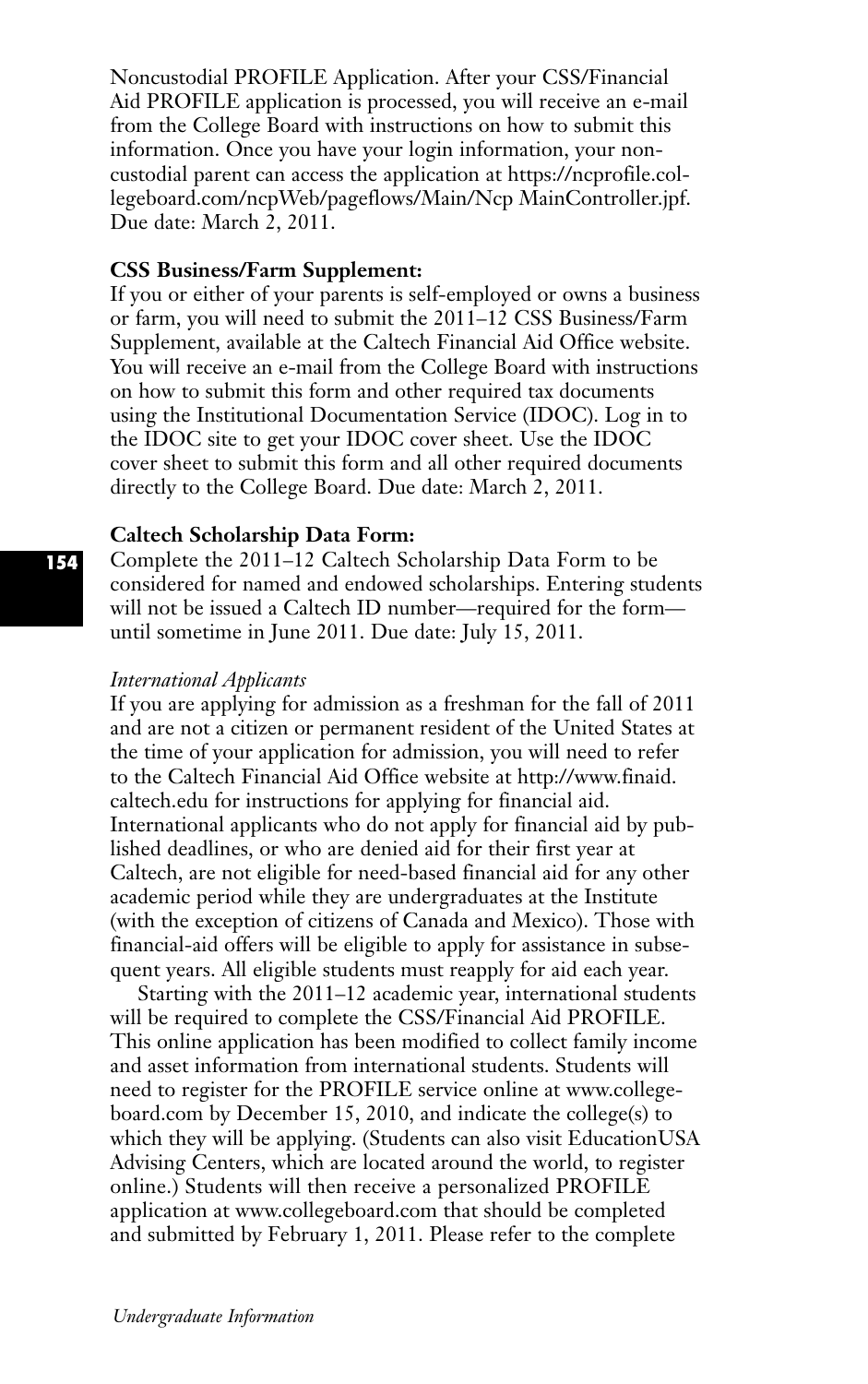Noncustodial PROFILE Application. After your CSS/Financial Aid PROFILE application is processed, you will receive an e-mail from the College Board with instructions on how to submit this information. Once you have your login information, your non-custodial parent can access the application at https://ncprofile.collegeboard.com/ncpWeb/pageflows/Main/Ncp MainController.jpf. Due date: March 2, 2011.

**CSS Business/Farm Supplement:**
If you or either of your parents is self-employed or owns a business or farm, you will need to submit the 2011–12 CSS Business/Farm Supplement, available at the Caltech Financial Aid Office website. You will receive an e-mail from the College Board with instructions on how to submit this form and other required tax documents using the Institutional Documentation Service (IDOC). Log in to the IDOC site to get your IDOC cover sheet. Use the IDOC cover sheet to submit this form and all other required documents directly to the College Board. Due date: March 2, 2011.

**Caltech Scholarship Data Form:**
Complete the 2011–12 Caltech Scholarship Data Form to be considered for named and endowed scholarships. Entering students will not be issued a Caltech ID number—required for the form—until sometime in June 2011. Due date: July 15, 2011.

*International Applicants*
If you are applying for admission as a freshman for the fall of 2011 and are not a citizen or permanent resident of the United States at the time of your application for admission, you will need to refer to the Caltech Financial Aid Office website at http://www.finaid.caltech.edu for instructions for applying for financial aid. International applicants who do not apply for financial aid by published deadlines, or who are denied aid for their first year at Caltech, are not eligible for need-based financial aid for any other academic period while they are undergraduates at the Institute (with the exception of citizens of Canada and Mexico). Those with financial-aid offers will be eligible to apply for assistance in subsequent years. All eligible students must reapply for aid each year.

Starting with the 2011–12 academic year, international students will be required to complete the CSS/Financial Aid PROFILE. This online application has been modified to collect family income and asset information from international students. Students will need to register for the PROFILE service online at www.collegeboard.com by December 15, 2010, and indicate the college(s) to which they will be applying. (Students can also visit EducationUSA Advising Centers, which are located around the world, to register online.) Students will then receive a personalized PROFILE application at www.collegeboard.com that should be completed and submitted by February 1, 2011. Please refer to the complete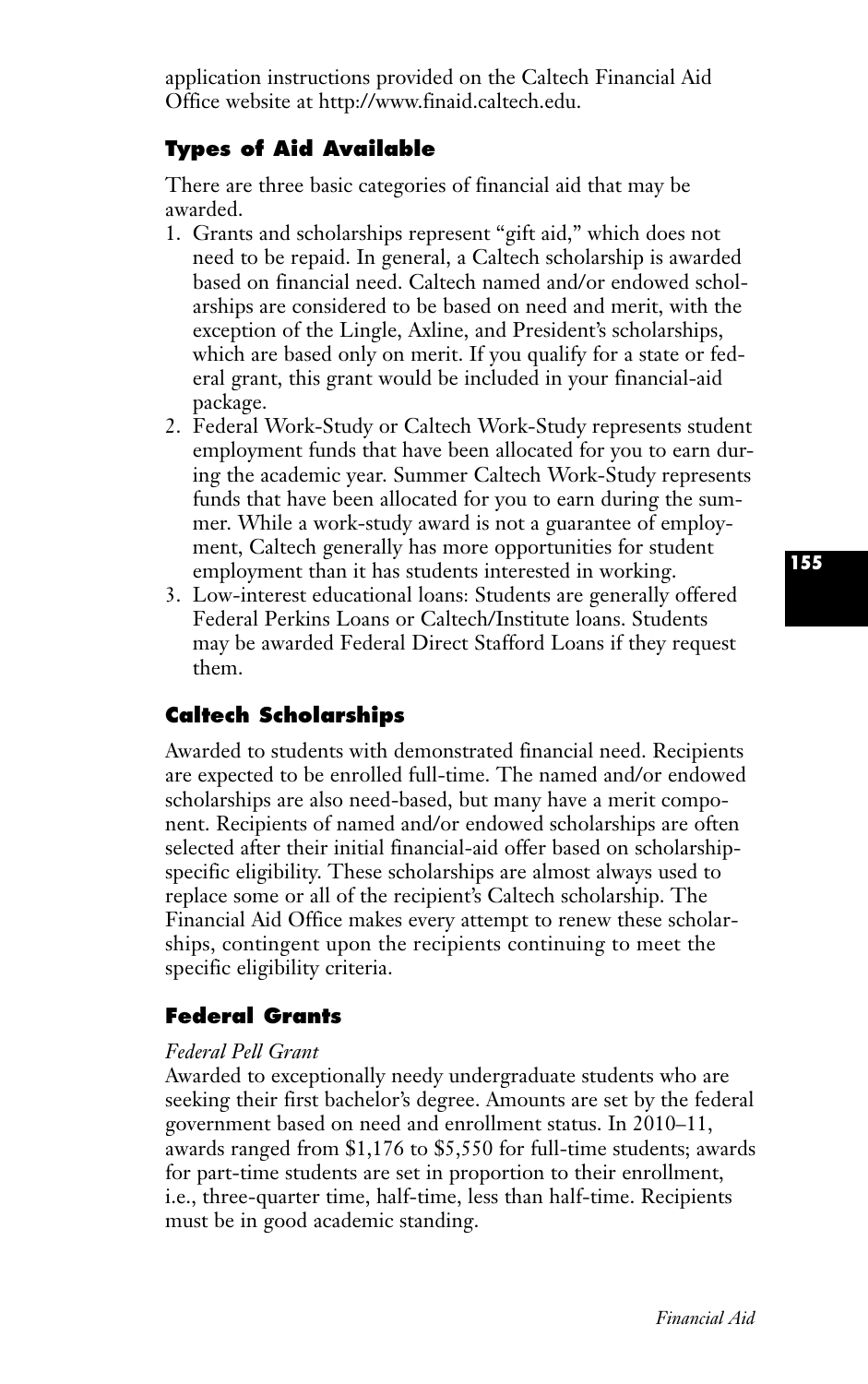application instructions provided on the Caltech Financial Aid Office website at http://www.finaid.caltech.edu.

### Types of Aid Available

There are three basic categories of financial aid that may be awarded.

1. Grants and scholarships represent "gift aid," which does not need to be repaid. In general, a Caltech scholarship is awarded based on financial need. Caltech named and/or endowed scholarships are considered to be based on need and merit, with the exception of the Lingle, Axline, and President's scholarships, which are based only on merit. If you qualify for a state or federal grant, this grant would be included in your financial-aid package.
2. Federal Work-Study or Caltech Work-Study represents student employment funds that have been allocated for you to earn during the academic year. Summer Caltech Work-Study represents funds that have been allocated for you to earn during the summer. While a work-study award is not a guarantee of employment, Caltech generally has more opportunities for student employment than it has students interested in working.
3. Low-interest educational loans: Students are generally offered Federal Perkins Loans or Caltech/Institute loans. Students may be awarded Federal Direct Stafford Loans if they request them.

### Caltech Scholarships

Awarded to students with demonstrated financial need. Recipients are expected to be enrolled full-time. The named and/or endowed scholarships are also need-based, but many have a merit component. Recipients of named and/or endowed scholarships are often selected after their initial financial-aid offer based on scholarship-specific eligibility. These scholarships are almost always used to replace some or all of the recipient's Caltech scholarship. The Financial Aid Office makes every attempt to renew these scholarships, contingent upon the recipients continuing to meet the specific eligibility criteria.

### Federal Grants

*Federal Pell Grant*

Awarded to exceptionally needy undergraduate students who are seeking their first bachelor's degree. Amounts are set by the federal government based on need and enrollment status. In 2010–11, awards ranged from $1,176 to $5,550 for full-time students; awards for part-time students are set in proportion to their enrollment, i.e., three-quarter time, half-time, less than half-time. Recipients must be in good academic standing.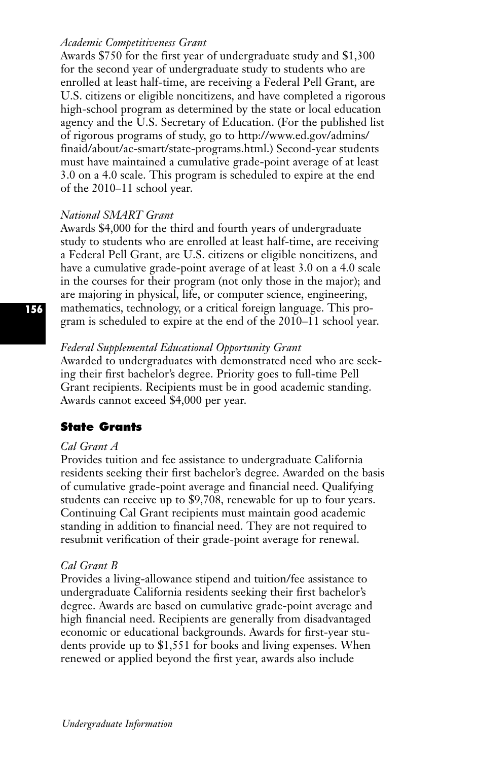*Academic Competitiveness Grant*

Awards $750 for the first year of undergraduate study and $1,300 for the second year of undergraduate study to students who are enrolled at least half-time, are receiving a Federal Pell Grant, are U.S. citizens or eligible noncitizens, and have completed a rigorous high-school program as determined by the state or local education agency and the U.S. Secretary of Education. (For the published list of rigorous programs of study, go to http://www.ed.gov/admins/finaid/about/ac-smart/state-programs.html.) Second-year students must have maintained a cumulative grade-point average of at least 3.0 on a 4.0 scale. This program is scheduled to expire at the end of the 2010–11 school year.

*National SMART Grant*

Awards $4,000 for the third and fourth years of undergraduate study to students who are enrolled at least half-time, are receiving a Federal Pell Grant, are U.S. citizens or eligible noncitizens, and have a cumulative grade-point average of at least 3.0 on a 4.0 scale in the courses for their program (not only those in the major); and are majoring in physical, life, or computer science, engineering, mathematics, technology, or a critical foreign language. This program is scheduled to expire at the end of the 2010–11 school year.

*Federal Supplemental Educational Opportunity Grant*

Awarded to undergraduates with demonstrated need who are seeking their first bachelor's degree. Priority goes to full-time Pell Grant recipients. Recipients must be in good academic standing. Awards cannot exceed $4,000 per year.

## State Grants

*Cal Grant A*

Provides tuition and fee assistance to undergraduate California residents seeking their first bachelor's degree. Awarded on the basis of cumulative grade-point average and financial need. Qualifying students can receive up to $9,708, renewable for up to four years. Continuing Cal Grant recipients must maintain good academic standing in addition to financial need. They are not required to resubmit verification of their grade-point average for renewal.

*Cal Grant B*

Provides a living-allowance stipend and tuition/fee assistance to undergraduate California residents seeking their first bachelor's degree. Awards are based on cumulative grade-point average and high financial need. Recipients are generally from disadvantaged economic or educational backgrounds. Awards for first-year students provide up to $1,551 for books and living expenses. When renewed or applied beyond the first year, awards also include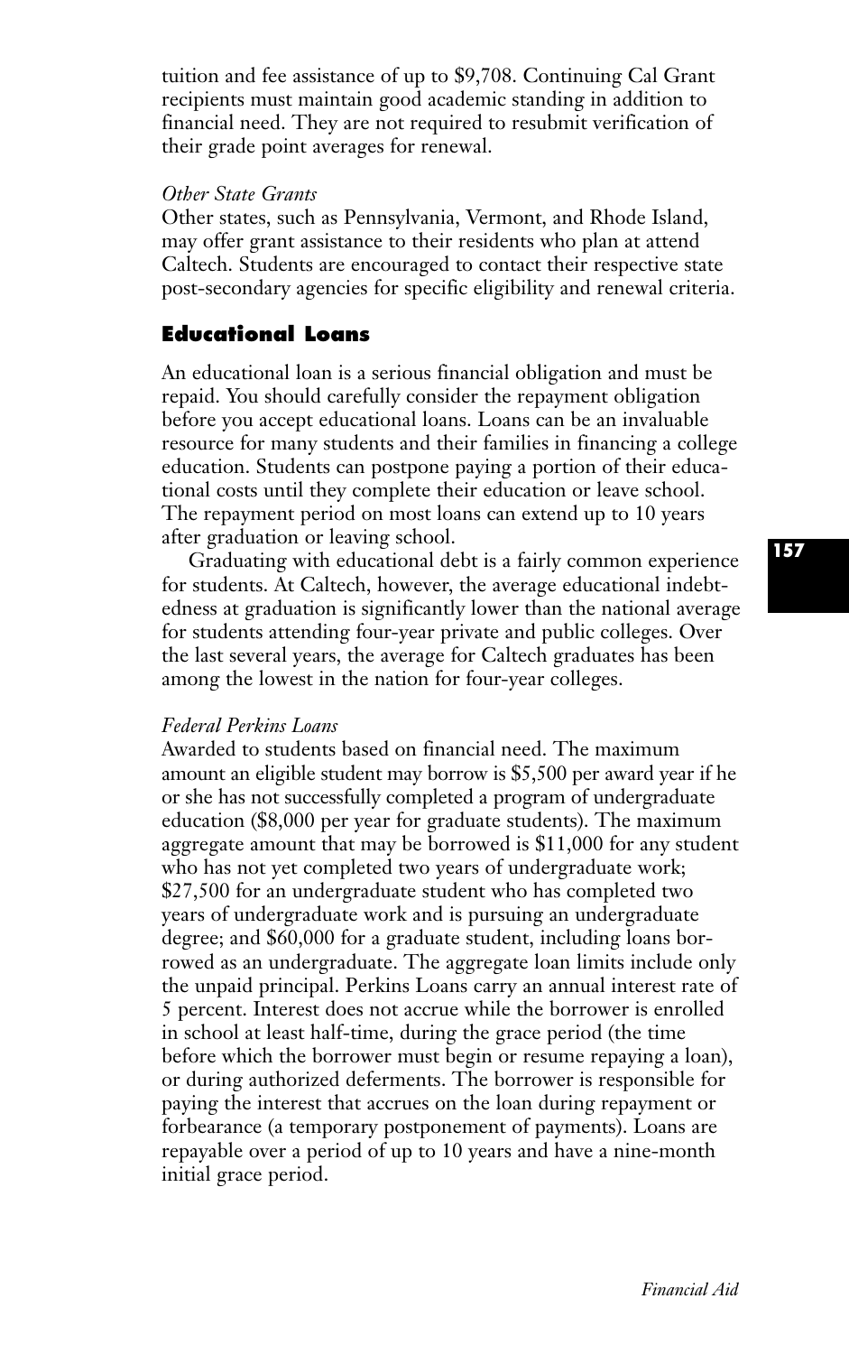tuition and fee assistance of up to $9,708. Continuing Cal Grant recipients must maintain good academic standing in addition to financial need. They are not required to resubmit verification of their grade point averages for renewal.

*Other State Grants*

Other states, such as Pennsylvania, Vermont, and Rhode Island, may offer grant assistance to their residents who plan at attend Caltech. Students are encouraged to contact their respective state post-secondary agencies for specific eligibility and renewal criteria.

## Educational Loans

An educational loan is a serious financial obligation and must be repaid. You should carefully consider the repayment obligation before you accept educational loans. Loans can be an invaluable resource for many students and their families in financing a college education. Students can postpone paying a portion of their educational costs until they complete their education or leave school. The repayment period on most loans can extend up to 10 years after graduation or leaving school.

Graduating with educational debt is a fairly common experience for students. At Caltech, however, the average educational indebtedness at graduation is significantly lower than the national average for students attending four-year private and public colleges. Over the last several years, the average for Caltech graduates has been among the lowest in the nation for four-year colleges.

*Federal Perkins Loans*

Awarded to students based on financial need. The maximum amount an eligible student may borrow is $5,500 per award year if he or she has not successfully completed a program of undergraduate education ($8,000 per year for graduate students). The maximum aggregate amount that may be borrowed is $11,000 for any student who has not yet completed two years of undergraduate work; $27,500 for an undergraduate student who has completed two years of undergraduate work and is pursuing an undergraduate degree; and $60,000 for a graduate student, including loans borrowed as an undergraduate. The aggregate loan limits include only the unpaid principal. Perkins Loans carry an annual interest rate of 5 percent. Interest does not accrue while the borrower is enrolled in school at least half-time, during the grace period (the time before which the borrower must begin or resume repaying a loan), or during authorized deferments. The borrower is responsible for paying the interest that accrues on the loan during repayment or forbearance (a temporary postponement of payments). Loans are repayable over a period of up to 10 years and have a nine-month initial grace period.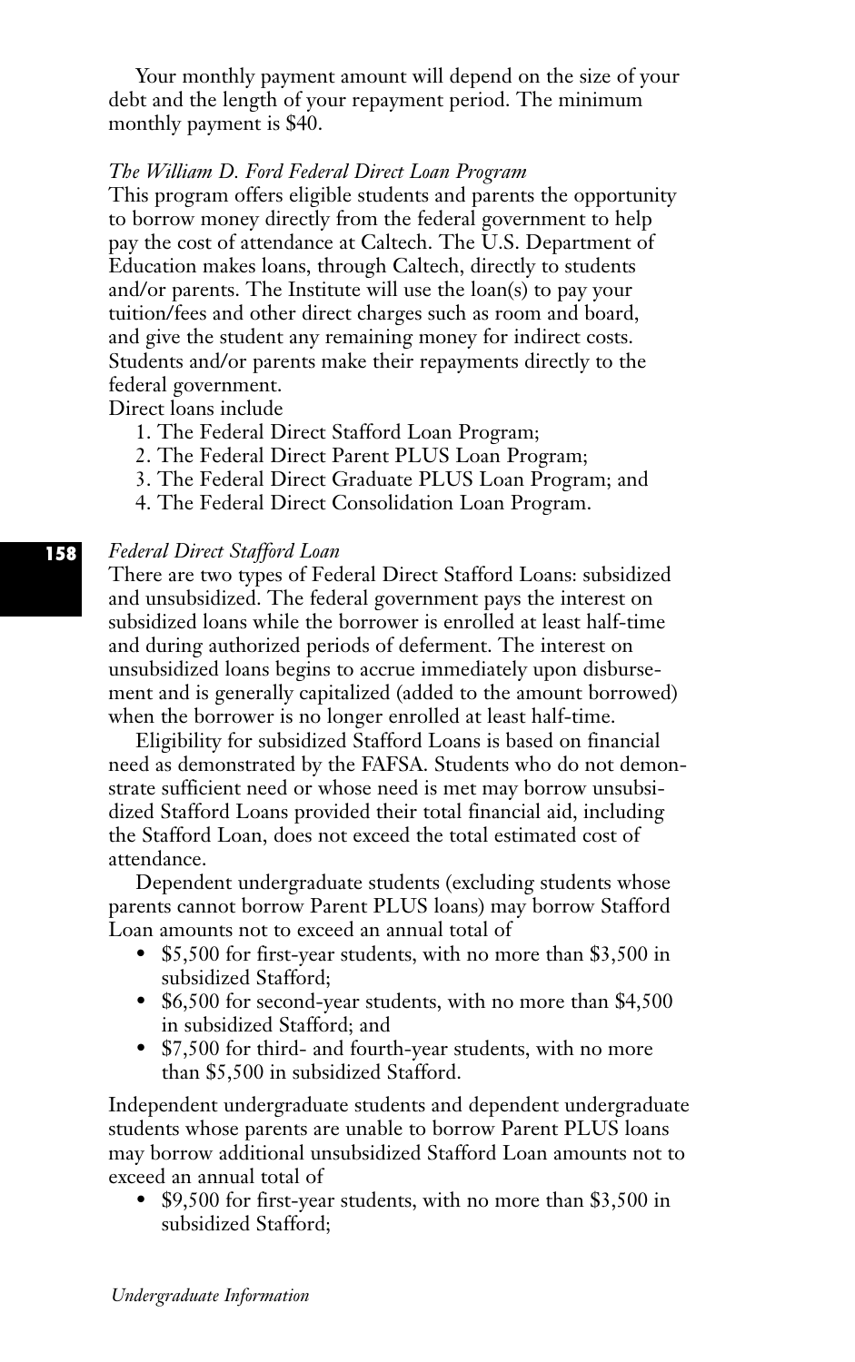Your monthly payment amount will depend on the size of your debt and the length of your repayment period. The minimum monthly payment is $40.

*The William D. Ford Federal Direct Loan Program*

This program offers eligible students and parents the opportunity to borrow money directly from the federal government to help pay the cost of attendance at Caltech. The U.S. Department of Education makes loans, through Caltech, directly to students and/or parents. The Institute will use the loan(s) to pay your tuition/fees and other direct charges such as room and board, and give the student any remaining money for indirect costs. Students and/or parents make their repayments directly to the federal government.

Direct loans include

1. The Federal Direct Stafford Loan Program;
2. The Federal Direct Parent PLUS Loan Program;
3. The Federal Direct Graduate PLUS Loan Program; and
4. The Federal Direct Consolidation Loan Program.

*Federal Direct Stafford Loan*

There are two types of Federal Direct Stafford Loans: subsidized and unsubsidized. The federal government pays the interest on subsidized loans while the borrower is enrolled at least half-time and during authorized periods of deferment. The interest on unsubsidized loans begins to accrue immediately upon disbursement and is generally capitalized (added to the amount borrowed) when the borrower is no longer enrolled at least half-time.

Eligibility for subsidized Stafford Loans is based on financial need as demonstrated by the FAFSA. Students who do not demonstrate sufficient need or whose need is met may borrow unsubsidized Stafford Loans provided their total financial aid, including the Stafford Loan, does not exceed the total estimated cost of attendance.

Dependent undergraduate students (excluding students whose parents cannot borrow Parent PLUS loans) may borrow Stafford Loan amounts not to exceed an annual total of

- $5,500 for first-year students, with no more than $3,500 in subsidized Stafford;
- $6,500 for second-year students, with no more than $4,500 in subsidized Stafford; and
- $7,500 for third- and fourth-year students, with no more than $5,500 in subsidized Stafford.

Independent undergraduate students and dependent undergraduate students whose parents are unable to borrow Parent PLUS loans may borrow additional unsubsidized Stafford Loan amounts not to exceed an annual total of

- $9,500 for first-year students, with no more than $3,500 in subsidized Stafford;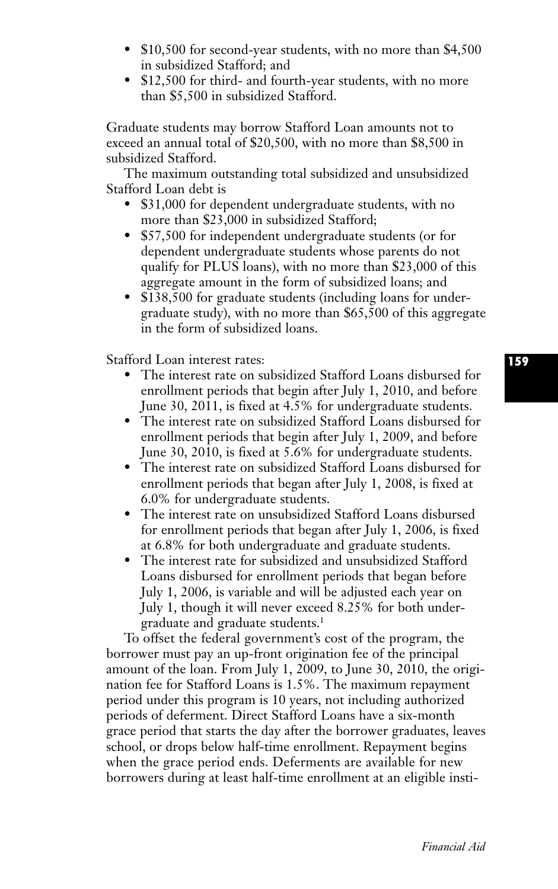- $10,500 for second-year students, with no more than $4,500 in subsidized Stafford; and
- $12,500 for third- and fourth-year students, with no more than $5,500 in subsidized Stafford.

Graduate students may borrow Stafford Loan amounts not to exceed an annual total of $20,500, with no more than $8,500 in subsidized Stafford.

The maximum outstanding total subsidized and unsubsidized Stafford Loan debt is

- $31,000 for dependent undergraduate students, with no more than $23,000 in subsidized Stafford;
- $57,500 for independent undergraduate students (or for dependent undergraduate students whose parents do not qualify for PLUS loans), with no more than $23,000 of this aggregate amount in the form of subsidized loans; and
- $138,500 for graduate students (including loans for undergraduate study), with no more than $65,500 of this aggregate in the form of subsidized loans.

Stafford Loan interest rates:

- The interest rate on subsidized Stafford Loans disbursed for enrollment periods that begin after July 1, 2010, and before June 30, 2011, is fixed at 4.5% for undergraduate students.
- The interest rate on subsidized Stafford Loans disbursed for enrollment periods that begin after July 1, 2009, and before June 30, 2010, is fixed at 5.6% for undergraduate students.
- The interest rate on subsidized Stafford Loans disbursed for enrollment periods that began after July 1, 2008, is fixed at 6.0% for undergraduate students.
- The interest rate on unsubsidized Stafford Loans disbursed for enrollment periods that began after July 1, 2006, is fixed at 6.8% for both undergraduate and graduate students.
- The interest rate for subsidized and unsubsidized Stafford Loans disbursed for enrollment periods that began before July 1, 2006, is variable and will be adjusted each year on July 1, though it will never exceed 8.25% for both undergraduate and graduate students.[1]

To offset the federal government's cost of the program, the borrower must pay an up-front origination fee of the principal amount of the loan. From July 1, 2009, to June 30, 2010, the origination fee for Stafford Loans is 1.5%. The maximum repayment period under this program is 10 years, not including authorized periods of deferment. Direct Stafford Loans have a six-month grace period that starts the day after the borrower graduates, leaves school, or drops below half-time enrollment. Repayment begins when the grace period ends. Deferments are available for new borrowers during at least half-time enrollment at an eligible insti-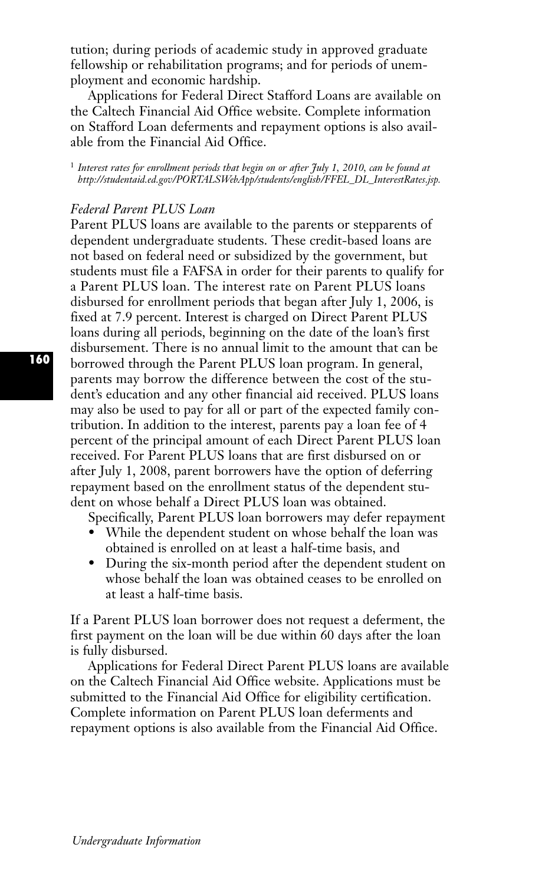tution; during periods of academic study in approved graduate fellowship or rehabilitation programs; and for periods of unemployment and economic hardship.

Applications for Federal Direct Stafford Loans are available on the Caltech Financial Aid Office website. Complete information on Stafford Loan deferments and repayment options is also available from the Financial Aid Office.

[1] *Interest rates for enrollment periods that begin on or after July 1, 2010, can be found at http://studentaid.ed.gov/PORTALSWebApp/students/english/FFEL_DL_InterestRates.jsp.*

*Federal Parent PLUS Loan*

Parent PLUS loans are available to the parents or stepparents of dependent undergraduate students. These credit-based loans are not based on federal need or subsidized by the government, but students must file a FAFSA in order for their parents to qualify for a Parent PLUS loan. The interest rate on Parent PLUS loans disbursed for enrollment periods that began after July 1, 2006, is fixed at 7.9 percent. Interest is charged on Direct Parent PLUS loans during all periods, beginning on the date of the loan's first disbursement. There is no annual limit to the amount that can be borrowed through the Parent PLUS loan program. In general, parents may borrow the difference between the cost of the student's education and any other financial aid received. PLUS loans may also be used to pay for all or part of the expected family contribution. In addition to the interest, parents pay a loan fee of 4 percent of the principal amount of each Direct Parent PLUS loan received. For Parent PLUS loans that are first disbursed on or after July 1, 2008, parent borrowers have the option of deferring repayment based on the enrollment status of the dependent student on whose behalf a Direct PLUS loan was obtained.

Specifically, Parent PLUS loan borrowers may defer repayment

- While the dependent student on whose behalf the loan was obtained is enrolled on at least a half-time basis, and
- During the six-month period after the dependent student on whose behalf the loan was obtained ceases to be enrolled on at least a half-time basis.

If a Parent PLUS loan borrower does not request a deferment, the first payment on the loan will be due within 60 days after the loan is fully disbursed.

Applications for Federal Direct Parent PLUS loans are available on the Caltech Financial Aid Office website. Applications must be submitted to the Financial Aid Office for eligibility certification. Complete information on Parent PLUS loan deferments and repayment options is also available from the Financial Aid Office.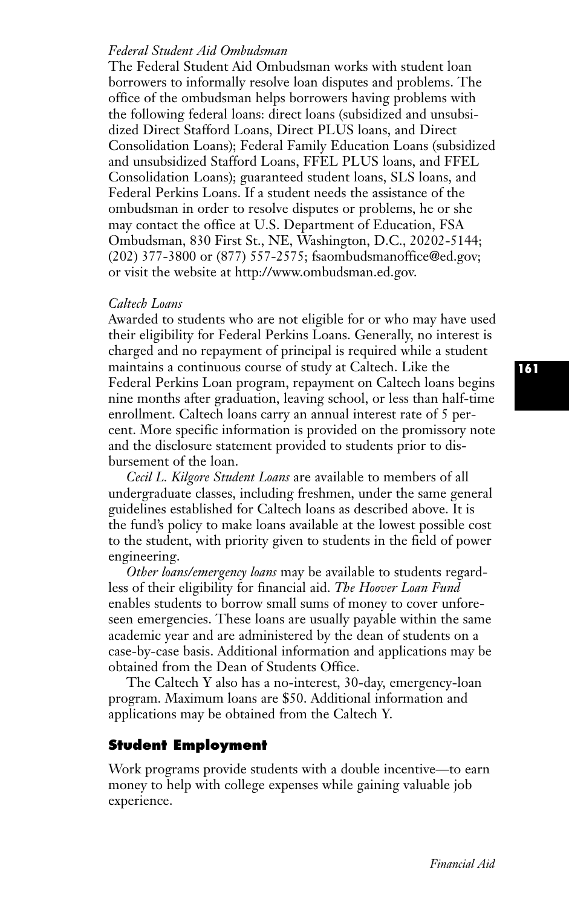*Federal Student Aid Ombudsman*

The Federal Student Aid Ombudsman works with student loan borrowers to informally resolve loan disputes and problems. The office of the ombudsman helps borrowers having problems with the following federal loans: direct loans (subsidized and unsubsidized Direct Stafford Loans, Direct PLUS loans, and Direct Consolidation Loans); Federal Family Education Loans (subsidized and unsubsidized Stafford Loans, FFEL PLUS loans, and FFEL Consolidation Loans); guaranteed student loans, SLS loans, and Federal Perkins Loans. If a student needs the assistance of the ombudsman in order to resolve disputes or problems, he or she may contact the office at U.S. Department of Education, FSA Ombudsman, 830 First St., NE, Washington, D.C., 20202-5144; (202) 377-3800 or (877) 557-2575; fsaombudsmanoffice@ed.gov; or visit the website at http://www.ombudsman.ed.gov.

*Caltech Loans*

Awarded to students who are not eligible for or who may have used their eligibility for Federal Perkins Loans. Generally, no interest is charged and no repayment of principal is required while a student maintains a continuous course of study at Caltech. Like the Federal Perkins Loan program, repayment on Caltech loans begins nine months after graduation, leaving school, or less than half-time enrollment. Caltech loans carry an annual interest rate of 5 percent. More specific information is provided on the promissory note and the disclosure statement provided to students prior to disbursement of the loan.

*Cecil L. Kilgore Student Loans* are available to members of all undergraduate classes, including freshmen, under the same general guidelines established for Caltech loans as described above. It is the fund's policy to make loans available at the lowest possible cost to the student, with priority given to students in the field of power engineering.

*Other loans/emergency loans* may be available to students regardless of their eligibility for financial aid. *The Hoover Loan Fund* enables students to borrow small sums of money to cover unforeseen emergencies. These loans are usually payable within the same academic year and are administered by the dean of students on a case-by-case basis. Additional information and applications may be obtained from the Dean of Students Office.

The Caltech Y also has a no-interest, 30-day, emergency-loan program. Maximum loans are $50. Additional information and applications may be obtained from the Caltech Y.

## Student Employment

Work programs provide students with a double incentive—to earn money to help with college expenses while gaining valuable job experience.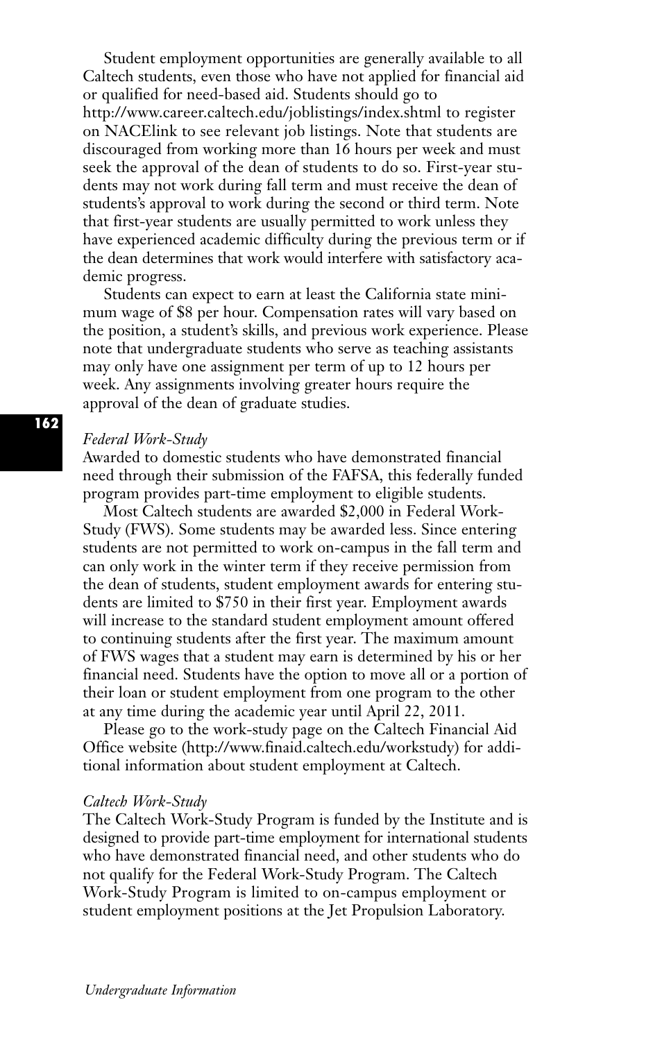Student employment opportunities are generally available to all Caltech students, even those who have not applied for financial aid or qualified for need-based aid. Students should go to http://www.career.caltech.edu/joblistings/index.shtml to register on NACElink to see relevant job listings. Note that students are discouraged from working more than 16 hours per week and must seek the approval of the dean of students to do so. First-year students may not work during fall term and must receive the dean of students's approval to work during the second or third term. Note that first-year students are usually permitted to work unless they have experienced academic difficulty during the previous term or if the dean determines that work would interfere with satisfactory academic progress.

Students can expect to earn at least the California state minimum wage of $8 per hour. Compensation rates will vary based on the position, a student's skills, and previous work experience. Please note that undergraduate students who serve as teaching assistants may only have one assignment per term of up to 12 hours per week. Any assignments involving greater hours require the approval of the dean of graduate studies.

*Federal Work-Study*

Awarded to domestic students who have demonstrated financial need through their submission of the FAFSA, this federally funded program provides part-time employment to eligible students.

Most Caltech students are awarded $2,000 in Federal Work-Study (FWS). Some students may be awarded less. Since entering students are not permitted to work on-campus in the fall term and can only work in the winter term if they receive permission from the dean of students, student employment awards for entering students are limited to $750 in their first year. Employment awards will increase to the standard student employment amount offered to continuing students after the first year. The maximum amount of FWS wages that a student may earn is determined by his or her financial need. Students have the option to move all or a portion of their loan or student employment from one program to the other at any time during the academic year until April 22, 2011.

Please go to the work-study page on the Caltech Financial Aid Office website (http://www.finaid.caltech.edu/workstudy) for additional information about student employment at Caltech.

*Caltech Work-Study*

The Caltech Work-Study Program is funded by the Institute and is designed to provide part-time employment for international students who have demonstrated financial need, and other students who do not qualify for the Federal Work-Study Program. The Caltech Work-Study Program is limited to on-campus employment or student employment positions at the Jet Propulsion Laboratory.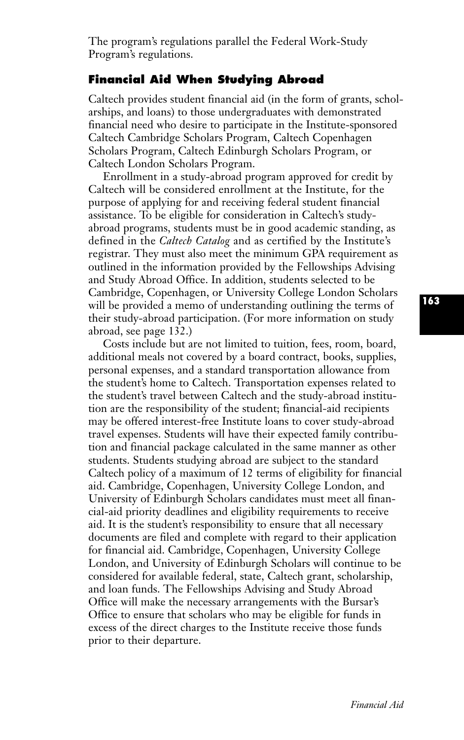The program's regulations parallel the Federal Work-Study Program's regulations.

### Financial Aid When Studying Abroad

Caltech provides student financial aid (in the form of grants, scholarships, and loans) to those undergraduates with demonstrated financial need who desire to participate in the Institute-sponsored Caltech Cambridge Scholars Program, Caltech Copenhagen Scholars Program, Caltech Edinburgh Scholars Program, or Caltech London Scholars Program.

Enrollment in a study-abroad program approved for credit by Caltech will be considered enrollment at the Institute, for the purpose of applying for and receiving federal student financial assistance. To be eligible for consideration in Caltech's study-abroad programs, students must be in good academic standing, as defined in the *Caltech Catalog* and as certified by the Institute's registrar. They must also meet the minimum GPA requirement as outlined in the information provided by the Fellowships Advising and Study Abroad Office. In addition, students selected to be Cambridge, Copenhagen, or University College London Scholars will be provided a memo of understanding outlining the terms of their study-abroad participation. (For more information on study abroad, see page 132.)

Costs include but are not limited to tuition, fees, room, board, additional meals not covered by a board contract, books, supplies, personal expenses, and a standard transportation allowance from the student's home to Caltech. Transportation expenses related to the student's travel between Caltech and the study-abroad institution are the responsibility of the student; financial-aid recipients may be offered interest-free Institute loans to cover study-abroad travel expenses. Students will have their expected family contribution and financial package calculated in the same manner as other students. Students studying abroad are subject to the standard Caltech policy of a maximum of 12 terms of eligibility for financial aid. Cambridge, Copenhagen, University College London, and University of Edinburgh Scholars candidates must meet all financial-aid priority deadlines and eligibility requirements to receive aid. It is the student's responsibility to ensure that all necessary documents are filed and complete with regard to their application for financial aid. Cambridge, Copenhagen, University College London, and University of Edinburgh Scholars will continue to be considered for available federal, state, Caltech grant, scholarship, and loan funds. The Fellowships Advising and Study Abroad Office will make the necessary arrangements with the Bursar's Office to ensure that scholars who may be eligible for funds in excess of the direct charges to the Institute receive those funds prior to their departure.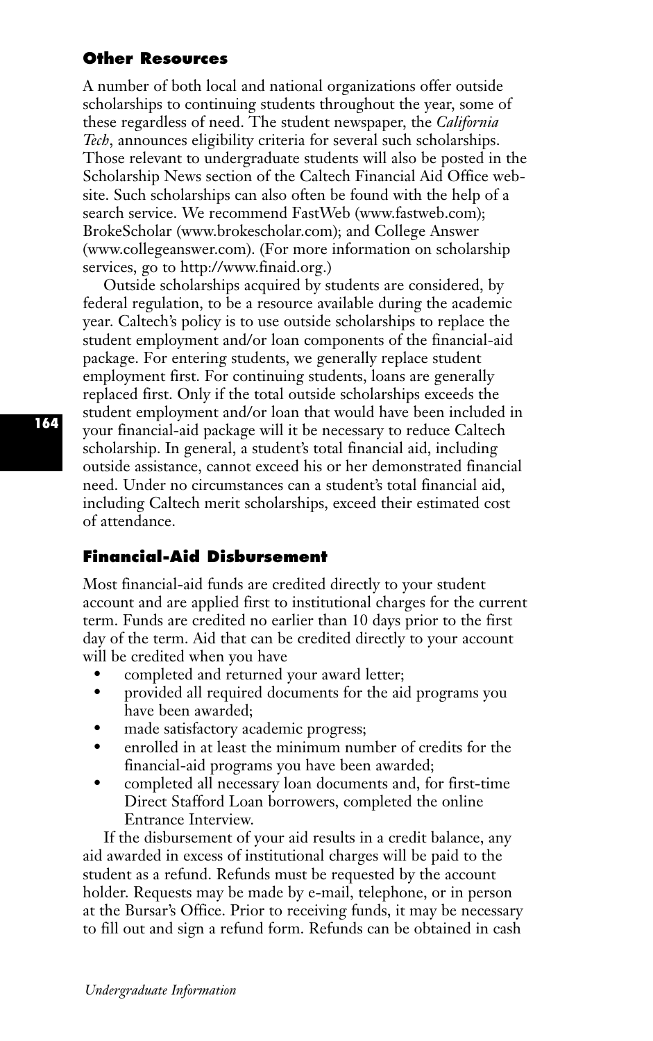### Other Resources

A number of both local and national organizations offer outside scholarships to continuing students throughout the year, some of these regardless of need. The student newspaper, the *California Tech*, announces eligibility criteria for several such scholarships. Those relevant to undergraduate students will also be posted in the Scholarship News section of the Caltech Financial Aid Office website. Such scholarships can also often be found with the help of a search service. We recommend FastWeb (www.fastweb.com); BrokeScholar (www.brokescholar.com); and College Answer (www.collegeanswer.com). (For more information on scholarship services, go to http://www.finaid.org.)

Outside scholarships acquired by students are considered, by federal regulation, to be a resource available during the academic year. Caltech's policy is to use outside scholarships to replace the student employment and/or loan components of the financial-aid package. For entering students, we generally replace student employment first. For continuing students, loans are generally replaced first. Only if the total outside scholarships exceeds the student employment and/or loan that would have been included in your financial-aid package will it be necessary to reduce Caltech scholarship. In general, a student's total financial aid, including outside assistance, cannot exceed his or her demonstrated financial need. Under no circumstances can a student's total financial aid, including Caltech merit scholarships, exceed their estimated cost of attendance.

### Financial-Aid Disbursement

Most financial-aid funds are credited directly to your student account and are applied first to institutional charges for the current term. Funds are credited no earlier than 10 days prior to the first day of the term. Aid that can be credited directly to your account will be credited when you have

- completed and returned your award letter;
- provided all required documents for the aid programs you have been awarded;
- made satisfactory academic progress;
- enrolled in at least the minimum number of credits for the financial-aid programs you have been awarded;
- completed all necessary loan documents and, for first-time Direct Stafford Loan borrowers, completed the online Entrance Interview.

If the disbursement of your aid results in a credit balance, any aid awarded in excess of institutional charges will be paid to the student as a refund. Refunds must be requested by the account holder. Requests may be made by e-mail, telephone, or in person at the Bursar's Office. Prior to receiving funds, it may be necessary to fill out and sign a refund form. Refunds can be obtained in cash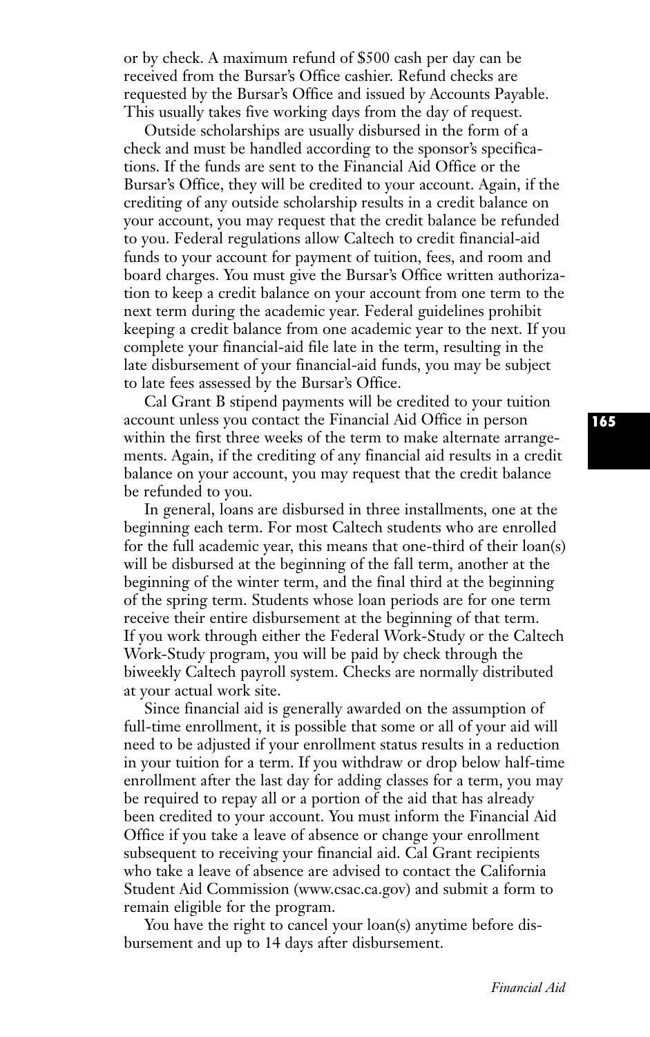or by check. A maximum refund of $500 cash per day can be received from the Bursar's Office cashier. Refund checks are requested by the Bursar's Office and issued by Accounts Payable. This usually takes five working days from the day of request.

Outside scholarships are usually disbursed in the form of a check and must be handled according to the sponsor's specifications. If the funds are sent to the Financial Aid Office or the Bursar's Office, they will be credited to your account. Again, if the crediting of any outside scholarship results in a credit balance on your account, you may request that the credit balance be refunded to you. Federal regulations allow Caltech to credit financial-aid funds to your account for payment of tuition, fees, and room and board charges. You must give the Bursar's Office written authorization to keep a credit balance on your account from one term to the next term during the academic year. Federal guidelines prohibit keeping a credit balance from one academic year to the next. If you complete your financial-aid file late in the term, resulting in the late disbursement of your financial-aid funds, you may be subject to late fees assessed by the Bursar's Office.

Cal Grant B stipend payments will be credited to your tuition account unless you contact the Financial Aid Office in person within the first three weeks of the term to make alternate arrangements. Again, if the crediting of any financial aid results in a credit balance on your account, you may request that the credit balance be refunded to you.

In general, loans are disbursed in three installments, one at the beginning each term. For most Caltech students who are enrolled for the full academic year, this means that one-third of their loan(s) will be disbursed at the beginning of the fall term, another at the beginning of the winter term, and the final third at the beginning of the spring term. Students whose loan periods are for one term receive their entire disbursement at the beginning of that term. If you work through either the Federal Work-Study or the Caltech Work-Study program, you will be paid by check through the biweekly Caltech payroll system. Checks are normally distributed at your actual work site.

Since financial aid is generally awarded on the assumption of full-time enrollment, it is possible that some or all of your aid will need to be adjusted if your enrollment status results in a reduction in your tuition for a term. If you withdraw or drop below half-time enrollment after the last day for adding classes for a term, you may be required to repay all or a portion of the aid that has already been credited to your account. You must inform the Financial Aid Office if you take a leave of absence or change your enrollment subsequent to receiving your financial aid. Cal Grant recipients who take a leave of absence are advised to contact the California Student Aid Commission (www.csac.ca.gov) and submit a form to remain eligible for the program.

You have the right to cancel your loan(s) anytime before disbursement and up to 14 days after disbursement.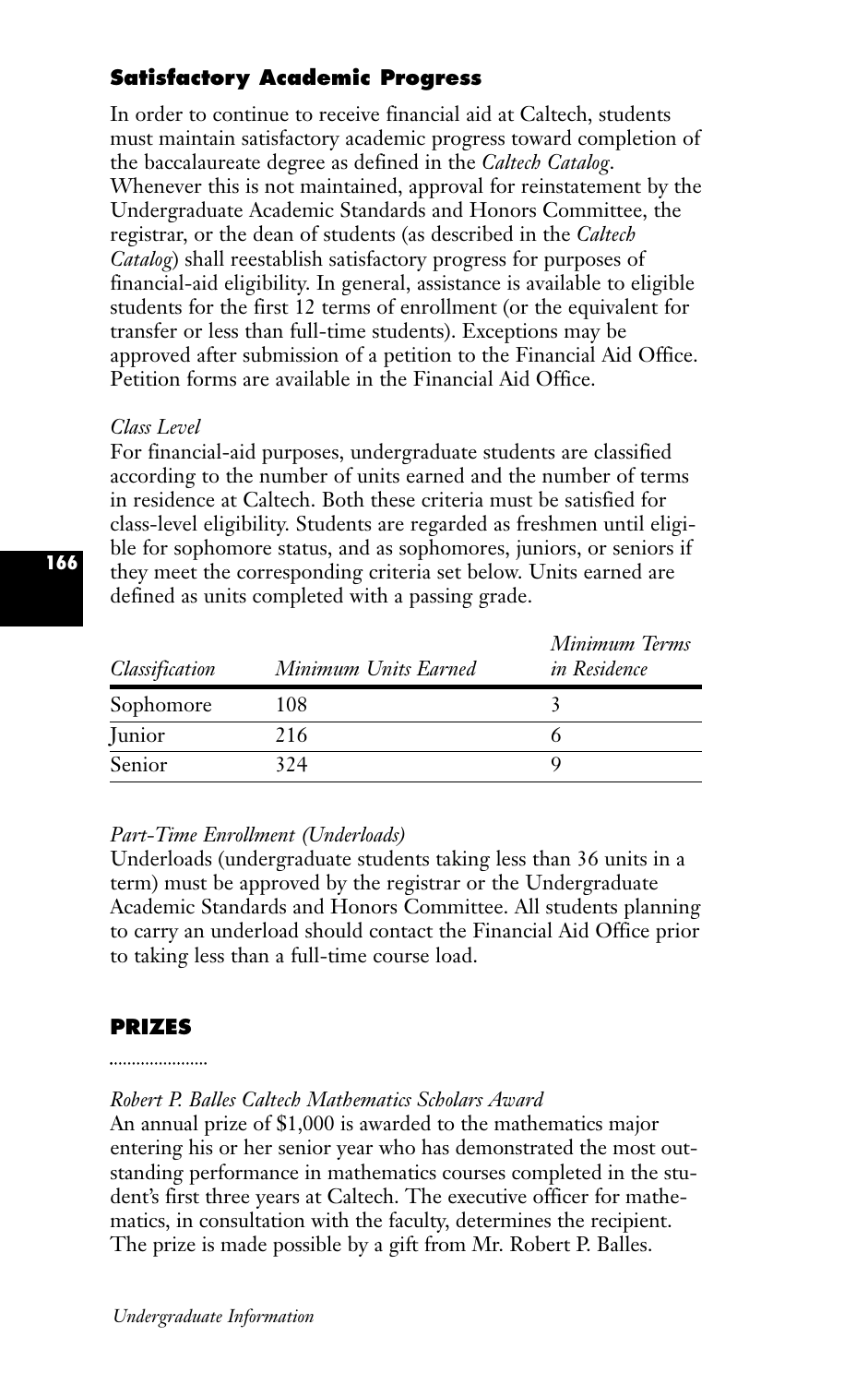## Satisfactory Academic Progress

In order to continue to receive financial aid at Caltech, students must maintain satisfactory academic progress toward completion of the baccalaureate degree as defined in the *Caltech Catalog*. Whenever this is not maintained, approval for reinstatement by the Undergraduate Academic Standards and Honors Committee, the registrar, or the dean of students (as described in the *Caltech Catalog*) shall reestablish satisfactory progress for purposes of financial-aid eligibility. In general, assistance is available to eligible students for the first 12 terms of enrollment (or the equivalent for transfer or less than full-time students). Exceptions may be approved after submission of a petition to the Financial Aid Office. Petition forms are available in the Financial Aid Office.

*Class Level*

For financial-aid purposes, undergraduate students are classified according to the number of units earned and the number of terms in residence at Caltech. Both these criteria must be satisfied for class-level eligibility. Students are regarded as freshmen until eligible for sophomore status, and as sophomores, juniors, or seniors if they meet the corresponding criteria set below. Units earned are defined as units completed with a passing grade.

| *Classification* | *Minimum Units Earned* | *Minimum Terms in Residence* |
|---|---|---|
| Sophomore | 108 | 3 |
| Junior | 216 | 6 |
| Senior | 324 | 9 |

*Part-Time Enrollment (Underloads)*

Underloads (undergraduate students taking less than 36 units in a term) must be approved by the registrar or the Undergraduate Academic Standards and Honors Committee. All students planning to carry an underload should contact the Financial Aid Office prior to taking less than a full-time course load.

## PRIZES

*Robert P. Balles Caltech Mathematics Scholars Award*

An annual prize of $1,000 is awarded to the mathematics major entering his or her senior year who has demonstrated the most outstanding performance in mathematics courses completed in the student's first three years at Caltech. The executive officer for mathematics, in consultation with the faculty, determines the recipient. The prize is made possible by a gift from Mr. Robert P. Balles.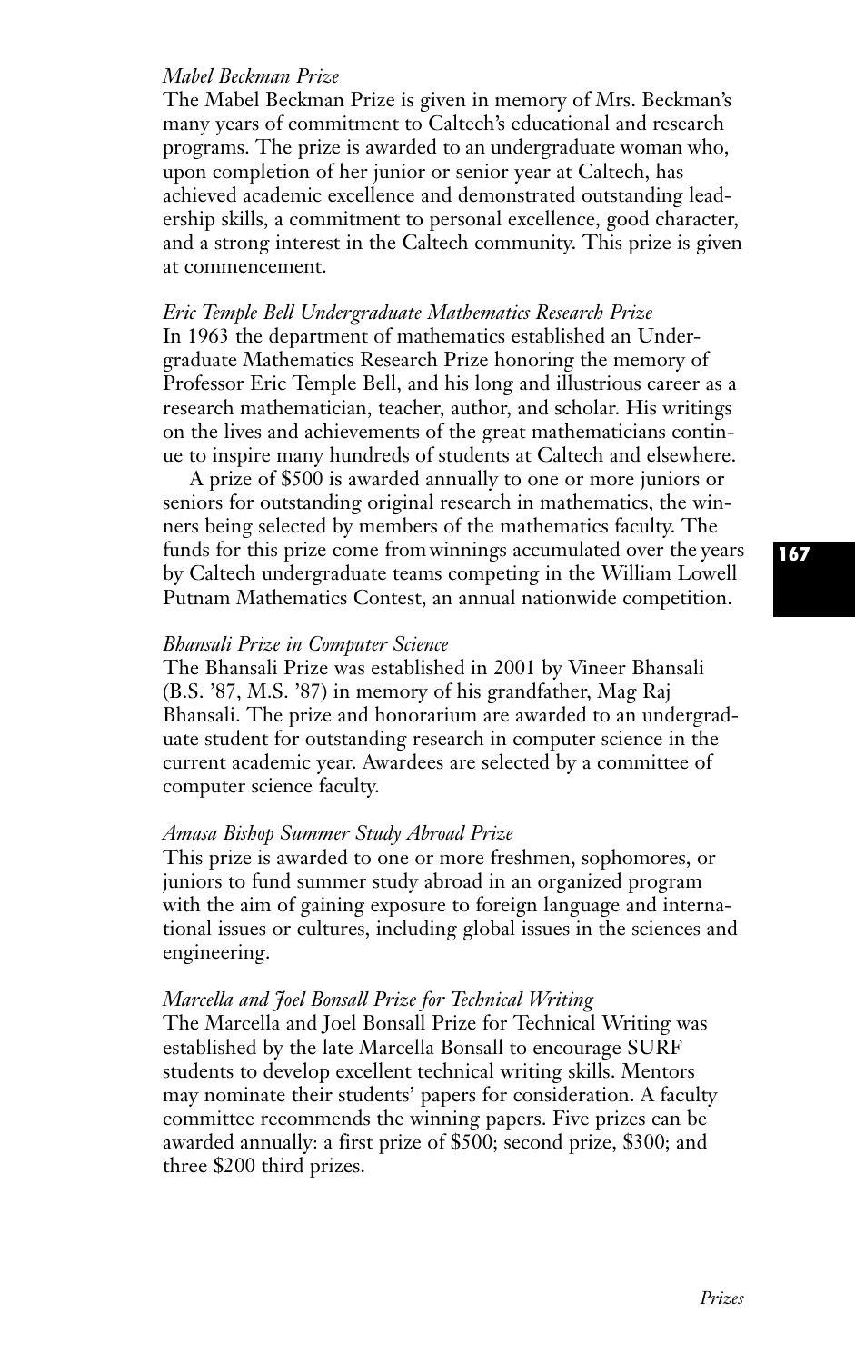*Mabel Beckman Prize*

The Mabel Beckman Prize is given in memory of Mrs. Beckman's many years of commitment to Caltech's educational and research programs. The prize is awarded to an undergraduate woman who, upon completion of her junior or senior year at Caltech, has achieved academic excellence and demonstrated outstanding leadership skills, a commitment to personal excellence, good character, and a strong interest in the Caltech community. This prize is given at commencement.

*Eric Temple Bell Undergraduate Mathematics Research Prize*

In 1963 the department of mathematics established an Undergraduate Mathematics Research Prize honoring the memory of Professor Eric Temple Bell, and his long and illustrious career as a research mathematician, teacher, author, and scholar. His writings on the lives and achievements of the great mathematicians continue to inspire many hundreds of students at Caltech and elsewhere.

A prize of $500 is awarded annually to one or more juniors or seniors for outstanding original research in mathematics, the winners being selected by members of the mathematics faculty. The funds for this prize come from winnings accumulated over the years by Caltech undergraduate teams competing in the William Lowell Putnam Mathematics Contest, an annual nationwide competition.

*Bhansali Prize in Computer Science*

The Bhansali Prize was established in 2001 by Vineer Bhansali (B.S. '87, M.S. '87) in memory of his grandfather, Mag Raj Bhansali. The prize and honorarium are awarded to an undergraduate student for outstanding research in computer science in the current academic year. Awardees are selected by a committee of computer science faculty.

*Amasa Bishop Summer Study Abroad Prize*

This prize is awarded to one or more freshmen, sophomores, or juniors to fund summer study abroad in an organized program with the aim of gaining exposure to foreign language and international issues or cultures, including global issues in the sciences and engineering.

*Marcella and Joel Bonsall Prize for Technical Writing*

The Marcella and Joel Bonsall Prize for Technical Writing was established by the late Marcella Bonsall to encourage SURF students to develop excellent technical writing skills. Mentors may nominate their students' papers for consideration. A faculty committee recommends the winning papers. Five prizes can be awarded annually: a first prize of $500; second prize, $300; and three $200 third prizes.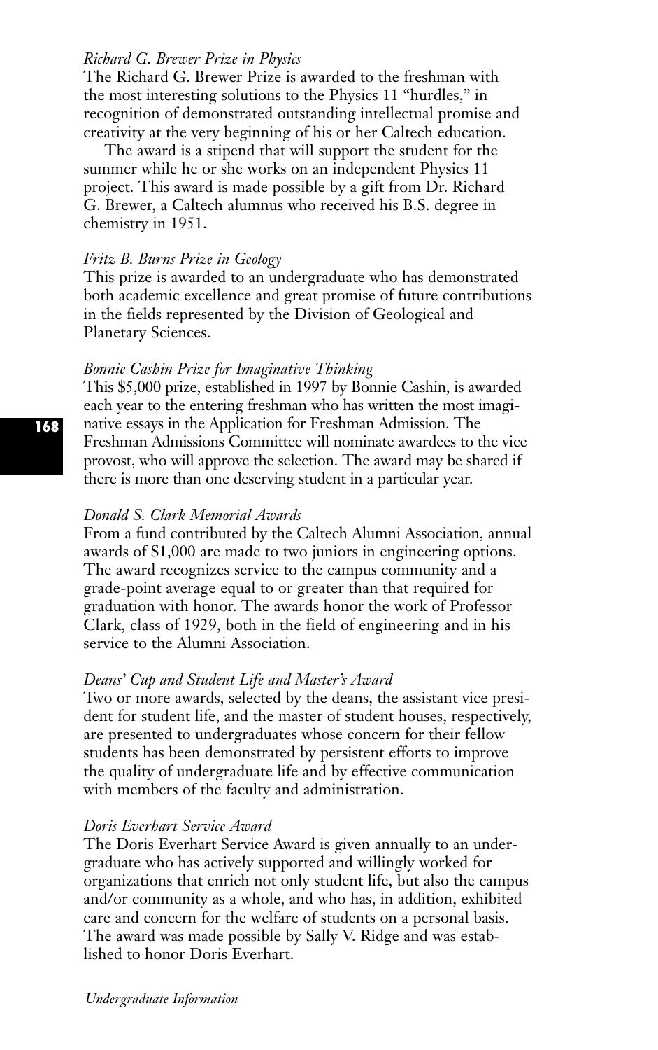*Richard G. Brewer Prize in Physics*

The Richard G. Brewer Prize is awarded to the freshman with the most interesting solutions to the Physics 11 "hurdles," in recognition of demonstrated outstanding intellectual promise and creativity at the very beginning of his or her Caltech education.

The award is a stipend that will support the student for the summer while he or she works on an independent Physics 11 project. This award is made possible by a gift from Dr. Richard G. Brewer, a Caltech alumnus who received his B.S. degree in chemistry in 1951.

*Fritz B. Burns Prize in Geology*

This prize is awarded to an undergraduate who has demonstrated both academic excellence and great promise of future contributions in the fields represented by the Division of Geological and Planetary Sciences.

*Bonnie Cashin Prize for Imaginative Thinking*

This $5,000 prize, established in 1997 by Bonnie Cashin, is awarded each year to the entering freshman who has written the most imaginative essays in the Application for Freshman Admission. The Freshman Admissions Committee will nominate awardees to the vice provost, who will approve the selection. The award may be shared if there is more than one deserving student in a particular year.

*Donald S. Clark Memorial Awards*

From a fund contributed by the Caltech Alumni Association, annual awards of $1,000 are made to two juniors in engineering options. The award recognizes service to the campus community and a grade-point average equal to or greater than that required for graduation with honor. The awards honor the work of Professor Clark, class of 1929, both in the field of engineering and in his service to the Alumni Association.

*Deans' Cup and Student Life and Master's Award*

Two or more awards, selected by the deans, the assistant vice president for student life, and the master of student houses, respectively, are presented to undergraduates whose concern for their fellow students has been demonstrated by persistent efforts to improve the quality of undergraduate life and by effective communication with members of the faculty and administration.

*Doris Everhart Service Award*

The Doris Everhart Service Award is given annually to an undergraduate who has actively supported and willingly worked for organizations that enrich not only student life, but also the campus and/or community as a whole, and who has, in addition, exhibited care and concern for the welfare of students on a personal basis. The award was made possible by Sally V. Ridge and was established to honor Doris Everhart.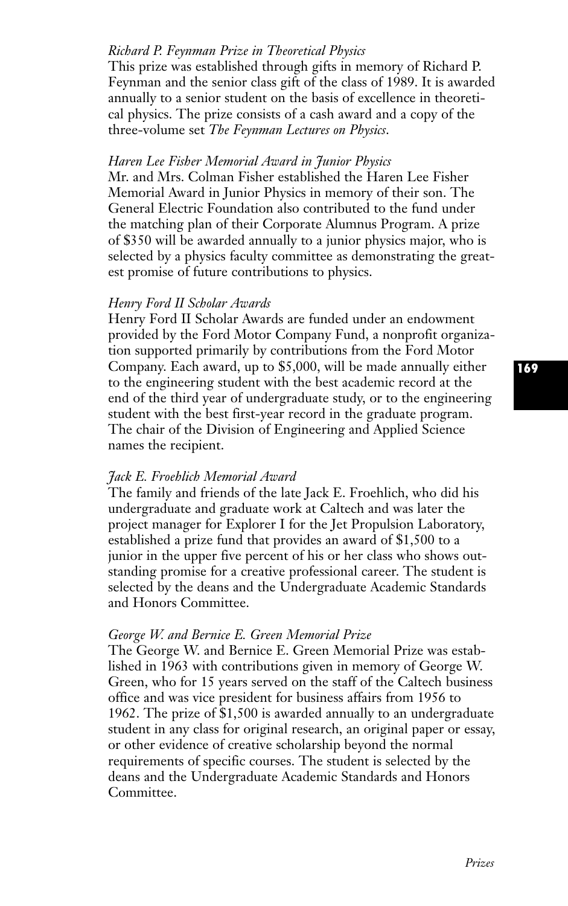*Richard P. Feynman Prize in Theoretical Physics*

This prize was established through gifts in memory of Richard P. Feynman and the senior class gift of the class of 1989. It is awarded annually to a senior student on the basis of excellence in theoretical physics. The prize consists of a cash award and a copy of the three-volume set *The Feynman Lectures on Physics*.

*Haren Lee Fisher Memorial Award in Junior Physics*

Mr. and Mrs. Colman Fisher established the Haren Lee Fisher Memorial Award in Junior Physics in memory of their son. The General Electric Foundation also contributed to the fund under the matching plan of their Corporate Alumnus Program. A prize of $350 will be awarded annually to a junior physics major, who is selected by a physics faculty committee as demonstrating the greatest promise of future contributions to physics.

*Henry Ford II Scholar Awards*

Henry Ford II Scholar Awards are funded under an endowment provided by the Ford Motor Company Fund, a nonprofit organization supported primarily by contributions from the Ford Motor Company. Each award, up to $5,000, will be made annually either to the engineering student with the best academic record at the end of the third year of undergraduate study, or to the engineering student with the best first-year record in the graduate program. The chair of the Division of Engineering and Applied Science names the recipient.

*Jack E. Froehlich Memorial Award*

The family and friends of the late Jack E. Froehlich, who did his undergraduate and graduate work at Caltech and was later the project manager for Explorer I for the Jet Propulsion Laboratory, established a prize fund that provides an award of $1,500 to a junior in the upper five percent of his or her class who shows outstanding promise for a creative professional career. The student is selected by the deans and the Undergraduate Academic Standards and Honors Committee.

*George W. and Bernice E. Green Memorial Prize*

The George W. and Bernice E. Green Memorial Prize was established in 1963 with contributions given in memory of George W. Green, who for 15 years served on the staff of the Caltech business office and was vice president for business affairs from 1956 to 1962. The prize of $1,500 is awarded annually to an undergraduate student in any class for original research, an original paper or essay, or other evidence of creative scholarship beyond the normal requirements of specific courses. The student is selected by the deans and the Undergraduate Academic Standards and Honors Committee.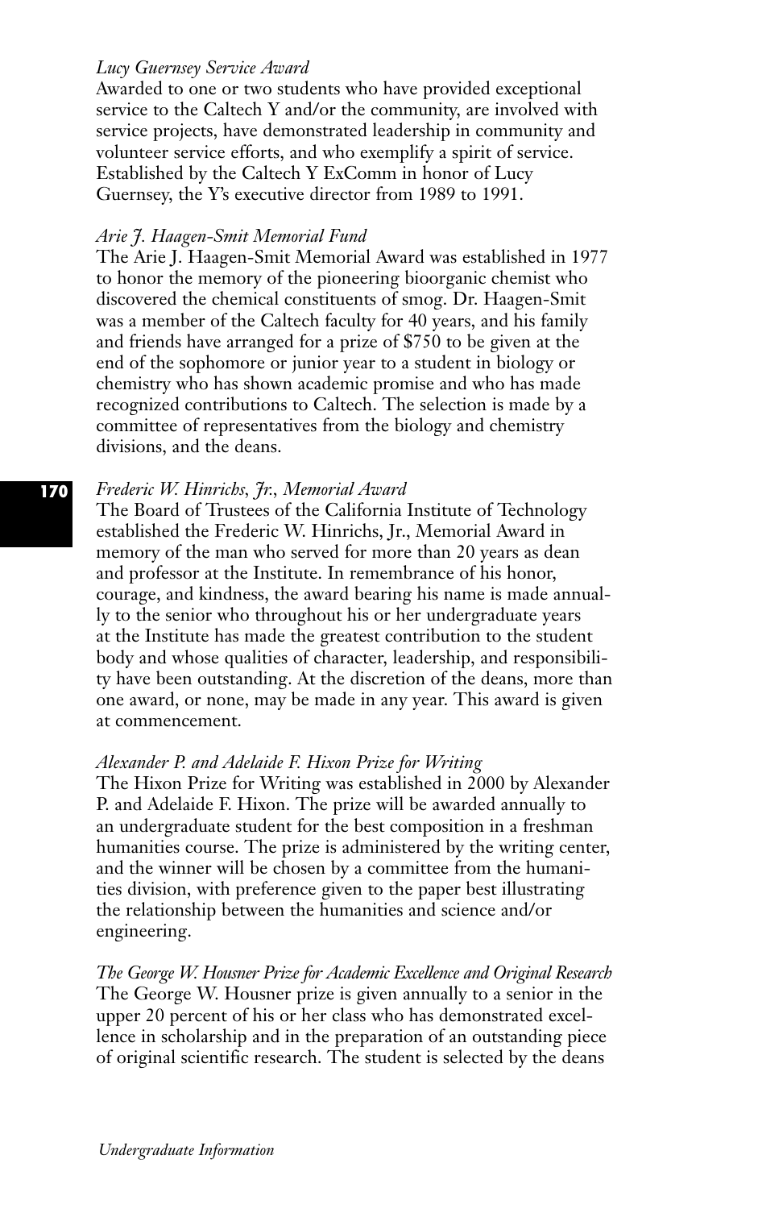*Lucy Guernsey Service Award*

Awarded to one or two students who have provided exceptional service to the Caltech Y and/or the community, are involved with service projects, have demonstrated leadership in community and volunteer service efforts, and who exemplify a spirit of service. Established by the Caltech Y ExComm in honor of Lucy Guernsey, the Y's executive director from 1989 to 1991.

*Arie J. Haagen-Smit Memorial Fund*

The Arie J. Haagen-Smit Memorial Award was established in 1977 to honor the memory of the pioneering bioorganic chemist who discovered the chemical constituents of smog. Dr. Haagen-Smit was a member of the Caltech faculty for 40 years, and his family and friends have arranged for a prize of $750 to be given at the end of the sophomore or junior year to a student in biology or chemistry who has shown academic promise and who has made recognized contributions to Caltech. The selection is made by a committee of representatives from the biology and chemistry divisions, and the deans.

*Frederic W. Hinrichs, Jr., Memorial Award*

The Board of Trustees of the California Institute of Technology established the Frederic W. Hinrichs, Jr., Memorial Award in memory of the man who served for more than 20 years as dean and professor at the Institute. In remembrance of his honor, courage, and kindness, the award bearing his name is made annually to the senior who throughout his or her undergraduate years at the Institute has made the greatest contribution to the student body and whose qualities of character, leadership, and responsibility have been outstanding. At the discretion of the deans, more than one award, or none, may be made in any year. This award is given at commencement.

*Alexander P. and Adelaide F. Hixon Prize for Writing*

The Hixon Prize for Writing was established in 2000 by Alexander P. and Adelaide F. Hixon. The prize will be awarded annually to an undergraduate student for the best composition in a freshman humanities course. The prize is administered by the writing center, and the winner will be chosen by a committee from the humanities division, with preference given to the paper best illustrating the relationship between the humanities and science and/or engineering.

*The George W. Housner Prize for Academic Excellence and Original Research*

The George W. Housner prize is given annually to a senior in the upper 20 percent of his or her class who has demonstrated excellence in scholarship and in the preparation of an outstanding piece of original scientific research. The student is selected by the deans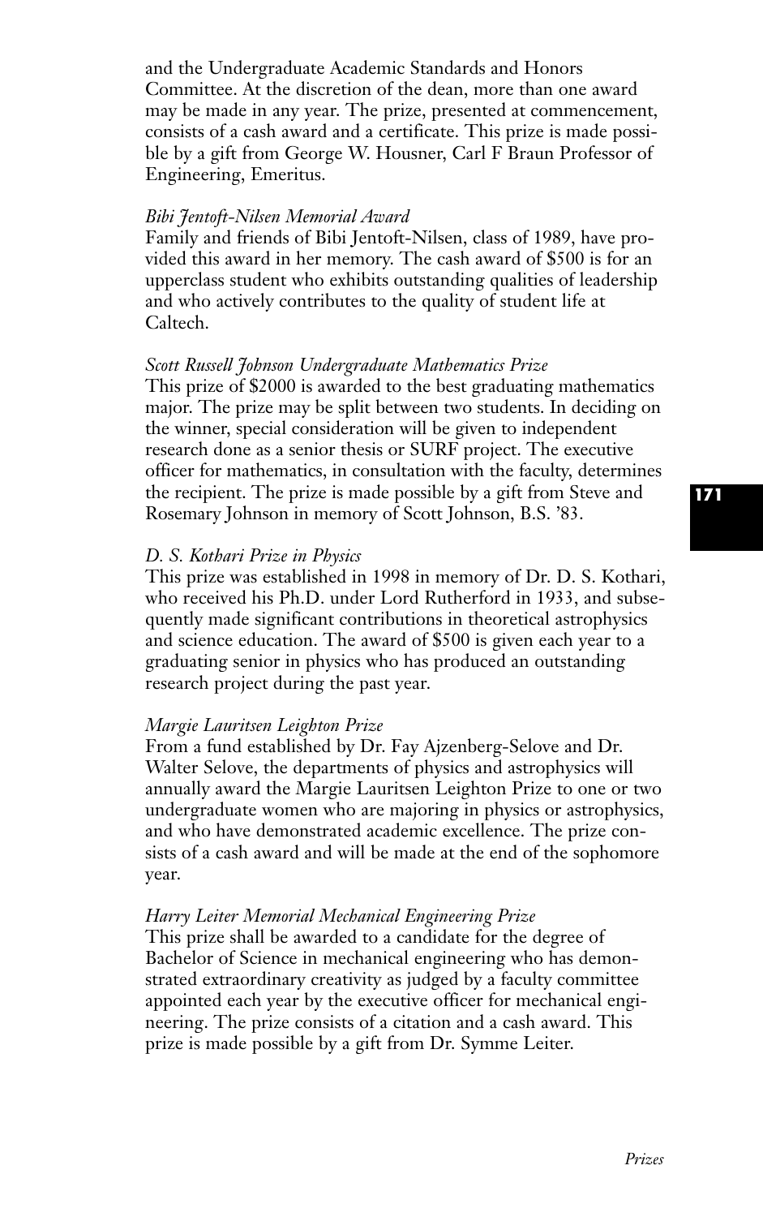and the Undergraduate Academic Standards and Honors Committee. At the discretion of the dean, more than one award may be made in any year. The prize, presented at commencement, consists of a cash award and a certificate. This prize is made possible by a gift from George W. Housner, Carl F Braun Professor of Engineering, Emeritus.

*Bibi Jentoft-Nilsen Memorial Award*

Family and friends of Bibi Jentoft-Nilsen, class of 1989, have provided this award in her memory. The cash award of $500 is for an upperclass student who exhibits outstanding qualities of leadership and who actively contributes to the quality of student life at Caltech.

*Scott Russell Johnson Undergraduate Mathematics Prize*

This prize of $2000 is awarded to the best graduating mathematics major. The prize may be split between two students. In deciding on the winner, special consideration will be given to independent research done as a senior thesis or SURF project. The executive officer for mathematics, in consultation with the faculty, determines the recipient. The prize is made possible by a gift from Steve and Rosemary Johnson in memory of Scott Johnson, B.S. '83.

*D. S. Kothari Prize in Physics*

This prize was established in 1998 in memory of Dr. D. S. Kothari, who received his Ph.D. under Lord Rutherford in 1933, and subsequently made significant contributions in theoretical astrophysics and science education. The award of $500 is given each year to a graduating senior in physics who has produced an outstanding research project during the past year.

*Margie Lauritsen Leighton Prize*

From a fund established by Dr. Fay Ajzenberg-Selove and Dr. Walter Selove, the departments of physics and astrophysics will annually award the Margie Lauritsen Leighton Prize to one or two undergraduate women who are majoring in physics or astrophysics, and who have demonstrated academic excellence. The prize consists of a cash award and will be made at the end of the sophomore year.

*Harry Leiter Memorial Mechanical Engineering Prize*

This prize shall be awarded to a candidate for the degree of Bachelor of Science in mechanical engineering who has demonstrated extraordinary creativity as judged by a faculty committee appointed each year by the executive officer for mechanical engineering. The prize consists of a citation and a cash award. This prize is made possible by a gift from Dr. Symme Leiter.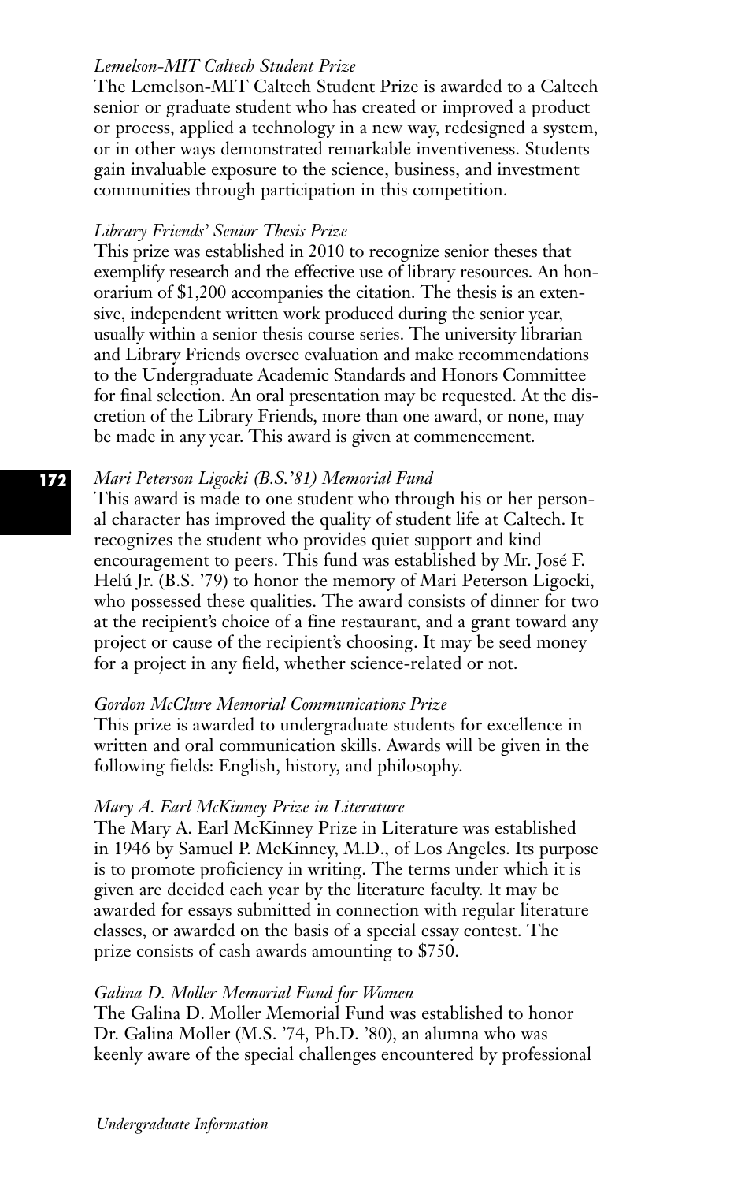*Lemelson-MIT Caltech Student Prize*

The Lemelson-MIT Caltech Student Prize is awarded to a Caltech senior or graduate student who has created or improved a product or process, applied a technology in a new way, redesigned a system, or in other ways demonstrated remarkable inventiveness. Students gain invaluable exposure to the science, business, and investment communities through participation in this competition.

*Library Friends' Senior Thesis Prize*

This prize was established in 2010 to recognize senior theses that exemplify research and the effective use of library resources. An honorarium of $1,200 accompanies the citation. The thesis is an extensive, independent written work produced during the senior year, usually within a senior thesis course series. The university librarian and Library Friends oversee evaluation and make recommendations to the Undergraduate Academic Standards and Honors Committee for final selection. An oral presentation may be requested. At the discretion of the Library Friends, more than one award, or none, may be made in any year. This award is given at commencement.

*Mari Peterson Ligocki (B.S.'81) Memorial Fund*

This award is made to one student who through his or her personal character has improved the quality of student life at Caltech. It recognizes the student who provides quiet support and kind encouragement to peers. This fund was established by Mr. José F. Helú Jr. (B.S. '79) to honor the memory of Mari Peterson Ligocki, who possessed these qualities. The award consists of dinner for two at the recipient's choice of a fine restaurant, and a grant toward any project or cause of the recipient's choosing. It may be seed money for a project in any field, whether science-related or not.

*Gordon McClure Memorial Communications Prize*

This prize is awarded to undergraduate students for excellence in written and oral communication skills. Awards will be given in the following fields: English, history, and philosophy.

*Mary A. Earl McKinney Prize in Literature*

The Mary A. Earl McKinney Prize in Literature was established in 1946 by Samuel P. McKinney, M.D., of Los Angeles. Its purpose is to promote proficiency in writing. The terms under which it is given are decided each year by the literature faculty. It may be awarded for essays submitted in connection with regular literature classes, or awarded on the basis of a special essay contest. The prize consists of cash awards amounting to $750.

*Galina D. Moller Memorial Fund for Women*

The Galina D. Moller Memorial Fund was established to honor Dr. Galina Moller (M.S. '74, Ph.D. '80), an alumna who was keenly aware of the special challenges encountered by professional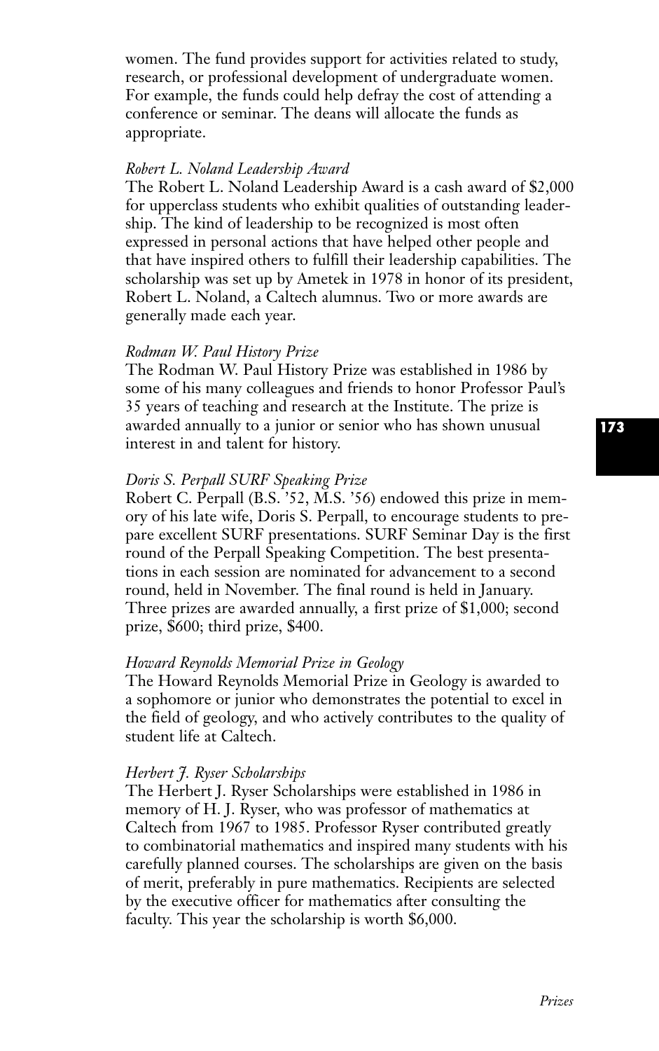women. The fund provides support for activities related to study, research, or professional development of undergraduate women. For example, the funds could help defray the cost of attending a conference or seminar. The deans will allocate the funds as appropriate.

*Robert L. Noland Leadership Award*

The Robert L. Noland Leadership Award is a cash award of $2,000 for upperclass students who exhibit qualities of outstanding leadership. The kind of leadership to be recognized is most often expressed in personal actions that have helped other people and that have inspired others to fulfill their leadership capabilities. The scholarship was set up by Ametek in 1978 in honor of its president, Robert L. Noland, a Caltech alumnus. Two or more awards are generally made each year.

*Rodman W. Paul History Prize*

The Rodman W. Paul History Prize was established in 1986 by some of his many colleagues and friends to honor Professor Paul's 35 years of teaching and research at the Institute. The prize is awarded annually to a junior or senior who has shown unusual interest in and talent for history.

*Doris S. Perpall SURF Speaking Prize*

Robert C. Perpall (B.S. '52, M.S. '56) endowed this prize in memory of his late wife, Doris S. Perpall, to encourage students to prepare excellent SURF presentations. SURF Seminar Day is the first round of the Perpall Speaking Competition. The best presentations in each session are nominated for advancement to a second round, held in November. The final round is held in January. Three prizes are awarded annually, a first prize of $1,000; second prize, $600; third prize, $400.

*Howard Reynolds Memorial Prize in Geology*

The Howard Reynolds Memorial Prize in Geology is awarded to a sophomore or junior who demonstrates the potential to excel in the field of geology, and who actively contributes to the quality of student life at Caltech.

*Herbert J. Ryser Scholarships*

The Herbert J. Ryser Scholarships were established in 1986 in memory of H. J. Ryser, who was professor of mathematics at Caltech from 1967 to 1985. Professor Ryser contributed greatly to combinatorial mathematics and inspired many students with his carefully planned courses. The scholarships are given on the basis of merit, preferably in pure mathematics. Recipients are selected by the executive officer for mathematics after consulting the faculty. This year the scholarship is worth $6,000.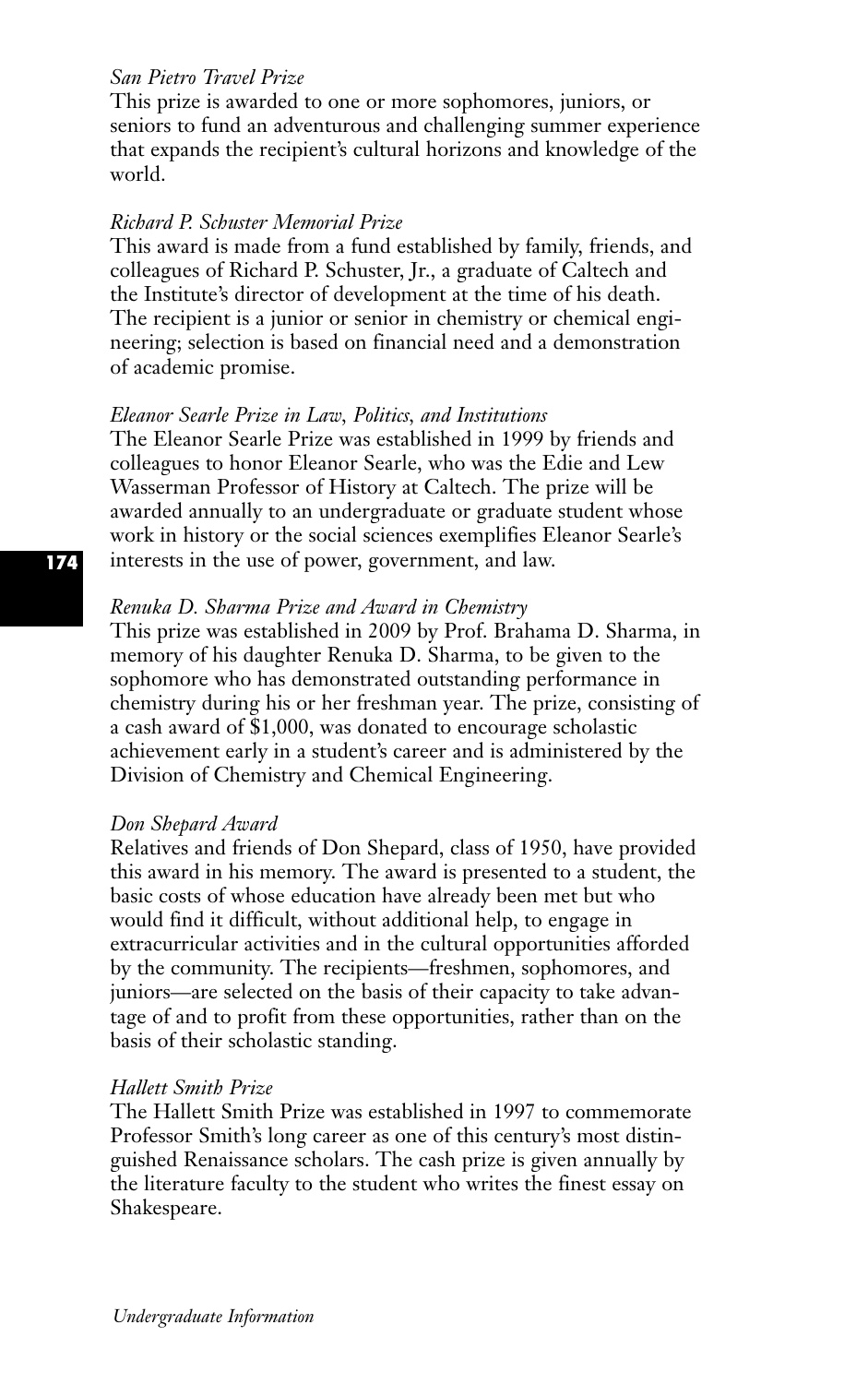*San Pietro Travel Prize*

This prize is awarded to one or more sophomores, juniors, or seniors to fund an adventurous and challenging summer experience that expands the recipient's cultural horizons and knowledge of the world.

*Richard P. Schuster Memorial Prize*

This award is made from a fund established by family, friends, and colleagues of Richard P. Schuster, Jr., a graduate of Caltech and the Institute's director of development at the time of his death. The recipient is a junior or senior in chemistry or chemical engineering; selection is based on financial need and a demonstration of academic promise.

*Eleanor Searle Prize in Law, Politics, and Institutions*

The Eleanor Searle Prize was established in 1999 by friends and colleagues to honor Eleanor Searle, who was the Edie and Lew Wasserman Professor of History at Caltech. The prize will be awarded annually to an undergraduate or graduate student whose work in history or the social sciences exemplifies Eleanor Searle's interests in the use of power, government, and law.

*Renuka D. Sharma Prize and Award in Chemistry*

This prize was established in 2009 by Prof. Brahama D. Sharma, in memory of his daughter Renuka D. Sharma, to be given to the sophomore who has demonstrated outstanding performance in chemistry during his or her freshman year. The prize, consisting of a cash award of $1,000, was donated to encourage scholastic achievement early in a student's career and is administered by the Division of Chemistry and Chemical Engineering.

*Don Shepard Award*

Relatives and friends of Don Shepard, class of 1950, have provided this award in his memory. The award is presented to a student, the basic costs of whose education have already been met but who would find it difficult, without additional help, to engage in extracurricular activities and in the cultural opportunities afforded by the community. The recipients—freshmen, sophomores, and juniors—are selected on the basis of their capacity to take advantage of and to profit from these opportunities, rather than on the basis of their scholastic standing.

*Hallett Smith Prize*

The Hallett Smith Prize was established in 1997 to commemorate Professor Smith's long career as one of this century's most distinguished Renaissance scholars. The cash prize is given annually by the literature faculty to the student who writes the finest essay on Shakespeare.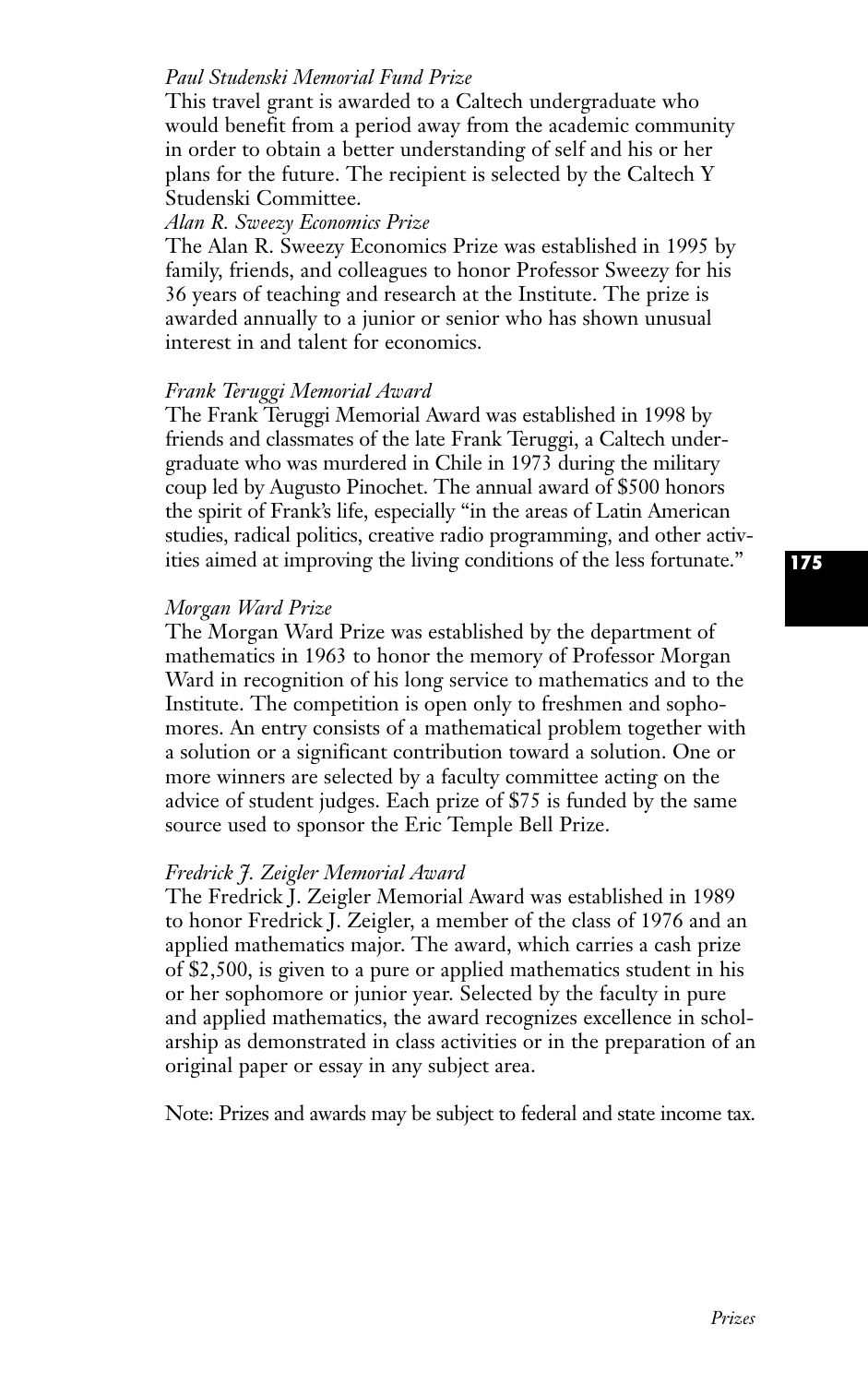*Paul Studenski Memorial Fund Prize*

This travel grant is awarded to a Caltech undergraduate who would benefit from a period away from the academic community in order to obtain a better understanding of self and his or her plans for the future. The recipient is selected by the Caltech Y Studenski Committee.

*Alan R. Sweezy Economics Prize*

The Alan R. Sweezy Economics Prize was established in 1995 by family, friends, and colleagues to honor Professor Sweezy for his 36 years of teaching and research at the Institute. The prize is awarded annually to a junior or senior who has shown unusual interest in and talent for economics.

*Frank Teruggi Memorial Award*

The Frank Teruggi Memorial Award was established in 1998 by friends and classmates of the late Frank Teruggi, a Caltech undergraduate who was murdered in Chile in 1973 during the military coup led by Augusto Pinochet. The annual award of $500 honors the spirit of Frank's life, especially "in the areas of Latin American studies, radical politics, creative radio programming, and other activities aimed at improving the living conditions of the less fortunate."

*Morgan Ward Prize*

The Morgan Ward Prize was established by the department of mathematics in 1963 to honor the memory of Professor Morgan Ward in recognition of his long service to mathematics and to the Institute. The competition is open only to freshmen and sophomores. An entry consists of a mathematical problem together with a solution or a significant contribution toward a solution. One or more winners are selected by a faculty committee acting on the advice of student judges. Each prize of $75 is funded by the same source used to sponsor the Eric Temple Bell Prize.

*Fredrick J. Zeigler Memorial Award*

The Fredrick J. Zeigler Memorial Award was established in 1989 to honor Fredrick J. Zeigler, a member of the class of 1976 and an applied mathematics major. The award, which carries a cash prize of $2,500, is given to a pure or applied mathematics student in his or her sophomore or junior year. Selected by the faculty in pure and applied mathematics, the award recognizes excellence in scholarship as demonstrated in class activities or in the preparation of an original paper or essay in any subject area.

Note: Prizes and awards may be subject to federal and state income tax.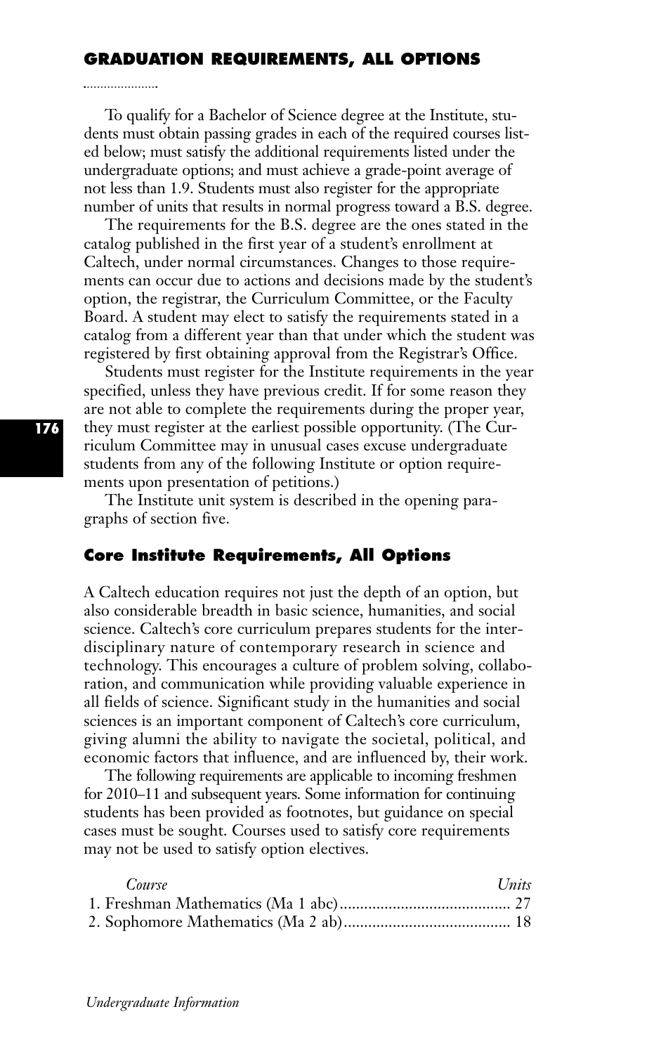## GRADUATION REQUIREMENTS, ALL OPTIONS

To qualify for a Bachelor of Science degree at the Institute, students must obtain passing grades in each of the required courses listed below; must satisfy the additional requirements listed under the undergraduate options; and must achieve a grade-point average of not less than 1.9. Students must also register for the appropriate number of units that results in normal progress toward a B.S. degree.

The requirements for the B.S. degree are the ones stated in the catalog published in the first year of a student's enrollment at Caltech, under normal circumstances. Changes to those requirements can occur due to actions and decisions made by the student's option, the registrar, the Curriculum Committee, or the Faculty Board. A student may elect to satisfy the requirements stated in a catalog from a different year than that under which the student was registered by first obtaining approval from the Registrar's Office.

Students must register for the Institute requirements in the year specified, unless they have previous credit. If for some reason they are not able to complete the requirements during the proper year, they must register at the earliest possible opportunity. (The Curriculum Committee may in unusual cases excuse undergraduate students from any of the following Institute or option requirements upon presentation of petitions.)

The Institute unit system is described in the opening paragraphs of section five.

### Core Institute Requirements, All Options

A Caltech education requires not just the depth of an option, but also considerable breadth in basic science, humanities, and social science. Caltech's core curriculum prepares students for the interdisciplinary nature of contemporary research in science and technology. This encourages a culture of problem solving, collaboration, and communication while providing valuable experience in all fields of science. Significant study in the humanities and social sciences is an important component of Caltech's core curriculum, giving alumni the ability to navigate the societal, political, and economic factors that influence, and are influenced by, their work.

The following requirements are applicable to incoming freshmen for 2010–11 and subsequent years. Some information for continuing students has been provided as footnotes, but guidance on special cases must be sought. Courses used to satisfy core requirements may not be used to satisfy option electives.

| *Course* | *Units* |
|---|---|
| 1. Freshman Mathematics (Ma 1 abc) | 27 |
| 2. Sophomore Mathematics (Ma 2 ab) | 18 |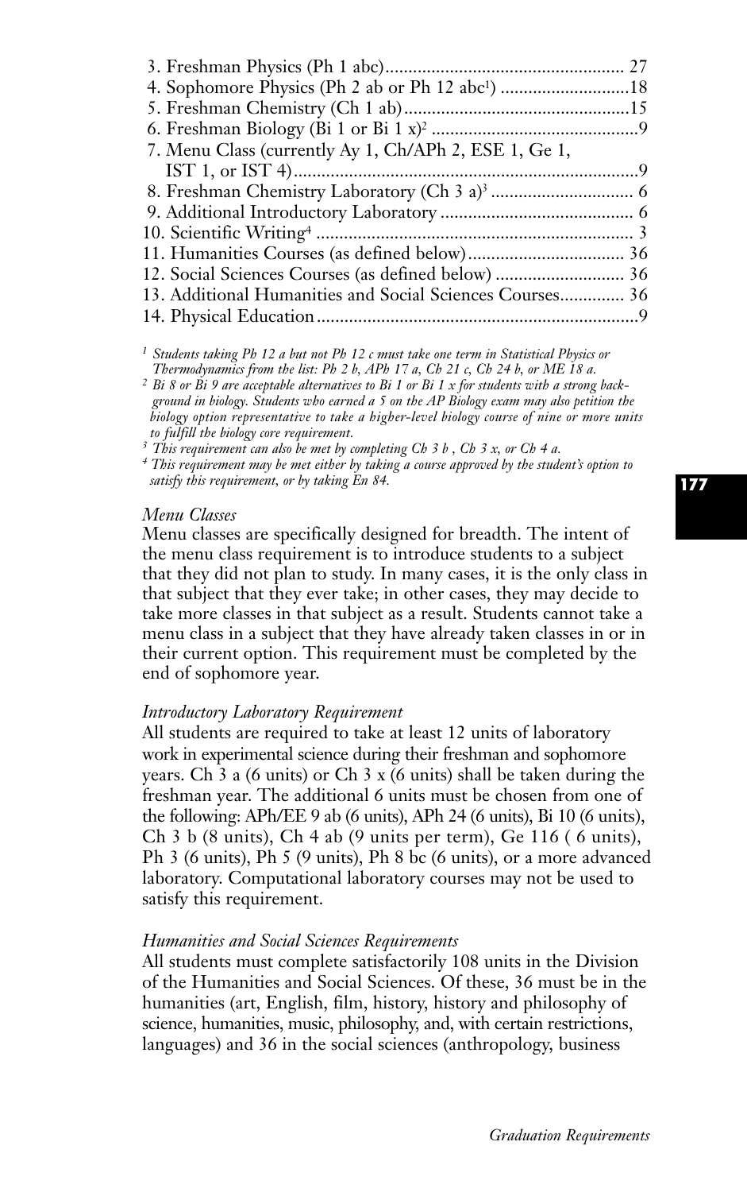3. Freshman Physics (Ph 1 abc)...................................................... 27
4. Sophomore Physics (Ph 2 ab or Ph 12 abc[1]) ...........................18
5. Freshman Chemistry (Ch 1 ab).................................................15
6. Freshman Biology (Bi 1 or Bi 1 x)[2] ............................................9
7. Menu Class (currently Ay 1, Ch/APh 2, ESE 1, Ge 1, IST 1, or IST 4)..........................................................................9
8. Freshman Chemistry Laboratory (Ch 3 a)[3] ............................... 6
9. Additional Introductory Laboratory .......................................... 6
10. Scientific Writing[4] .................................................................... 3
11. Humanities Courses (as defined below).................................. 36
12. Social Sciences Courses (as defined below) ............................ 36
13. Additional Humanities and Social Sciences Courses.............. 36
14. Physical Education.....................................................................9

*[1] Students taking Ph 12 a but not Ph 12 c must take one term in Statistical Physics or Thermodynamics from the list: Ph 2 b, APh 17 a, Ch 21 c, Ch 24 b, or ME 18 a.*
*[2] Bi 8 or Bi 9 are acceptable alternatives to Bi 1 or Bi 1 x for students with a strong background in biology. Students who earned a 5 on the AP Biology exam may also petition the biology option representative to take a higher-level biology course of nine or more units to fulfill the biology core requirement.*
*[3] This requirement can also be met by completing Ch 3 b , Ch 3 x, or Ch 4 a.*
*[4] This requirement may be met either by taking a course approved by the student's option to satisfy this requirement, or by taking En 84.*

*Menu Classes*

Menu classes are specifically designed for breadth. The intent of the menu class requirement is to introduce students to a subject that they did not plan to study. In many cases, it is the only class in that subject that they ever take; in other cases, they may decide to take more classes in that subject as a result. Students cannot take a menu class in a subject that they have already taken classes in or in their current option. This requirement must be completed by the end of sophomore year.

*Introductory Laboratory Requirement*

All students are required to take at least 12 units of laboratory work in experimental science during their freshman and sophomore years. Ch 3 a (6 units) or Ch 3 x (6 units) shall be taken during the freshman year. The additional 6 units must be chosen from one of the following: APh/EE 9 ab (6 units), APh 24 (6 units), Bi 10 (6 units), Ch 3 b (8 units), Ch 4 ab (9 units per term), Ge 116 ( 6 units), Ph 3 (6 units), Ph 5 (9 units), Ph 8 bc (6 units), or a more advanced laboratory. Computational laboratory courses may not be used to satisfy this requirement.

*Humanities and Social Sciences Requirements*

All students must complete satisfactorily 108 units in the Division of the Humanities and Social Sciences. Of these, 36 must be in the humanities (art, English, film, history, history and philosophy of science, humanities, music, philosophy, and, with certain restrictions, languages) and 36 in the social sciences (anthropology, business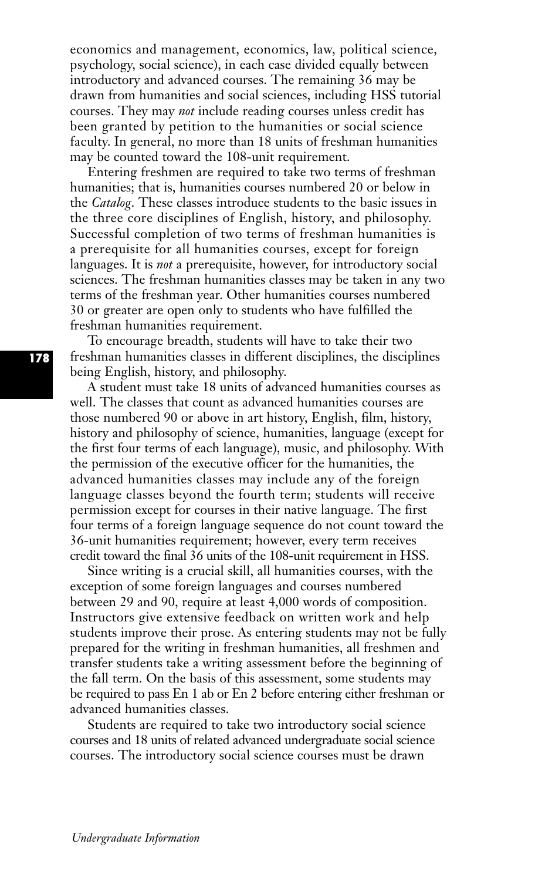economics and management, economics, law, political science, psychology, social science), in each case divided equally between introductory and advanced courses. The remaining 36 may be drawn from humanities and social sciences, including HSS tutorial courses. They may *not* include reading courses unless credit has been granted by petition to the humanities or social science faculty. In general, no more than 18 units of freshman humanities may be counted toward the 108-unit requirement.

Entering freshmen are required to take two terms of freshman humanities; that is, humanities courses numbered 20 or below in the *Catalog*. These classes introduce students to the basic issues in the three core disciplines of English, history, and philosophy. Successful completion of two terms of freshman humanities is a prerequisite for all humanities courses, except for foreign languages. It is *not* a prerequisite, however, for introductory social sciences. The freshman humanities classes may be taken in any two terms of the freshman year. Other humanities courses numbered 30 or greater are open only to students who have fulfilled the freshman humanities requirement.

To encourage breadth, students will have to take their two freshman humanities classes in different disciplines, the disciplines being English, history, and philosophy.

A student must take 18 units of advanced humanities courses as well. The classes that count as advanced humanities courses are those numbered 90 or above in art history, English, film, history, history and philosophy of science, humanities, language (except for the first four terms of each language), music, and philosophy. With the permission of the executive officer for the humanities, the advanced humanities classes may include any of the foreign language classes beyond the fourth term; students will receive permission except for courses in their native language. The first four terms of a foreign language sequence do not count toward the 36-unit humanities requirement; however, every term receives credit toward the final 36 units of the 108-unit requirement in HSS.

Since writing is a crucial skill, all humanities courses, with the exception of some foreign languages and courses numbered between 29 and 90, require at least 4,000 words of composition. Instructors give extensive feedback on written work and help students improve their prose. As entering students may not be fully prepared for the writing in freshman humanities, all freshmen and transfer students take a writing assessment before the beginning of the fall term. On the basis of this assessment, some students may be required to pass En 1 ab or En 2 before entering either freshman or advanced humanities classes.

Students are required to take two introductory social science courses and 18 units of related advanced undergraduate social science courses. The introductory social science courses must be drawn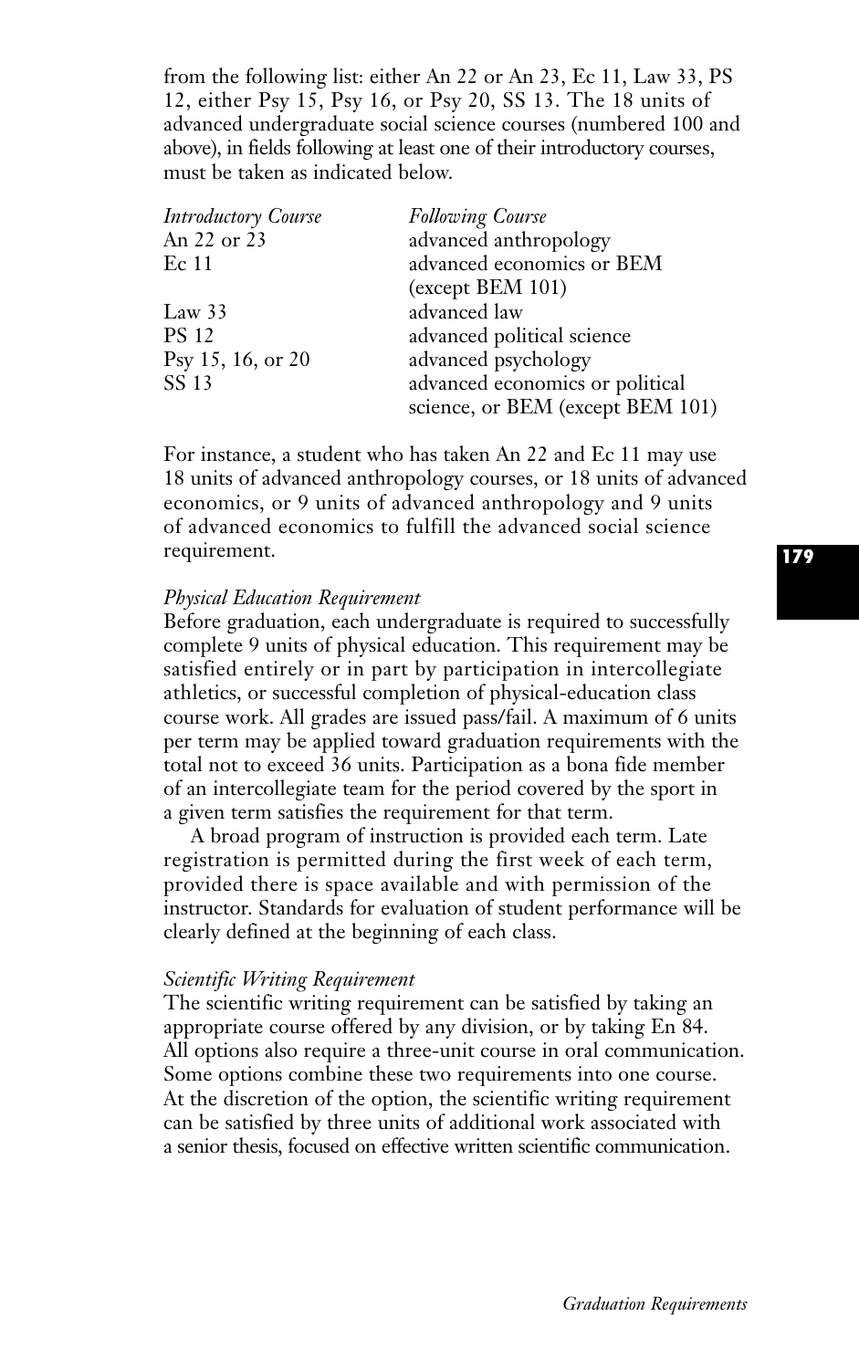from the following list: either An 22 or An 23, Ec 11, Law 33, PS 12, either Psy 15, Psy 16, or Psy 20, SS 13. The 18 units of advanced undergraduate social science courses (numbered 100 and above), in fields following at least one of their introductory courses, must be taken as indicated below.

| *Introductory Course* | *Following Course* |
| --- | --- |
| An 22 or 23 | advanced anthropology |
| Ec 11 | advanced economics or BEM (except BEM 101) |
| Law 33 | advanced law |
| PS 12 | advanced political science |
| Psy 15, 16, or 20 | advanced psychology |
| SS 13 | advanced economics or political science, or BEM (except BEM 101) |

For instance, a student who has taken An 22 and Ec 11 may use 18 units of advanced anthropology courses, or 18 units of advanced economics, or 9 units of advanced anthropology and 9 units of advanced economics to fulfill the advanced social science requirement.

*Physical Education Requirement*

Before graduation, each undergraduate is required to successfully complete 9 units of physical education. This requirement may be satisfied entirely or in part by participation in intercollegiate athletics, or successful completion of physical-education class course work. All grades are issued pass/fail. A maximum of 6 units per term may be applied toward graduation requirements with the total not to exceed 36 units. Participation as a bona fide member of an intercollegiate team for the period covered by the sport in a given term satisfies the requirement for that term.

A broad program of instruction is provided each term. Late registration is permitted during the first week of each term, provided there is space available and with permission of the instructor. Standards for evaluation of student performance will be clearly defined at the beginning of each class.

*Scientific Writing Requirement*

The scientific writing requirement can be satisfied by taking an appropriate course offered by any division, or by taking En 84. All options also require a three-unit course in oral communication. Some options combine these two requirements into one course. At the discretion of the option, the scientific writing requirement can be satisfied by three units of additional work associated with a senior thesis, focused on effective written scientific communication.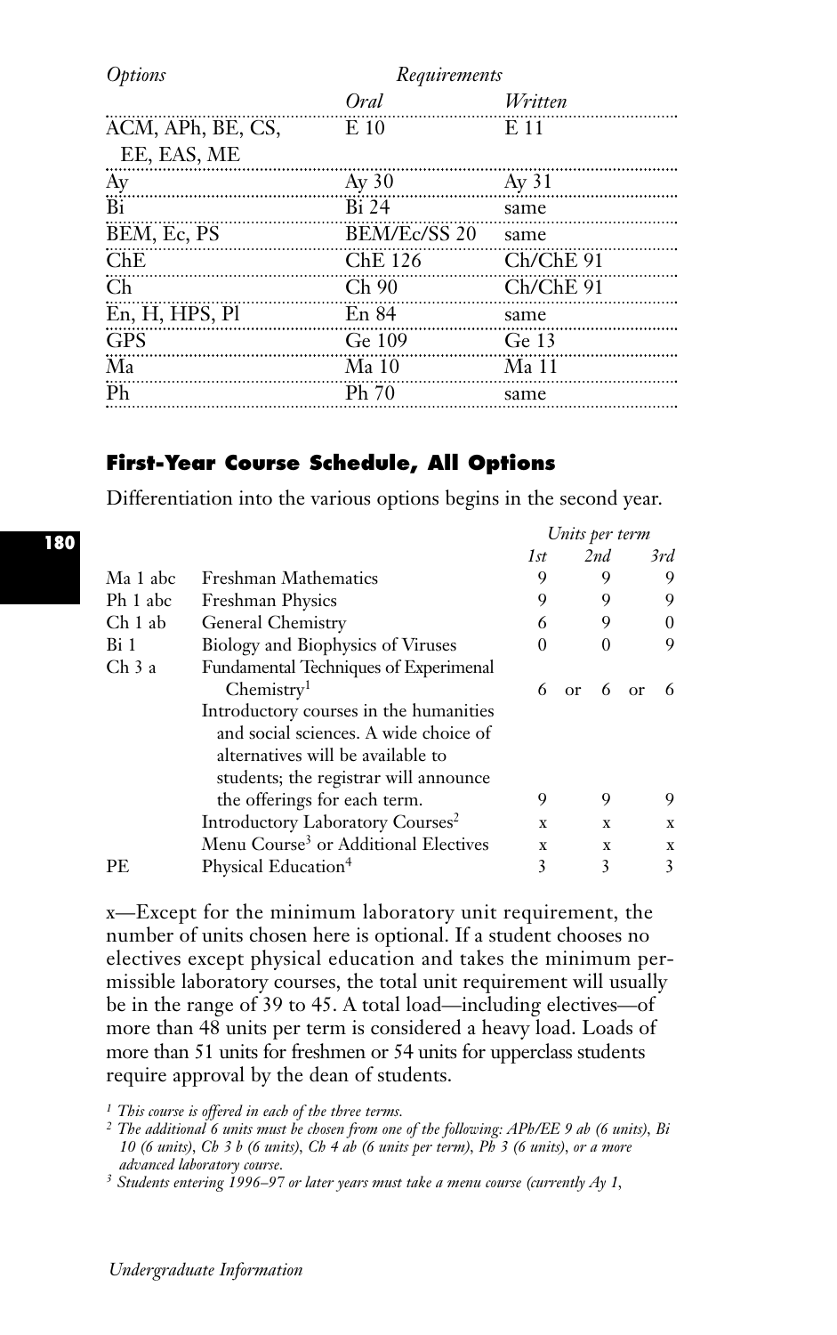| *Options* | *Requirements* | |
|---|---|---|
| | *Oral* | *Written* |
| ACM, APh, BE, CS, EE, EAS, ME | E 10 | E 11 |
| Ay | Ay 30 | Ay 31 |
| Bi | Bi 24 | same |
| BEM, Ec, PS | BEM/Ec/SS 20 | same |
| ChE | ChE 126 | Ch/ChE 91 |
| Ch | Ch 90 | Ch/ChE 91 |
| En, H, HPS, Pl | En 84 | same |
| GPS | Ge 109 | Ge 13 |
| Ma | Ma 10 | Ma 11 |
| Ph | Ph 70 | same |

## First-Year Course Schedule, All Options

Differentiation into the various options begins in the second year.

| | | *Units per term* | | |
|---|---|---|---|---|
| | | *1st* | *2nd* | *3rd* |
| Ma 1 abc | Freshman Mathematics | 9 | 9 | 9 |
| Ph 1 abc | Freshman Physics | 9 | 9 | 9 |
| Ch 1 ab | General Chemistry | 6 | 9 | 0 |
| Bi 1 | Biology and Biophysics of Viruses | 0 | 0 | 9 |
| Ch 3 a | Fundamental Techniques of Experimenal Chemistry[1] | 6 or | 6 or | 6 |
| | Introductory courses in the humanities and social sciences. A wide choice of alternatives will be available to students; the registrar will announce the offerings for each term. | 9 | 9 | 9 |
| | Introductory Laboratory Courses[2] | x | x | x |
| | Menu Course[3] or Additional Electives | x | x | x |
| PE | Physical Education[4] | 3 | 3 | 3 |

x—Except for the minimum laboratory unit requirement, the number of units chosen here is optional. If a student chooses no electives except physical education and takes the minimum permissible laboratory courses, the total unit requirement will usually be in the range of 39 to 45. A total load—including electives—of more than 48 units per term is considered a heavy load. Loads of more than 51 units for freshmen or 54 units for upperclass students require approval by the dean of students.

*[1] This course is offered in each of the three terms.*

*[2] The additional 6 units must be chosen from one of the following: APh/EE 9 ab (6 units), Bi 10 (6 units), Ch 3 b (6 units), Ch 4 ab (6 units per term), Ph 3 (6 units), or a more advanced laboratory course.*

*[3] Students entering 1996–97 or later years must take a menu course (currently Ay 1,*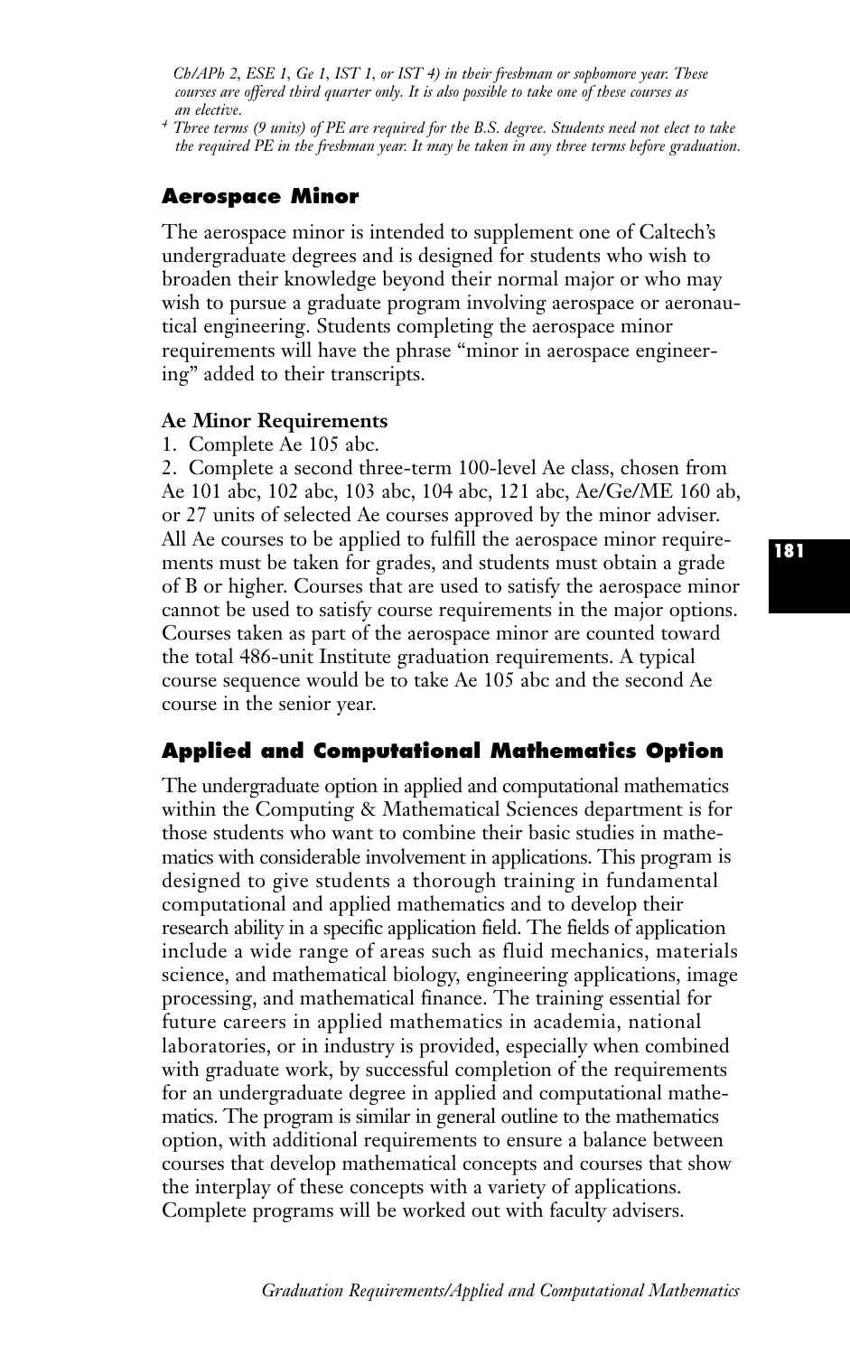*Ch/APh 2, ESE 1, Ge 1, IST 1, or IST 4) in their freshman or sophomore year. These courses are offered third quarter only. It is also possible to take one of these courses as an elective.*

[4] *Three terms (9 units) of PE are required for the B.S. degree. Students need not elect to take the required PE in the freshman year. It may be taken in any three terms before graduation.*

## Aerospace Minor

The aerospace minor is intended to supplement one of Caltech's undergraduate degrees and is designed for students who wish to broaden their knowledge beyond their normal major or who may wish to pursue a graduate program involving aerospace or aeronautical engineering. Students completing the aerospace minor requirements will have the phrase "minor in aerospace engineering" added to their transcripts.

### Ae Minor Requirements

1. Complete Ae 105 abc.
2. Complete a second three-term 100-level Ae class, chosen from Ae 101 abc, 102 abc, 103 abc, 104 abc, 121 abc, Ae/Ge/ME 160 ab, or 27 units of selected Ae courses approved by the minor adviser.

All Ae courses to be applied to fulfill the aerospace minor requirements must be taken for grades, and students must obtain a grade of B or higher. Courses that are used to satisfy the aerospace minor cannot be used to satisfy course requirements in the major options. Courses taken as part of the aerospace minor are counted toward the total 486-unit Institute graduation requirements. A typical course sequence would be to take Ae 105 abc and the second Ae course in the senior year.

## Applied and Computational Mathematics Option

The undergraduate option in applied and computational mathematics within the Computing & Mathematical Sciences department is for those students who want to combine their basic studies in mathematics with considerable involvement in applications. This program is designed to give students a thorough training in fundamental computational and applied mathematics and to develop their research ability in a specific application field. The fields of application include a wide range of areas such as fluid mechanics, materials science, and mathematical biology, engineering applications, image processing, and mathematical finance. The training essential for future careers in applied mathematics in academia, national laboratories, or in industry is provided, especially when combined with graduate work, by successful completion of the requirements for an undergraduate degree in applied and computational mathematics. The program is similar in general outline to the mathematics option, with additional requirements to ensure a balance between courses that develop mathematical concepts and courses that show the interplay of these concepts with a variety of applications. Complete programs will be worked out with faculty advisers.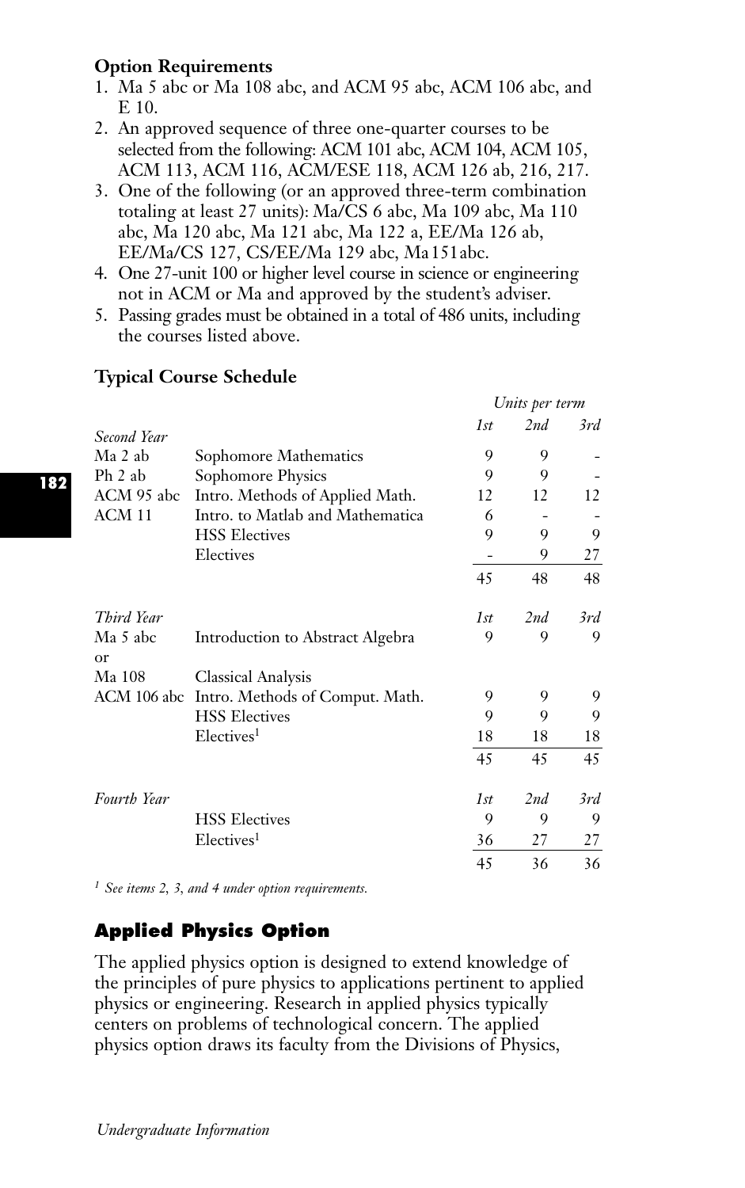**Option Requirements**

1. Ma 5 abc or Ma 108 abc, and ACM 95 abc, ACM 106 abc, and E 10.
2. An approved sequence of three one-quarter courses to be selected from the following: ACM 101 abc, ACM 104, ACM 105, ACM 113, ACM 116, ACM/ESE 118, ACM 126 ab, 216, 217.
3. One of the following (or an approved three-term combination totaling at least 27 units): Ma/CS 6 abc, Ma 109 abc, Ma 110 abc, Ma 120 abc, Ma 121 abc, Ma 122 a, EE/Ma 126 ab, EE/Ma/CS 127, CS/EE/Ma 129 abc, Ma151abc.
4. One 27-unit 100 or higher level course in science or engineering not in ACM or Ma and approved by the student's adviser.
5. Passing grades must be obtained in a total of 486 units, including the courses listed above.

**Typical Course Schedule**

| | | *Units per term* | | |
|---|---|---|---|---|
| *Second Year* | | *1st* | *2nd* | *3rd* |
| Ma 2 ab | Sophomore Mathematics | 9 | 9 | - |
| Ph 2 ab | Sophomore Physics | 9 | 9 | - |
| ACM 95 abc | Intro. Methods of Applied Math. | 12 | 12 | 12 |
| ACM 11 | Intro. to Matlab and Mathematica | 6 | - | - |
| | HSS Electives | 9 | 9 | 9 |
| | Electives | - | 9 | 27 |
| | | 45 | 48 | 48 |
| *Third Year* | | *1st* | *2nd* | *3rd* |
| Ma 5 abc or | Introduction to Abstract Algebra | 9 | 9 | 9 |
| Ma 108 | Classical Analysis | | | |
| ACM 106 abc | Intro. Methods of Comput. Math. | 9 | 9 | 9 |
| | HSS Electives | 9 | 9 | 9 |
| | Electives[1] | 18 | 18 | 18 |
| | | 45 | 45 | 45 |
| *Fourth Year* | | *1st* | *2nd* | *3rd* |
| | HSS Electives | 9 | 9 | 9 |
| | Electives[1] | 36 | 27 | 27 |
| | | 45 | 36 | 36 |

*[1] See items 2, 3, and 4 under option requirements.*

## Applied Physics Option

The applied physics option is designed to extend knowledge of the principles of pure physics to applications pertinent to applied physics or engineering. Research in applied physics typically centers on problems of technological concern. The applied physics option draws its faculty from the Divisions of Physics,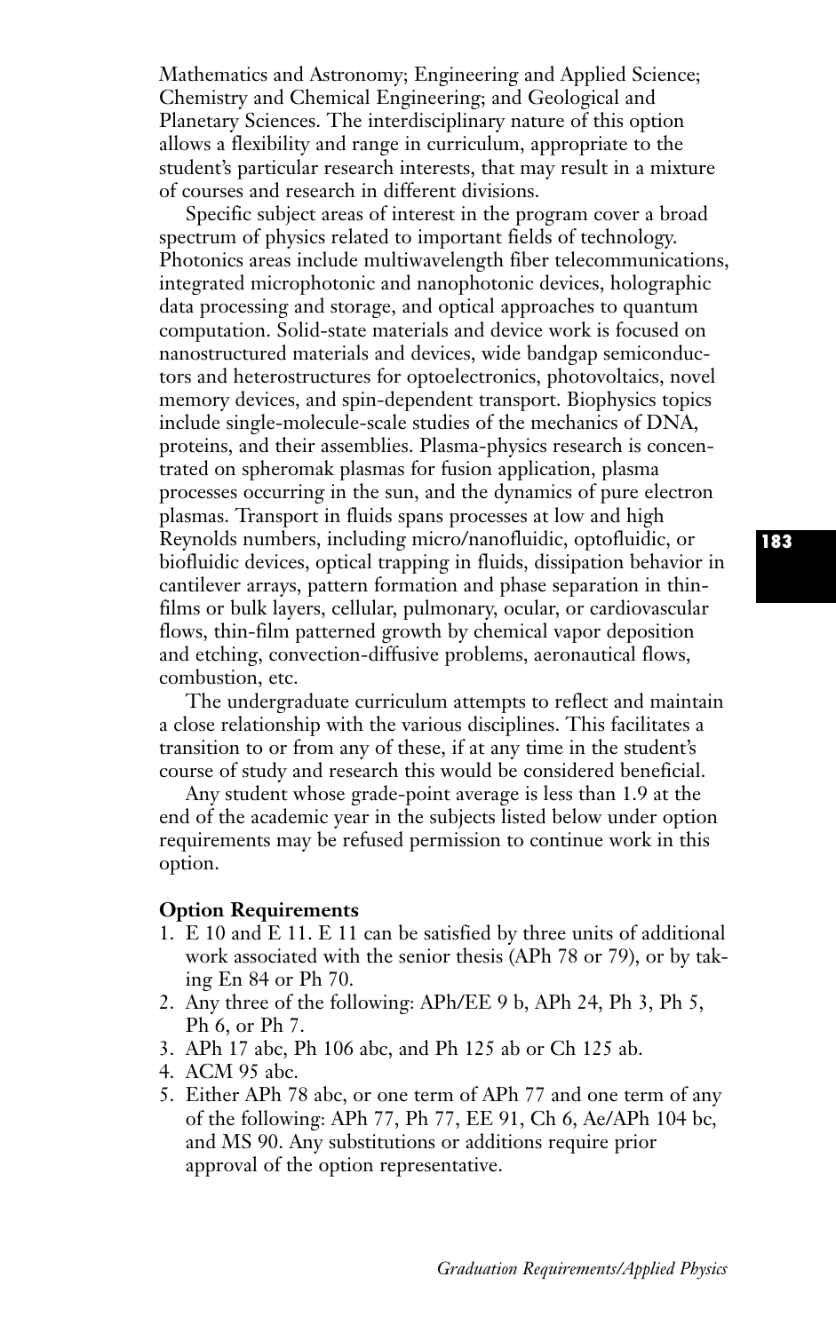Mathematics and Astronomy; Engineering and Applied Science; Chemistry and Chemical Engineering; and Geological and Planetary Sciences. The interdisciplinary nature of this option allows a flexibility and range in curriculum, appropriate to the student's particular research interests, that may result in a mixture of courses and research in different divisions.

Specific subject areas of interest in the program cover a broad spectrum of physics related to important fields of technology. Photonics areas include multiwavelength fiber telecommunications, integrated microphotonic and nanophotonic devices, holographic data processing and storage, and optical approaches to quantum computation. Solid-state materials and device work is focused on nanostructured materials and devices, wide bandgap semiconductors and heterostructures for optoelectronics, photovoltaics, novel memory devices, and spin-dependent transport. Biophysics topics include single-molecule-scale studies of the mechanics of DNA, proteins, and their assemblies. Plasma-physics research is concentrated on spheromak plasmas for fusion application, plasma processes occurring in the sun, and the dynamics of pure electron plasmas. Transport in fluids spans processes at low and high Reynolds numbers, including micro/nanofluidic, optofluidic, or biofluidic devices, optical trapping in fluids, dissipation behavior in cantilever arrays, pattern formation and phase separation in thin-films or bulk layers, cellular, pulmonary, ocular, or cardiovascular flows, thin-film patterned growth by chemical vapor deposition and etching, convection-diffusive problems, aeronautical flows, combustion, etc.

The undergraduate curriculum attempts to reflect and maintain a close relationship with the various disciplines. This facilitates a transition to or from any of these, if at any time in the student's course of study and research this would be considered beneficial.

Any student whose grade-point average is less than 1.9 at the end of the academic year in the subjects listed below under option requirements may be refused permission to continue work in this option.

**Option Requirements**

1. E 10 and E 11. E 11 can be satisfied by three units of additional work associated with the senior thesis (APh 78 or 79), or by taking En 84 or Ph 70.
2. Any three of the following: APh/EE 9 b, APh 24, Ph 3, Ph 5, Ph 6, or Ph 7.
3. APh 17 abc, Ph 106 abc, and Ph 125 ab or Ch 125 ab.
4. ACM 95 abc.
5. Either APh 78 abc, or one term of APh 77 and one term of any of the following: APh 77, Ph 77, EE 91, Ch 6, Ae/APh 104 bc, and MS 90. Any substitutions or additions require prior approval of the option representative.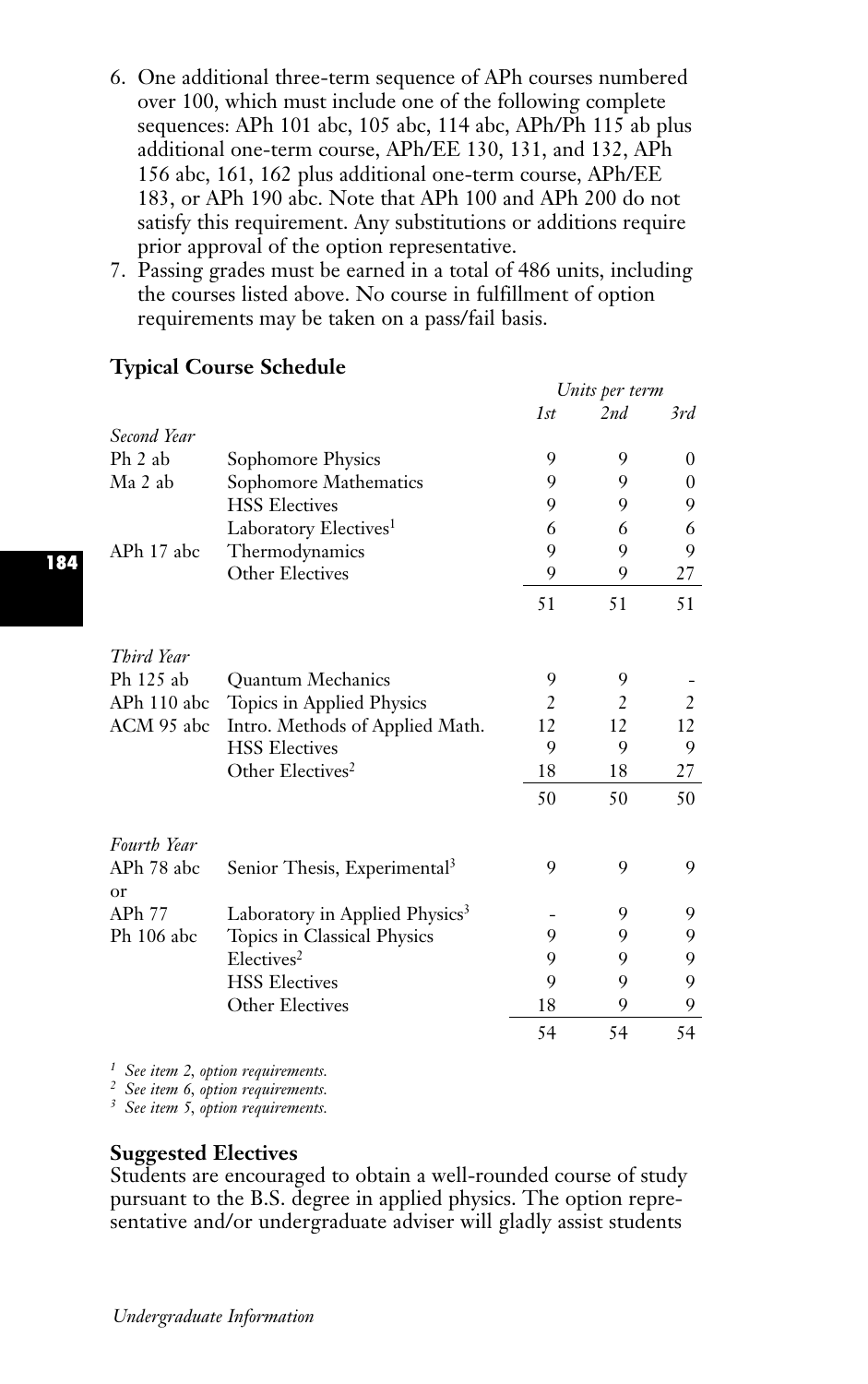6. One additional three-term sequence of APh courses numbered over 100, which must include one of the following complete sequences: APh 101 abc, 105 abc, 114 abc, APh/Ph 115 ab plus additional one-term course, APh/EE 130, 131, and 132, APh 156 abc, 161, 162 plus additional one-term course, APh/EE 183, or APh 190 abc. Note that APh 100 and APh 200 do not satisfy this requirement. Any substitutions or additions require prior approval of the option representative.
7. Passing grades must be earned in a total of 486 units, including the courses listed above. No course in fulfillment of option requirements may be taken on a pass/fail basis.

### Typical Course Schedule

| | | *Units per term* | | |
|---|---|---|---|---|
| | | *1st* | *2nd* | *3rd* |
| *Second Year* | | | | |
| Ph 2 ab | Sophomore Physics | 9 | 9 | 0 |
| Ma 2 ab | Sophomore Mathematics | 9 | 9 | 0 |
| | HSS Electives | 9 | 9 | 9 |
| | Laboratory Electives[1] | 6 | 6 | 6 |
| APh 17 abc | Thermodynamics | 9 | 9 | 9 |
| | Other Electives | 9 | 9 | 27 |
| | | 51 | 51 | 51 |
| *Third Year* | | | | |
| Ph 125 ab | Quantum Mechanics | 9 | 9 | - |
| APh 110 abc | Topics in Applied Physics | 2 | 2 | 2 |
| ACM 95 abc | Intro. Methods of Applied Math. | 12 | 12 | 12 |
| | HSS Electives | 9 | 9 | 9 |
| | Other Electives[2] | 18 | 18 | 27 |
| | | 50 | 50 | 50 |
| *Fourth Year* | | | | |
| APh 78 abc | Senior Thesis, Experimental[3] | 9 | 9 | 9 |
| or | | | | |
| APh 77 | Laboratory in Applied Physics[3] | - | 9 | 9 |
| Ph 106 abc | Topics in Classical Physics | 9 | 9 | 9 |
| | Electives[2] | 9 | 9 | 9 |
| | HSS Electives | 9 | 9 | 9 |
| | Other Electives | 18 | 9 | 9 |
| | | 54 | 54 | 54 |

[1] *See item 2, option requirements.*
[2] *See item 6, option requirements.*
[3] *See item 5, option requirements.*

**Suggested Electives**

Students are encouraged to obtain a well-rounded course of study pursuant to the B.S. degree in applied physics. The option representative and/or undergraduate adviser will gladly assist students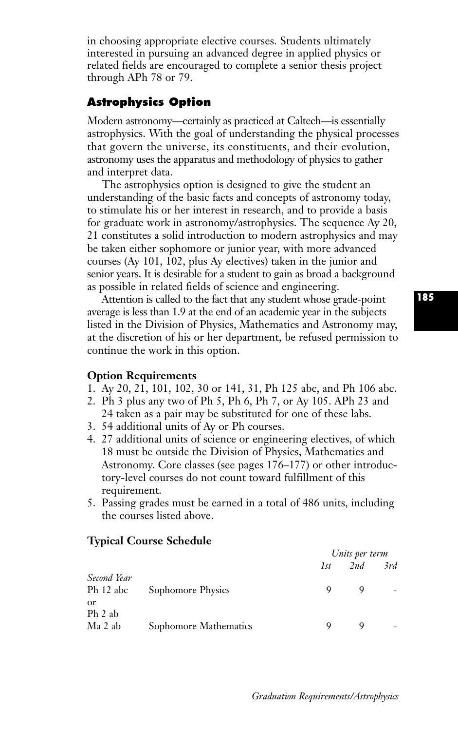in choosing appropriate elective courses. Students ultimately interested in pursuing an advanced degree in applied physics or related fields are encouraged to complete a senior thesis project through APh 78 or 79.

## Astrophysics Option

Modern astronomy—certainly as practiced at Caltech—is essentially astrophysics. With the goal of understanding the physical processes that govern the universe, its constituents, and their evolution, astronomy uses the apparatus and methodology of physics to gather and interpret data.

The astrophysics option is designed to give the student an understanding of the basic facts and concepts of astronomy today, to stimulate his or her interest in research, and to provide a basis for graduate work in astronomy/astrophysics. The sequence Ay 20, 21 constitutes a solid introduction to modern astrophysics and may be taken either sophomore or junior year, with more advanced courses (Ay 101, 102, plus Ay electives) taken in the junior and senior years. It is desirable for a student to gain as broad a background as possible in related fields of science and engineering.

Attention is called to the fact that any student whose grade-point average is less than 1.9 at the end of an academic year in the subjects listed in the Division of Physics, Mathematics and Astronomy may, at the discretion of his or her department, be refused permission to continue the work in this option.

### Option Requirements

1. Ay 20, 21, 101, 102, 30 or 141, 31, Ph 125 abc, and Ph 106 abc.
2. Ph 3 plus any two of Ph 5, Ph 6, Ph 7, or Ay 105. APh 23 and 24 taken as a pair may be substituted for one of these labs.
3. 54 additional units of Ay or Ph courses.
4. 27 additional units of science or engineering electives, of which 18 must be outside the Division of Physics, Mathematics and Astronomy. Core classes (see pages 176–177) or other introductory-level courses do not count toward fulfillment of this requirement.
5. Passing grades must be earned in a total of 486 units, including the courses listed above.

### Typical Course Schedule

| | | *Units per term* | | |
|---|---|---|---|---|
| | | *1st* | *2nd* | *3rd* |
| *Second Year* | | | | |
| Ph 12 abc or Ph 2 ab | Sophomore Physics | 9 | 9 | - |
| Ma 2 ab | Sophomore Mathematics | 9 | 9 | - |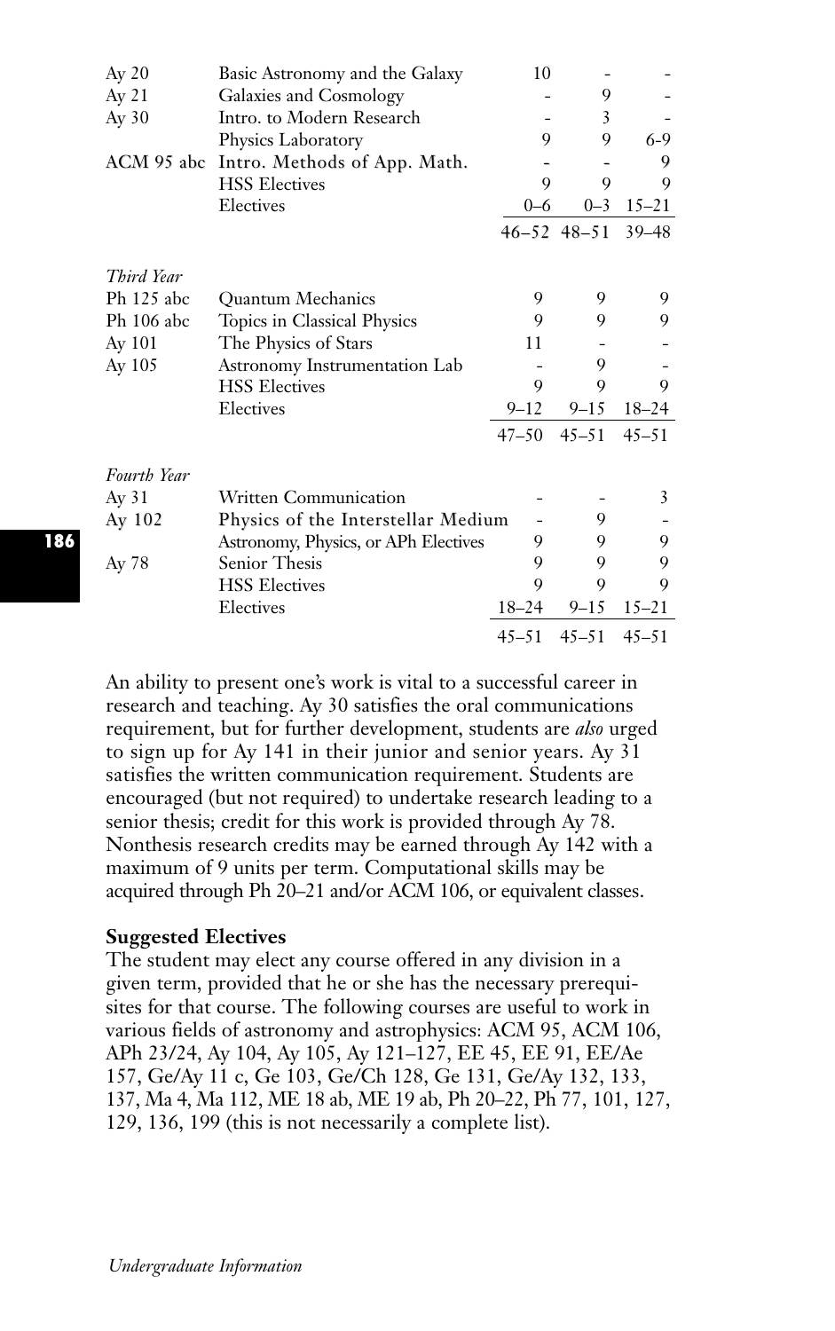| | | | | |
|---|---|---|---|---|
| Ay 20 | Basic Astronomy and the Galaxy | 10 | - | - |
| Ay 21 | Galaxies and Cosmology | - | 9 | - |
| Ay 30 | Intro. to Modern Research | - | 3 | - |
| | Physics Laboratory | 9 | 9 | 6-9 |
| ACM 95 abc | Intro. Methods of App. Math. | - | - | 9 |
| | HSS Electives | 9 | 9 | 9 |
| | Electives | 0–6 | 0–3 | 15–21 |
| | | 46–52 | 48–51 | 39–48 |
| *Third Year* | | | | |
| Ph 125 abc | Quantum Mechanics | 9 | 9 | 9 |
| Ph 106 abc | Topics in Classical Physics | 9 | 9 | 9 |
| Ay 101 | The Physics of Stars | 11 | - | - |
| Ay 105 | Astronomy Instrumentation Lab | - | 9 | - |
| | HSS Electives | 9 | 9 | 9 |
| | Electives | 9–12 | 9–15 | 18–24 |
| | | 47–50 | 45–51 | 45–51 |
| *Fourth Year* | | | | |
| Ay 31 | Written Communication | - | - | 3 |
| Ay 102 | Physics of the Interstellar Medium | - | 9 | - |
| | Astronomy, Physics, or APh Electives | 9 | 9 | 9 |
| Ay 78 | Senior Thesis | 9 | 9 | 9 |
| | HSS Electives | 9 | 9 | 9 |
| | Electives | 18–24 | 9–15 | 15–21 |
| | | 45–51 | 45–51 | 45–51 |

An ability to present one's work is vital to a successful career in research and teaching. Ay 30 satisfies the oral communications requirement, but for further development, students are *also* urged to sign up for Ay 141 in their junior and senior years. Ay 31 satisfies the written communication requirement. Students are encouraged (but not required) to undertake research leading to a senior thesis; credit for this work is provided through Ay 78. Nonthesis research credits may be earned through Ay 142 with a maximum of 9 units per term. Computational skills may be acquired through Ph 20–21 and/or ACM 106, or equivalent classes.

**Suggested Electives**

The student may elect any course offered in any division in a given term, provided that he or she has the necessary prerequisites for that course. The following courses are useful to work in various fields of astronomy and astrophysics: ACM 95, ACM 106, APh 23/24, Ay 104, Ay 105, Ay 121–127, EE 45, EE 91, EE/Ae 157, Ge/Ay 11 c, Ge 103, Ge/Ch 128, Ge 131, Ge/Ay 132, 133, 137, Ma 4, Ma 112, ME 18 ab, ME 19 ab, Ph 20–22, Ph 77, 101, 127, 129, 136, 199 (this is not necessarily a complete list).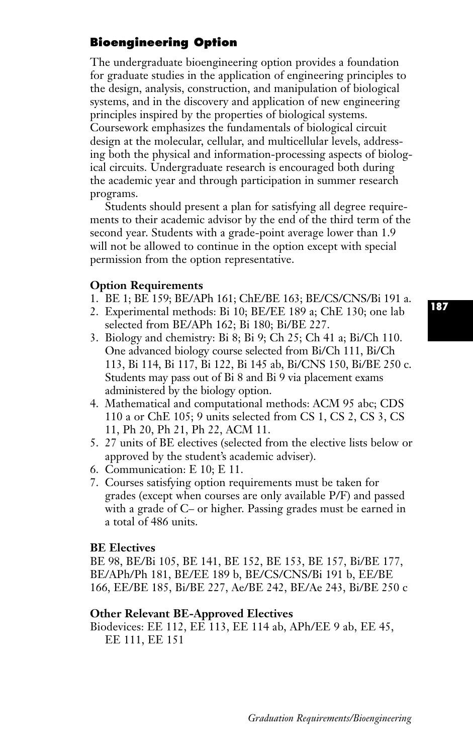### Bioengineering Option

The undergraduate bioengineering option provides a foundation for graduate studies in the application of engineering principles to the design, analysis, construction, and manipulation of biological systems, and in the discovery and application of new engineering principles inspired by the properties of biological systems. Coursework emphasizes the fundamentals of biological circuit design at the molecular, cellular, and multicellular levels, addressing both the physical and information-processing aspects of biological circuits. Undergraduate research is encouraged both during the academic year and through participation in summer research programs.

Students should present a plan for satisfying all degree requirements to their academic advisor by the end of the third term of the second year. Students with a grade-point average lower than 1.9 will not be allowed to continue in the option except with special permission from the option representative.

**Option Requirements**

1. BE 1; BE 159; BE/APh 161; ChE/BE 163; BE/CS/CNS/Bi 191 a.
2. Experimental methods: Bi 10; BE/EE 189 a; ChE 130; one lab selected from BE/APh 162; Bi 180; Bi/BE 227.
3. Biology and chemistry: Bi 8; Bi 9; Ch 25; Ch 41 a; Bi/Ch 110. One advanced biology course selected from Bi/Ch 111, Bi/Ch 113, Bi 114, Bi 117, Bi 122, Bi 145 ab, Bi/CNS 150, Bi/BE 250 c. Students may pass out of Bi 8 and Bi 9 via placement exams administered by the biology option.
4. Mathematical and computational methods: ACM 95 abc; CDS 110 a or ChE 105; 9 units selected from CS 1, CS 2, CS 3, CS 11, Ph 20, Ph 21, Ph 22, ACM 11.
5. 27 units of BE electives (selected from the elective lists below or approved by the student's academic adviser).
6. Communication: E 10; E 11.
7. Courses satisfying option requirements must be taken for grades (except when courses are only available P/F) and passed with a grade of C– or higher. Passing grades must be earned in a total of 486 units.

**BE Electives**

BE 98, BE/Bi 105, BE 141, BE 152, BE 153, BE 157, Bi/BE 177, BE/APh/Ph 181, BE/EE 189 b, BE/CS/CNS/Bi 191 b, EE/BE 166, EE/BE 185, Bi/BE 227, Ae/BE 242, BE/Ae 243, Bi/BE 250 c

**Other Relevant BE-Approved Electives**

Biodevices: EE 112, EE 113, EE 114 ab, APh/EE 9 ab, EE 45, EE 111, EE 151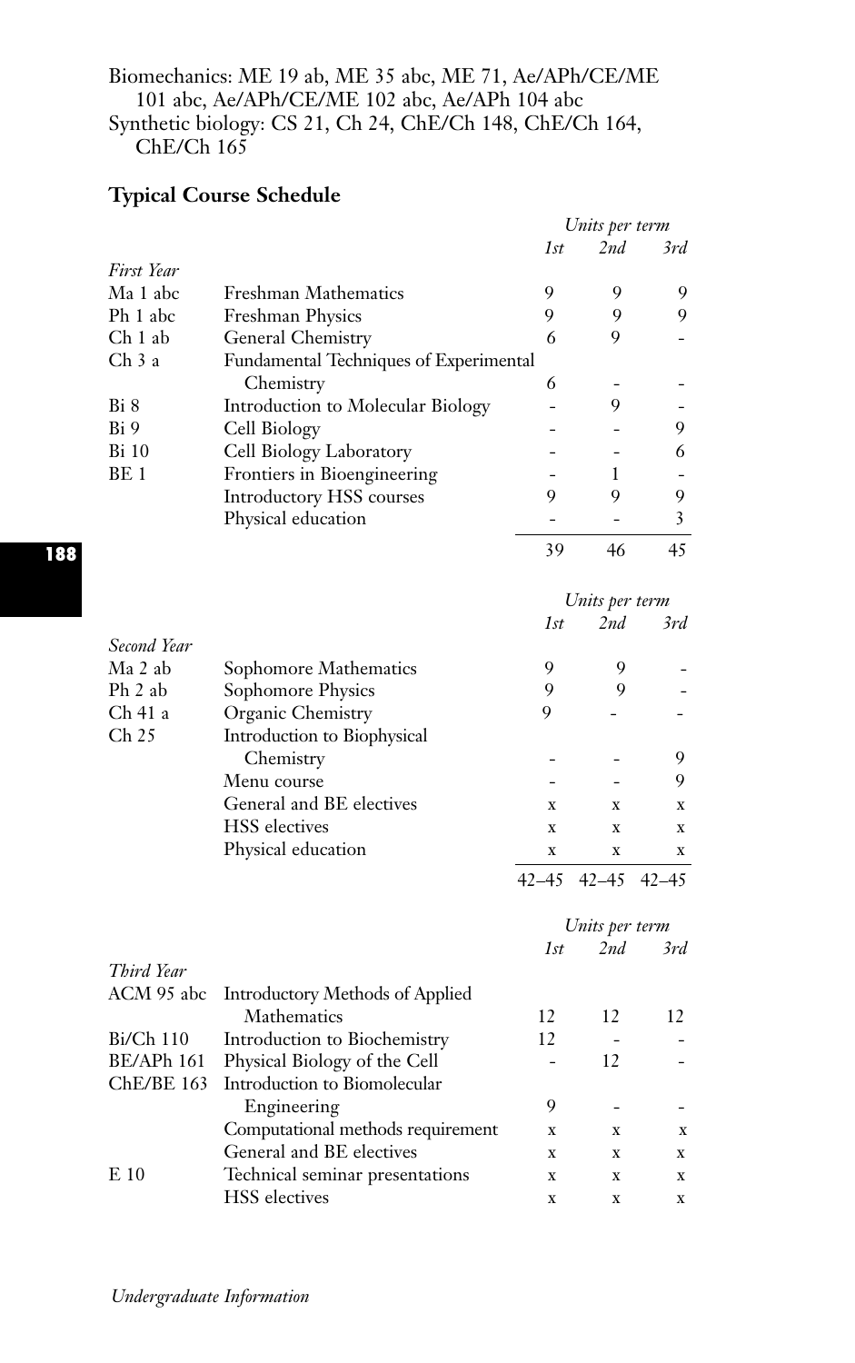Biomechanics: ME 19 ab, ME 35 abc, ME 71, Ae/APh/CE/ME 101 abc, Ae/APh/CE/ME 102 abc, Ae/APh 104 abc
Synthetic biology: CS 21, Ch 24, ChE/Ch 148, ChE/Ch 164, ChE/Ch 165

### Typical Course Schedule

| | | *Units per term* | | |
|---|---|---|---|---|
| | | *1st* | *2nd* | *3rd* |
| *First Year* | | | | |
| Ma 1 abc | Freshman Mathematics | 9 | 9 | 9 |
| Ph 1 abc | Freshman Physics | 9 | 9 | 9 |
| Ch 1 ab | General Chemistry | 6 | 9 | - |
| Ch 3 a | Fundamental Techniques of Experimental Chemistry | 6 | - | - |
| Bi 8 | Introduction to Molecular Biology | - | 9 | - |
| Bi 9 | Cell Biology | - | - | 9 |
| Bi 10 | Cell Biology Laboratory | - | - | 6 |
| BE 1 | Frontiers in Bioengineering | - | 1 | - |
| | Introductory HSS courses | 9 | 9 | 9 |
| | Physical education | - | - | 3 |
| | | 39 | 46 | 45 |

| | | *Units per term* | | |
|---|---|---|---|---|
| | | *1st* | *2nd* | *3rd* |
| *Second Year* | | | | |
| Ma 2 ab | Sophomore Mathematics | 9 | 9 | - |
| Ph 2 ab | Sophomore Physics | 9 | 9 | - |
| Ch 41 a | Organic Chemistry | 9 | - | - |
| Ch 25 | Introduction to Biophysical Chemistry | - | - | 9 |
| | Menu course | - | - | 9 |
| | General and BE electives | x | x | x |
| | HSS electives | x | x | x |
| | Physical education | x | x | x |
| | | 42–45 | 42–45 | 42–45 |

| | | *Units per term* | | |
|---|---|---|---|---|
| | | *1st* | *2nd* | *3rd* |
| *Third Year* | | | | |
| ACM 95 abc | Introductory Methods of Applied Mathematics | 12 | 12 | 12 |
| Bi/Ch 110 | Introduction to Biochemistry | 12 | - | - |
| BE/APh 161 | Physical Biology of the Cell | - | 12 | - |
| ChE/BE 163 | Introduction to Biomolecular Engineering | 9 | - | - |
| | Computational methods requirement | x | x | x |
| | General and BE electives | x | x | x |
| E 10 | Technical seminar presentations | x | x | x |
| | HSS electives | x | x | x |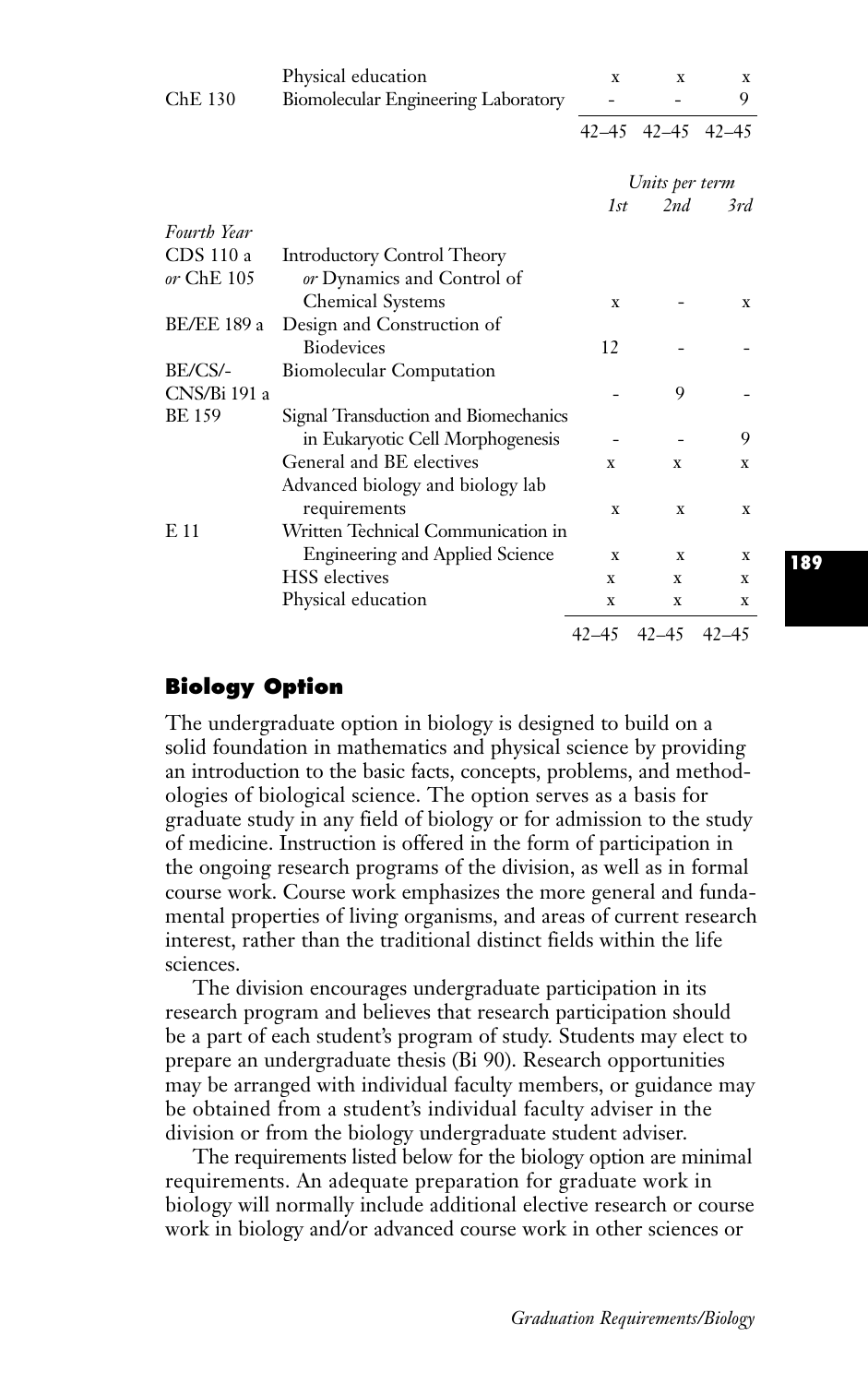| | | | | |
|---|---|---|---|---|
| | Physical education | x | x | x |
| ChE 130 | Biomolecular Engineering Laboratory | - | - | 9 |
| | | 42–45 | 42–45 | 42–45 |

| | | *Units per term* | | |
|---|---|---|---|---|
| | | *1st* | *2nd* | *3rd* |
| *Fourth Year* | | | | |
| CDS 110 a *or* ChE 105 | Introductory Control Theory *or* Dynamics and Control of Chemical Systems | x | - | x |
| BE/EE 189 a | Design and Construction of Biodevices | 12 | - | - |
| BE/CS/-CNS/Bi 191 a | Biomolecular Computation | - | 9 | - |
| BE 159 | Signal Transduction and Biomechanics in Eukaryotic Cell Morphogenesis | - | - | 9 |
| | General and BE electives | x | x | x |
| | Advanced biology and biology lab requirements | x | x | x |
| E 11 | Written Technical Communication in Engineering and Applied Science | x | x | x |
| | HSS electives | x | x | x |
| | Physical education | x | x | x |
| | | 42–45 | 42–45 | 42–45 |

## Biology Option

The undergraduate option in biology is designed to build on a solid foundation in mathematics and physical science by providing an introduction to the basic facts, concepts, problems, and methodologies of biological science. The option serves as a basis for graduate study in any field of biology or for admission to the study of medicine. Instruction is offered in the form of participation in the ongoing research programs of the division, as well as in formal course work. Course work emphasizes the more general and fundamental properties of living organisms, and areas of current research interest, rather than the traditional distinct fields within the life sciences.

The division encourages undergraduate participation in its research program and believes that research participation should be a part of each student's program of study. Students may elect to prepare an undergraduate thesis (Bi 90). Research opportunities may be arranged with individual faculty members, or guidance may be obtained from a student's individual faculty adviser in the division or from the biology undergraduate student adviser.

The requirements listed below for the biology option are minimal requirements. An adequate preparation for graduate work in biology will normally include additional elective research or course work in biology and/or advanced course work in other sciences or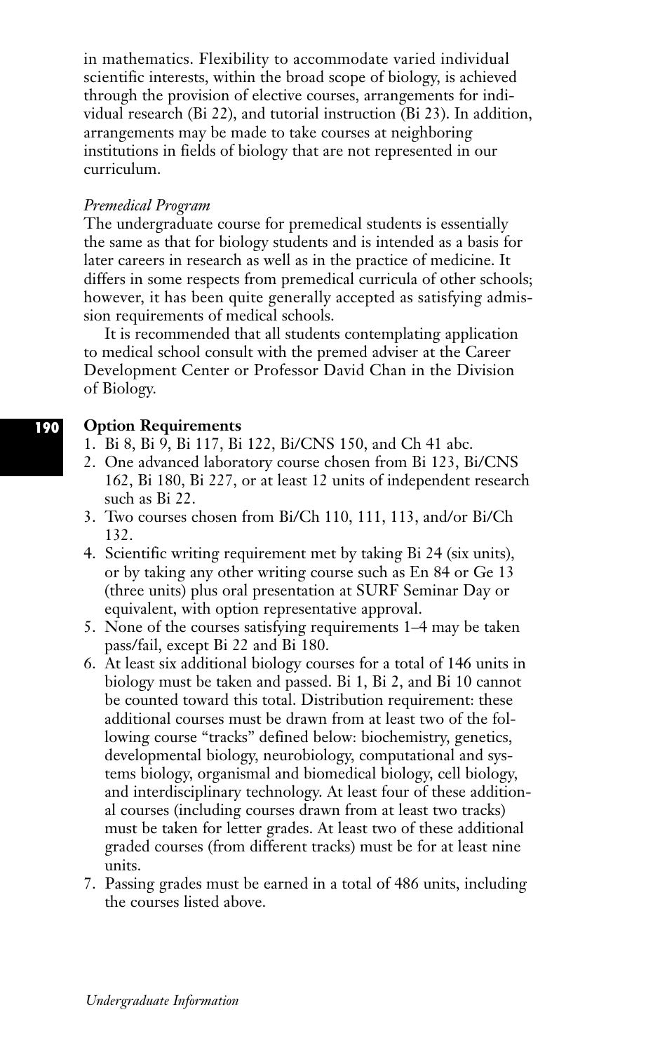in mathematics. Flexibility to accommodate varied individual scientific interests, within the broad scope of biology, is achieved through the provision of elective courses, arrangements for individual research (Bi 22), and tutorial instruction (Bi 23). In addition, arrangements may be made to take courses at neighboring institutions in fields of biology that are not represented in our curriculum.

*Premedical Program*

The undergraduate course for premedical students is essentially the same as that for biology students and is intended as a basis for later careers in research as well as in the practice of medicine. It differs in some respects from premedical curricula of other schools; however, it has been quite generally accepted as satisfying admission requirements of medical schools.

It is recommended that all students contemplating application to medical school consult with the premed adviser at the Career Development Center or Professor David Chan in the Division of Biology.

**Option Requirements**

1. Bi 8, Bi 9, Bi 117, Bi 122, Bi/CNS 150, and Ch 41 abc.
2. One advanced laboratory course chosen from Bi 123, Bi/CNS 162, Bi 180, Bi 227, or at least 12 units of independent research such as Bi 22.
3. Two courses chosen from Bi/Ch 110, 111, 113, and/or Bi/Ch 132.
4. Scientific writing requirement met by taking Bi 24 (six units), or by taking any other writing course such as En 84 or Ge 13 (three units) plus oral presentation at SURF Seminar Day or equivalent, with option representative approval.
5. None of the courses satisfying requirements 1–4 may be taken pass/fail, except Bi 22 and Bi 180.
6. At least six additional biology courses for a total of 146 units in biology must be taken and passed. Bi 1, Bi 2, and Bi 10 cannot be counted toward this total. Distribution requirement: these additional courses must be drawn from at least two of the following course "tracks" defined below: biochemistry, genetics, developmental biology, neurobiology, computational and systems biology, organismal and biomedical biology, cell biology, and interdisciplinary technology. At least four of these additional courses (including courses drawn from at least two tracks) must be taken for letter grades. At least two of these additional graded courses (from different tracks) must be for at least nine units.
7. Passing grades must be earned in a total of 486 units, including the courses listed above.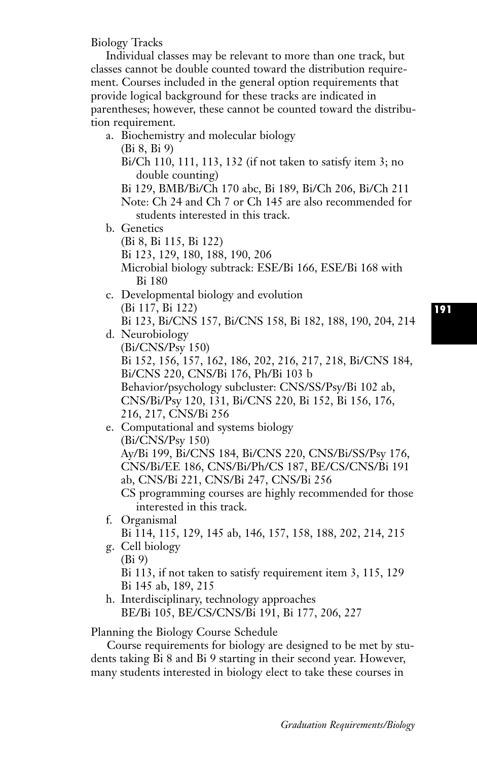Biology Tracks

Individual classes may be relevant to more than one track, but classes cannot be double counted toward the distribution requirement. Courses included in the general option requirements that provide logical background for these tracks are indicated in parentheses; however, these cannot be counted toward the distribution requirement.

a. Biochemistry and molecular biology
   (Bi 8, Bi 9)
   Bi/Ch 110, 111, 113, 132 (if not taken to satisfy item 3; no double counting)
   Bi 129, BMB/Bi/Ch 170 abc, Bi 189, Bi/Ch 206, Bi/Ch 211
   Note: Ch 24 and Ch 7 or Ch 145 are also recommended for students interested in this track.
b. Genetics
   (Bi 8, Bi 115, Bi 122)
   Bi 123, 129, 180, 188, 190, 206
   Microbial biology subtrack: ESE/Bi 166, ESE/Bi 168 with Bi 180
c. Developmental biology and evolution
   (Bi 117, Bi 122)
   Bi 123, Bi/CNS 157, Bi/CNS 158, Bi 182, 188, 190, 204, 214
d. Neurobiology
   (Bi/CNS/Psy 150)
   Bi 152, 156, 157, 162, 186, 202, 216, 217, 218, Bi/CNS 184, Bi/CNS 220, CNS/Bi 176, Ph/Bi 103 b
   Behavior/psychology subcluster: CNS/SS/Psy/Bi 102 ab, CNS/Bi/Psy 120, 131, Bi/CNS 220, Bi 152, Bi 156, 176, 216, 217, CNS/Bi 256
e. Computational and systems biology
   (Bi/CNS/Psy 150)
   Ay/Bi 199, Bi/CNS 184, Bi/CNS 220, CNS/Bi/SS/Psy 176, CNS/Bi/EE 186, CNS/Bi/Ph/CS 187, BE/CS/CNS/Bi 191 ab, CNS/Bi 221, CNS/Bi 247, CNS/Bi 256
   CS programming courses are highly recommended for those interested in this track.
f. Organismal
   Bi 114, 115, 129, 145 ab, 146, 157, 158, 188, 202, 214, 215
g. Cell biology
   (Bi 9)
   Bi 113, if not taken to satisfy requirement item 3, 115, 129
   Bi 145 ab, 189, 215
h. Interdisciplinary, technology approaches
   BE/Bi 105, BE/CS/CNS/Bi 191, Bi 177, 206, 227

Planning the Biology Course Schedule

Course requirements for biology are designed to be met by students taking Bi 8 and Bi 9 starting in their second year. However, many students interested in biology elect to take these courses in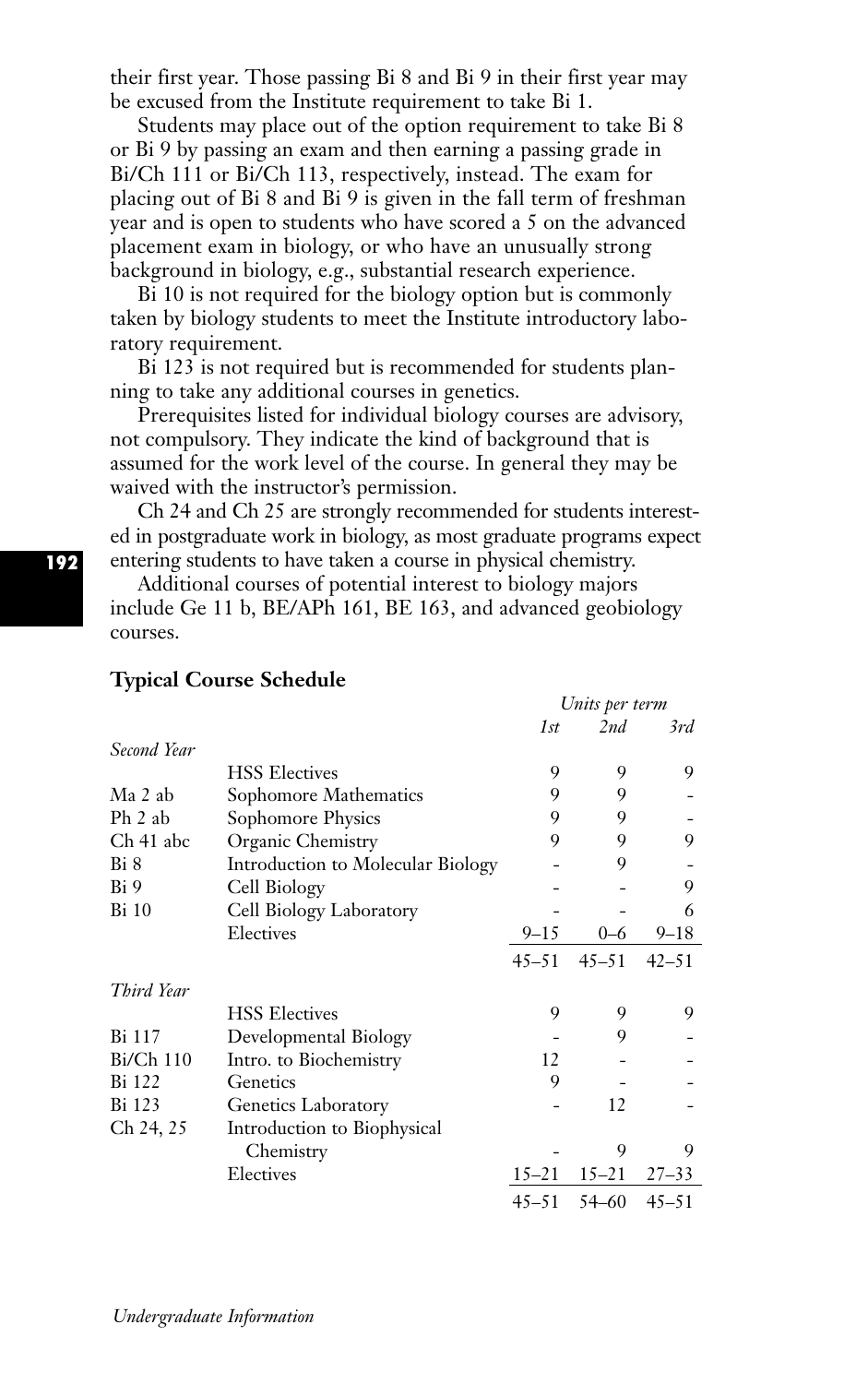their first year. Those passing Bi 8 and Bi 9 in their first year may be excused from the Institute requirement to take Bi 1.

Students may place out of the option requirement to take Bi 8 or Bi 9 by passing an exam and then earning a passing grade in Bi/Ch 111 or Bi/Ch 113, respectively, instead. The exam for placing out of Bi 8 and Bi 9 is given in the fall term of freshman year and is open to students who have scored a 5 on the advanced placement exam in biology, or who have an unusually strong background in biology, e.g., substantial research experience.

Bi 10 is not required for the biology option but is commonly taken by biology students to meet the Institute introductory laboratory requirement.

Bi 123 is not required but is recommended for students planning to take any additional courses in genetics.

Prerequisites listed for individual biology courses are advisory, not compulsory. They indicate the kind of background that is assumed for the work level of the course. In general they may be waived with the instructor's permission.

Ch 24 and Ch 25 are strongly recommended for students interested in postgraduate work in biology, as most graduate programs expect entering students to have taken a course in physical chemistry.

Additional courses of potential interest to biology majors include Ge 11 b, BE/APh 161, BE 163, and advanced geobiology courses.

**Typical Course Schedule**

| | | *Units per term* | | |
|---|---|---|---|---|
| | | *1st* | *2nd* | *3rd* |
| *Second Year* | | | | |
| | HSS Electives | 9 | 9 | 9 |
| Ma 2 ab | Sophomore Mathematics | 9 | 9 | - |
| Ph 2 ab | Sophomore Physics | 9 | 9 | - |
| Ch 41 abc | Organic Chemistry | 9 | 9 | 9 |
| Bi 8 | Introduction to Molecular Biology | - | 9 | - |
| Bi 9 | Cell Biology | - | - | 9 |
| Bi 10 | Cell Biology Laboratory | - | - | 6 |
| | Electives | 9–15 | 0–6 | 9–18 |
| | | 45–51 | 45–51 | 42–51 |
| *Third Year* | | | | |
| | HSS Electives | 9 | 9 | 9 |
| Bi 117 | Developmental Biology | - | 9 | - |
| Bi/Ch 110 | Intro. to Biochemistry | 12 | - | - |
| Bi 122 | Genetics | 9 | - | - |
| Bi 123 | Genetics Laboratory | - | 12 | - |
| Ch 24, 25 | Introduction to Biophysical Chemistry | - | 9 | 9 |
| | Electives | 15–21 | 15–21 | 27–33 |
| | | 45–51 | 54–60 | 45–51 |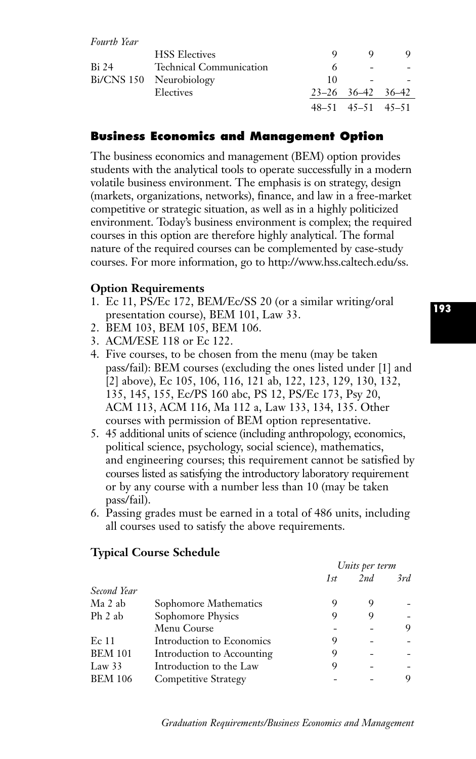*Fourth Year*

| | | | | |
|---|---|---|---|---|
| | HSS Electives | 9 | 9 | 9 |
| Bi 24 | Technical Communication | 6 | - | - |
| Bi/CNS 150 | Neurobiology | 10 | - | - |
| | Electives | 23–26 | 36–42 | 36–42 |
| | | 48–51 | 45–51 | 45–51 |

## Business Economics and Management Option

The business economics and management (BEM) option provides students with the analytical tools to operate successfully in a modern volatile business environment. The emphasis is on strategy, design (markets, organizations, networks), finance, and law in a free-market competitive or strategic situation, as well as in a highly politicized environment. Today's business environment is complex; the required courses in this option are therefore highly analytical. The formal nature of the required courses can be complemented by case-study courses. For more information, go to http://www.hss.caltech.edu/ss.

### Option Requirements

1. Ec 11, PS/Ec 172, BEM/Ec/SS 20 (or a similar writing/oral presentation course), BEM 101, Law 33.
2. BEM 103, BEM 105, BEM 106.
3. ACM/ESE 118 or Ec 122.
4. Five courses, to be chosen from the menu (may be taken pass/fail): BEM courses (excluding the ones listed under [1] and [2] above), Ec 105, 106, 116, 121 ab, 122, 123, 129, 130, 132, 135, 145, 155, Ec/PS 160 abc, PS 12, PS/Ec 173, Psy 20, ACM 113, ACM 116, Ma 112 a, Law 133, 134, 135. Other courses with permission of BEM option representative.
5. 45 additional units of science (including anthropology, economics, political science, psychology, social science), mathematics, and engineering courses; this requirement cannot be satisfied by courses listed as satisfying the introductory laboratory requirement or by any course with a number less than 10 (may be taken pass/fail).
6. Passing grades must be earned in a total of 486 units, including all courses used to satisfy the above requirements.

### Typical Course Schedule

| | | *Units per term* | | |
|---|---|---|---|---|
| | | *1st* | *2nd* | *3rd* |
| *Second Year* | | | | |
| Ma 2 ab | Sophomore Mathematics | 9 | 9 | - |
| Ph 2 ab | Sophomore Physics | 9 | 9 | - |
| | Menu Course | - | - | 9 |
| Ec 11 | Introduction to Economics | 9 | - | - |
| BEM 101 | Introduction to Accounting | 9 | - | - |
| Law 33 | Introduction to the Law | 9 | - | - |
| BEM 106 | Competitive Strategy | - | - | 9 |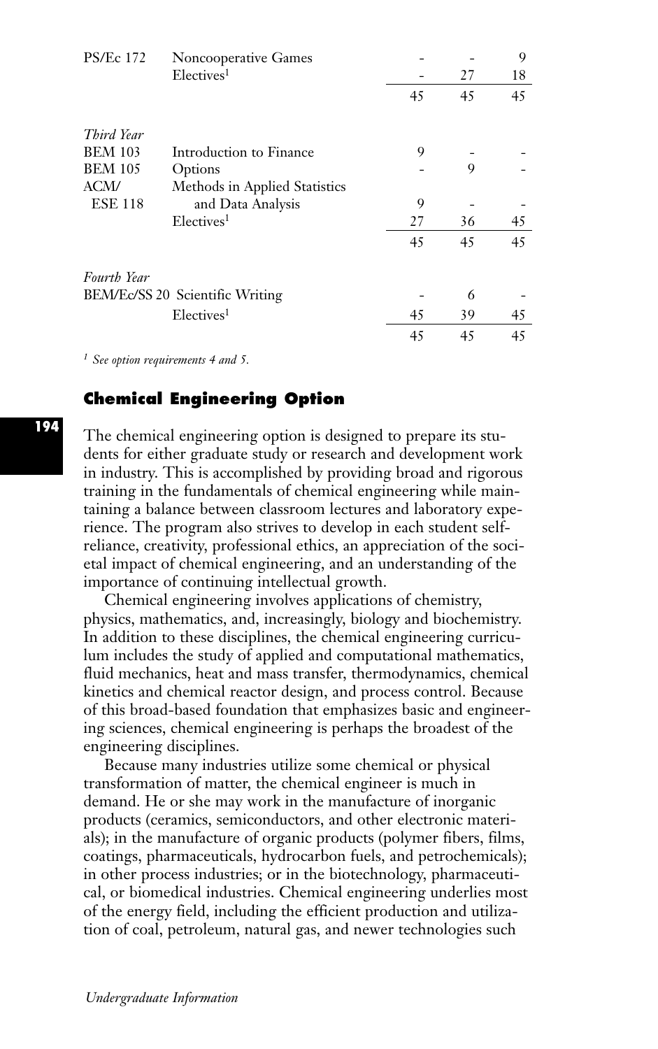| | | | | |
|---|---|---|---|---|
| PS/Ec 172 | Noncooperative Games | - | - | 9 |
| | Electives[1] | - | 27 | 18 |
| | | 45 | 45 | 45 |
| *Third Year* | | | | |
| BEM 103 | Introduction to Finance | 9 | - | - |
| BEM 105 | Options | - | 9 | - |
| ACM/ESE 118 | Methods in Applied Statistics and Data Analysis | 9 | - | - |
| | Electives[1] | 27 | 36 | 45 |
| | | 45 | 45 | 45 |
| *Fourth Year* | | | | |
| BEM/Ec/SS 20 | Scientific Writing | - | 6 | - |
| | Electives[1] | 45 | 39 | 45 |
| | | 45 | 45 | 45 |

[1] *See option requirements 4 and 5.*

## Chemical Engineering Option

The chemical engineering option is designed to prepare its students for either graduate study or research and development work in industry. This is accomplished by providing broad and rigorous training in the fundamentals of chemical engineering while maintaining a balance between classroom lectures and laboratory experience. The program also strives to develop in each student self-reliance, creativity, professional ethics, an appreciation of the societal impact of chemical engineering, and an understanding of the importance of continuing intellectual growth.

Chemical engineering involves applications of chemistry, physics, mathematics, and, increasingly, biology and biochemistry. In addition to these disciplines, the chemical engineering curriculum includes the study of applied and computational mathematics, fluid mechanics, heat and mass transfer, thermodynamics, chemical kinetics and chemical reactor design, and process control. Because of this broad-based foundation that emphasizes basic and engineering sciences, chemical engineering is perhaps the broadest of the engineering disciplines.

Because many industries utilize some chemical or physical transformation of matter, the chemical engineer is much in demand. He or she may work in the manufacture of inorganic products (ceramics, semiconductors, and other electronic materials); in the manufacture of organic products (polymer fibers, films, coatings, pharmaceuticals, hydrocarbon fuels, and petrochemicals); in other process industries; or in the biotechnology, pharmaceutical, or biomedical industries. Chemical engineering underlies most of the energy field, including the efficient production and utilization of coal, petroleum, natural gas, and newer technologies such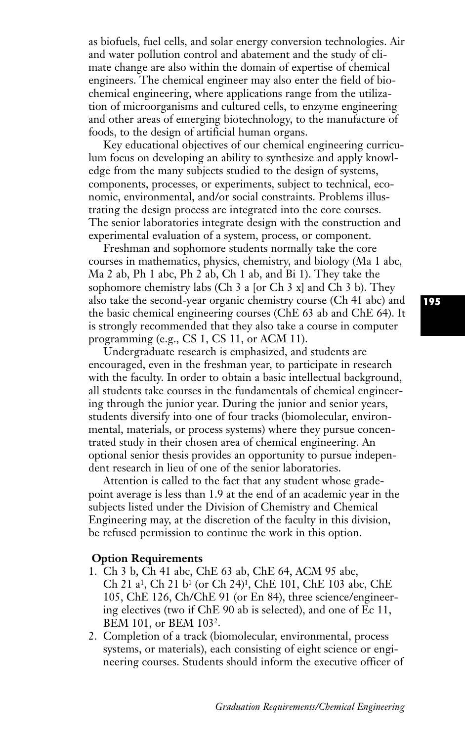as biofuels, fuel cells, and solar energy conversion technologies. Air and water pollution control and abatement and the study of climate change are also within the domain of expertise of chemical engineers. The chemical engineer may also enter the field of biochemical engineering, where applications range from the utilization of microorganisms and cultured cells, to enzyme engineering and other areas of emerging biotechnology, to the manufacture of foods, to the design of artificial human organs.

Key educational objectives of our chemical engineering curriculum focus on developing an ability to synthesize and apply knowledge from the many subjects studied to the design of systems, components, processes, or experiments, subject to technical, economic, environmental, and/or social constraints. Problems illustrating the design process are integrated into the core courses. The senior laboratories integrate design with the construction and experimental evaluation of a system, process, or component.

Freshman and sophomore students normally take the core courses in mathematics, physics, chemistry, and biology (Ma 1 abc, Ma 2 ab, Ph 1 abc, Ph 2 ab, Ch 1 ab, and Bi 1). They take the sophomore chemistry labs (Ch 3 a [or Ch 3 x] and Ch 3 b). They also take the second-year organic chemistry course (Ch 41 abc) and the basic chemical engineering courses (ChE 63 ab and ChE 64). It is strongly recommended that they also take a course in computer programming (e.g., CS 1, CS 11, or ACM 11).

Undergraduate research is emphasized, and students are encouraged, even in the freshman year, to participate in research with the faculty. In order to obtain a basic intellectual background, all students take courses in the fundamentals of chemical engineering through the junior year. During the junior and senior years, students diversify into one of four tracks (biomolecular, environmental, materials, or process systems) where they pursue concentrated study in their chosen area of chemical engineering. An optional senior thesis provides an opportunity to pursue independent research in lieu of one of the senior laboratories.

Attention is called to the fact that any student whose grade-point average is less than 1.9 at the end of an academic year in the subjects listed under the Division of Chemistry and Chemical Engineering may, at the discretion of the faculty in this division, be refused permission to continue the work in this option.

**Option Requirements**

1. Ch 3 b, Ch 41 abc, ChE 63 ab, ChE 64, ACM 95 abc, Ch 21 a[1], Ch 21 b[1] (or Ch 24)[1], ChE 101, ChE 103 abc, ChE 105, ChE 126, Ch/ChE 91 (or En 84), three science/engineering electives (two if ChE 90 ab is selected), and one of Ec 11, BEM 101, or BEM 103[2].
2. Completion of a track (biomolecular, environmental, process systems, or materials), each consisting of eight science or engineering courses. Students should inform the executive officer of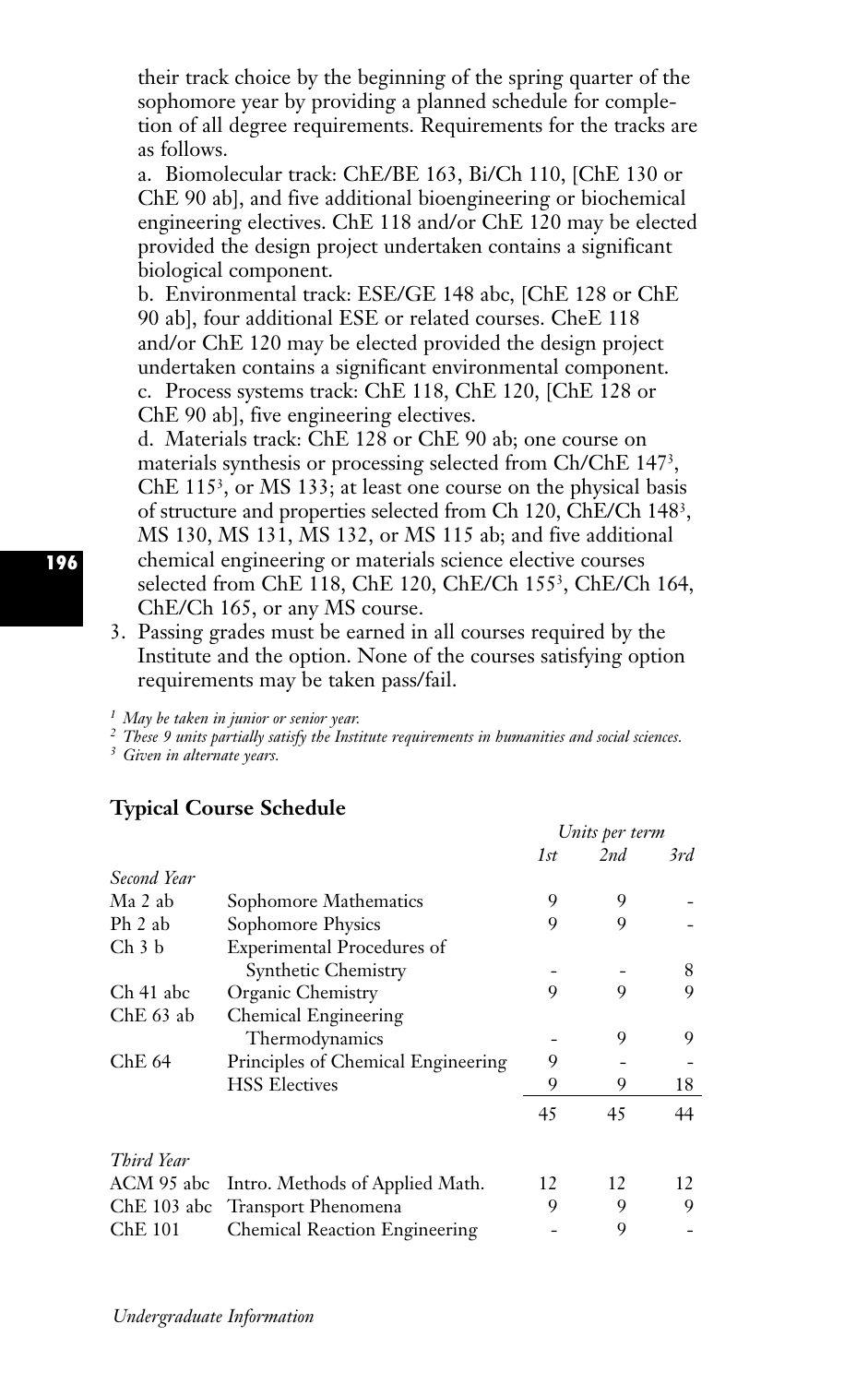their track choice by the beginning of the spring quarter of the sophomore year by providing a planned schedule for completion of all degree requirements. Requirements for the tracks are as follows.

a. Biomolecular track: ChE/BE 163, Bi/Ch 110, [ChE 130 or ChE 90 ab], and five additional bioengineering or biochemical engineering electives. ChE 118 and/or ChE 120 may be elected provided the design project undertaken contains a significant biological component.

b. Environmental track: ESE/GE 148 abc, [ChE 128 or ChE 90 ab], four additional ESE or related courses. CheE 118 and/or ChE 120 may be elected provided the design project undertaken contains a significant environmental component.

c. Process systems track: ChE 118, ChE 120, [ChE 128 or ChE 90 ab], five engineering electives.

d. Materials track: ChE 128 or ChE 90 ab; one course on materials synthesis or processing selected from Ch/ChE 147[3], ChE 115[3], or MS 133; at least one course on the physical basis of structure and properties selected from Ch 120, ChE/Ch 148[3], MS 130, MS 131, MS 132, or MS 115 ab; and five additional chemical engineering or materials science elective courses selected from ChE 118, ChE 120, ChE/Ch 155[3], ChE/Ch 164, ChE/Ch 165, or any MS course.

3. Passing grades must be earned in all courses required by the Institute and the option. None of the courses satisfying option requirements may be taken pass/fail.

[1] *May be taken in junior or senior year.*
[2] *These 9 units partially satisfy the Institute requirements in humanities and social sciences.*
[3] *Given in alternate years.*

### Typical Course Schedule

| | | *Units per term* | | |
|---|---|---|---|---|
| | | *1st* | *2nd* | *3rd* |
| *Second Year* | | | | |
| Ma 2 ab | Sophomore Mathematics | 9 | 9 | - |
| Ph 2 ab | Sophomore Physics | 9 | 9 | - |
| Ch 3 b | Experimental Procedures of Synthetic Chemistry | - | - | 8 |
| Ch 41 abc | Organic Chemistry | 9 | 9 | 9 |
| ChE 63 ab | Chemical Engineering Thermodynamics | - | 9 | 9 |
| ChE 64 | Principles of Chemical Engineering | 9 | - | - |
| | HSS Electives | 9 | 9 | 18 |
| | | 45 | 45 | 44 |
| *Third Year* | | | | |
| ACM 95 abc | Intro. Methods of Applied Math. | 12 | 12 | 12 |
| ChE 103 abc | Transport Phenomena | 9 | 9 | 9 |
| ChE 101 | Chemical Reaction Engineering | - | 9 | - |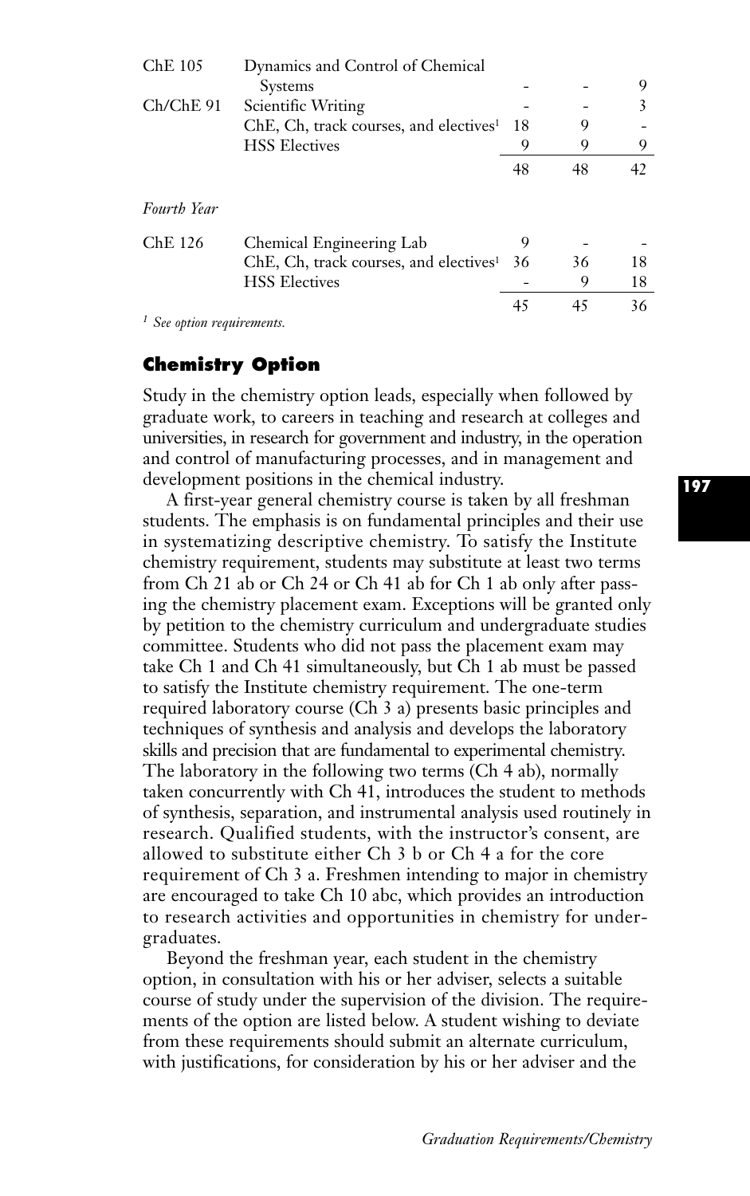| | | | | |
|---|---|---|---|---|
| ChE 105 | Dynamics and Control of Chemical Systems | - | - | 9 |
| Ch/ChE 91 | Scientific Writing | - | - | 3 |
| | ChE, Ch, track courses, and electives[1] | 18 | 9 | - |
| | HSS Electives | 9 | 9 | 9 |
| | | 48 | 48 | 42 |

*Fourth Year*

| | | | | |
|---|---|---|---|---|
| ChE 126 | Chemical Engineering Lab | 9 | - | - |
| | ChE, Ch, track courses, and electives[1] | 36 | 36 | 18 |
| | HSS Electives | - | 9 | 18 |
| | | 45 | 45 | 36 |

[1] *See option requirements.*

## Chemistry Option

Study in the chemistry option leads, especially when followed by graduate work, to careers in teaching and research at colleges and universities, in research for government and industry, in the operation and control of manufacturing processes, and in management and development positions in the chemical industry.

A first-year general chemistry course is taken by all freshman students. The emphasis is on fundamental principles and their use in systematizing descriptive chemistry. To satisfy the Institute chemistry requirement, students may substitute at least two terms from Ch 21 ab or Ch 24 or Ch 41 ab for Ch 1 ab only after passing the chemistry placement exam. Exceptions will be granted only by petition to the chemistry curriculum and undergraduate studies committee. Students who did not pass the placement exam may take Ch 1 and Ch 41 simultaneously, but Ch 1 ab must be passed to satisfy the Institute chemistry requirement. The one-term required laboratory course (Ch 3 a) presents basic principles and techniques of synthesis and analysis and develops the laboratory skills and precision that are fundamental to experimental chemistry. The laboratory in the following two terms (Ch 4 ab), normally taken concurrently with Ch 41, introduces the student to methods of synthesis, separation, and instrumental analysis used routinely in research. Qualified students, with the instructor's consent, are allowed to substitute either Ch 3 b or Ch 4 a for the core requirement of Ch 3 a. Freshmen intending to major in chemistry are encouraged to take Ch 10 abc, which provides an introduction to research activities and opportunities in chemistry for undergraduates.

Beyond the freshman year, each student in the chemistry option, in consultation with his or her adviser, selects a suitable course of study under the supervision of the division. The requirements of the option are listed below. A student wishing to deviate from these requirements should submit an alternate curriculum, with justifications, for consideration by his or her adviser and the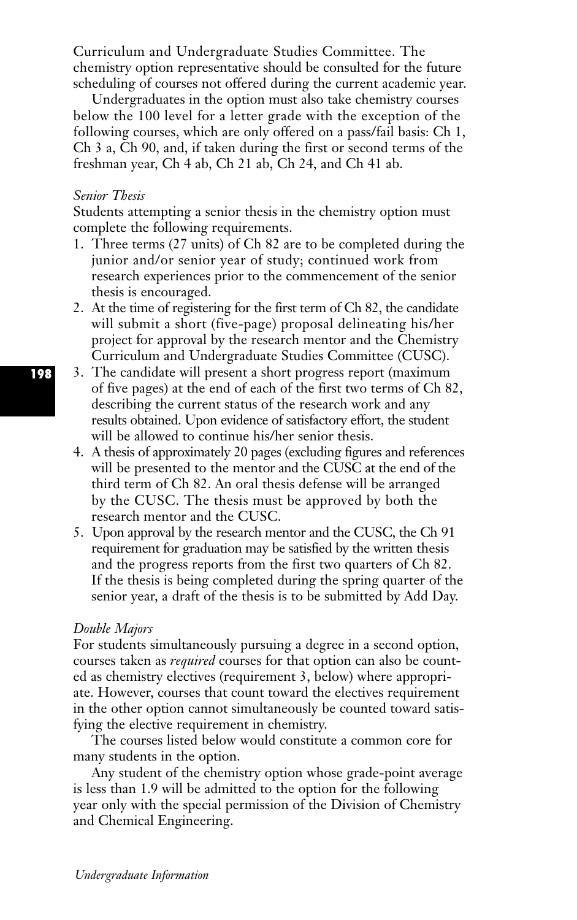Curriculum and Undergraduate Studies Committee. The chemistry option representative should be consulted for the future scheduling of courses not offered during the current academic year.

Undergraduates in the option must also take chemistry courses below the 100 level for a letter grade with the exception of the following courses, which are only offered on a pass/fail basis: Ch 1, Ch 3 a, Ch 90, and, if taken during the first or second terms of the freshman year, Ch 4 ab, Ch 21 ab, Ch 24, and Ch 41 ab.

*Senior Thesis*

Students attempting a senior thesis in the chemistry option must complete the following requirements.

1. Three terms (27 units) of Ch 82 are to be completed during the junior and/or senior year of study; continued work from research experiences prior to the commencement of the senior thesis is encouraged.
2. At the time of registering for the first term of Ch 82, the candidate will submit a short (five-page) proposal delineating his/her project for approval by the research mentor and the Chemistry Curriculum and Undergraduate Studies Committee (CUSC).
3. The candidate will present a short progress report (maximum of five pages) at the end of each of the first two terms of Ch 82, describing the current status of the research work and any results obtained. Upon evidence of satisfactory effort, the student will be allowed to continue his/her senior thesis.
4. A thesis of approximately 20 pages (excluding figures and references will be presented to the mentor and the CUSC at the end of the third term of Ch 82. An oral thesis defense will be arranged by the CUSC. The thesis must be approved by both the research mentor and the CUSC.
5. Upon approval by the research mentor and the CUSC, the Ch 91 requirement for graduation may be satisfied by the written thesis and the progress reports from the first two quarters of Ch 82. If the thesis is being completed during the spring quarter of the senior year, a draft of the thesis is to be submitted by Add Day.

*Double Majors*

For students simultaneously pursuing a degree in a second option, courses taken as *required* courses for that option can also be counted as chemistry electives (requirement 3, below) where appropriate. However, courses that count toward the electives requirement in the other option cannot simultaneously be counted toward satisfying the elective requirement in chemistry.

The courses listed below would constitute a common core for many students in the option.

Any student of the chemistry option whose grade-point average is less than 1.9 will be admitted to the option for the following year only with the special permission of the Division of Chemistry and Chemical Engineering.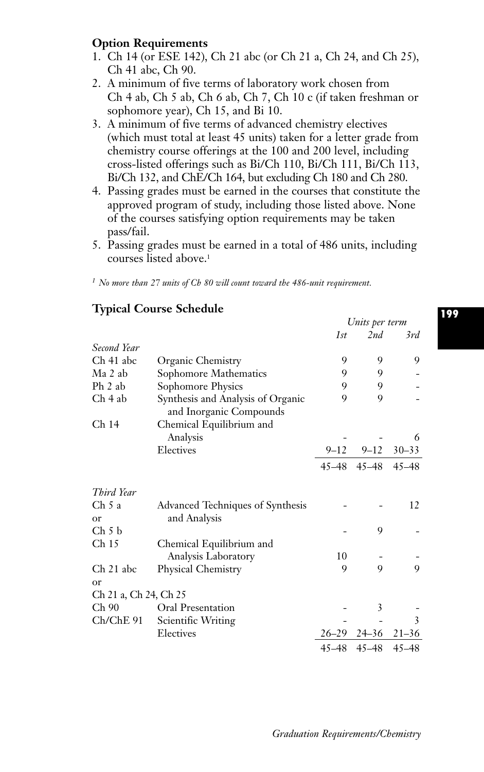### Option Requirements

1. Ch 14 (or ESE 142), Ch 21 abc (or Ch 21 a, Ch 24, and Ch 25), Ch 41 abc, Ch 90.
2. A minimum of five terms of laboratory work chosen from Ch 4 ab, Ch 5 ab, Ch 6 ab, Ch 7, Ch 10 c (if taken freshman or sophomore year), Ch 15, and Bi 10.
3. A minimum of five terms of advanced chemistry electives (which must total at least 45 units) taken for a letter grade from chemistry course offerings at the 100 and 200 level, including cross-listed offerings such as Bi/Ch 110, Bi/Ch 111, Bi/Ch 113, Bi/Ch 132, and ChE/Ch 164, but excluding Ch 180 and Ch 280.
4. Passing grades must be earned in the courses that constitute the approved program of study, including those listed above. None of the courses satisfying option requirements may be taken pass/fail.
5. Passing grades must be earned in a total of 486 units, including courses listed above.[1]

[1] *No more than 27 units of Ch 80 will count toward the 486-unit requirement.*

### Typical Course Schedule

| | | *Units per term* | | |
|---|---|---|---|---|
| | | *1st* | *2nd* | *3rd* |
| *Second Year* | | | | |
| Ch 41 abc | Organic Chemistry | 9 | 9 | 9 |
| Ma 2 ab | Sophomore Mathematics | 9 | 9 | - |
| Ph 2 ab | Sophomore Physics | 9 | 9 | - |
| Ch 4 ab | Synthesis and Analysis of Organic and Inorganic Compounds | 9 | 9 | - |
| Ch 14 | Chemical Equilibrium and Analysis | - | - | 6 |
| | Electives | 9–12 | 9–12 | 30–33 |
| | | 45–48 | 45–48 | 45–48 |
| *Third Year* | | | | |
| Ch 5 a | Advanced Techniques of Synthesis and Analysis | - | - | 12 |
| or | | | | |
| Ch 5 b | | - | 9 | - |
| Ch 15 | Chemical Equilibrium and Analysis Laboratory | 10 | - | - |
| Ch 21 abc | Physical Chemistry | 9 | 9 | 9 |
| or | | | | |
| Ch 21 a, Ch 24, Ch 25 | | | | |
| Ch 90 | Oral Presentation | - | 3 | - |
| Ch/ChE 91 | Scientific Writing | - | - | 3 |
| | Electives | 26–29 | 24–36 | 21–36 |
| | | 45–48 | 45–48 | 45–48 |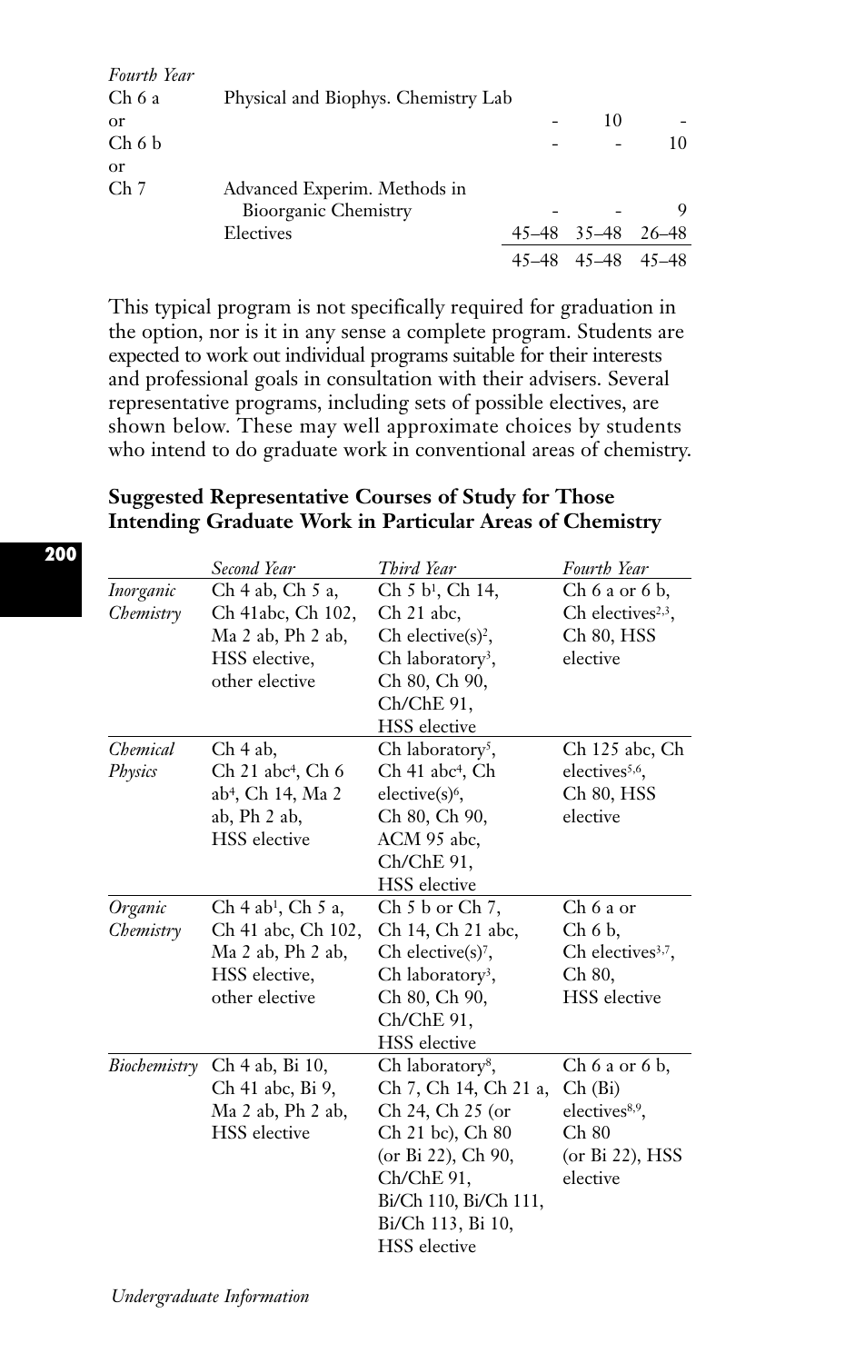| *Fourth Year* | | | | |
|---|---|---|---|---|
| Ch 6 a | Physical and Biophys. Chemistry Lab | | | |
| or | | - | 10 | - |
| Ch 6 b | | - | - | 10 |
| or | | | | |
| Ch 7 | Advanced Experim. Methods in Bioorganic Chemistry | - | - | 9 |
| | Electives | 45–48 | 35–48 | 26–48 |
| | | 45–48 | 45–48 | 45–48 |

This typical program is not specifically required for graduation in the option, nor is it in any sense a complete program. Students are expected to work out individual programs suitable for their interests and professional goals in consultation with their advisers. Several representative programs, including sets of possible electives, are shown below. These may well approximate choices by students who intend to do graduate work in conventional areas of chemistry.

**Suggested Representative Courses of Study for Those Intending Graduate Work in Particular Areas of Chemistry**

| | *Second Year* | *Third Year* | *Fourth Year* |
|---|---|---|---|
| *Inorganic Chemistry* | Ch 4 ab, Ch 5 a, Ch 41abc, Ch 102, Ma 2 ab, Ph 2 ab, HSS elective, other elective | Ch 5 b[1], Ch 14, Ch 21 abc, Ch elective(s)[2], Ch laboratory[3], Ch 80, Ch 90, Ch/ChE 91, HSS elective | Ch 6 a or 6 b, Ch electives[2,3], Ch 80, HSS elective |
| *Chemical Physics* | Ch 4 ab, Ch 21 abc[4], Ch 6 ab[4], Ch 14, Ma 2 ab, Ph 2 ab, HSS elective | Ch laboratory[5], Ch 41 abc[4], Ch elective(s)[6], Ch 80, Ch 90, ACM 95 abc, Ch/ChE 91, HSS elective | Ch 125 abc, Ch electives[5,6], Ch 80, HSS elective |
| *Organic Chemistry* | Ch 4 ab[1], Ch 5 a, Ch 41 abc, Ch 102, Ma 2 ab, Ph 2 ab, HSS elective, other elective | Ch 5 b or Ch 7, Ch 14, Ch 21 abc, Ch elective(s)[7], Ch laboratory[3], Ch 80, Ch 90, Ch/ChE 91, HSS elective | Ch 6 a or Ch 6 b, Ch electives[3,7], Ch 80, HSS elective |
| *Biochemistry* | Ch 4 ab, Bi 10, Ch 41 abc, Bi 9, Ma 2 ab, Ph 2 ab, HSS elective | Ch laboratory[8], Ch 7, Ch 14, Ch 21 a, Ch 24, Ch 25 (or Ch 21 bc), Ch 80 (or Bi 22), Ch 90, Ch/ChE 91, Bi/Ch 110, Bi/Ch 111, Bi/Ch 113, Bi 10, HSS elective | Ch 6 a or 6 b, Ch (Bi) electives[8,9], Ch 80 (or Bi 22), HSS elective |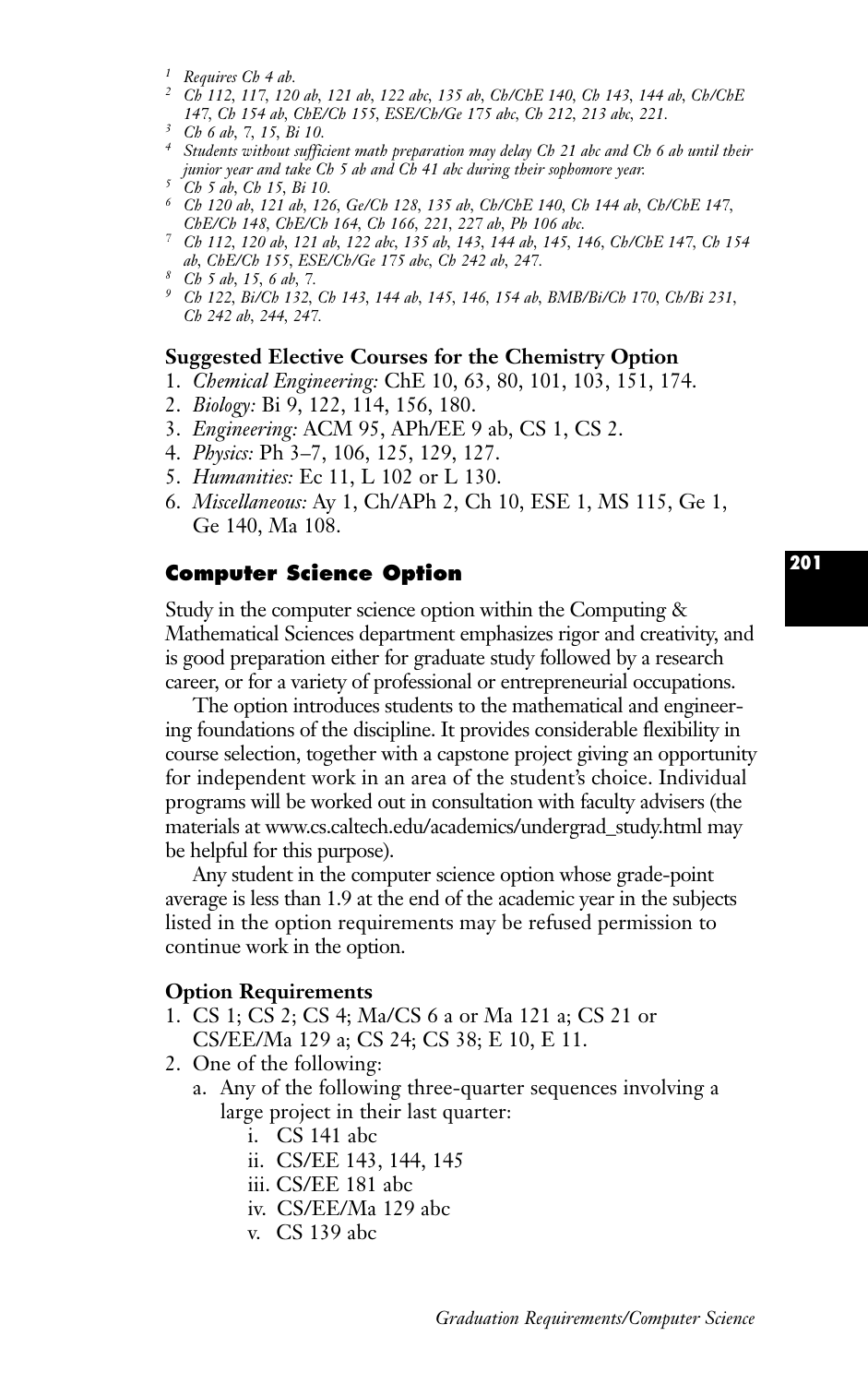[1] *Requires Ch 4 ab.*
[2] *Ch 112, 117, 120 ab, 121 ab, 122 abc, 135 ab, Ch/ChE 140, Ch 143, 144 ab, Ch/ChE 147, Ch 154 ab, ChE/Ch 155, ESE/Ch/Ge 175 abc, Ch 212, 213 abc, 221.*
[3] *Ch 6 ab, 7, 15, Bi 10.*
[4] *Students without sufficient math preparation may delay Ch 21 abc and Ch 6 ab until their junior year and take Ch 5 ab and Ch 41 abc during their sophomore year.*
[5] *Ch 5 ab, Ch 15, Bi 10.*
[6] *Ch 120 ab, 121 ab, 126, Ge/Ch 128, 135 ab, Ch/ChE 140, Ch 144 ab, Ch/ChE 147, ChE/Ch 148, ChE/Ch 164, Ch 166, 221, 227 ab, Ph 106 abc.*
[7] *Ch 112, 120 ab, 121 ab, 122 abc, 135 ab, 143, 144 ab, 145, 146, Ch/ChE 147, Ch 154 ab, ChE/Ch 155, ESE/Ch/Ge 175 abc, Ch 242 ab, 247.*
[8] *Ch 5 ab, 15, 6 ab, 7.*
[9] *Ch 122, Bi/Ch 132, Ch 143, 144 ab, 145, 146, 154 ab, BMB/Bi/Ch 170, Ch/Bi 231, Ch 242 ab, 244, 247.*

### Suggested Elective Courses for the Chemistry Option

1. *Chemical Engineering:* ChE 10, 63, 80, 101, 103, 151, 174.
2. *Biology:* Bi 9, 122, 114, 156, 180.
3. *Engineering:* ACM 95, APh/EE 9 ab, CS 1, CS 2.
4. *Physics:* Ph 3–7, 106, 125, 129, 127.
5. *Humanities:* Ec 11, L 102 or L 130.
6. *Miscellaneous:* Ay 1, Ch/APh 2, Ch 10, ESE 1, MS 115, Ge 1, Ge 140, Ma 108.

## Computer Science Option

Study in the computer science option within the Computing & Mathematical Sciences department emphasizes rigor and creativity, and is good preparation either for graduate study followed by a research career, or for a variety of professional or entrepreneurial occupations.

The option introduces students to the mathematical and engineering foundations of the discipline. It provides considerable flexibility in course selection, together with a capstone project giving an opportunity for independent work in an area of the student's choice. Individual programs will be worked out in consultation with faculty advisers (the materials at www.cs.caltech.edu/academics/undergrad_study.html may be helpful for this purpose).

Any student in the computer science option whose grade-point average is less than 1.9 at the end of the academic year in the subjects listed in the option requirements may be refused permission to continue work in the option.

### Option Requirements

1. CS 1; CS 2; CS 4; Ma/CS 6 a or Ma 121 a; CS 21 or CS/EE/Ma 129 a; CS 24; CS 38; E 10, E 11.
2. One of the following:
   a. Any of the following three-quarter sequences involving a large project in their last quarter:
      i. CS 141 abc
      ii. CS/EE 143, 144, 145
      iii. CS/EE 181 abc
      iv. CS/EE/Ma 129 abc
      v. CS 139 abc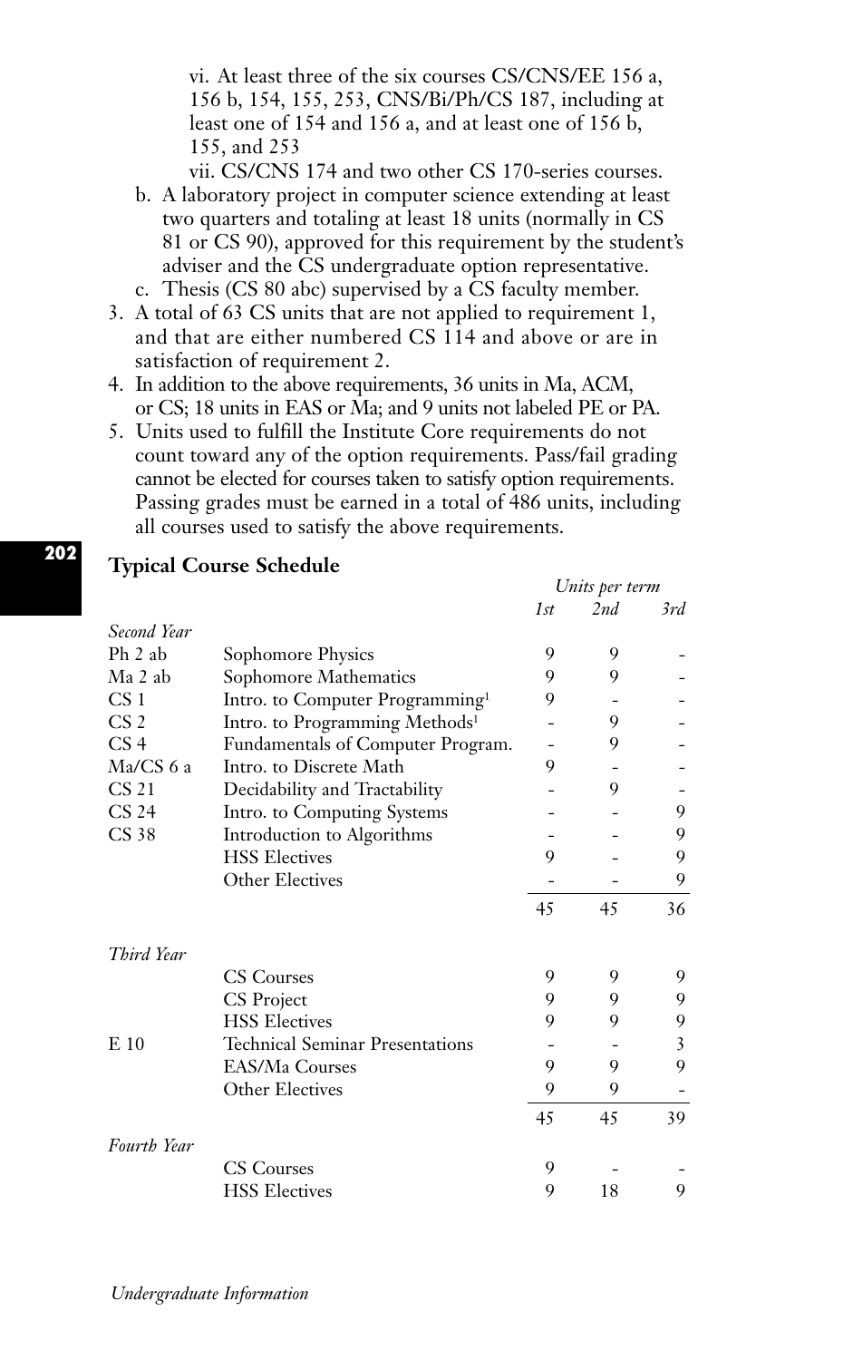vi. At least three of the six courses CS/CNS/EE 156 a, 156 b, 154, 155, 253, CNS/Bi/Ph/CS 187, including at least one of 154 and 156 a, and at least one of 156 b, 155, and 253

vii. CS/CNS 174 and two other CS 170-series courses.

b. A laboratory project in computer science extending at least two quarters and totaling at least 18 units (normally in CS 81 or CS 90), approved for this requirement by the student's adviser and the CS undergraduate option representative.

c. Thesis (CS 80 abc) supervised by a CS faculty member.

3. A total of 63 CS units that are not applied to requirement 1, and that are either numbered CS 114 and above or are in satisfaction of requirement 2.
4. In addition to the above requirements, 36 units in Ma, ACM, or CS; 18 units in EAS or Ma; and 9 units not labeled PE or PA.
5. Units used to fulfill the Institute Core requirements do not count toward any of the option requirements. Pass/fail grading cannot be elected for courses taken to satisfy option requirements. Passing grades must be earned in a total of 486 units, including all courses used to satisfy the above requirements.

### Typical Course Schedule

| | | *Units per term* | | |
|---|---|---|---|---|
| | | *1st* | *2nd* | *3rd* |
| *Second Year* | | | | |
| Ph 2 ab | Sophomore Physics | 9 | 9 | - |
| Ma 2 ab | Sophomore Mathematics | 9 | 9 | - |
| CS 1 | Intro. to Computer Programming[1] | 9 | - | - |
| CS 2 | Intro. to Programming Methods[1] | - | 9 | - |
| CS 4 | Fundamentals of Computer Program. | - | 9 | - |
| Ma/CS 6 a | Intro. to Discrete Math | 9 | - | - |
| CS 21 | Decidability and Tractability | - | 9 | - |
| CS 24 | Intro. to Computing Systems | - | - | 9 |
| CS 38 | Introduction to Algorithms | - | - | 9 |
| | HSS Electives | 9 | - | 9 |
| | Other Electives | - | - | 9 |
| | | 45 | 45 | 36 |
| *Third Year* | | | | |
| | CS Courses | 9 | 9 | 9 |
| | CS Project | 9 | 9 | 9 |
| | HSS Electives | 9 | 9 | 9 |
| E 10 | Technical Seminar Presentations | - | - | 3 |
| | EAS/Ma Courses | 9 | 9 | 9 |
| | Other Electives | 9 | 9 | - |
| | | 45 | 45 | 39 |
| *Fourth Year* | | | | |
| | CS Courses | 9 | - | - |
| | HSS Electives | 9 | 18 | 9 |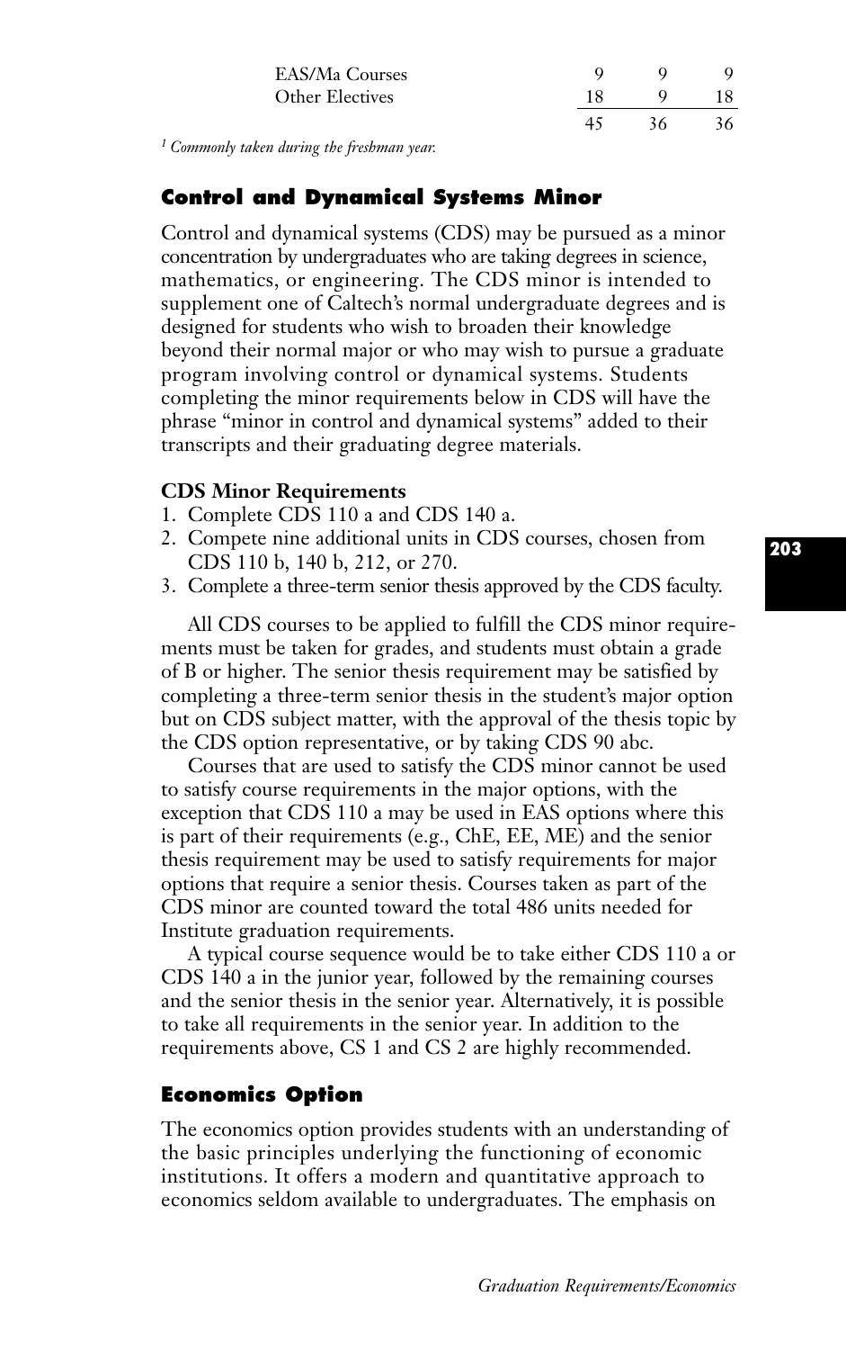| | | | |
|---|---|---|---|
| EAS/Ma Courses | 9 | 9 | 9 |
| Other Electives | 18 | 9 | 18 |
| | 45 | 36 | 36 |

[1] *Commonly taken during the freshman year.*

## Control and Dynamical Systems Minor

Control and dynamical systems (CDS) may be pursued as a minor concentration by undergraduates who are taking degrees in science, mathematics, or engineering. The CDS minor is intended to supplement one of Caltech's normal undergraduate degrees and is designed for students who wish to broaden their knowledge beyond their normal major or who may wish to pursue a graduate program involving control or dynamical systems. Students completing the minor requirements below in CDS will have the phrase "minor in control and dynamical systems" added to their transcripts and their graduating degree materials.

### CDS Minor Requirements

1. Complete CDS 110 a and CDS 140 a.
2. Compete nine additional units in CDS courses, chosen from CDS 110 b, 140 b, 212, or 270.
3. Complete a three-term senior thesis approved by the CDS faculty.

All CDS courses to be applied to fulfill the CDS minor requirements must be taken for grades, and students must obtain a grade of B or higher. The senior thesis requirement may be satisfied by completing a three-term senior thesis in the student's major option but on CDS subject matter, with the approval of the thesis topic by the CDS option representative, or by taking CDS 90 abc.

Courses that are used to satisfy the CDS minor cannot be used to satisfy course requirements in the major options, with the exception that CDS 110 a may be used in EAS options where this is part of their requirements (e.g., ChE, EE, ME) and the senior thesis requirement may be used to satisfy requirements for major options that require a senior thesis. Courses taken as part of the CDS minor are counted toward the total 486 units needed for Institute graduation requirements.

A typical course sequence would be to take either CDS 110 a or CDS 140 a in the junior year, followed by the remaining courses and the senior thesis in the senior year. Alternatively, it is possible to take all requirements in the senior year. In addition to the requirements above, CS 1 and CS 2 are highly recommended.

## Economics Option

The economics option provides students with an understanding of the basic principles underlying the functioning of economic institutions. It offers a modern and quantitative approach to economics seldom available to undergraduates. The emphasis on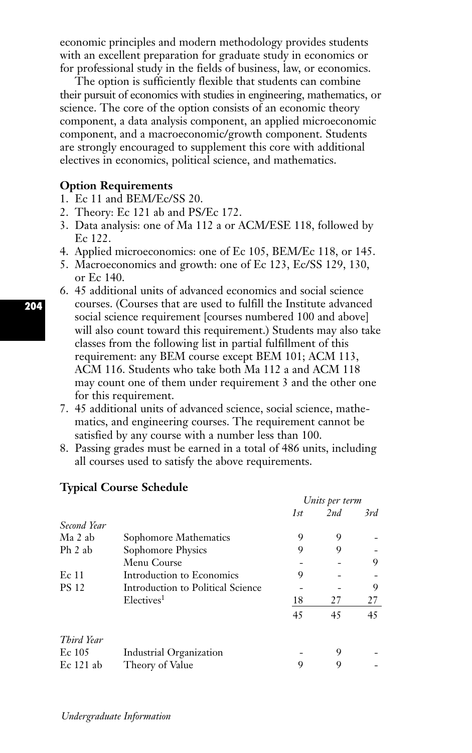economic principles and modern methodology provides students with an excellent preparation for graduate study in economics or for professional study in the fields of business, law, or economics.

The option is sufficiently flexible that students can combine their pursuit of economics with studies in engineering, mathematics, or science. The core of the option consists of an economic theory component, a data analysis component, an applied microeconomic component, and a macroeconomic/growth component. Students are strongly encouraged to supplement this core with additional electives in economics, political science, and mathematics.

**Option Requirements**

1. Ec 11 and BEM/Ec/SS 20.
2. Theory: Ec 121 ab and PS/Ec 172.
3. Data analysis: one of Ma 112 a or ACM/ESE 118, followed by Ec 122.
4. Applied microeconomics: one of Ec 105, BEM/Ec 118, or 145.
5. Macroeconomics and growth: one of Ec 123, Ec/SS 129, 130, or Ec 140.
6. 45 additional units of advanced economics and social science courses. (Courses that are used to fulfill the Institute advanced social science requirement [courses numbered 100 and above] will also count toward this requirement.) Students may also take classes from the following list in partial fulfillment of this requirement: any BEM course except BEM 101; ACM 113, ACM 116. Students who take both Ma 112 a and ACM 118 may count one of them under requirement 3 and the other one for this requirement.
7. 45 additional units of advanced science, social science, mathematics, and engineering courses. The requirement cannot be satisfied by any course with a number less than 100.
8. Passing grades must be earned in a total of 486 units, including all courses used to satisfy the above requirements.

**Typical Course Schedule**

| | | *Units per term* | | |
|---|---|---|---|---|
| | | *1st* | *2nd* | *3rd* |
| *Second Year* | | | | |
| Ma 2 ab | Sophomore Mathematics | 9 | 9 | - |
| Ph 2 ab | Sophomore Physics | 9 | 9 | - |
| | Menu Course | - | - | 9 |
| Ec 11 | Introduction to Economics | 9 | - | - |
| PS 12 | Introduction to Political Science | - | - | 9 |
| | Electives[1] | 18 | 27 | 27 |
| | | 45 | 45 | 45 |
| *Third Year* | | | | |
| Ec 105 | Industrial Organization | - | 9 | - |
| Ec 121 ab | Theory of Value | 9 | 9 | - |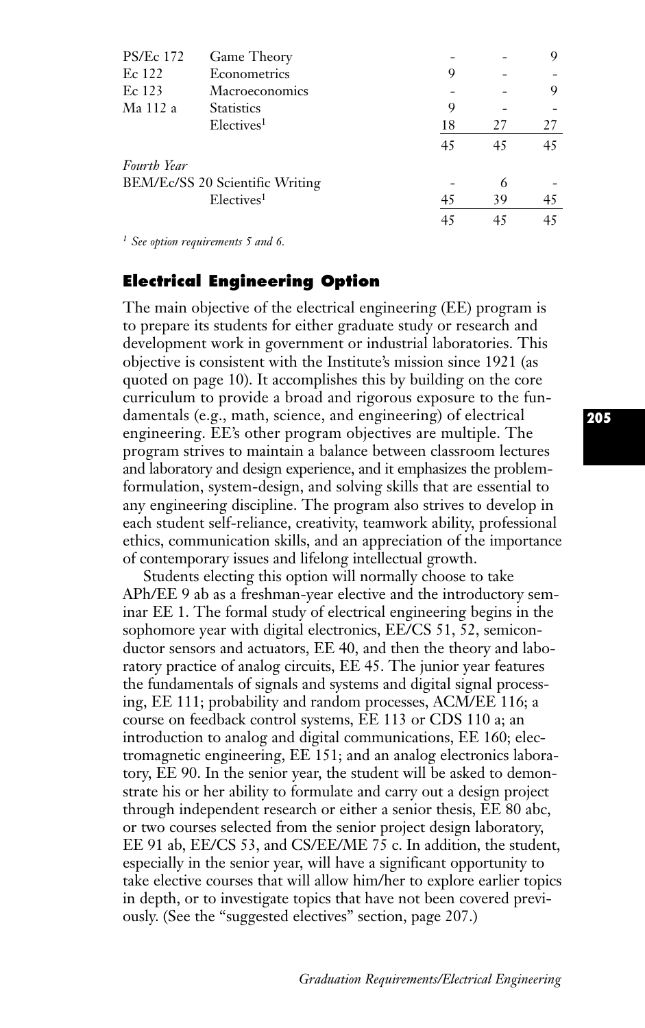| | | | | |
|---|---|---|---|---|
| PS/Ec 172 | Game Theory | - | - | 9 |
| Ec 122 | Econometrics | 9 | - | - |
| Ec 123 | Macroeconomics | - | - | 9 |
| Ma 112 a | Statistics | 9 | - | - |
| | Electives[1] | 18 | 27 | 27 |
| | | 45 | 45 | 45 |
| *Fourth Year* | | | | |
| BEM/Ec/SS 20 Scientific Writing | | - | 6 | - |
| | Electives[1] | 45 | 39 | 45 |
| | | 45 | 45 | 45 |

*[1] See option requirements 5 and 6.*

## Electrical Engineering Option

The main objective of the electrical engineering (EE) program is to prepare its students for either graduate study or research and development work in government or industrial laboratories. This objective is consistent with the Institute's mission since 1921 (as quoted on page 10). It accomplishes this by building on the core curriculum to provide a broad and rigorous exposure to the fundamentals (e.g., math, science, and engineering) of electrical engineering. EE's other program objectives are multiple. The program strives to maintain a balance between classroom lectures and laboratory and design experience, and it emphasizes the problem-formulation, system-design, and solving skills that are essential to any engineering discipline. The program also strives to develop in each student self-reliance, creativity, teamwork ability, professional ethics, communication skills, and an appreciation of the importance of contemporary issues and lifelong intellectual growth.

Students electing this option will normally choose to take APh/EE 9 ab as a freshman-year elective and the introductory seminar EE 1. The formal study of electrical engineering begins in the sophomore year with digital electronics, EE/CS 51, 52, semiconductor sensors and actuators, EE 40, and then the theory and laboratory practice of analog circuits, EE 45. The junior year features the fundamentals of signals and systems and digital signal processing, EE 111; probability and random processes, ACM/EE 116; a course on feedback control systems, EE 113 or CDS 110 a; an introduction to analog and digital communications, EE 160; electromagnetic engineering, EE 151; and an analog electronics laboratory, EE 90. In the senior year, the student will be asked to demonstrate his or her ability to formulate and carry out a design project through independent research or either a senior thesis, EE 80 abc, or two courses selected from the senior project design laboratory, EE 91 ab, EE/CS 53, and CS/EE/ME 75 c. In addition, the student, especially in the senior year, will have a significant opportunity to take elective courses that will allow him/her to explore earlier topics in depth, or to investigate topics that have not been covered previously. (See the "suggested electives" section, page 207.)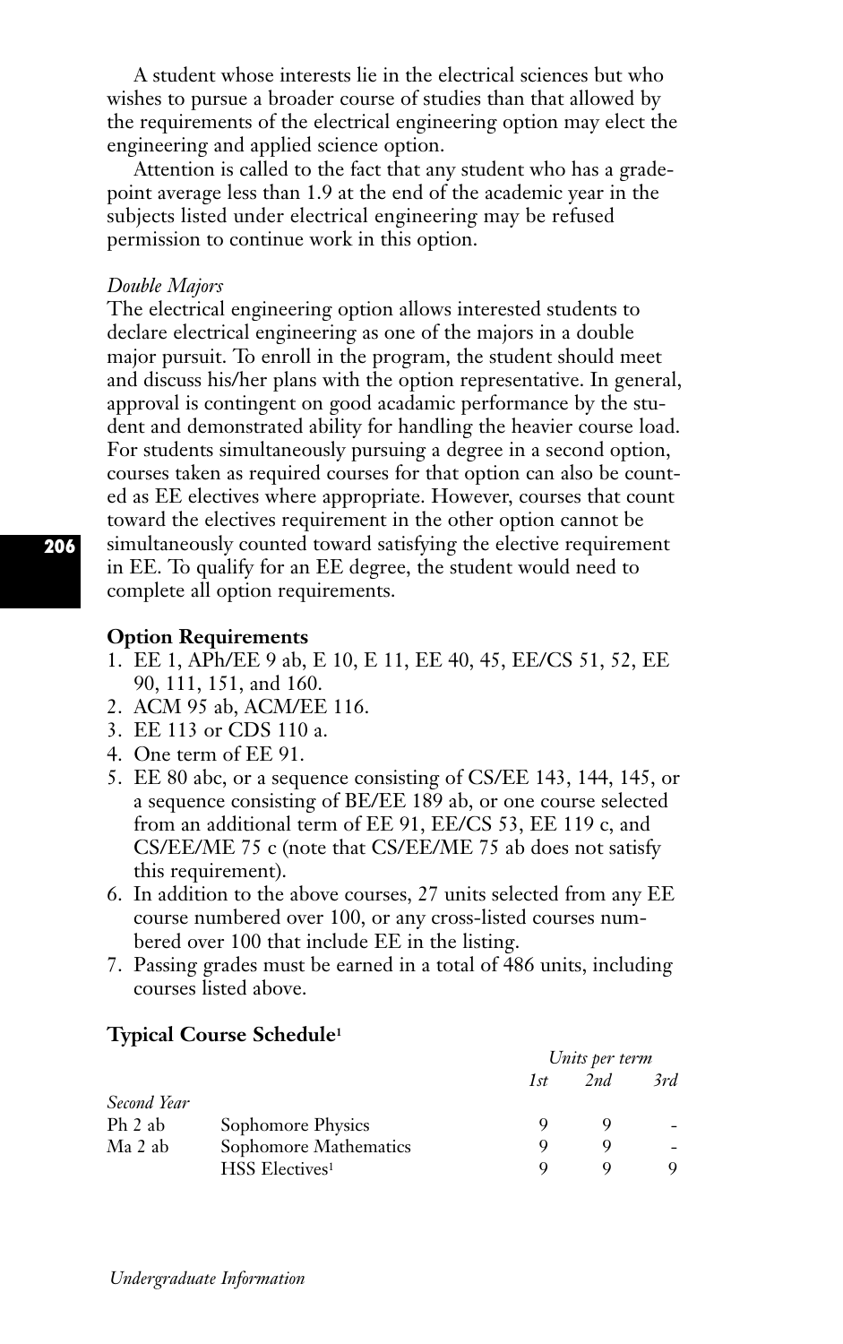A student whose interests lie in the electrical sciences but who wishes to pursue a broader course of studies than that allowed by the requirements of the electrical engineering option may elect the engineering and applied science option.

Attention is called to the fact that any student who has a grade-point average less than 1.9 at the end of the academic year in the subjects listed under electrical engineering may be refused permission to continue work in this option.

*Double Majors*

The electrical engineering option allows interested students to declare electrical engineering as one of the majors in a double major pursuit. To enroll in the program, the student should meet and discuss his/her plans with the option representative. In general, approval is contingent on good acadamic performance by the student and demonstrated ability for handling the heavier course load. For students simultaneously pursuing a degree in a second option, courses taken as required courses for that option can also be counted as EE electives where appropriate. However, courses that count toward the electives requirement in the other option cannot be simultaneously counted toward satisfying the elective requirement in EE. To qualify for an EE degree, the student would need to complete all option requirements.

**Option Requirements**

1. EE 1, APh/EE 9 ab, E 10, E 11, EE 40, 45, EE/CS 51, 52, EE 90, 111, 151, and 160.
2. ACM 95 ab, ACM/EE 116.
3. EE 113 or CDS 110 a.
4. One term of EE 91.
5. EE 80 abc, or a sequence consisting of CS/EE 143, 144, 145, or a sequence consisting of BE/EE 189 ab, or one course selected from an additional term of EE 91, EE/CS 53, EE 119 c, and CS/EE/ME 75 c (note that CS/EE/ME 75 ab does not satisfy this requirement).
6. In addition to the above courses, 27 units selected from any EE course numbered over 100, or any cross-listed courses numbered over 100 that include EE in the listing.
7. Passing grades must be earned in a total of 486 units, including courses listed above.

**Typical Course Schedule**[1]

| | | *Units per term* | | |
|---|---|---|---|---|
| | | *1st* | *2nd* | *3rd* |
| *Second Year* | | | | |
| Ph 2 ab | Sophomore Physics | 9 | 9 | - |
| Ma 2 ab | Sophomore Mathematics | 9 | 9 | - |
| | HSS Electives[1] | 9 | 9 | 9 |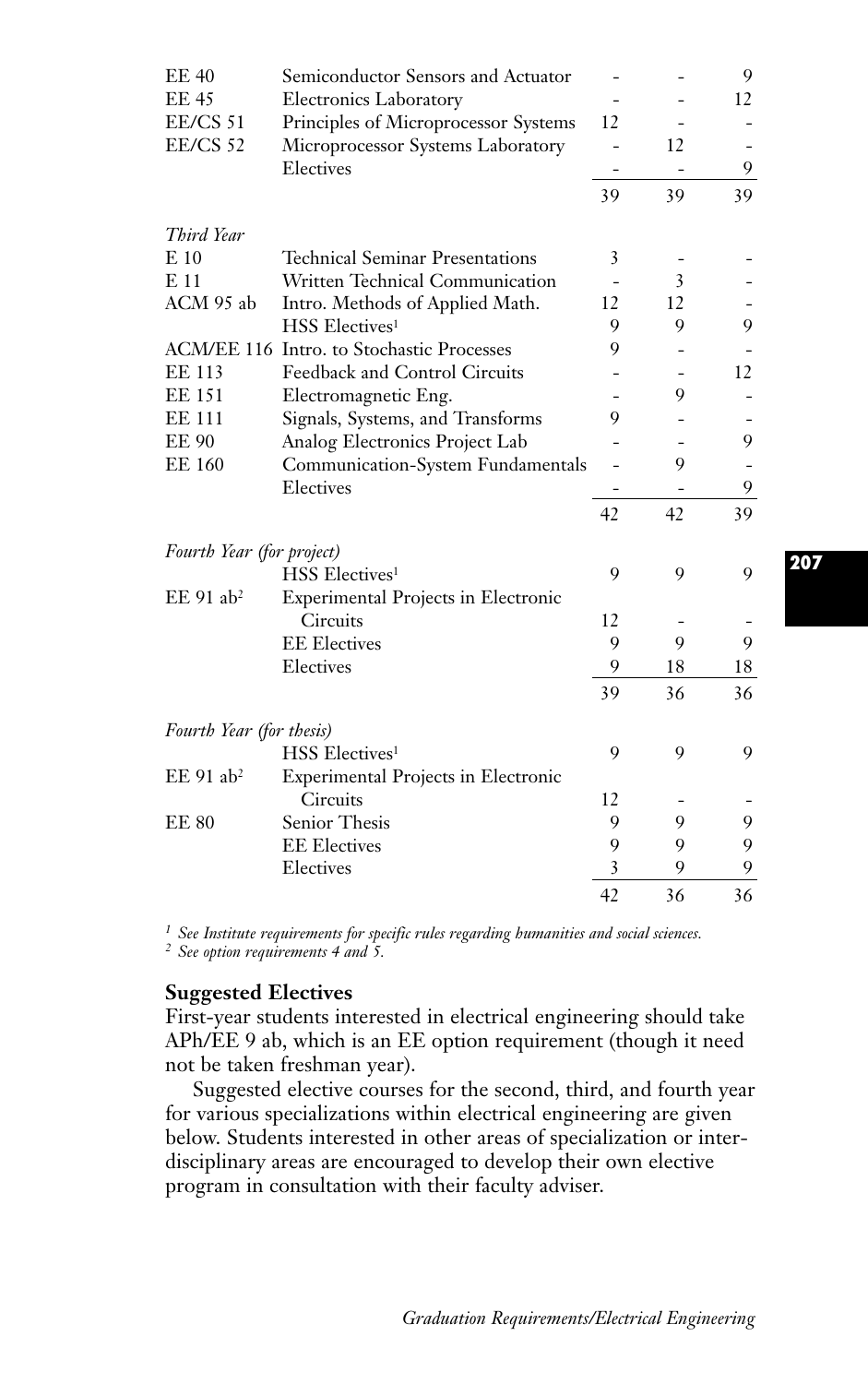| | | | | |
|---|---|---|---|---|
| EE 40 | Semiconductor Sensors and Actuator | - | - | 9 |
| EE 45 | Electronics Laboratory | - | - | 12 |
| EE/CS 51 | Principles of Microprocessor Systems | 12 | - | - |
| EE/CS 52 | Microprocessor Systems Laboratory | - | 12 | - |
| | Electives | - | - | 9 |
| | | 39 | 39 | 39 |
| *Third Year* | | | | |
| E 10 | Technical Seminar Presentations | 3 | - | - |
| E 11 | Written Technical Communication | - | 3 | - |
| ACM 95 ab | Intro. Methods of Applied Math. | 12 | 12 | - |
| | HSS Electives[1] | 9 | 9 | 9 |
| ACM/EE 116 | Intro. to Stochastic Processes | 9 | - | - |
| EE 113 | Feedback and Control Circuits | - | - | 12 |
| EE 151 | Electromagnetic Eng. | - | 9 | - |
| EE 111 | Signals, Systems, and Transforms | 9 | - | - |
| EE 90 | Analog Electronics Project Lab | - | - | 9 |
| EE 160 | Communication-System Fundamentals | - | 9 | - |
| | Electives | - | - | 9 |
| | | 42 | 42 | 39 |
| *Fourth Year (for project)* | | | | |
| | HSS Electives[1] | 9 | 9 | 9 |
| EE 91 ab[2] | Experimental Projects in Electronic Circuits | 12 | - | - |
| | EE Electives | 9 | 9 | 9 |
| | Electives | 9 | 18 | 18 |
| | | 39 | 36 | 36 |
| *Fourth Year (for thesis)* | | | | |
| | HSS Electives[1] | 9 | 9 | 9 |
| EE 91 ab[2] | Experimental Projects in Electronic Circuits | 12 | - | - |
| EE 80 | Senior Thesis | 9 | 9 | 9 |
| | EE Electives | 9 | 9 | 9 |
| | Electives | 3 | 9 | 9 |
| | | 42 | 36 | 36 |

[1] *See Institute requirements for specific rules regarding humanities and social sciences.*
[2] *See option requirements 4 and 5.*

**Suggested Electives**

First-year students interested in electrical engineering should take APh/EE 9 ab, which is an EE option requirement (though it need not be taken freshman year).

Suggested elective courses for the second, third, and fourth year for various specializations within electrical engineering are given below. Students interested in other areas of specialization or interdisciplinary areas are encouraged to develop their own elective program in consultation with their faculty adviser.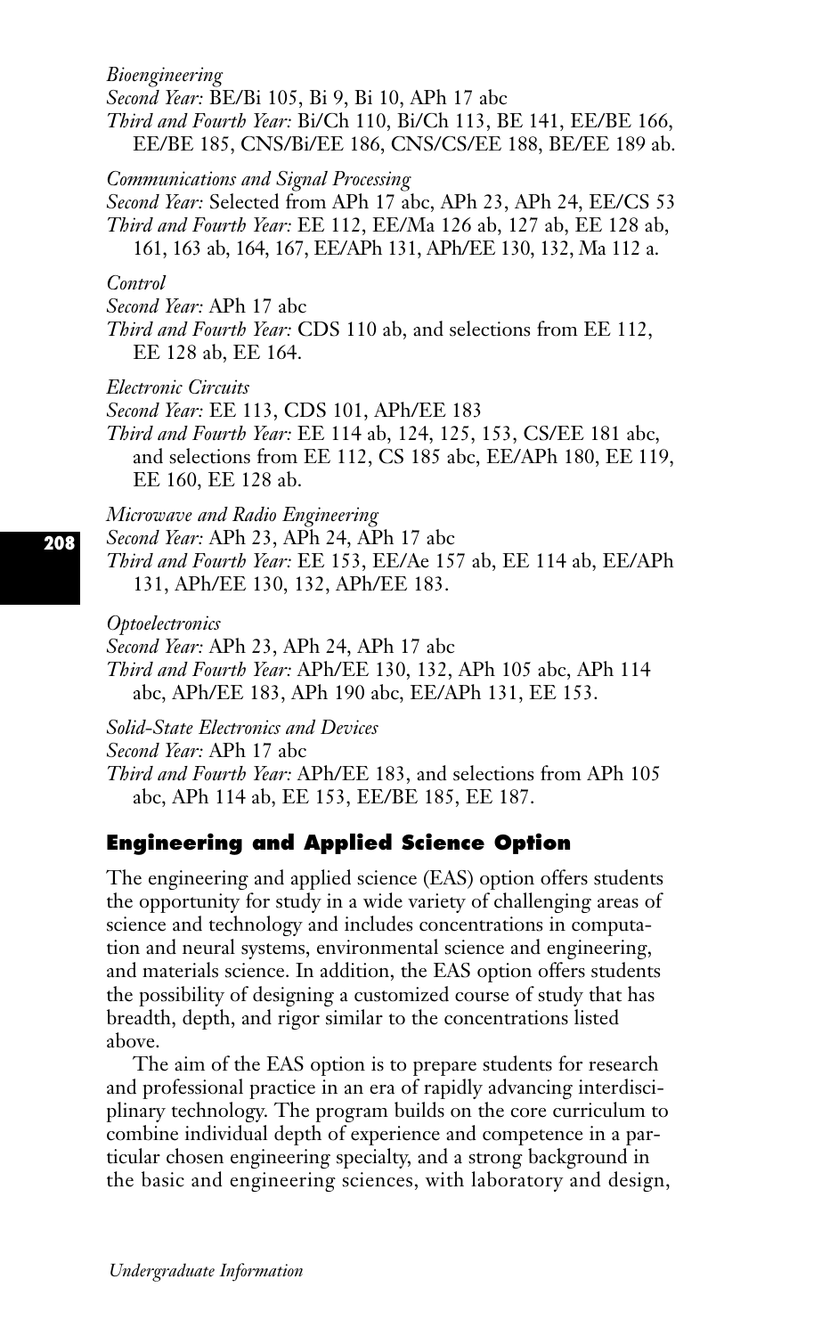*Bioengineering*

*Second Year:* BE/Bi 105, Bi 9, Bi 10, APh 17 abc

*Third and Fourth Year:* Bi/Ch 110, Bi/Ch 113, BE 141, EE/BE 166, EE/BE 185, CNS/Bi/EE 186, CNS/CS/EE 188, BE/EE 189 ab.

*Communications and Signal Processing*

*Second Year:* Selected from APh 17 abc, APh 23, APh 24, EE/CS 53

*Third and Fourth Year:* EE 112, EE/Ma 126 ab, 127 ab, EE 128 ab, 161, 163 ab, 164, 167, EE/APh 131, APh/EE 130, 132, Ma 112 a.

*Control*

*Second Year:* APh 17 abc

*Third and Fourth Year:* CDS 110 ab, and selections from EE 112, EE 128 ab, EE 164.

*Electronic Circuits*

*Second Year:* EE 113, CDS 101, APh/EE 183

*Third and Fourth Year:* EE 114 ab, 124, 125, 153, CS/EE 181 abc, and selections from EE 112, CS 185 abc, EE/APh 180, EE 119, EE 160, EE 128 ab.

*Microwave and Radio Engineering*

*Second Year:* APh 23, APh 24, APh 17 abc

*Third and Fourth Year:* EE 153, EE/Ae 157 ab, EE 114 ab, EE/APh 131, APh/EE 130, 132, APh/EE 183.

*Optoelectronics*

*Second Year:* APh 23, APh 24, APh 17 abc

*Third and Fourth Year:* APh/EE 130, 132, APh 105 abc, APh 114 abc, APh/EE 183, APh 190 abc, EE/APh 131, EE 153.

*Solid-State Electronics and Devices*

*Second Year:* APh 17 abc

*Third and Fourth Year:* APh/EE 183, and selections from APh 105 abc, APh 114 ab, EE 153, EE/BE 185, EE 187.

## Engineering and Applied Science Option

The engineering and applied science (EAS) option offers students the opportunity for study in a wide variety of challenging areas of science and technology and includes concentrations in computation and neural systems, environmental science and engineering, and materials science. In addition, the EAS option offers students the possibility of designing a customized course of study that has breadth, depth, and rigor similar to the concentrations listed above.

The aim of the EAS option is to prepare students for research and professional practice in an era of rapidly advancing interdisciplinary technology. The program builds on the core curriculum to combine individual depth of experience and competence in a particular chosen engineering specialty, and a strong background in the basic and engineering sciences, with laboratory and design,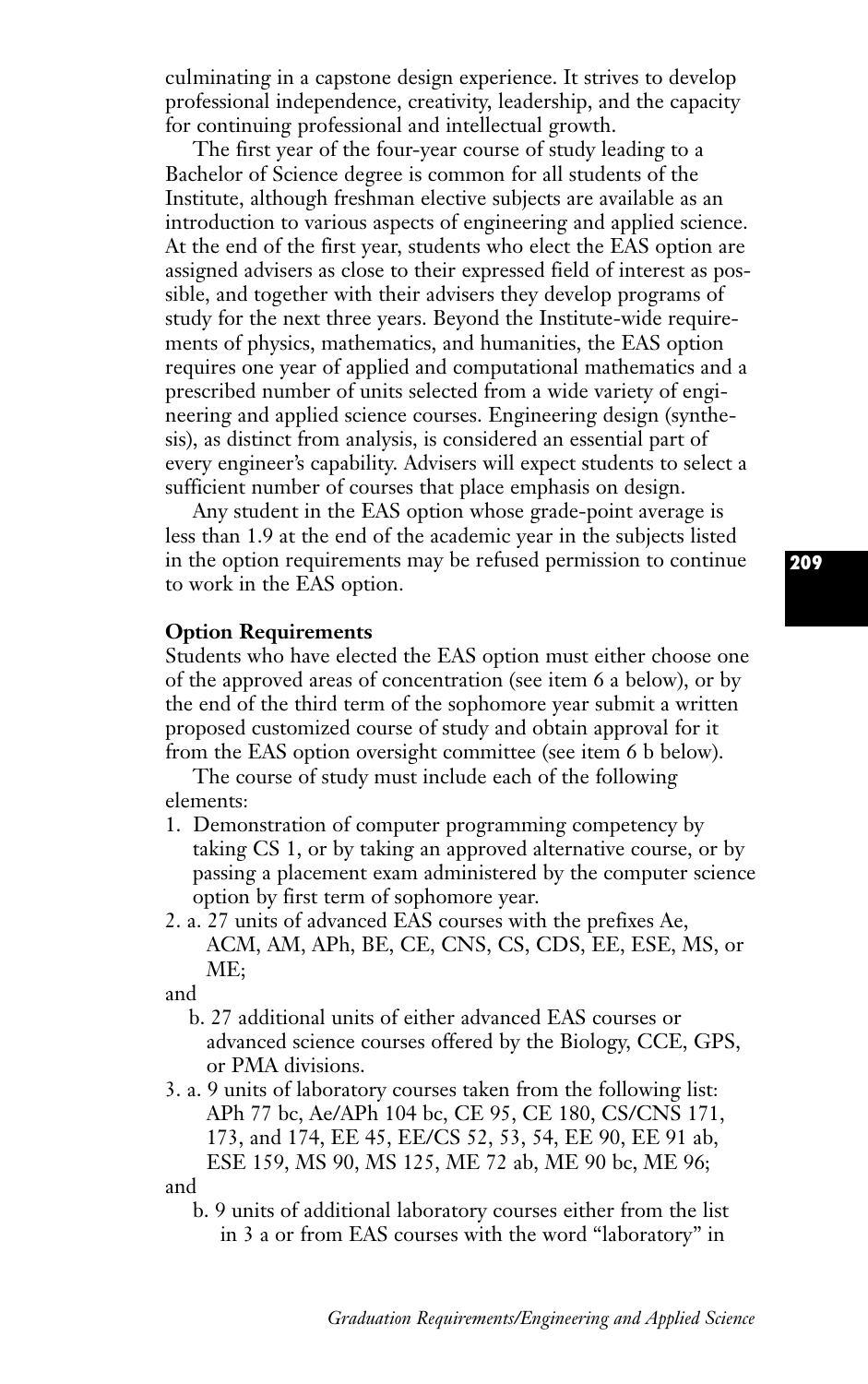culminating in a capstone design experience. It strives to develop professional independence, creativity, leadership, and the capacity for continuing professional and intellectual growth.

The first year of the four-year course of study leading to a Bachelor of Science degree is common for all students of the Institute, although freshman elective subjects are available as an introduction to various aspects of engineering and applied science. At the end of the first year, students who elect the EAS option are assigned advisers as close to their expressed field of interest as possible, and together with their advisers they develop programs of study for the next three years. Beyond the Institute-wide requirements of physics, mathematics, and humanities, the EAS option requires one year of applied and computational mathematics and a prescribed number of units selected from a wide variety of engineering and applied science courses. Engineering design (synthesis), as distinct from analysis, is considered an essential part of every engineer's capability. Advisers will expect students to select a sufficient number of courses that place emphasis on design.

Any student in the EAS option whose grade-point average is less than 1.9 at the end of the academic year in the subjects listed in the option requirements may be refused permission to continue to work in the EAS option.

**Option Requirements**

Students who have elected the EAS option must either choose one of the approved areas of concentration (see item 6 a below), or by the end of the third term of the sophomore year submit a written proposed customized course of study and obtain approval for it from the EAS option oversight committee (see item 6 b below).

The course of study must include each of the following elements:

1. Demonstration of computer programming competency by taking CS 1, or by taking an approved alternative course, or by passing a placement exam administered by the computer science option by first term of sophomore year.
2. a. 27 units of advanced EAS courses with the prefixes Ae, ACM, AM, APh, BE, CE, CNS, CS, CDS, EE, ESE, MS, or ME;

   and

   b. 27 additional units of either advanced EAS courses or advanced science courses offered by the Biology, CCE, GPS, or PMA divisions.
3. a. 9 units of laboratory courses taken from the following list: APh 77 bc, Ae/APh 104 bc, CE 95, CE 180, CS/CNS 171, 173, and 174, EE 45, EE/CS 52, 53, 54, EE 90, EE 91 ab, ESE 159, MS 90, MS 125, ME 72 ab, ME 90 bc, ME 96;

   and

   b. 9 units of additional laboratory courses either from the list in 3 a or from EAS courses with the word "laboratory" in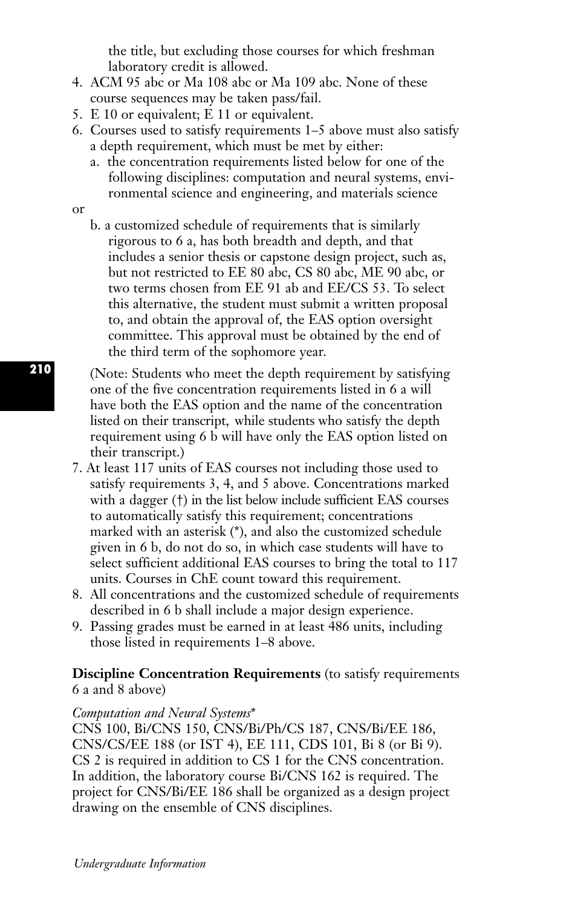the title, but excluding those courses for which freshman laboratory credit is allowed.

4. ACM 95 abc or Ma 108 abc or Ma 109 abc. None of these course sequences may be taken pass/fail.
5. E 10 or equivalent; E 11 or equivalent.
6. Courses used to satisfy requirements 1–5 above must also satisfy a depth requirement, which must be met by either:
   a. the concentration requirements listed below for one of the following disciplines: computation and neural systems, environmental science and engineering, and materials science

   or

   b. a customized schedule of requirements that is similarly rigorous to 6 a, has both breadth and depth, and that includes a senior thesis or capstone design project, such as, but not restricted to EE 80 abc, CS 80 abc, ME 90 abc, or two terms chosen from EE 91 ab and EE/CS 53. To select this alternative, the student must submit a written proposal to, and obtain the approval of, the EAS option oversight committee. This approval must be obtained by the end of the third term of the sophomore year.

   (Note: Students who meet the depth requirement by satisfying one of the five concentration requirements listed in 6 a will have both the EAS option and the name of the concentration listed on their transcript, while students who satisfy the depth requirement using 6 b will have only the EAS option listed on their transcript.)
7. At least 117 units of EAS courses not including those used to satisfy requirements 3, 4, and 5 above. Concentrations marked with a dagger (†) in the list below include sufficient EAS courses to automatically satisfy this requirement; concentrations marked with an asterisk (*), and also the customized schedule given in 6 b, do not do so, in which case students will have to select sufficient additional EAS courses to bring the total to 117 units. Courses in ChE count toward this requirement.
8. All concentrations and the customized schedule of requirements described in 6 b shall include a major design experience.
9. Passing grades must be earned in at least 486 units, including those listed in requirements 1–8 above.

**Discipline Concentration Requirements** (to satisfy requirements 6 a and 8 above)

*Computation and Neural Systems**

CNS 100, Bi/CNS 150, CNS/Bi/Ph/CS 187, CNS/Bi/EE 186, CNS/CS/EE 188 (or IST 4), EE 111, CDS 101, Bi 8 (or Bi 9). CS 2 is required in addition to CS 1 for the CNS concentration. In addition, the laboratory course Bi/CNS 162 is required. The project for CNS/Bi/EE 186 shall be organized as a design project drawing on the ensemble of CNS disciplines.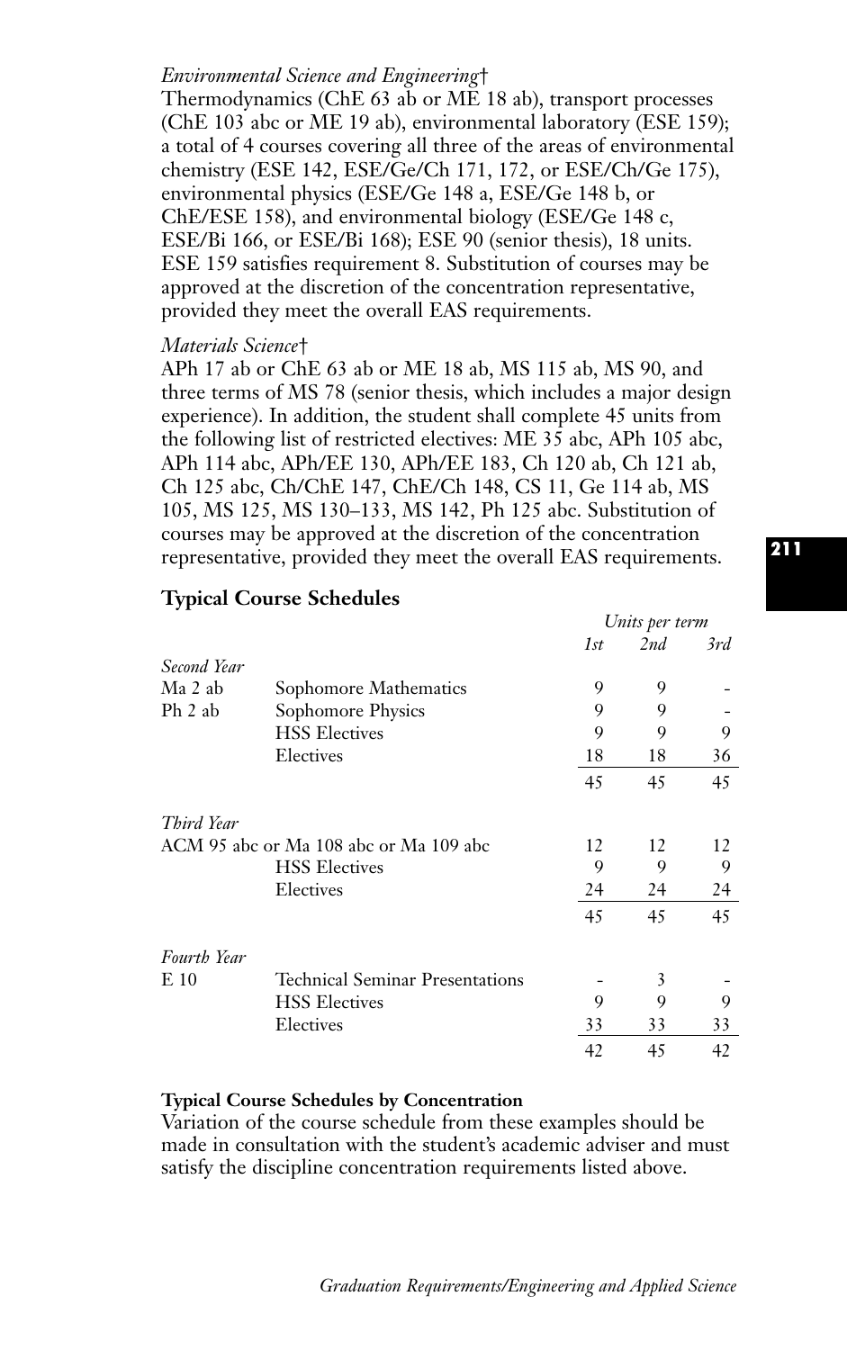*Environmental Science and Engineering*†

Thermodynamics (ChE 63 ab or ME 18 ab), transport processes (ChE 103 abc or ME 19 ab), environmental laboratory (ESE 159); a total of 4 courses covering all three of the areas of environmental chemistry (ESE 142, ESE/Ge/Ch 171, 172, or ESE/Ch/Ge 175), environmental physics (ESE/Ge 148 a, ESE/Ge 148 b, or ChE/ESE 158), and environmental biology (ESE/Ge 148 c, ESE/Bi 166, or ESE/Bi 168); ESE 90 (senior thesis), 18 units. ESE 159 satisfies requirement 8. Substitution of courses may be approved at the discretion of the concentration representative, provided they meet the overall EAS requirements.

*Materials Science*†

APh 17 ab or ChE 63 ab or ME 18 ab, MS 115 ab, MS 90, and three terms of MS 78 (senior thesis, which includes a major design experience). In addition, the student shall complete 45 units from the following list of restricted electives: ME 35 abc, APh 105 abc, APh 114 abc, APh/EE 130, APh/EE 183, Ch 120 ab, Ch 121 ab, Ch 125 abc, Ch/ChE 147, ChE/Ch 148, CS 11, Ge 114 ab, MS 105, MS 125, MS 130–133, MS 142, Ph 125 abc. Substitution of courses may be approved at the discretion of the concentration representative, provided they meet the overall EAS requirements.

### Typical Course Schedules

| | | *Units per term* | | |
|---|---|---|---|---|
| | | *1st* | *2nd* | *3rd* |
| *Second Year* | | | | |
| Ma 2 ab | Sophomore Mathematics | 9 | 9 | - |
| Ph 2 ab | Sophomore Physics | 9 | 9 | - |
| | HSS Electives | 9 | 9 | 9 |
| | Electives | 18 | 18 | 36 |
| | | 45 | 45 | 45 |
| *Third Year* | | | | |
| ACM 95 abc or Ma 108 abc or Ma 109 abc | | 12 | 12 | 12 |
| | HSS Electives | 9 | 9 | 9 |
| | Electives | 24 | 24 | 24 |
| | | 45 | 45 | 45 |
| *Fourth Year* | | | | |
| E 10 | Technical Seminar Presentations | - | 3 | - |
| | HSS Electives | 9 | 9 | 9 |
| | Electives | 33 | 33 | 33 |
| | | 42 | 45 | 42 |

**Typical Course Schedules by Concentration**

Variation of the course schedule from these examples should be made in consultation with the student's academic adviser and must satisfy the discipline concentration requirements listed above.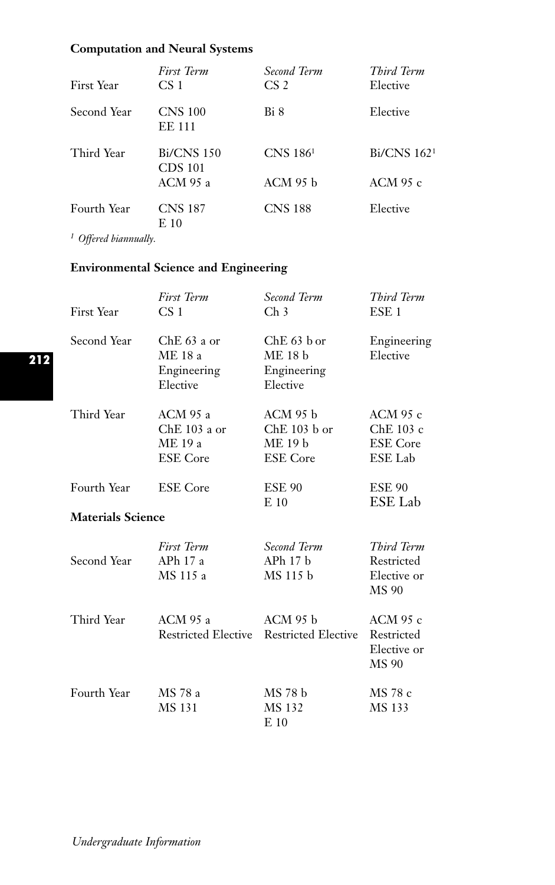**Computation and Neural Systems**

| | *First Term* | *Second Term* | *Third Term* |
|---|---|---|---|
| First Year | CS 1 | CS 2 | Elective |
| Second Year | CNS 100<br>EE 111 | Bi 8 | Elective |
| Third Year | Bi/CNS 150<br>CDS 101<br>ACM 95 a | CNS 186[1]<br><br>ACM 95 b | Bi/CNS 162[1]<br><br>ACM 95 c |
| Fourth Year | CNS 187<br>E 10 | CNS 188 | Elective |

[1] *Offered biannually.*

**Environmental Science and Engineering**

| | *First Term* | *Second Term* | *Third Term* |
|---|---|---|---|
| First Year | CS 1 | Ch 3 | ESE 1 |
| Second Year | ChE 63 a or<br>ME 18 a<br>Engineering<br>Elective | ChE 63 b or<br>ME 18 b<br>Engineering<br>Elective | Engineering<br>Elective |
| Third Year | ACM 95 a<br>ChE 103 a or<br>ME 19 a<br>ESE Core | ACM 95 b<br>ChE 103 b or<br>ME 19 b<br>ESE Core | ACM 95 c<br>ChE 103 c<br>ESE Core<br>ESE Lab |
| Fourth Year | ESE Core | ESE 90<br>E 10 | ESE 90<br>ESE Lab |

**Materials Science**

| | *First Term* | *Second Term* | *Third Term* |
|---|---|---|---|
| Second Year | APh 17 a<br>MS 115 a | APh 17 b<br>MS 115 b | Restricted<br>Elective or<br>MS 90 |
| Third Year | ACM 95 a<br>Restricted Elective | ACM 95 b<br>Restricted Elective | ACM 95 c<br>Restricted<br>Elective or<br>MS 90 |
| Fourth Year | MS 78 a<br>MS 131 | MS 78 b<br>MS 132<br>E 10 | MS 78 c<br>MS 133 |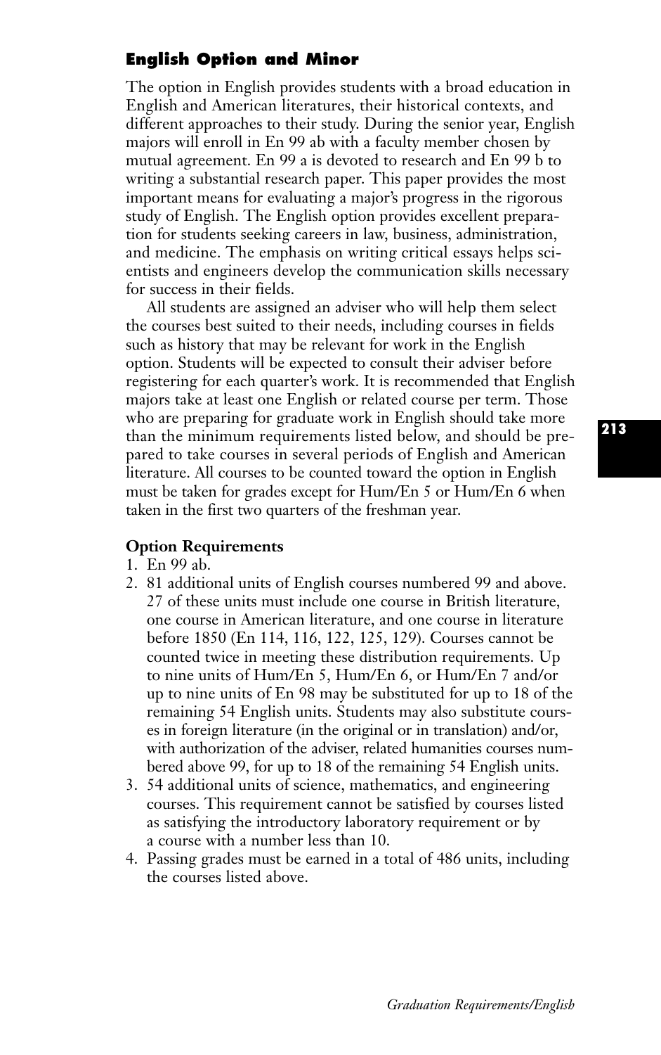## English Option and Minor

The option in English provides students with a broad education in English and American literatures, their historical contexts, and different approaches to their study. During the senior year, English majors will enroll in En 99 ab with a faculty member chosen by mutual agreement. En 99 a is devoted to research and En 99 b to writing a substantial research paper. This paper provides the most important means for evaluating a major's progress in the rigorous study of English. The English option provides excellent preparation for students seeking careers in law, business, administration, and medicine. The emphasis on writing critical essays helps scientists and engineers develop the communication skills necessary for success in their fields.

All students are assigned an adviser who will help them select the courses best suited to their needs, including courses in fields such as history that may be relevant for work in the English option. Students will be expected to consult their adviser before registering for each quarter's work. It is recommended that English majors take at least one English or related course per term. Those who are preparing for graduate work in English should take more than the minimum requirements listed below, and should be prepared to take courses in several periods of English and American literature. All courses to be counted toward the option in English must be taken for grades except for Hum/En 5 or Hum/En 6 when taken in the first two quarters of the freshman year.

### Option Requirements

1. En 99 ab.
2. 81 additional units of English courses numbered 99 and above. 27 of these units must include one course in British literature, one course in American literature, and one course in literature before 1850 (En 114, 116, 122, 125, 129). Courses cannot be counted twice in meeting these distribution requirements. Up to nine units of Hum/En 5, Hum/En 6, or Hum/En 7 and/or up to nine units of En 98 may be substituted for up to 18 of the remaining 54 English units. Students may also substitute courses in foreign literature (in the original or in translation) and/or, with authorization of the adviser, related humanities courses numbered above 99, for up to 18 of the remaining 54 English units.
3. 54 additional units of science, mathematics, and engineering courses. This requirement cannot be satisfied by courses listed as satisfying the introductory laboratory requirement or by a course with a number less than 10.
4. Passing grades must be earned in a total of 486 units, including the courses listed above.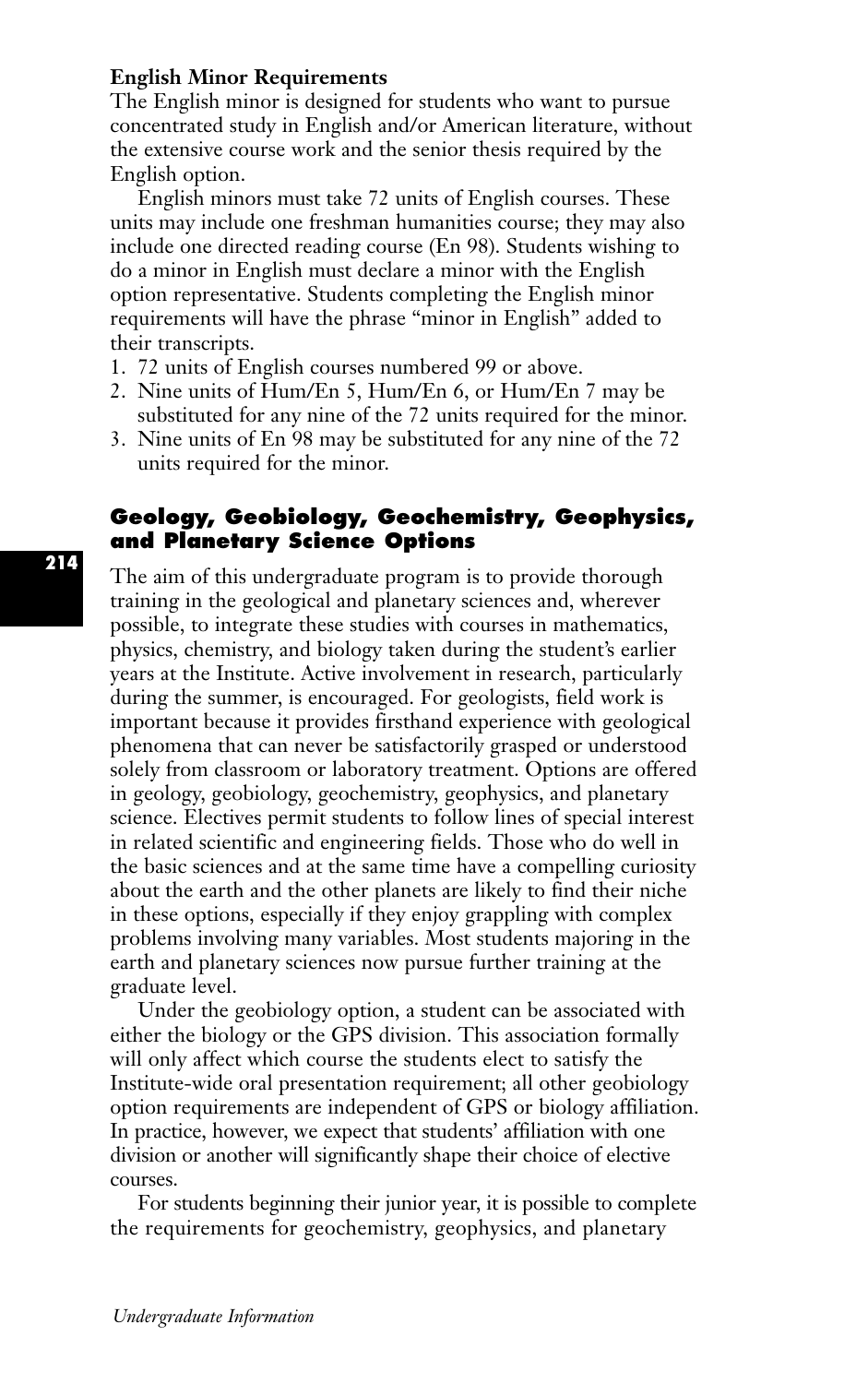### English Minor Requirements

The English minor is designed for students who want to pursue concentrated study in English and/or American literature, without the extensive course work and the senior thesis required by the English option.

English minors must take 72 units of English courses. These units may include one freshman humanities course; they may also include one directed reading course (En 98). Students wishing to do a minor in English must declare a minor with the English option representative. Students completing the English minor requirements will have the phrase "minor in English" added to their transcripts.

1. 72 units of English courses numbered 99 or above.
2. Nine units of Hum/En 5, Hum/En 6, or Hum/En 7 may be substituted for any nine of the 72 units required for the minor.
3. Nine units of En 98 may be substituted for any nine of the 72 units required for the minor.

## Geology, Geobiology, Geochemistry, Geophysics, and Planetary Science Options

The aim of this undergraduate program is to provide thorough training in the geological and planetary sciences and, wherever possible, to integrate these studies with courses in mathematics, physics, chemistry, and biology taken during the student's earlier years at the Institute. Active involvement in research, particularly during the summer, is encouraged. For geologists, field work is important because it provides firsthand experience with geological phenomena that can never be satisfactorily grasped or understood solely from classroom or laboratory treatment. Options are offered in geology, geobiology, geochemistry, geophysics, and planetary science. Electives permit students to follow lines of special interest in related scientific and engineering fields. Those who do well in the basic sciences and at the same time have a compelling curiosity about the earth and the other planets are likely to find their niche in these options, especially if they enjoy grappling with complex problems involving many variables. Most students majoring in the earth and planetary sciences now pursue further training at the graduate level.

Under the geobiology option, a student can be associated with either the biology or the GPS division. This association formally will only affect which course the students elect to satisfy the Institute-wide oral presentation requirement; all other geobiology option requirements are independent of GPS or biology affiliation. In practice, however, we expect that students' affiliation with one division or another will significantly shape their choice of elective courses.

For students beginning their junior year, it is possible to complete the requirements for geochemistry, geophysics, and planetary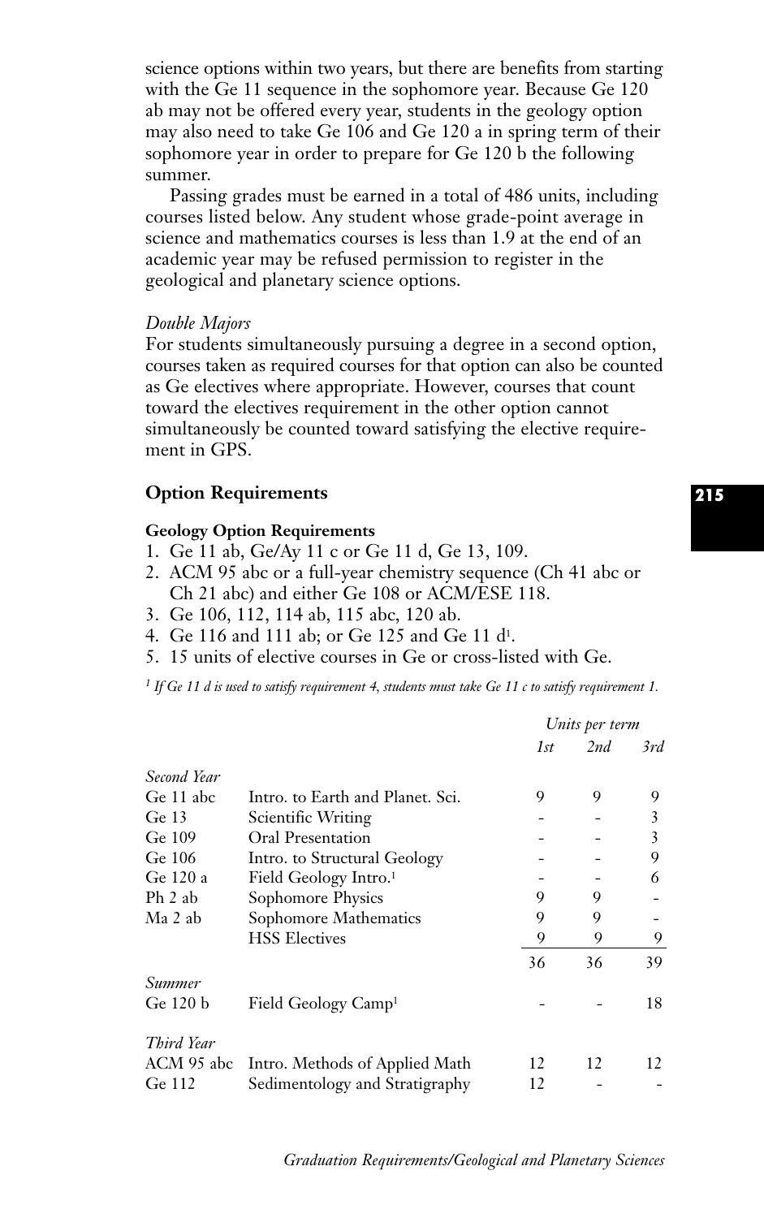science options within two years, but there are benefits from starting with the Ge 11 sequence in the sophomore year. Because Ge 120 ab may not be offered every year, students in the geology option may also need to take Ge 106 and Ge 120 a in spring term of their sophomore year in order to prepare for Ge 120 b the following summer.

Passing grades must be earned in a total of 486 units, including courses listed below. Any student whose grade-point average in science and mathematics courses is less than 1.9 at the end of an academic year may be refused permission to register in the geological and planetary science options.

*Double Majors*

For students simultaneously pursuing a degree in a second option, courses taken as required courses for that option can also be counted as Ge electives where appropriate. However, courses that count toward the electives requirement in the other option cannot simultaneously be counted toward satisfying the elective requirement in GPS.

## Option Requirements

### Geology Option Requirements

1. Ge 11 ab, Ge/Ay 11 c or Ge 11 d, Ge 13, 109.
2. ACM 95 abc or a full-year chemistry sequence (Ch 41 abc or Ch 21 abc) and either Ge 108 or ACM/ESE 118.
3. Ge 106, 112, 114 ab, 115 abc, 120 ab.
4. Ge 116 and 111 ab; or Ge 125 and Ge 11 d[1].
5. 15 units of elective courses in Ge or cross-listed with Ge.

*[1] If Ge 11 d is used to satisfy requirement 4, students must take Ge 11 c to satisfy requirement 1.*

| | | Units per term | | |
|---|---|---|---|---|
| | | 1st | 2nd | 3rd |
| *Second Year* | | | | |
| Ge 11 abc | Intro. to Earth and Planet. Sci. | 9 | 9 | 9 |
| Ge 13 | Scientific Writing | - | - | 3 |
| Ge 109 | Oral Presentation | - | - | 3 |
| Ge 106 | Intro. to Structural Geology | - | - | 9 |
| Ge 120 a | Field Geology Intro.[1] | - | - | 6 |
| Ph 2 ab | Sophomore Physics | 9 | 9 | - |
| Ma 2 ab | Sophomore Mathematics | 9 | 9 | - |
| | HSS Electives | 9 | 9 | 9 |
| | | 36 | 36 | 39 |
| *Summer* | | | | |
| Ge 120 b | Field Geology Camp[1] | - | - | 18 |
| *Third Year* | | | | |
| ACM 95 abc | Intro. Methods of Applied Math | 12 | 12 | 12 |
| Ge 112 | Sedimentology and Stratigraphy | 12 | - | - |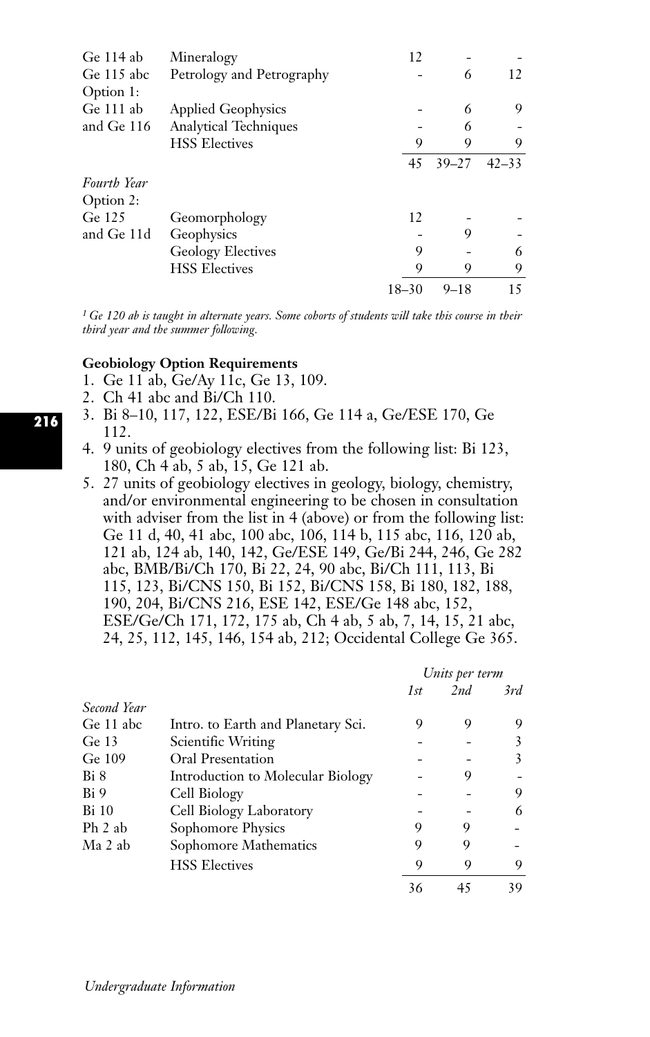| | | | | |
|---|---|---|---|---|
| Ge 114 ab | Mineralogy | 12 | - | - |
| Ge 115 abc | Petrology and Petrography | - | 6 | 12 |
| Option 1: | | | | |
| Ge 111 ab | Applied Geophysics | - | 6 | 9 |
| and Ge 116 | Analytical Techniques | - | 6 | - |
| | HSS Electives | 9 | 9 | 9 |
| | | 45 | 39–27 | 42–33 |
| *Fourth Year* | | | | |
| Option 2: | | | | |
| Ge 125 | Geomorphology | 12 | - | - |
| and Ge 11d | Geophysics | - | 9 | - |
| | Geology Electives | 9 | - | 6 |
| | HSS Electives | 9 | 9 | 9 |
| | | 18–30 | 9–18 | 15 |

*[1] Ge 120 ab is taught in alternate years. Some cohorts of students will take this course in their third year and the summer following.*

**Geobiology Option Requirements**

1. Ge 11 ab, Ge/Ay 11c, Ge 13, 109.
2. Ch 41 abc and Bi/Ch 110.
3. Bi 8–10, 117, 122, ESE/Bi 166, Ge 114 a, Ge/ESE 170, Ge 112.
4. 9 units of geobiology electives from the following list: Bi 123, 180, Ch 4 ab, 5 ab, 15, Ge 121 ab.
5. 27 units of geobiology electives in geology, biology, chemistry, and/or environmental engineering to be chosen in consultation with adviser from the list in 4 (above) or from the following list: Ge 11 d, 40, 41 abc, 100 abc, 106, 114 b, 115 abc, 116, 120 ab, 121 ab, 124 ab, 140, 142, Ge/ESE 149, Ge/Bi 244, 246, Ge 282 abc, BMB/Bi/Ch 170, Bi 22, 24, 90 abc, Bi/Ch 111, 113, Bi 115, 123, Bi/CNS 150, Bi 152, Bi/CNS 158, Bi 180, 182, 188, 190, 204, Bi/CNS 216, ESE 142, ESE/Ge 148 abc, 152, ESE/Ge/Ch 171, 172, 175 ab, Ch 4 ab, 5 ab, 7, 14, 15, 21 abc, 24, 25, 112, 145, 146, 154 ab, 212; Occidental College Ge 365.

| | | *Units per term* | | |
|---|---|---|---|---|
| | | *1st* | *2nd* | *3rd* |
| *Second Year* | | | | |
| Ge 11 abc | Intro. to Earth and Planetary Sci. | 9 | 9 | 9 |
| Ge 13 | Scientific Writing | - | - | 3 |
| Ge 109 | Oral Presentation | - | - | 3 |
| Bi 8 | Introduction to Molecular Biology | - | 9 | - |
| Bi 9 | Cell Biology | - | - | 9 |
| Bi 10 | Cell Biology Laboratory | - | - | 6 |
| Ph 2 ab | Sophomore Physics | 9 | 9 | - |
| Ma 2 ab | Sophomore Mathematics | 9 | 9 | - |
| | HSS Electives | 9 | 9 | 9 |
| | | 36 | 45 | 39 |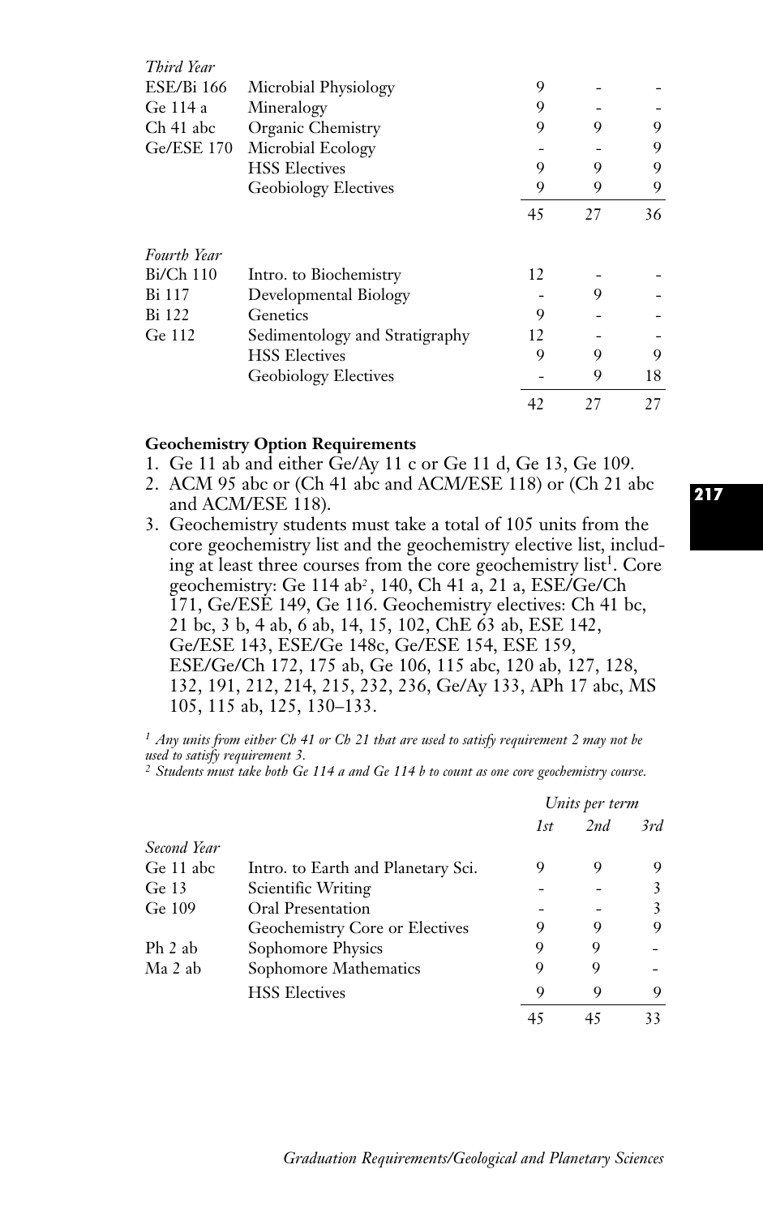| | | | | |
|---|---|---|---|---|
| *Third Year* | | | | |
| ESE/Bi 166 | Microbial Physiology | 9 | - | - |
| Ge 114 a | Mineralogy | 9 | - | - |
| Ch 41 abc | Organic Chemistry | 9 | 9 | 9 |
| Ge/ESE 170 | Microbial Ecology | - | - | 9 |
| | HSS Electives | 9 | 9 | 9 |
| | Geobiology Electives | 9 | 9 | 9 |
| | | 45 | 27 | 36 |
| *Fourth Year* | | | | |
| Bi/Ch 110 | Intro. to Biochemistry | 12 | - | - |
| Bi 117 | Developmental Biology | - | 9 | - |
| Bi 122 | Genetics | 9 | - | - |
| Ge 112 | Sedimentology and Stratigraphy | 12 | - | - |
| | HSS Electives | 9 | 9 | 9 |
| | Geobiology Electives | - | 9 | 18 |
| | | 42 | 27 | 27 |

**Geochemistry Option Requirements**

1. Ge 11 ab and either Ge/Ay 11 c or Ge 11 d, Ge 13, Ge 109.
2. ACM 95 abc or (Ch 41 abc and ACM/ESE 118) or (Ch 21 abc and ACM/ESE 118).
3. Geochemistry students must take a total of 105 units from the core geochemistry list and the geochemistry elective list, including at least three courses from the core geochemistry list[1]. Core geochemistry: Ge 114 ab[2], 140, Ch 41 a, 21 a, ESE/Ge/Ch 171, Ge/ESE 149, Ge 116. Geochemistry electives: Ch 41 bc, 21 bc, 3 b, 4 ab, 6 ab, 14, 15, 102, ChE 63 ab, ESE 142, Ge/ESE 143, ESE/Ge 148c, Ge/ESE 154, ESE 159, ESE/Ge/Ch 172, 175 ab, Ge 106, 115 abc, 120 ab, 127, 128, 132, 191, 212, 214, 215, 232, 236, Ge/Ay 133, APh 17 abc, MS 105, 115 ab, 125, 130–133.

*[1] Any units from either Ch 41 or Ch 21 that are used to satisfy requirement 2 may not be used to satisfy requirement 3.*
*[2] Students must take both Ge 114 a and Ge 114 b to count as one core geochemistry course.*

| | | *Units per term* | | |
|---|---|---|---|---|
| | | *1st* | *2nd* | *3rd* |
| *Second Year* | | | | |
| Ge 11 abc | Intro. to Earth and Planetary Sci. | 9 | 9 | 9 |
| Ge 13 | Scientific Writing | - | - | 3 |
| Ge 109 | Oral Presentation | - | - | 3 |
| | Geochemistry Core or Electives | 9 | 9 | 9 |
| Ph 2 ab | Sophomore Physics | 9 | 9 | - |
| Ma 2 ab | Sophomore Mathematics | 9 | 9 | - |
| | HSS Electives | 9 | 9 | 9 |
| | | 45 | 45 | 33 |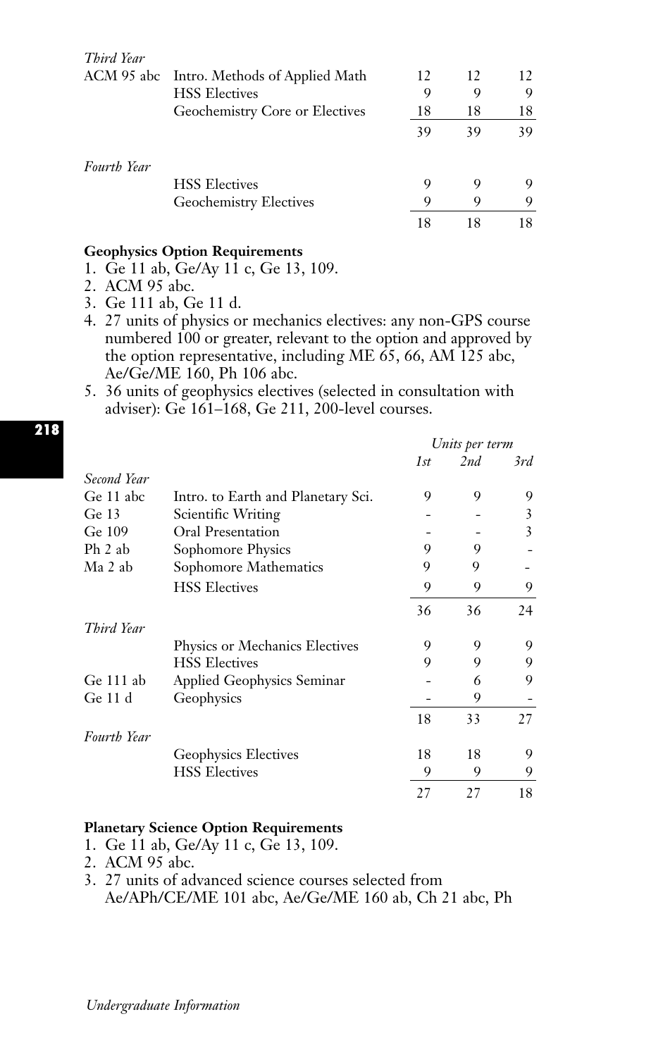| | | | | |
|---|---|---|---|---|
| *Third Year* | | | | |
| ACM 95 abc | Intro. Methods of Applied Math | 12 | 12 | 12 |
| | HSS Electives | 9 | 9 | 9 |
| | Geochemistry Core or Electives | 18 | 18 | 18 |
| | | 39 | 39 | 39 |
| *Fourth Year* | | | | |
| | HSS Electives | 9 | 9 | 9 |
| | Geochemistry Electives | 9 | 9 | 9 |
| | | 18 | 18 | 18 |

**Geophysics Option Requirements**

1. Ge 11 ab, Ge/Ay 11 c, Ge 13, 109.
2. ACM 95 abc.
3. Ge 111 ab, Ge 11 d.
4. 27 units of physics or mechanics electives: any non-GPS course numbered 100 or greater, relevant to the option and approved by the option representative, including ME 65, 66, AM 125 abc, Ae/Ge/ME 160, Ph 106 abc.
5. 36 units of geophysics electives (selected in consultation with adviser): Ge 161–168, Ge 211, 200-level courses.

| | | *Units per term* | | |
|---|---|---|---|---|
| | | *1st* | *2nd* | *3rd* |
| *Second Year* | | | | |
| Ge 11 abc | Intro. to Earth and Planetary Sci. | 9 | 9 | 9 |
| Ge 13 | Scientific Writing | - | - | 3 |
| Ge 109 | Oral Presentation | - | - | 3 |
| Ph 2 ab | Sophomore Physics | 9 | 9 | - |
| Ma 2 ab | Sophomore Mathematics | 9 | 9 | - |
| | HSS Electives | 9 | 9 | 9 |
| | | 36 | 36 | 24 |
| *Third Year* | | | | |
| | Physics or Mechanics Electives | 9 | 9 | 9 |
| | HSS Electives | 9 | 9 | 9 |
| Ge 111 ab | Applied Geophysics Seminar | - | 6 | 9 |
| Ge 11 d | Geophysics | - | 9 | - |
| | | 18 | 33 | 27 |
| *Fourth Year* | | | | |
| | Geophysics Electives | 18 | 18 | 9 |
| | HSS Electives | 9 | 9 | 9 |
| | | 27 | 27 | 18 |

**Planetary Science Option Requirements**

1. Ge 11 ab, Ge/Ay 11 c, Ge 13, 109.
2. ACM 95 abc.
3. 27 units of advanced science courses selected from Ae/APh/CE/ME 101 abc, Ae/Ge/ME 160 ab, Ch 21 abc, Ph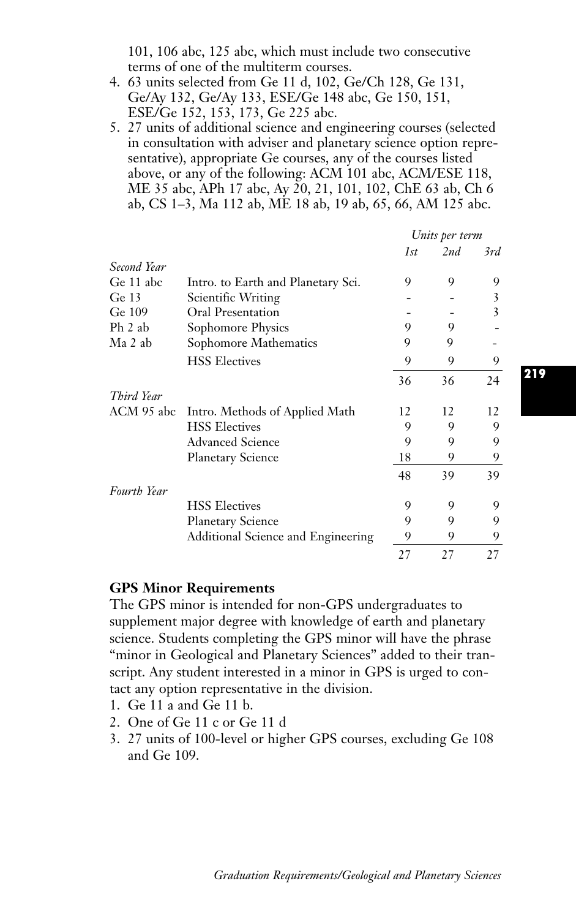101, 106 abc, 125 abc, which must include two consecutive terms of one of the multiterm courses.

4. 63 units selected from Ge 11 d, 102, Ge/Ch 128, Ge 131, Ge/Ay 132, Ge/Ay 133, ESE/Ge 148 abc, Ge 150, 151, ESE/Ge 152, 153, 173, Ge 225 abc.
5. 27 units of additional science and engineering courses (selected in consultation with adviser and planetary science option representative), appropriate Ge courses, any of the courses listed above, or any of the following: ACM 101 abc, ACM/ESE 118, ME 35 abc, APh 17 abc, Ay 20, 21, 101, 102, ChE 63 ab, Ch 6 ab, CS 1–3, Ma 112 ab, ME 18 ab, 19 ab, 65, 66, AM 125 abc.

| | | *Units per term* | | |
|---|---|---|---|---|
| | | *1st* | *2nd* | *3rd* |
| *Second Year* | | | | |
| Ge 11 abc | Intro. to Earth and Planetary Sci. | 9 | 9 | 9 |
| Ge 13 | Scientific Writing | - | - | 3 |
| Ge 109 | Oral Presentation | - | - | 3 |
| Ph 2 ab | Sophomore Physics | 9 | 9 | - |
| Ma 2 ab | Sophomore Mathematics | 9 | 9 | - |
| | HSS Electives | 9 | 9 | 9 |
| | | 36 | 36 | 24 |
| *Third Year* | | | | |
| ACM 95 abc | Intro. Methods of Applied Math | 12 | 12 | 12 |
| | HSS Electives | 9 | 9 | 9 |
| | Advanced Science | 9 | 9 | 9 |
| | Planetary Science | 18 | 9 | 9 |
| | | 48 | 39 | 39 |
| *Fourth Year* | | | | |
| | HSS Electives | 9 | 9 | 9 |
| | Planetary Science | 9 | 9 | 9 |
| | Additional Science and Engineering | 9 | 9 | 9 |
| | | 27 | 27 | 27 |

**GPS Minor Requirements**

The GPS minor is intended for non-GPS undergraduates to supplement major degree with knowledge of earth and planetary science. Students completing the GPS minor will have the phrase "minor in Geological and Planetary Sciences" added to their transcript. Any student interested in a minor in GPS is urged to contact any option representative in the division.

1. Ge 11 a and Ge 11 b.
2. One of Ge 11 c or Ge 11 d
3. 27 units of 100-level or higher GPS courses, excluding Ge 108 and Ge 109.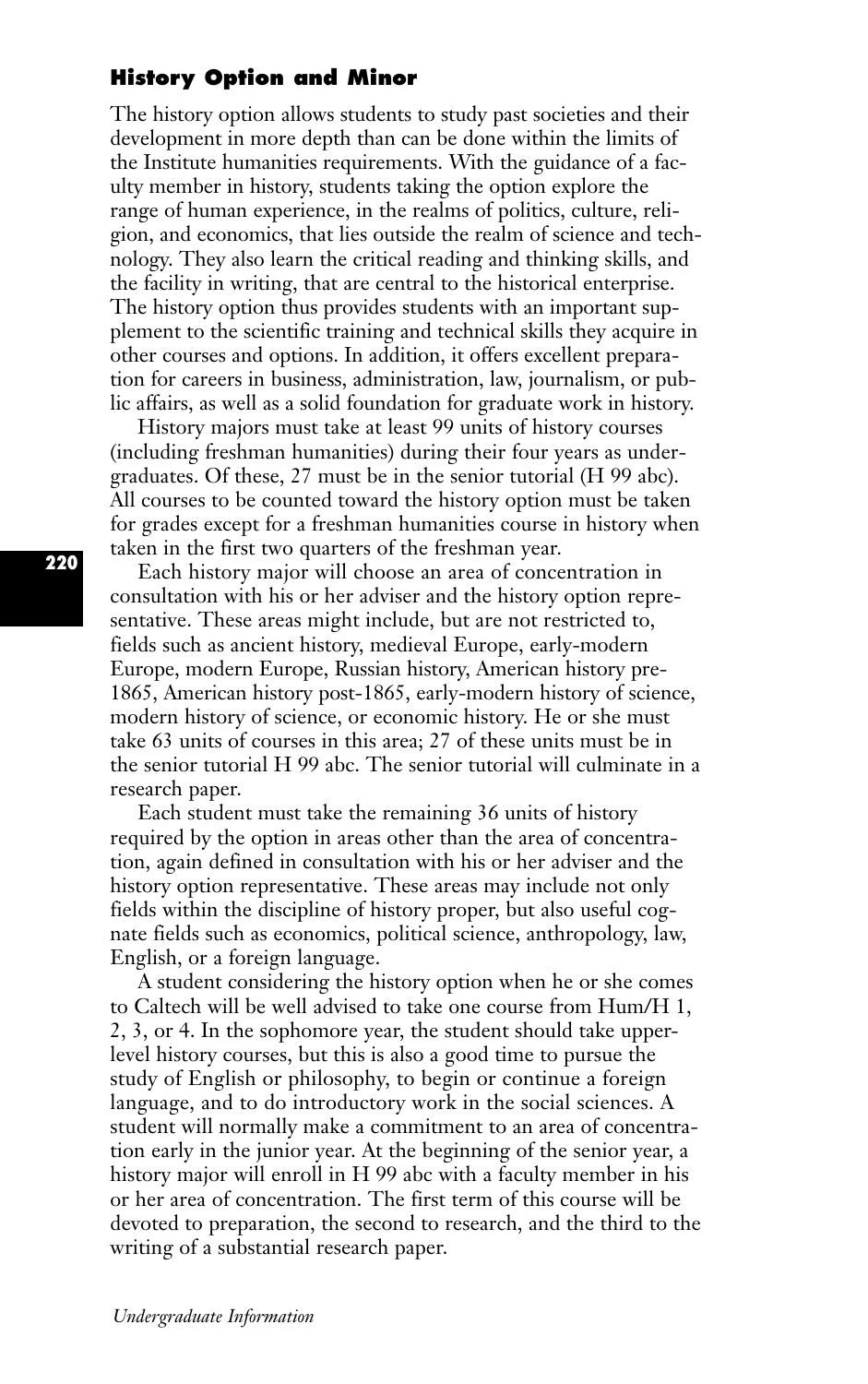### History Option and Minor

The history option allows students to study past societies and their development in more depth than can be done within the limits of the Institute humanities requirements. With the guidance of a faculty member in history, students taking the option explore the range of human experience, in the realms of politics, culture, religion, and economics, that lies outside the realm of science and technology. They also learn the critical reading and thinking skills, and the facility in writing, that are central to the historical enterprise. The history option thus provides students with an important supplement to the scientific training and technical skills they acquire in other courses and options. In addition, it offers excellent preparation for careers in business, administration, law, journalism, or public affairs, as well as a solid foundation for graduate work in history.

History majors must take at least 99 units of history courses (including freshman humanities) during their four years as undergraduates. Of these, 27 must be in the senior tutorial (H 99 abc). All courses to be counted toward the history option must be taken for grades except for a freshman humanities course in history when taken in the first two quarters of the freshman year.

Each history major will choose an area of concentration in consultation with his or her adviser and the history option representative. These areas might include, but are not restricted to, fields such as ancient history, medieval Europe, early-modern Europe, modern Europe, Russian history, American history pre-1865, American history post-1865, early-modern history of science, modern history of science, or economic history. He or she must take 63 units of courses in this area; 27 of these units must be in the senior tutorial H 99 abc. The senior tutorial will culminate in a research paper.

Each student must take the remaining 36 units of history required by the option in areas other than the area of concentration, again defined in consultation with his or her adviser and the history option representative. These areas may include not only fields within the discipline of history proper, but also useful cognate fields such as economics, political science, anthropology, law, English, or a foreign language.

A student considering the history option when he or she comes to Caltech will be well advised to take one course from Hum/H 1, 2, 3, or 4. In the sophomore year, the student should take upper-level history courses, but this is also a good time to pursue the study of English or philosophy, to begin or continue a foreign language, and to do introductory work in the social sciences. A student will normally make a commitment to an area of concentration early in the junior year. At the beginning of the senior year, a history major will enroll in H 99 abc with a faculty member in his or her area of concentration. The first term of this course will be devoted to preparation, the second to research, and the third to the writing of a substantial research paper.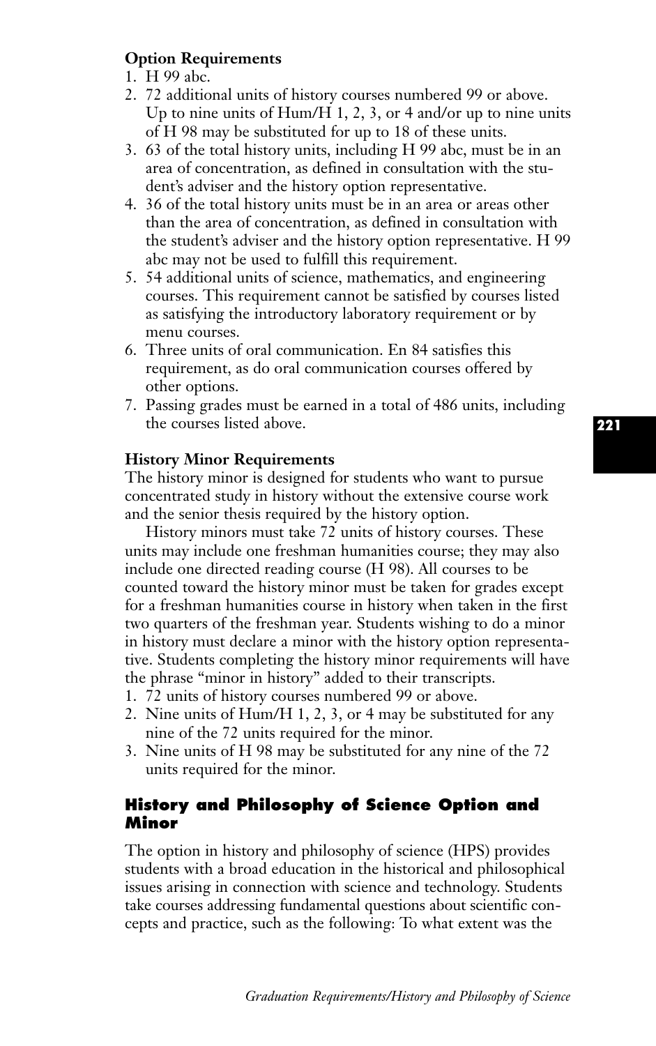**Option Requirements**

1. H 99 abc.
2. 72 additional units of history courses numbered 99 or above. Up to nine units of Hum/H 1, 2, 3, or 4 and/or up to nine units of H 98 may be substituted for up to 18 of these units.
3. 63 of the total history units, including H 99 abc, must be in an area of concentration, as defined in consultation with the student's adviser and the history option representative.
4. 36 of the total history units must be in an area or areas other than the area of concentration, as defined in consultation with the student's adviser and the history option representative. H 99 abc may not be used to fulfill this requirement.
5. 54 additional units of science, mathematics, and engineering courses. This requirement cannot be satisfied by courses listed as satisfying the introductory laboratory requirement or by menu courses.
6. Three units of oral communication. En 84 satisfies this requirement, as do oral communication courses offered by other options.
7. Passing grades must be earned in a total of 486 units, including the courses listed above.

**History Minor Requirements**

The history minor is designed for students who want to pursue concentrated study in history without the extensive course work and the senior thesis required by the history option.

History minors must take 72 units of history courses. These units may include one freshman humanities course; they may also include one directed reading course (H 98). All courses to be counted toward the history minor must be taken for grades except for a freshman humanities course in history when taken in the first two quarters of the freshman year. Students wishing to do a minor in history must declare a minor with the history option representative. Students completing the history minor requirements will have the phrase "minor in history" added to their transcripts.

1. 72 units of history courses numbered 99 or above.
2. Nine units of Hum/H 1, 2, 3, or 4 may be substituted for any nine of the 72 units required for the minor.
3. Nine units of H 98 may be substituted for any nine of the 72 units required for the minor.

## History and Philosophy of Science Option and Minor

The option in history and philosophy of science (HPS) provides students with a broad education in the historical and philosophical issues arising in connection with science and technology. Students take courses addressing fundamental questions about scientific concepts and practice, such as the following: To what extent was the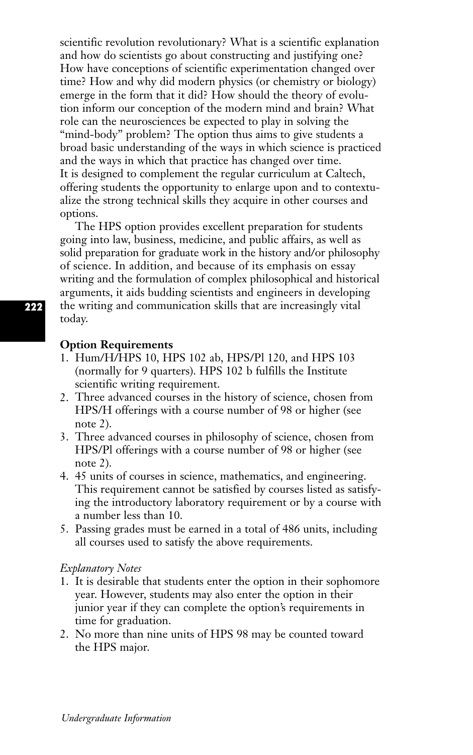scientific revolution revolutionary? What is a scientific explanation and how do scientists go about constructing and justifying one? How have conceptions of scientific experimentation changed over time? How and why did modern physics (or chemistry or biology) emerge in the form that it did? How should the theory of evolution inform our conception of the modern mind and brain? What role can the neurosciences be expected to play in solving the "mind-body" problem? The option thus aims to give students a broad basic understanding of the ways in which science is practiced and the ways in which that practice has changed over time. It is designed to complement the regular curriculum at Caltech, offering students the opportunity to enlarge upon and to contextualize the strong technical skills they acquire in other courses and options.

The HPS option provides excellent preparation for students going into law, business, medicine, and public affairs, as well as solid preparation for graduate work in the history and/or philosophy of science. In addition, and because of its emphasis on essay writing and the formulation of complex philosophical and historical arguments, it aids budding scientists and engineers in developing the writing and communication skills that are increasingly vital today.

**Option Requirements**

1. Hum/H/HPS 10, HPS 102 ab, HPS/Pl 120, and HPS 103 (normally for 9 quarters). HPS 102 b fulfills the Institute scientific writing requirement.
2. Three advanced courses in the history of science, chosen from HPS/H offerings with a course number of 98 or higher (see note 2).
3. Three advanced courses in philosophy of science, chosen from HPS/Pl offerings with a course number of 98 or higher (see note 2).
4. 45 units of courses in science, mathematics, and engineering. This requirement cannot be satisfied by courses listed as satisfying the introductory laboratory requirement or by a course with a number less than 10.
5. Passing grades must be earned in a total of 486 units, including all courses used to satisfy the above requirements.

*Explanatory Notes*

1. It is desirable that students enter the option in their sophomore year. However, students may also enter the option in their junior year if they can complete the option's requirements in time for graduation.
2. No more than nine units of HPS 98 may be counted toward the HPS major.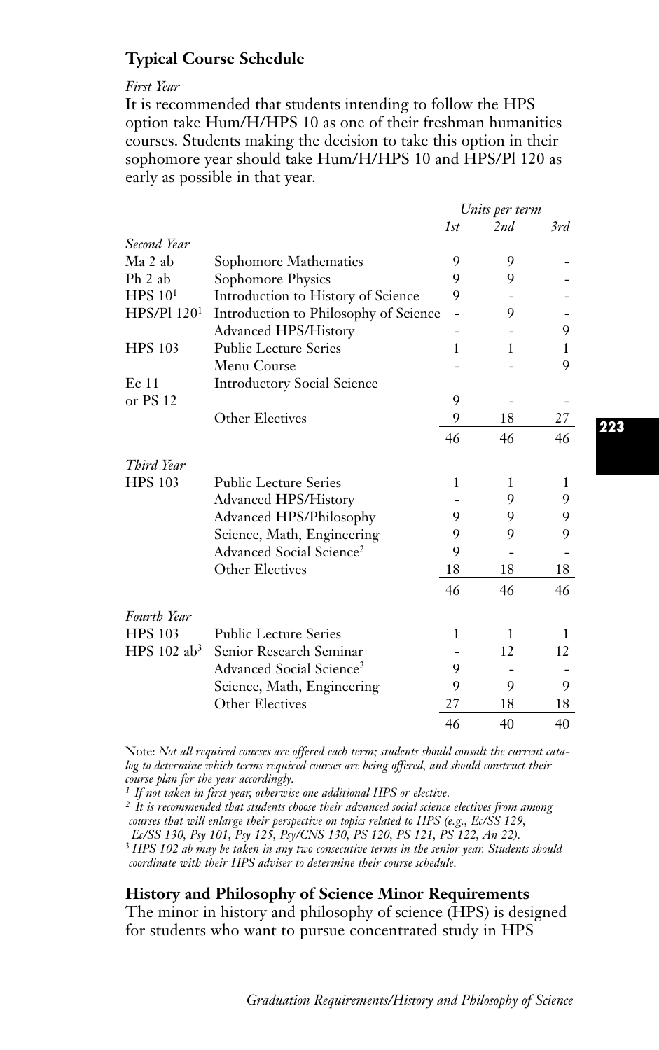### Typical Course Schedule

*First Year*

It is recommended that students intending to follow the HPS option take Hum/H/HPS 10 as one of their freshman humanities courses. Students making the decision to take this option in their sophomore year should take Hum/H/HPS 10 and HPS/Pl 120 as early as possible in that year.

| | | *Units per term* | | |
|---|---|---|---|---|
| | | *1st* | *2nd* | *3rd* |
| *Second Year* | | | | |
| Ma 2 ab | Sophomore Mathematics | 9 | 9 | - |
| Ph 2 ab | Sophomore Physics | 9 | 9 | - |
| HPS 10[1] | Introduction to History of Science | 9 | - | - |
| HPS/Pl 120[1] | Introduction to Philosophy of Science | - | 9 | - |
| | Advanced HPS/History | - | - | 9 |
| HPS 103 | Public Lecture Series | 1 | 1 | 1 |
| | Menu Course | - | - | 9 |
| Ec 11 or PS 12 | Introductory Social Science | 9 | - | - |
| | Other Electives | 9 | 18 | 27 |
| | | 46 | 46 | 46 |
| *Third Year* | | | | |
| HPS 103 | Public Lecture Series | 1 | 1 | 1 |
| | Advanced HPS/History | - | 9 | 9 |
| | Advanced HPS/Philosophy | 9 | 9 | 9 |
| | Science, Math, Engineering | 9 | 9 | 9 |
| | Advanced Social Science[2] | 9 | - | - |
| | Other Electives | 18 | 18 | 18 |
| | | 46 | 46 | 46 |
| *Fourth Year* | | | | |
| HPS 103 | Public Lecture Series | 1 | 1 | 1 |
| HPS 102 ab[3] | Senior Research Seminar | - | 12 | 12 |
| | Advanced Social Science[2] | 9 | - | - |
| | Science, Math, Engineering | 9 | 9 | 9 |
| | Other Electives | 27 | 18 | 18 |
| | | 46 | 40 | 40 |

Note: *Not all required courses are offered each term; students should consult the current catalog to determine which terms required courses are being offered, and should construct their course plan for the year accordingly.*

[1] *If not taken in first year, otherwise one additional HPS or elective.*

[2] *It is recommended that students choose their advanced social science electives from among courses that will enlarge their perspective on topics related to HPS (e.g., Ec/SS 129, Ec/SS 130, Psy 101, Psy 125, Psy/CNS 130, PS 120, PS 121, PS 122, An 22).*

[3] *HPS 102 ab may be taken in any two consecutive terms in the senior year. Students should coordinate with their HPS adviser to determine their course schedule.*

### History and Philosophy of Science Minor Requirements

The minor in history and philosophy of science (HPS) is designed for students who want to pursue concentrated study in HPS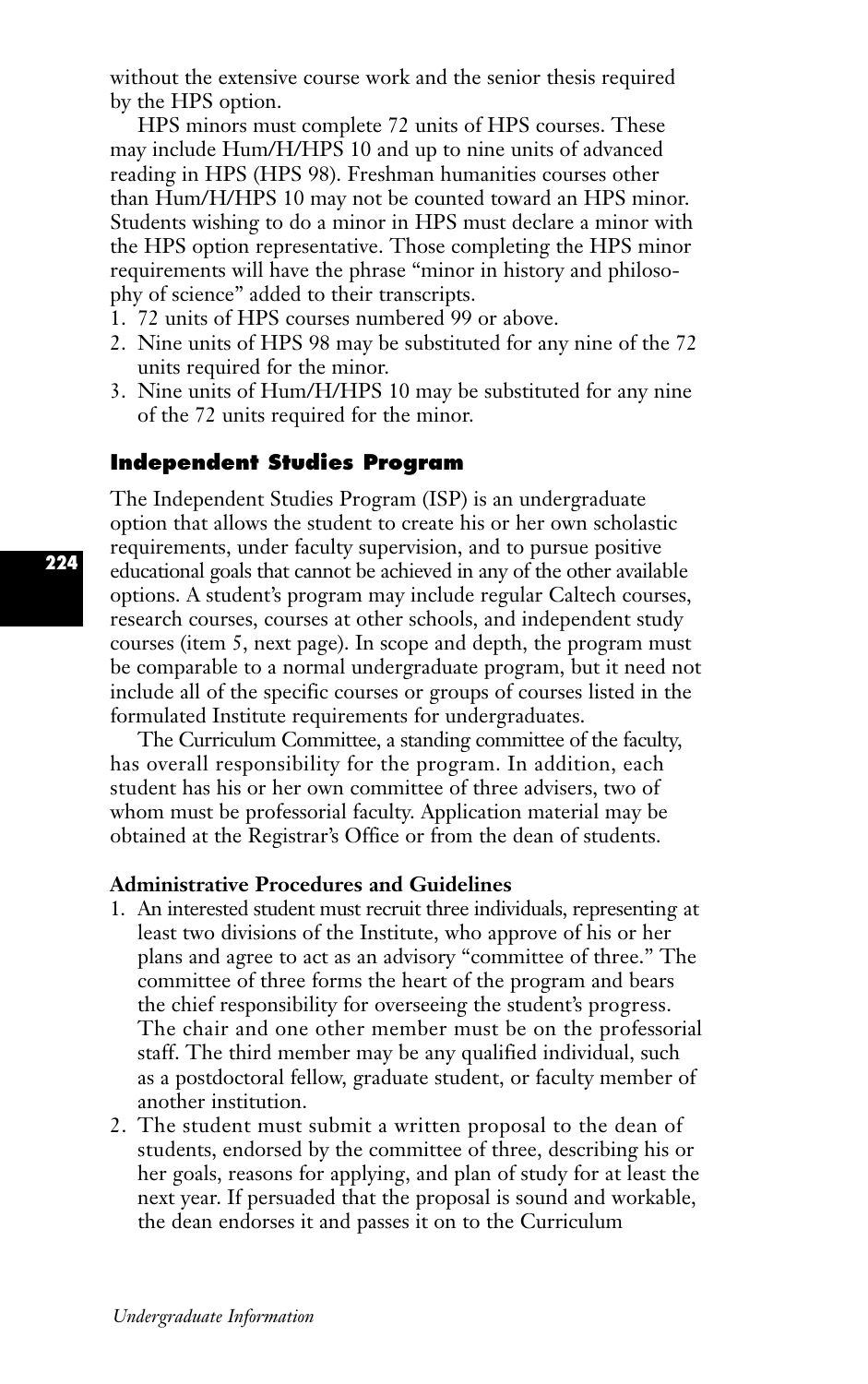without the extensive course work and the senior thesis required by the HPS option.

HPS minors must complete 72 units of HPS courses. These may include Hum/H/HPS 10 and up to nine units of advanced reading in HPS (HPS 98). Freshman humanities courses other than Hum/H/HPS 10 may not be counted toward an HPS minor. Students wishing to do a minor in HPS must declare a minor with the HPS option representative. Those completing the HPS minor requirements will have the phrase "minor in history and philosophy of science" added to their transcripts.

1. 72 units of HPS courses numbered 99 or above.
2. Nine units of HPS 98 may be substituted for any nine of the 72 units required for the minor.
3. Nine units of Hum/H/HPS 10 may be substituted for any nine of the 72 units required for the minor.

## Independent Studies Program

The Independent Studies Program (ISP) is an undergraduate option that allows the student to create his or her own scholastic requirements, under faculty supervision, and to pursue positive educational goals that cannot be achieved in any of the other available options. A student's program may include regular Caltech courses, research courses, courses at other schools, and independent study courses (item 5, next page). In scope and depth, the program must be comparable to a normal undergraduate program, but it need not include all of the specific courses or groups of courses listed in the formulated Institute requirements for undergraduates.

The Curriculum Committee, a standing committee of the faculty, has overall responsibility for the program. In addition, each student has his or her own committee of three advisers, two of whom must be professorial faculty. Application material may be obtained at the Registrar's Office or from the dean of students.

### Administrative Procedures and Guidelines

1. An interested student must recruit three individuals, representing at least two divisions of the Institute, who approve of his or her plans and agree to act as an advisory "committee of three." The committee of three forms the heart of the program and bears the chief responsibility for overseeing the student's progress. The chair and one other member must be on the professorial staff. The third member may be any qualified individual, such as a postdoctoral fellow, graduate student, or faculty member of another institution.
2. The student must submit a written proposal to the dean of students, endorsed by the committee of three, describing his or her goals, reasons for applying, and plan of study for at least the next year. If persuaded that the proposal is sound and workable, the dean endorses it and passes it on to the Curriculum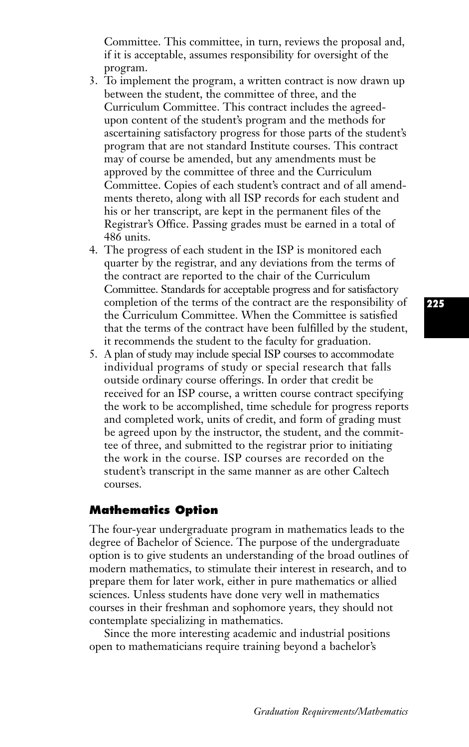Committee. This committee, in turn, reviews the proposal and, if it is acceptable, assumes responsibility for oversight of the program.

3. To implement the program, a written contract is now drawn up between the student, the committee of three, and the Curriculum Committee. This contract includes the agreed-upon content of the student's program and the methods for ascertaining satisfactory progress for those parts of the student's program that are not standard Institute courses. This contract may of course be amended, but any amendments must be approved by the committee of three and the Curriculum Committee. Copies of each student's contract and of all amendments thereto, along with all ISP records for each student and his or her transcript, are kept in the permanent files of the Registrar's Office. Passing grades must be earned in a total of 486 units.
4. The progress of each student in the ISP is monitored each quarter by the registrar, and any deviations from the terms of the contract are reported to the chair of the Curriculum Committee. Standards for acceptable progress and for satisfactory completion of the terms of the contract are the responsibility of the Curriculum Committee. When the Committee is satisfied that the terms of the contract have been fulfilled by the student, it recommends the student to the faculty for graduation.
5. A plan of study may include special ISP courses to accommodate individual programs of study or special research that falls outside ordinary course offerings. In order that credit be received for an ISP course, a written course contract specifying the work to be accomplished, time schedule for progress reports and completed work, units of credit, and form of grading must be agreed upon by the instructor, the student, and the committee of three, and submitted to the registrar prior to initiating the work in the course. ISP courses are recorded on the student's transcript in the same manner as are other Caltech courses.

### Mathematics Option

The four-year undergraduate program in mathematics leads to the degree of Bachelor of Science. The purpose of the undergraduate option is to give students an understanding of the broad outlines of modern mathematics, to stimulate their interest in research, and to prepare them for later work, either in pure mathematics or allied sciences. Unless students have done very well in mathematics courses in their freshman and sophomore years, they should not contemplate specializing in mathematics.

Since the more interesting academic and industrial positions open to mathematicians require training beyond a bachelor's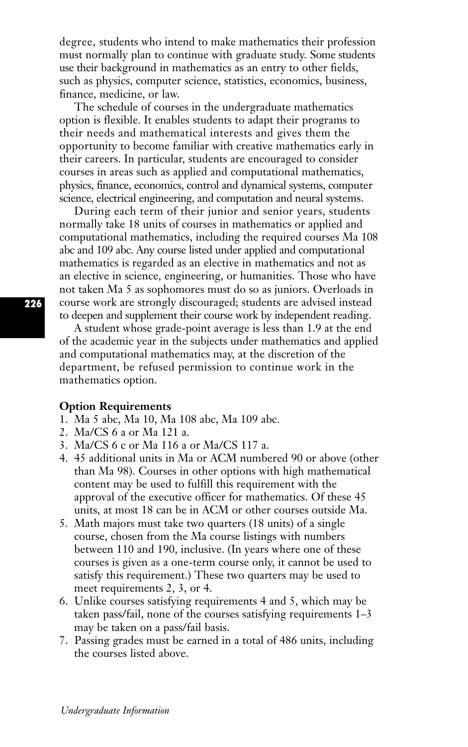degree, students who intend to make mathematics their profession must normally plan to continue with graduate study. Some students use their background in mathematics as an entry to other fields, such as physics, computer science, statistics, economics, business, finance, medicine, or law.

The schedule of courses in the undergraduate mathematics option is flexible. It enables students to adapt their programs to their needs and mathematical interests and gives them the opportunity to become familiar with creative mathematics early in their careers. In particular, students are encouraged to consider courses in areas such as applied and computational mathematics, physics, finance, economics, control and dynamical systems, computer science, electrical engineering, and computation and neural systems.

During each term of their junior and senior years, students normally take 18 units of courses in mathematics or applied and computational mathematics, including the required courses Ma 108 abc and 109 abc. Any course listed under applied and computational mathematics is regarded as an elective in mathematics and not as an elective in science, engineering, or humanities. Those who have not taken Ma 5 as sophomores must do so as juniors. Overloads in course work are strongly discouraged; students are advised instead to deepen and supplement their course work by independent reading.

A student whose grade-point average is less than 1.9 at the end of the academic year in the subjects under mathematics and applied and computational mathematics may, at the discretion of the department, be refused permission to continue work in the mathematics option.

**Option Requirements**

1. Ma 5 abc, Ma 10, Ma 108 abc, Ma 109 abc.
2. Ma/CS 6 a or Ma 121 a.
3. Ma/CS 6 c or Ma 116 a or Ma/CS 117 a.
4. 45 additional units in Ma or ACM numbered 90 or above (other than Ma 98). Courses in other options with high mathematical content may be used to fulfill this requirement with the approval of the executive officer for mathematics. Of these 45 units, at most 18 can be in ACM or other courses outside Ma.
5. Math majors must take two quarters (18 units) of a single course, chosen from the Ma course listings with numbers between 110 and 190, inclusive. (In years where one of these courses is given as a one-term course only, it cannot be used to satisfy this requirement.) These two quarters may be used to meet requirements 2, 3, or 4.
6. Unlike courses satisfying requirements 4 and 5, which may be taken pass/fail, none of the courses satisfying requirements 1–3 may be taken on a pass/fail basis.
7. Passing grades must be earned in a total of 486 units, including the courses listed above.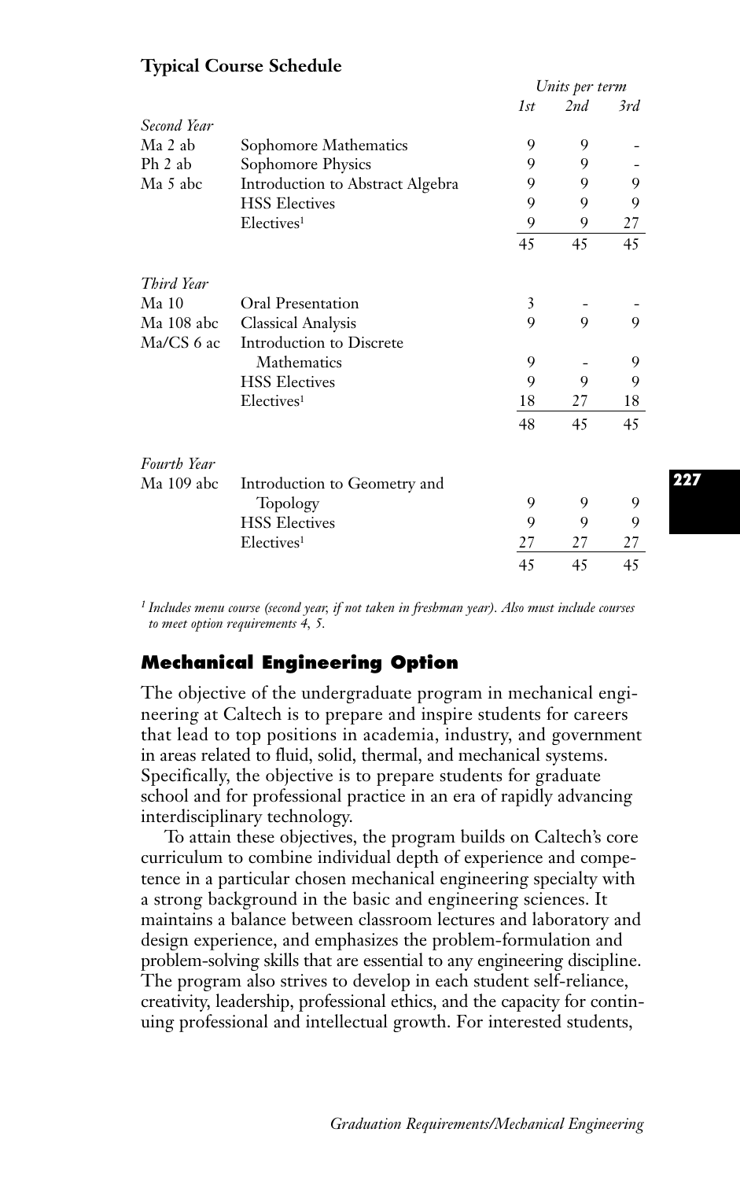## Typical Course Schedule

| | | Units per term | | |
|---|---|---|---|---|
| | | 1st | 2nd | 3rd |
| *Second Year* | | | | |
| Ma 2 ab | Sophomore Mathematics | 9 | 9 | - |
| Ph 2 ab | Sophomore Physics | 9 | 9 | - |
| Ma 5 abc | Introduction to Abstract Algebra | 9 | 9 | 9 |
| | HSS Electives | 9 | 9 | 9 |
| | Electives[1] | 9 | 9 | 27 |
| | | 45 | 45 | 45 |
| *Third Year* | | | | |
| Ma 10 | Oral Presentation | 3 | - | - |
| Ma 108 abc | Classical Analysis | 9 | 9 | 9 |
| Ma/CS 6 ac | Introduction to Discrete Mathematics | 9 | - | 9 |
| | HSS Electives | 9 | 9 | 9 |
| | Electives[1] | 18 | 27 | 18 |
| | | 48 | 45 | 45 |
| *Fourth Year* | | | | |
| Ma 109 abc | Introduction to Geometry and Topology | 9 | 9 | 9 |
| | HSS Electives | 9 | 9 | 9 |
| | Electives[1] | 27 | 27 | 27 |
| | | 45 | 45 | 45 |

*[1] Includes menu course (second year, if not taken in freshman year). Also must include courses to meet option requirements 4, 5.*

## Mechanical Engineering Option

The objective of the undergraduate program in mechanical engineering at Caltech is to prepare and inspire students for careers that lead to top positions in academia, industry, and government in areas related to fluid, solid, thermal, and mechanical systems. Specifically, the objective is to prepare students for graduate school and for professional practice in an era of rapidly advancing interdisciplinary technology.

To attain these objectives, the program builds on Caltech's core curriculum to combine individual depth of experience and competence in a particular chosen mechanical engineering specialty with a strong background in the basic and engineering sciences. It maintains a balance between classroom lectures and laboratory and design experience, and emphasizes the problem-formulation and problem-solving skills that are essential to any engineering discipline. The program also strives to develop in each student self-reliance, creativity, leadership, professional ethics, and the capacity for continuing professional and intellectual growth. For interested students,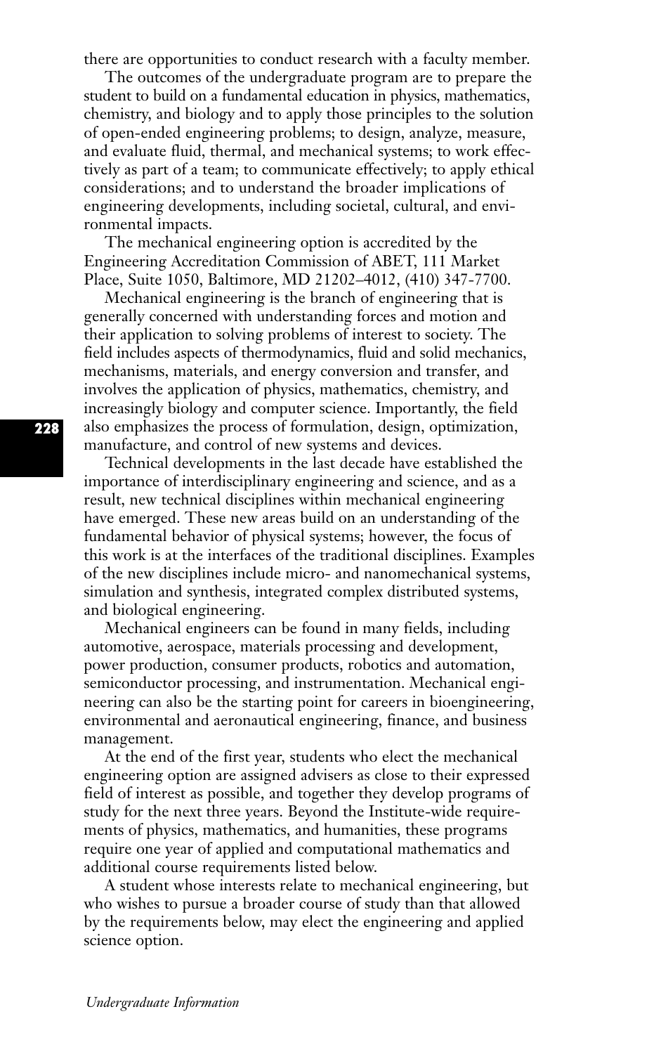there are opportunities to conduct research with a faculty member.

The outcomes of the undergraduate program are to prepare the student to build on a fundamental education in physics, mathematics, chemistry, and biology and to apply those principles to the solution of open-ended engineering problems; to design, analyze, measure, and evaluate fluid, thermal, and mechanical systems; to work effectively as part of a team; to communicate effectively; to apply ethical considerations; and to understand the broader implications of engineering developments, including societal, cultural, and environmental impacts.

The mechanical engineering option is accredited by the Engineering Accreditation Commission of ABET, 111 Market Place, Suite 1050, Baltimore, MD 21202–4012, (410) 347-7700.

Mechanical engineering is the branch of engineering that is generally concerned with understanding forces and motion and their application to solving problems of interest to society. The field includes aspects of thermodynamics, fluid and solid mechanics, mechanisms, materials, and energy conversion and transfer, and involves the application of physics, mathematics, chemistry, and increasingly biology and computer science. Importantly, the field also emphasizes the process of formulation, design, optimization, manufacture, and control of new systems and devices.

Technical developments in the last decade have established the importance of interdisciplinary engineering and science, and as a result, new technical disciplines within mechanical engineering have emerged. These new areas build on an understanding of the fundamental behavior of physical systems; however, the focus of this work is at the interfaces of the traditional disciplines. Examples of the new disciplines include micro- and nanomechanical systems, simulation and synthesis, integrated complex distributed systems, and biological engineering.

Mechanical engineers can be found in many fields, including automotive, aerospace, materials processing and development, power production, consumer products, robotics and automation, semiconductor processing, and instrumentation. Mechanical engineering can also be the starting point for careers in bioengineering, environmental and aeronautical engineering, finance, and business management.

At the end of the first year, students who elect the mechanical engineering option are assigned advisers as close to their expressed field of interest as possible, and together they develop programs of study for the next three years. Beyond the Institute-wide requirements of physics, mathematics, and humanities, these programs require one year of applied and computational mathematics and additional course requirements listed below.

A student whose interests relate to mechanical engineering, but who wishes to pursue a broader course of study than that allowed by the requirements below, may elect the engineering and applied science option.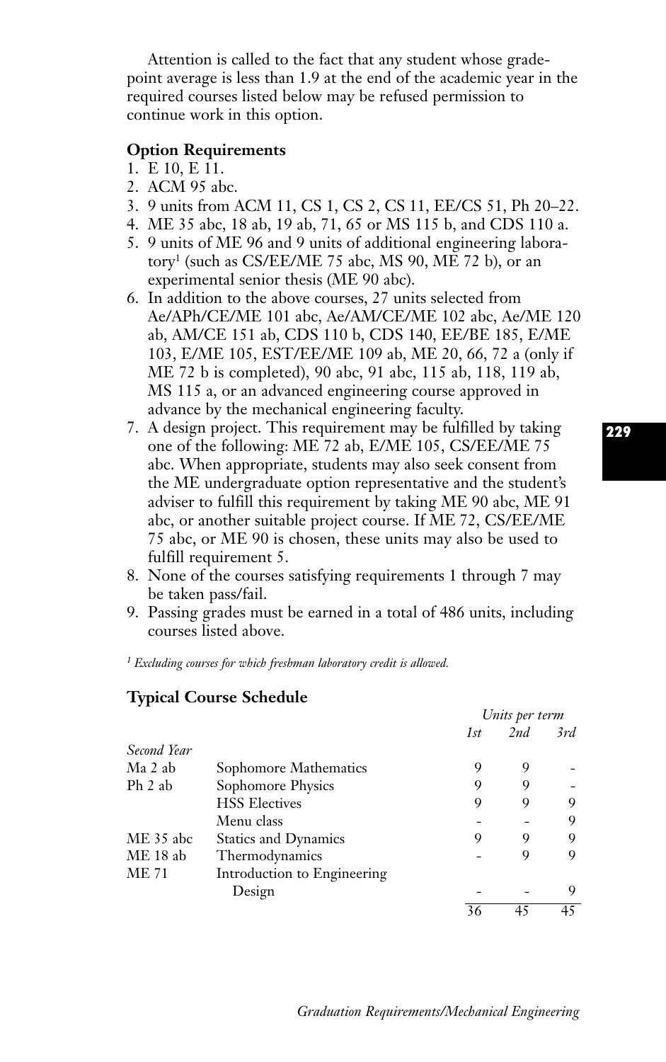Attention is called to the fact that any student whose grade-point average is less than 1.9 at the end of the academic year in the required courses listed below may be refused permission to continue work in this option.

**Option Requirements**

1. E 10, E 11.
2. ACM 95 abc.
3. 9 units from ACM 11, CS 1, CS 2, CS 11, EE/CS 51, Ph 20–22.
4. ME 35 abc, 18 ab, 19 ab, 71, 65 or MS 115 b, and CDS 110 a.
5. 9 units of ME 96 and 9 units of additional engineering laboratory[1] (such as CS/EE/ME 75 abc, MS 90, ME 72 b), or an experimental senior thesis (ME 90 abc).
6. In addition to the above courses, 27 units selected from Ae/APh/CE/ME 101 abc, Ae/AM/CE/ME 102 abc, Ae/ME 120 ab, AM/CE 151 ab, CDS 110 b, CDS 140, EE/BE 185, E/ME 103, E/ME 105, EST/EE/ME 109 ab, ME 20, 66, 72 a (only if ME 72 b is completed), 90 abc, 91 abc, 115 ab, 118, 119 ab, MS 115 a, or an advanced engineering course approved in advance by the mechanical engineering faculty.
7. A design project. This requirement may be fulfilled by taking one of the following: ME 72 ab, E/ME 105, CS/EE/ME 75 abc. When appropriate, students may also seek consent from the ME undergraduate option representative and the student's adviser to fulfill this requirement by taking ME 90 abc, ME 91 abc, or another suitable project course. If ME 72, CS/EE/ME 75 abc, or ME 90 is chosen, these units may also be used to fulfill requirement 5.
8. None of the courses satisfying requirements 1 through 7 may be taken pass/fail.
9. Passing grades must be earned in a total of 486 units, including courses listed above.

[1] *Excluding courses for which freshman laboratory credit is allowed.*

**Typical Course Schedule**

| | | *Units per term* | | |
|---|---|---|---|---|
| | | *1st* | *2nd* | *3rd* |
| *Second Year* | | | | |
| Ma 2 ab | Sophomore Mathematics | 9 | 9 | - |
| Ph 2 ab | Sophomore Physics | 9 | 9 | - |
| | HSS Electives | 9 | 9 | 9 |
| | Menu class | - | - | 9 |
| ME 35 abc | Statics and Dynamics | 9 | 9 | 9 |
| ME 18 ab | Thermodynamics | - | 9 | 9 |
| ME 71 | Introduction to Engineering Design | - | - | 9 |
| | | 36 | 45 | 45 |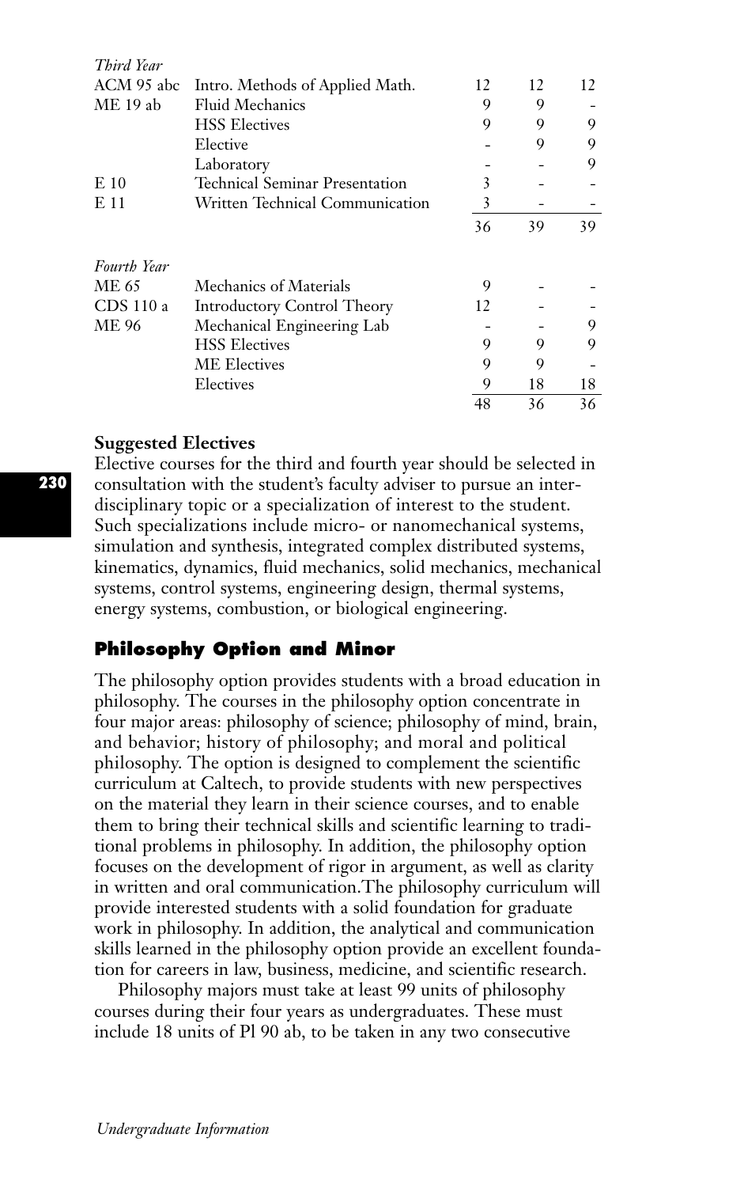| *Third Year* | | | | |
|---|---|---|---|---|
| ACM 95 abc | Intro. Methods of Applied Math. | 12 | 12 | 12 |
| ME 19 ab | Fluid Mechanics | 9 | 9 | - |
| | HSS Electives | 9 | 9 | 9 |
| | Elective | - | 9 | 9 |
| | Laboratory | - | - | 9 |
| E 10 | Technical Seminar Presentation | 3 | - | - |
| E 11 | Written Technical Communication | 3 | - | - |
| | | 36 | 39 | 39 |

| *Fourth Year* | | | | |
|---|---|---|---|---|
| ME 65 | Mechanics of Materials | 9 | - | - |
| CDS 110 a | Introductory Control Theory | 12 | - | - |
| ME 96 | Mechanical Engineering Lab | - | - | 9 |
| | HSS Electives | 9 | 9 | 9 |
| | ME Electives | 9 | 9 | - |
| | Electives | 9 | 18 | 18 |
| | | 48 | 36 | 36 |

**Suggested Electives**

Elective courses for the third and fourth year should be selected in consultation with the student's faculty adviser to pursue an interdisciplinary topic or a specialization of interest to the student. Such specializations include micro- or nanomechanical systems, simulation and synthesis, integrated complex distributed systems, kinematics, dynamics, fluid mechanics, solid mechanics, mechanical systems, control systems, engineering design, thermal systems, energy systems, combustion, or biological engineering.

## Philosophy Option and Minor

The philosophy option provides students with a broad education in philosophy. The courses in the philosophy option concentrate in four major areas: philosophy of science; philosophy of mind, brain, and behavior; history of philosophy; and moral and political philosophy. The option is designed to complement the scientific curriculum at Caltech, to provide students with new perspectives on the material they learn in their science courses, and to enable them to bring their technical skills and scientific learning to traditional problems in philosophy. In addition, the philosophy option focuses on the development of rigor in argument, as well as clarity in written and oral communication.The philosophy curriculum will provide interested students with a solid foundation for graduate work in philosophy. In addition, the analytical and communication skills learned in the philosophy option provide an excellent foundation for careers in law, business, medicine, and scientific research.

Philosophy majors must take at least 99 units of philosophy courses during their four years as undergraduates. These must include 18 units of Pl 90 ab, to be taken in any two consecutive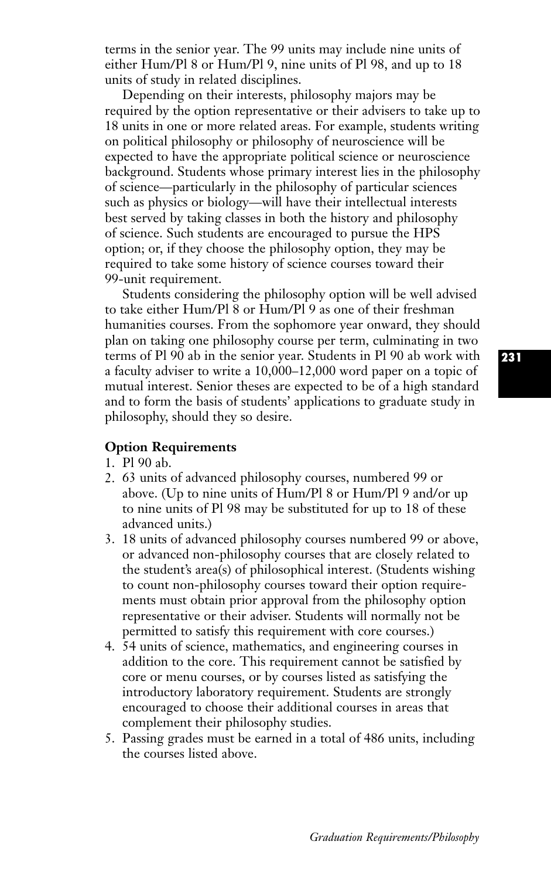terms in the senior year. The 99 units may include nine units of either Hum/Pl 8 or Hum/Pl 9, nine units of Pl 98, and up to 18 units of study in related disciplines.

Depending on their interests, philosophy majors may be required by the option representative or their advisers to take up to 18 units in one or more related areas. For example, students writing on political philosophy or philosophy of neuroscience will be expected to have the appropriate political science or neuroscience background. Students whose primary interest lies in the philosophy of science—particularly in the philosophy of particular sciences such as physics or biology—will have their intellectual interests best served by taking classes in both the history and philosophy of science. Such students are encouraged to pursue the HPS option; or, if they choose the philosophy option, they may be required to take some history of science courses toward their 99-unit requirement.

Students considering the philosophy option will be well advised to take either Hum/Pl 8 or Hum/Pl 9 as one of their freshman humanities courses. From the sophomore year onward, they should plan on taking one philosophy course per term, culminating in two terms of Pl 90 ab in the senior year. Students in Pl 90 ab work with a faculty adviser to write a 10,000–12,000 word paper on a topic of mutual interest. Senior theses are expected to be of a high standard and to form the basis of students' applications to graduate study in philosophy, should they so desire.

**Option Requirements**

1. Pl 90 ab.
2. 63 units of advanced philosophy courses, numbered 99 or above. (Up to nine units of Hum/Pl 8 or Hum/Pl 9 and/or up to nine units of Pl 98 may be substituted for up to 18 of these advanced units.)
3. 18 units of advanced philosophy courses numbered 99 or above, or advanced non-philosophy courses that are closely related to the student's area(s) of philosophical interest. (Students wishing to count non-philosophy courses toward their option requirements must obtain prior approval from the philosophy option representative or their adviser. Students will normally not be permitted to satisfy this requirement with core courses.)
4. 54 units of science, mathematics, and engineering courses in addition to the core. This requirement cannot be satisfied by core or menu courses, or by courses listed as satisfying the introductory laboratory requirement. Students are strongly encouraged to choose their additional courses in areas that complement their philosophy studies.
5. Passing grades must be earned in a total of 486 units, including the courses listed above.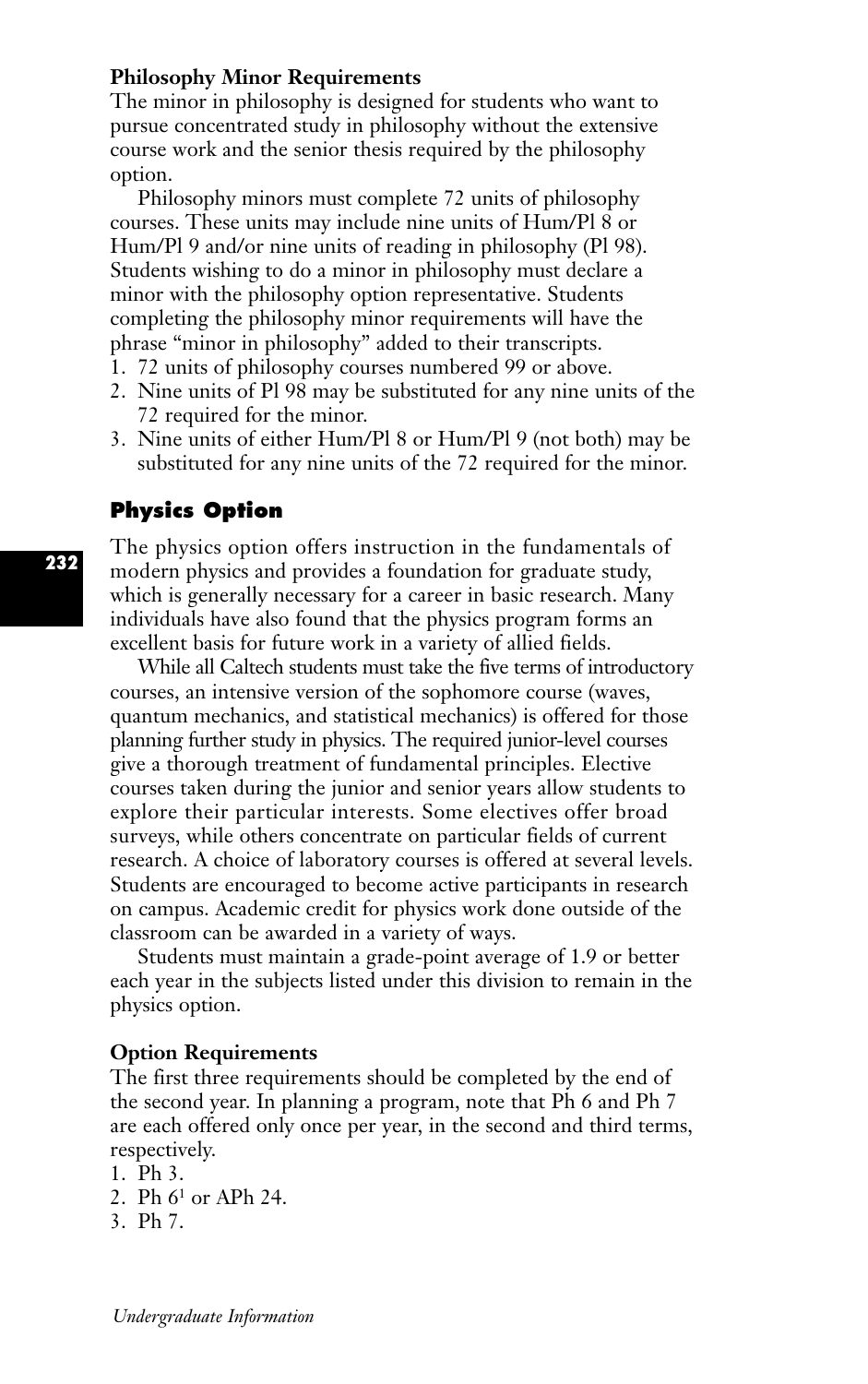### Philosophy Minor Requirements

The minor in philosophy is designed for students who want to pursue concentrated study in philosophy without the extensive course work and the senior thesis required by the philosophy option.

Philosophy minors must complete 72 units of philosophy courses. These units may include nine units of Hum/Pl 8 or Hum/Pl 9 and/or nine units of reading in philosophy (Pl 98). Students wishing to do a minor in philosophy must declare a minor with the philosophy option representative. Students completing the philosophy minor requirements will have the phrase "minor in philosophy" added to their transcripts.

1. 72 units of philosophy courses numbered 99 or above.
2. Nine units of Pl 98 may be substituted for any nine units of the 72 required for the minor.
3. Nine units of either Hum/Pl 8 or Hum/Pl 9 (not both) may be substituted for any nine units of the 72 required for the minor.

## Physics Option

The physics option offers instruction in the fundamentals of modern physics and provides a foundation for graduate study, which is generally necessary for a career in basic research. Many individuals have also found that the physics program forms an excellent basis for future work in a variety of allied fields.

While all Caltech students must take the five terms of introductory courses, an intensive version of the sophomore course (waves, quantum mechanics, and statistical mechanics) is offered for those planning further study in physics. The required junior-level courses give a thorough treatment of fundamental principles. Elective courses taken during the junior and senior years allow students to explore their particular interests. Some electives offer broad surveys, while others concentrate on particular fields of current research. A choice of laboratory courses is offered at several levels. Students are encouraged to become active participants in research on campus. Academic credit for physics work done outside of the classroom can be awarded in a variety of ways.

Students must maintain a grade-point average of 1.9 or better each year in the subjects listed under this division to remain in the physics option.

### Option Requirements

The first three requirements should be completed by the end of the second year. In planning a program, note that Ph 6 and Ph 7 are each offered only once per year, in the second and third terms, respectively.

1. Ph 3.
2. Ph 6[1] or APh 24.
3. Ph 7.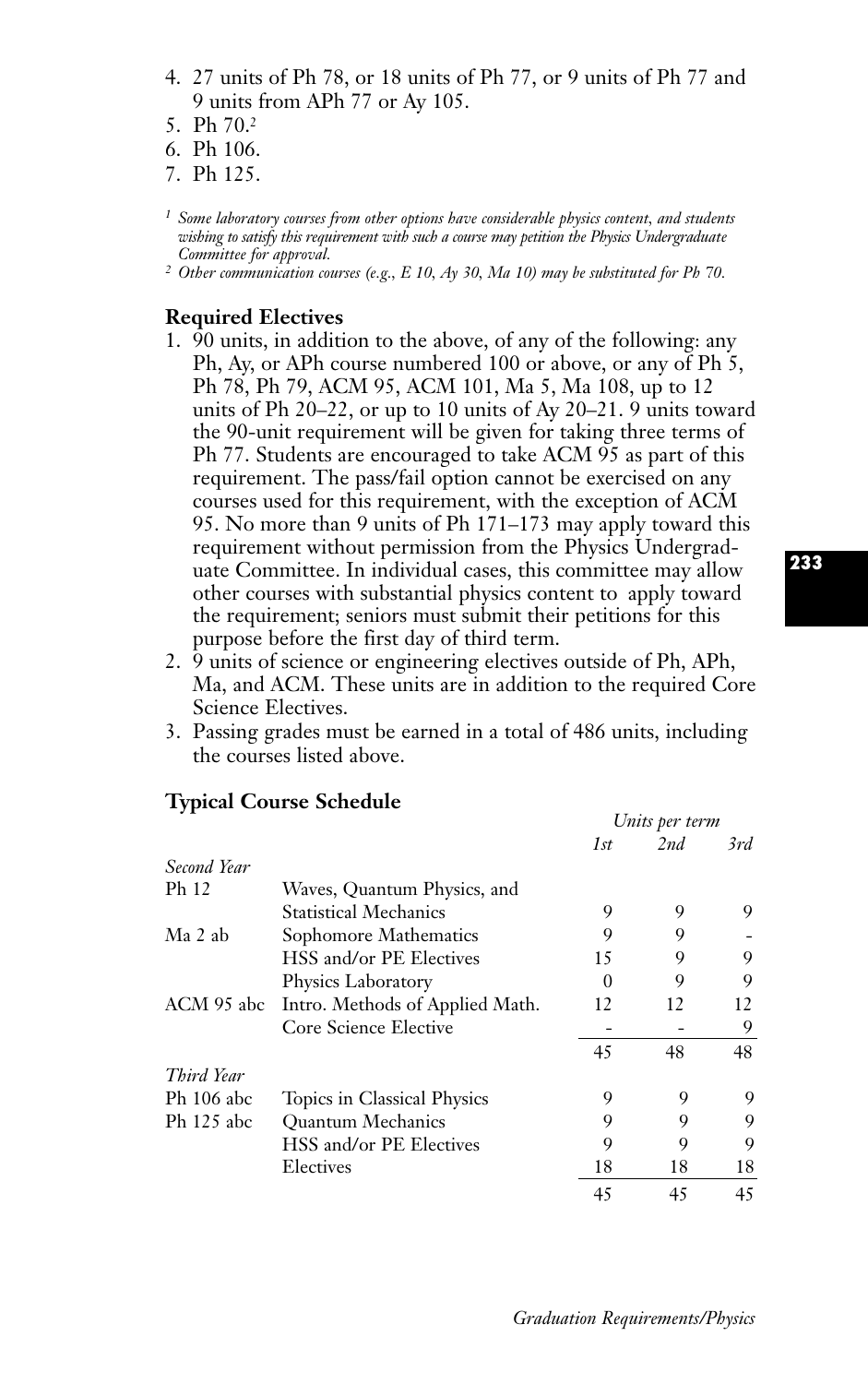4. 27 units of Ph 78, or 18 units of Ph 77, or 9 units of Ph 77 and 9 units from APh 77 or Ay 105.
5. Ph 70.[2]
6. Ph 106.
7. Ph 125.

*[1] Some laboratory courses from other options have considerable physics content, and students wishing to satisfy this requirement with such a course may petition the Physics Undergraduate Committee for approval.*
*[2] Other communication courses (e.g., E 10, Ay 30, Ma 10) may be substituted for Ph 70.*

**Required Electives**

1. 90 units, in addition to the above, of any of the following: any Ph, Ay, or APh course numbered 100 or above, or any of Ph 5, Ph 78, Ph 79, ACM 95, ACM 101, Ma 5, Ma 108, up to 12 units of Ph 20–22, or up to 10 units of Ay 20–21. 9 units toward the 90-unit requirement will be given for taking three terms of Ph 77. Students are encouraged to take ACM 95 as part of this requirement. The pass/fail option cannot be exercised on any courses used for this requirement, with the exception of ACM 95. No more than 9 units of Ph 171–173 may apply toward this requirement without permission from the Physics Undergraduate Committee. In individual cases, this committee may allow other courses with substantial physics content to apply toward the requirement; seniors must submit their petitions for this purpose before the first day of third term.
2. 9 units of science or engineering electives outside of Ph, APh, Ma, and ACM. These units are in addition to the required Core Science Electives.
3. Passing grades must be earned in a total of 486 units, including the courses listed above.

**Typical Course Schedule**

| | | *Units per term* | | |
|---|---|---|---|---|
| | | *1st* | *2nd* | *3rd* |
| *Second Year* | | | | |
| Ph 12 | Waves, Quantum Physics, and Statistical Mechanics | 9 | 9 | 9 |
| Ma 2 ab | Sophomore Mathematics | 9 | 9 | - |
| | HSS and/or PE Electives | 15 | 9 | 9 |
| | Physics Laboratory | 0 | 9 | 9 |
| ACM 95 abc | Intro. Methods of Applied Math. | 12 | 12 | 12 |
| | Core Science Elective | - | - | 9 |
| | | 45 | 48 | 48 |
| *Third Year* | | | | |
| Ph 106 abc | Topics in Classical Physics | 9 | 9 | 9 |
| Ph 125 abc | Quantum Mechanics | 9 | 9 | 9 |
| | HSS and/or PE Electives | 9 | 9 | 9 |
| | Electives | 18 | 18 | 18 |
| | | 45 | 45 | 45 |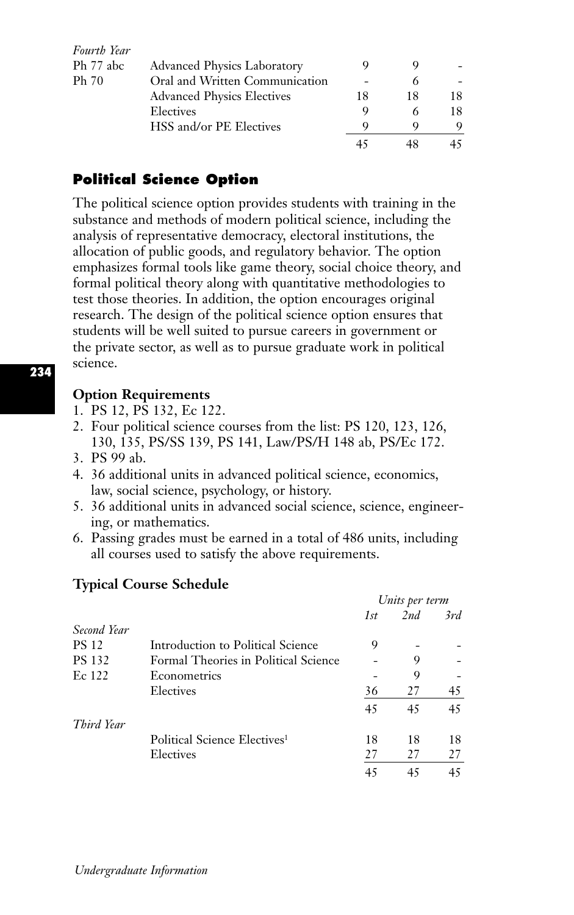| *Fourth Year* | | | | |
|---|---|---|---|---|
| Ph 77 abc | Advanced Physics Laboratory | 9 | 9 | - |
| Ph 70 | Oral and Written Communication | - | 6 | - |
| | Advanced Physics Electives | 18 | 18 | 18 |
| | Electives | 9 | 6 | 18 |
| | HSS and/or PE Electives | 9 | 9 | 9 |
| | | 45 | 48 | 45 |

## Political Science Option

The political science option provides students with training in the substance and methods of modern political science, including the analysis of representative democracy, electoral institutions, the allocation of public goods, and regulatory behavior. The option emphasizes formal tools like game theory, social choice theory, and formal political theory along with quantitative methodologies to test those theories. In addition, the option encourages original research. The design of the political science option ensures that students will be well suited to pursue careers in government or the private sector, as well as to pursue graduate work in political science.

### Option Requirements

1. PS 12, PS 132, Ec 122.
2. Four political science courses from the list: PS 120, 123, 126, 130, 135, PS/SS 139, PS 141, Law/PS/H 148 ab, PS/Ec 172.
3. PS 99 ab.
4. 36 additional units in advanced political science, economics, law, social science, psychology, or history.
5. 36 additional units in advanced social science, science, engineering, or mathematics.
6. Passing grades must be earned in a total of 486 units, including all courses used to satisfy the above requirements.

### Typical Course Schedule

| | | *Units per term* | | |
|---|---|---|---|---|
| | | *1st* | *2nd* | *3rd* |
| *Second Year* | | | | |
| PS 12 | Introduction to Political Science | 9 | - | - |
| PS 132 | Formal Theories in Political Science | - | 9 | - |
| Ec 122 | Econometrics | - | 9 | - |
| | Electives | 36 | 27 | 45 |
| | | 45 | 45 | 45 |
| *Third Year* | | | | |
| | Political Science Electives[1] | 18 | 18 | 18 |
| | Electives | 27 | 27 | 27 |
| | | 45 | 45 | 45 |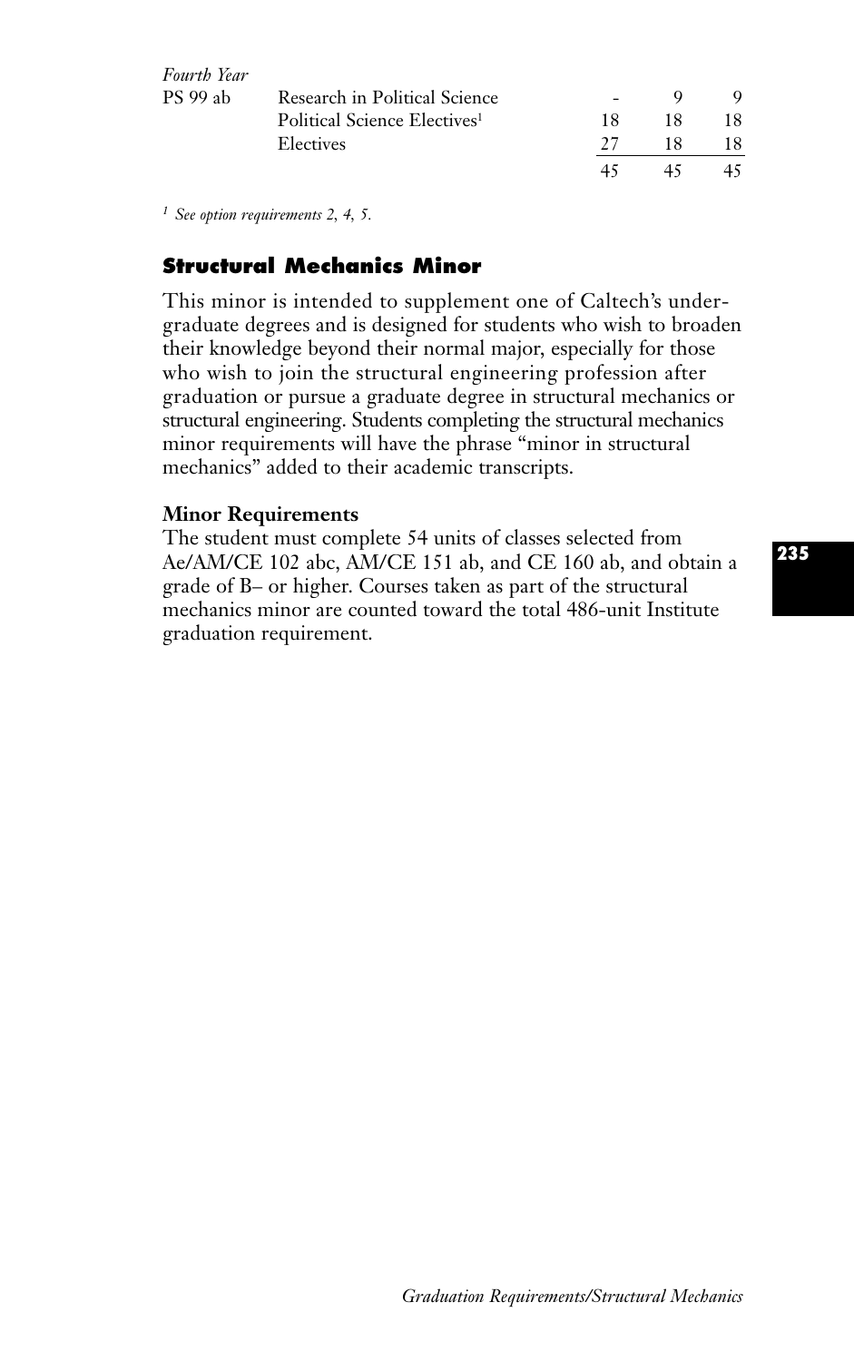*Fourth Year*

| | | | | |
|---|---|---|---|---|
| PS 99 ab | Research in Political Science | - | 9 | 9 |
| | Political Science Electives[1] | 18 | 18 | 18 |
| | Electives | 27 | 18 | 18 |
| | | 45 | 45 | 45 |

*[1] See option requirements 2, 4, 5.*

## Structural Mechanics Minor

This minor is intended to supplement one of Caltech's undergraduate degrees and is designed for students who wish to broaden their knowledge beyond their normal major, especially for those who wish to join the structural engineering profession after graduation or pursue a graduate degree in structural mechanics or structural engineering. Students completing the structural mechanics minor requirements will have the phrase "minor in structural mechanics" added to their academic transcripts.

### Minor Requirements

The student must complete 54 units of classes selected from Ae/AM/CE 102 abc, AM/CE 151 ab, and CE 160 ab, and obtain a grade of B– or higher. Courses taken as part of the structural mechanics minor are counted toward the total 486-unit Institute graduation requirement.